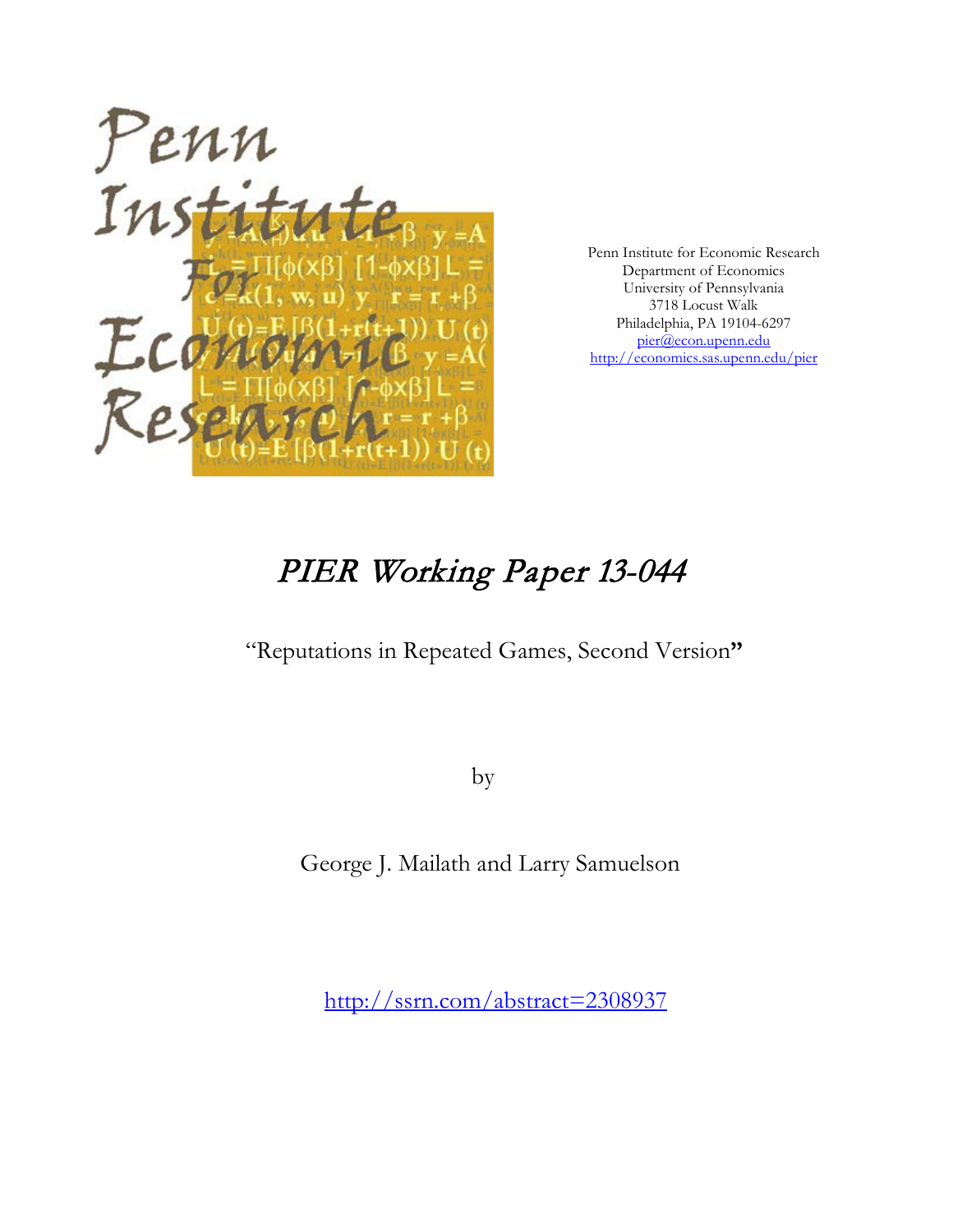Penn Institute for Economic Research
Department of Economics
University of Pennsylvania
3718 Locust Walk
Philadelphia, PA 19104-6297
pier@econ.upenn.edu
http://economics.sas.upenn.edu/pier

# PIER Working Paper 13-044

"Reputations in Repeated Games, Second Version"

by

George J. Mailath and Larry Samuelson

http://ssrn.com/abstract=2308937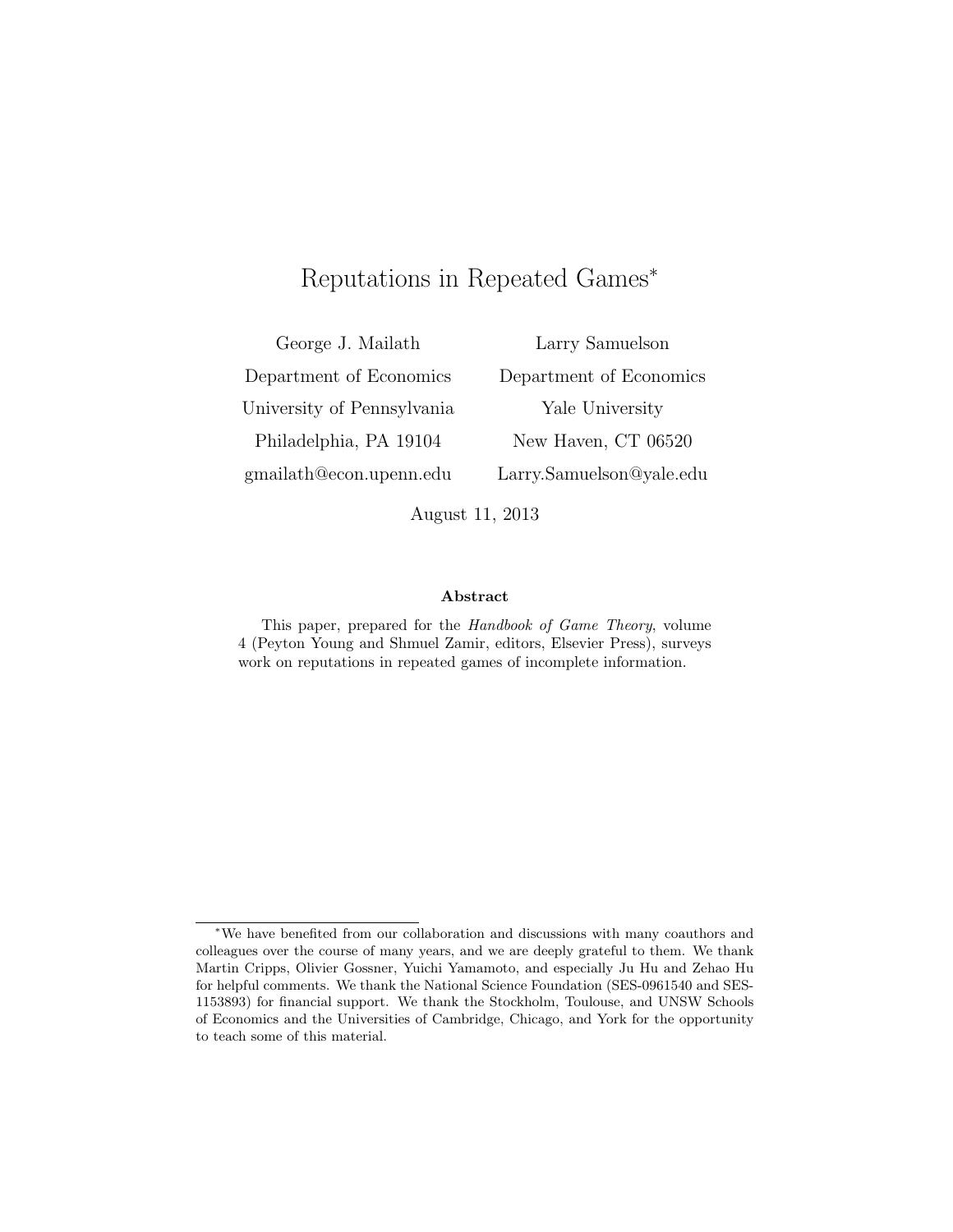# Reputations in Repeated Games[*]

George J. Mailath
Department of Economics
University of Pennsylvania
Philadelphia, PA 19104
gmailath@econ.upenn.edu

Larry Samuelson
Department of Economics
Yale University
New Haven, CT 06520
Larry.Samuelson@yale.edu

August 11, 2013

### Abstract

This paper, prepared for the *Handbook of Game Theory*, volume 4 (Peyton Young and Shmuel Zamir, editors, Elsevier Press), surveys work on reputations in repeated games of incomplete information.

---

[*] We have benefited from our collaboration and discussions with many coauthors and colleagues over the course of many years, and we are deeply grateful to them. We thank Martin Cripps, Olivier Gossner, Yuichi Yamamoto, and especially Ju Hu and Zehao Hu for helpful comments. We thank the National Science Foundation (SES-0961540 and SES-1153893) for financial support. We thank the Stockholm, Toulouse, and UNSW Schools of Economics and the Universities of Cambridge, Chicago, and York for the opportunity to teach some of this material.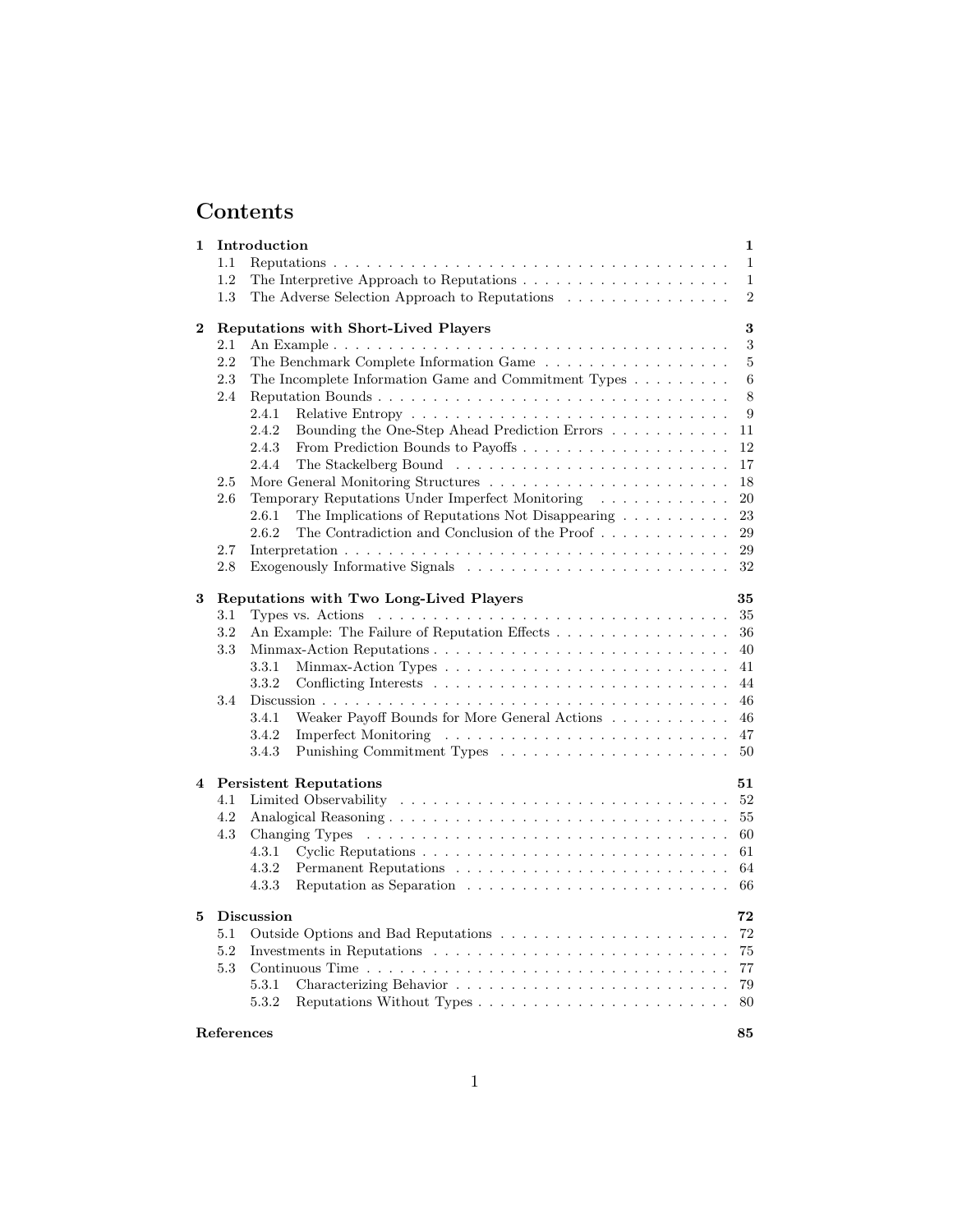# Contents

| | | |
|---|---|---|
| **1** | **Introduction** | **1** |
| 1.1 | Reputations | 1 |
| 1.2 | The Interpretive Approach to Reputations | 1 |
| 1.3 | The Adverse Selection Approach to Reputations | 2 |
| **2** | **Reputations with Short-Lived Players** | **3** |
| 2.1 | An Example | 3 |
| 2.2 | The Benchmark Complete Information Game | 5 |
| 2.3 | The Incomplete Information Game and Commitment Types | 6 |
| 2.4 | Reputation Bounds | 8 |
| 2.4.1 | Relative Entropy | 9 |
| 2.4.2 | Bounding the One-Step Ahead Prediction Errors | 11 |
| 2.4.3 | From Prediction Bounds to Payoffs | 12 |
| 2.4.4 | The Stackelberg Bound | 17 |
| 2.5 | More General Monitoring Structures | 18 |
| 2.6 | Temporary Reputations Under Imperfect Monitoring | 20 |
| 2.6.1 | The Implications of Reputations Not Disappearing | 23 |
| 2.6.2 | The Contradiction and Conclusion of the Proof | 29 |
| 2.7 | Interpretation | 29 |
| 2.8 | Exogenously Informative Signals | 32 |
| **3** | **Reputations with Two Long-Lived Players** | **35** |
| 3.1 | Types vs. Actions | 35 |
| 3.2 | An Example: The Failure of Reputation Effects | 36 |
| 3.3 | Minmax-Action Reputations | 40 |
| 3.3.1 | Minmax-Action Types | 41 |
| 3.3.2 | Conflicting Interests | 44 |
| 3.4 | Discussion | 46 |
| 3.4.1 | Weaker Payoff Bounds for More General Actions | 46 |
| 3.4.2 | Imperfect Monitoring | 47 |
| 3.4.3 | Punishing Commitment Types | 50 |
| **4** | **Persistent Reputations** | **51** |
| 4.1 | Limited Observability | 52 |
| 4.2 | Analogical Reasoning | 55 |
| 4.3 | Changing Types | 60 |
| 4.3.1 | Cyclic Reputations | 61 |
| 4.3.2 | Permanent Reputations | 64 |
| 4.3.3 | Reputation as Separation | 66 |
| **5** | **Discussion** | **72** |
| 5.1 | Outside Options and Bad Reputations | 72 |
| 5.2 | Investments in Reputations | 75 |
| 5.3 | Continuous Time | 77 |
| 5.3.1 | Characterizing Behavior | 79 |
| 5.3.2 | Reputations Without Types | 80 |
| | **References** | **85** |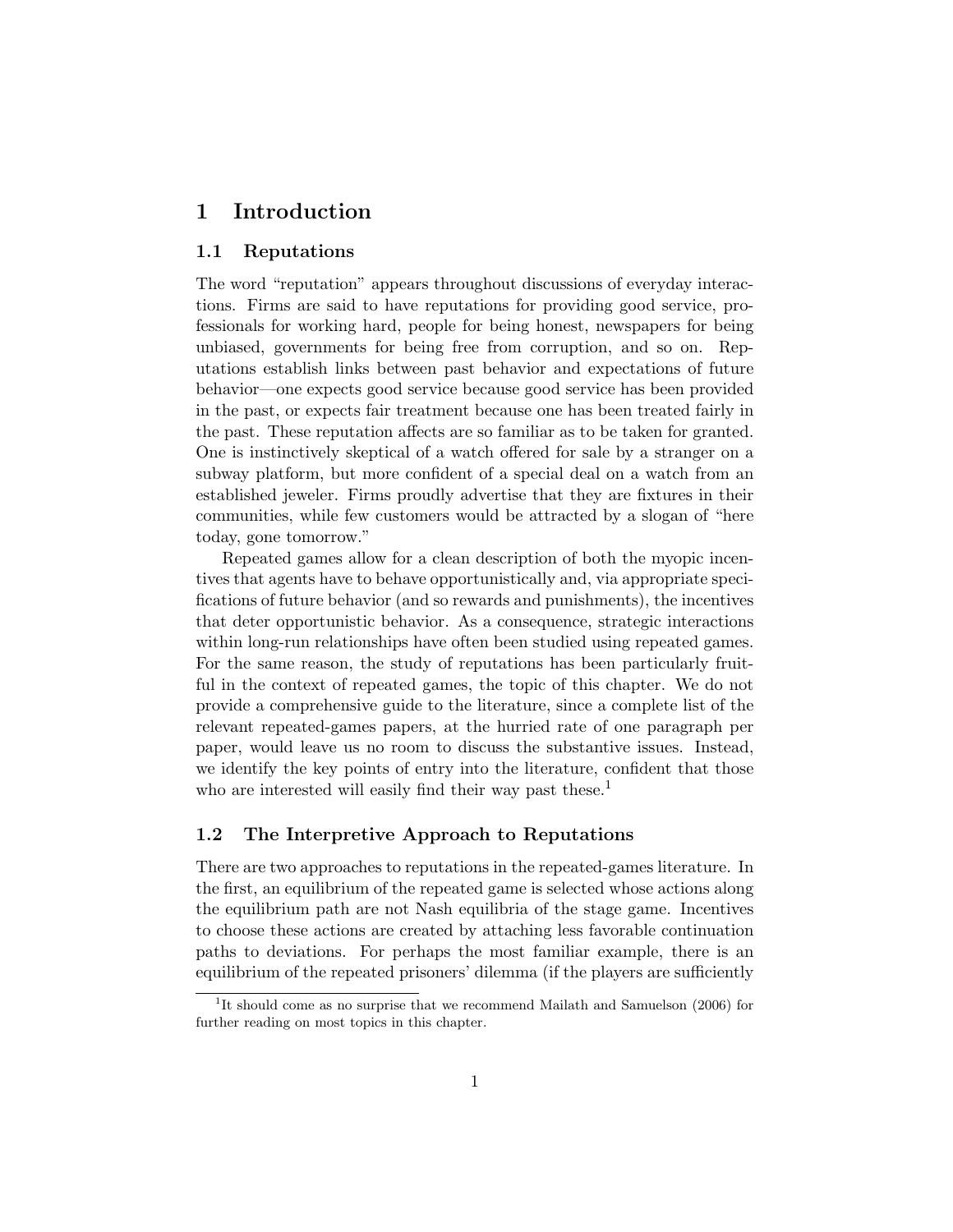# 1 Introduction

## 1.1 Reputations

The word "reputation" appears throughout discussions of everyday interactions. Firms are said to have reputations for providing good service, professionals for working hard, people for being honest, newspapers for being unbiased, governments for being free from corruption, and so on. Reputations establish links between past behavior and expectations of future behavior—one expects good service because good service has been provided in the past, or expects fair treatment because one has been treated fairly in the past. These reputation affects are so familiar as to be taken for granted. One is instinctively skeptical of a watch offered for sale by a stranger on a subway platform, but more confident of a special deal on a watch from an established jeweler. Firms proudly advertise that they are fixtures in their communities, while few customers would be attracted by a slogan of "here today, gone tomorrow."

Repeated games allow for a clean description of both the myopic incentives that agents have to behave opportunistically and, via appropriate specifications of future behavior (and so rewards and punishments), the incentives that deter opportunistic behavior. As a consequence, strategic interactions within long-run relationships have often been studied using repeated games. For the same reason, the study of reputations has been particularly fruitful in the context of repeated games, the topic of this chapter. We do not provide a comprehensive guide to the literature, since a complete list of the relevant repeated-games papers, at the hurried rate of one paragraph per paper, would leave us no room to discuss the substantive issues. Instead, we identify the key points of entry into the literature, confident that those who are interested will easily find their way past these.[1]

## 1.2 The Interpretive Approach to Reputations

There are two approaches to reputations in the repeated-games literature. In the first, an equilibrium of the repeated game is selected whose actions along the equilibrium path are not Nash equilibria of the stage game. Incentives to choose these actions are created by attaching less favorable continuation paths to deviations. For perhaps the most familiar example, there is an equilibrium of the repeated prisoners' dilemma (if the players are sufficiently

[1] It should come as no surprise that we recommend Mailath and Samuelson (2006) for further reading on most topics in this chapter.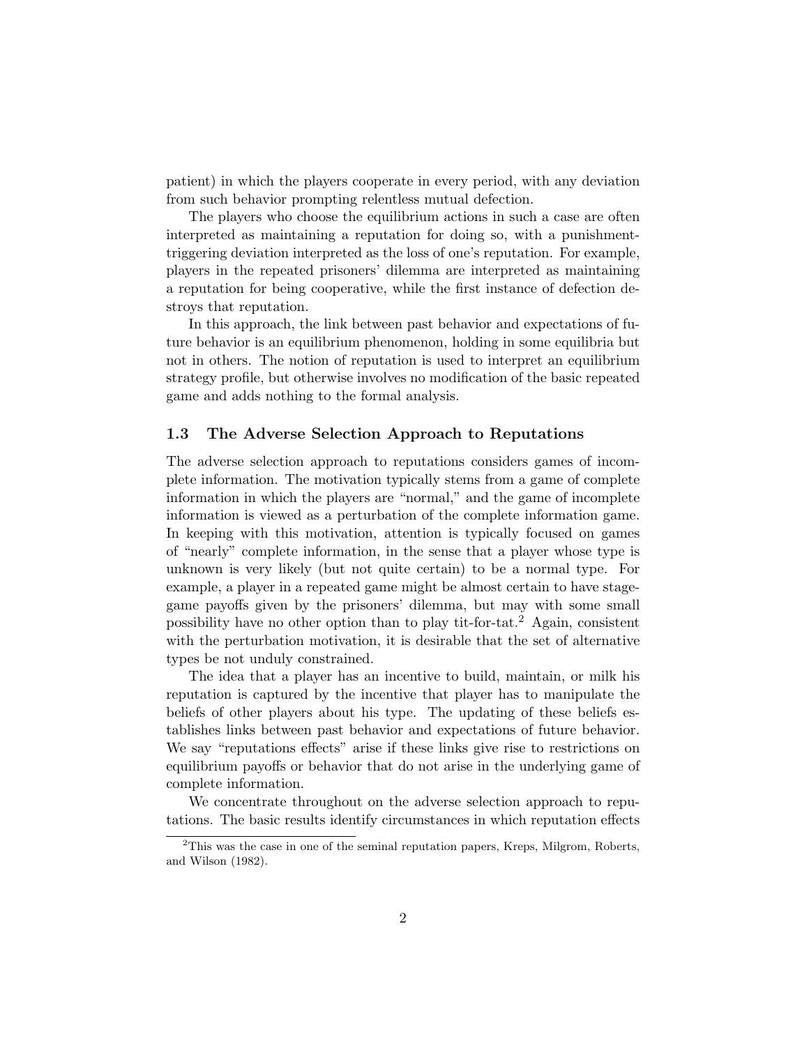patient) in which the players cooperate in every period, with any deviation from such behavior prompting relentless mutual defection.

The players who choose the equilibrium actions in such a case are often interpreted as maintaining a reputation for doing so, with a punishment-triggering deviation interpreted as the loss of one's reputation. For example, players in the repeated prisoners' dilemma are interpreted as maintaining a reputation for being cooperative, while the first instance of defection destroys that reputation.

In this approach, the link between past behavior and expectations of future behavior is an equilibrium phenomenon, holding in some equilibria but not in others. The notion of reputation is used to interpret an equilibrium strategy profile, but otherwise involves no modification of the basic repeated game and adds nothing to the formal analysis.

### 1.3 The Adverse Selection Approach to Reputations

The adverse selection approach to reputations considers games of incomplete information. The motivation typically stems from a game of complete information in which the players are "normal," and the game of incomplete information is viewed as a perturbation of the complete information game. In keeping with this motivation, attention is typically focused on games of "nearly" complete information, in the sense that a player whose type is unknown is very likely (but not quite certain) to be a normal type. For example, a player in a repeated game might be almost certain to have stage-game payoffs given by the prisoners' dilemma, but may with some small possibility have no other option than to play tit-for-tat.[2] Again, consistent with the perturbation motivation, it is desirable that the set of alternative types be not unduly constrained.

The idea that a player has an incentive to build, maintain, or milk his reputation is captured by the incentive that player has to manipulate the beliefs of other players about his type. The updating of these beliefs establishes links between past behavior and expectations of future behavior. We say "reputations effects" arise if these links give rise to restrictions on equilibrium payoffs or behavior that do not arise in the underlying game of complete information.

We concentrate throughout on the adverse selection approach to reputations. The basic results identify circumstances in which reputation effects

[2] This was the case in one of the seminal reputation papers, Kreps, Milgrom, Roberts, and Wilson (1982).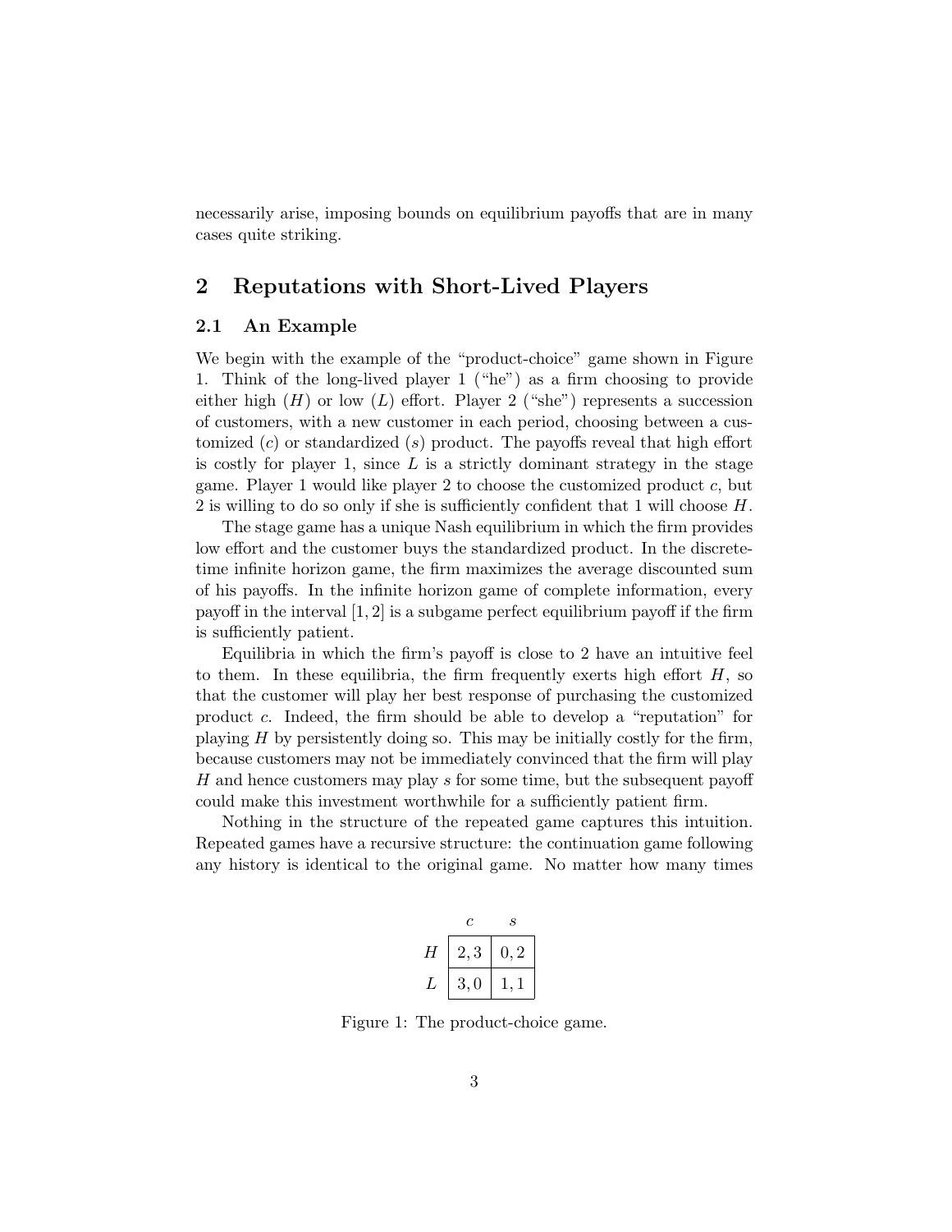necessarily arise, imposing bounds on equilibrium payoffs that are in many cases quite striking.

## 2 Reputations with Short-Lived Players

### 2.1 An Example

We begin with the example of the "product-choice" game shown in Figure 1. Think of the long-lived player 1 ("he") as a firm choosing to provide either high ($H$) or low ($L$) effort. Player 2 ("she") represents a succession of customers, with a new customer in each period, choosing between a customized ($c$) or standardized ($s$) product. The payoffs reveal that high effort is costly for player 1, since $L$ is a strictly dominant strategy in the stage game. Player 1 would like player 2 to choose the customized product $c$, but 2 is willing to do so only if she is sufficiently confident that 1 will choose $H$.

The stage game has a unique Nash equilibrium in which the firm provides low effort and the customer buys the standardized product. In the discrete-time infinite horizon game, the firm maximizes the average discounted sum of his payoffs. In the infinite horizon game of complete information, every payoff in the interval $[1, 2]$ is a subgame perfect equilibrium payoff if the firm is sufficiently patient.

Equilibria in which the firm's payoff is close to 2 have an intuitive feel to them. In these equilibria, the firm frequently exerts high effort $H$, so that the customer will play her best response of purchasing the customized product $c$. Indeed, the firm should be able to develop a "reputation" for playing $H$ by persistently doing so. This may be initially costly for the firm, because customers may not be immediately convinced that the firm will play $H$ and hence customers may play $s$ for some time, but the subsequent payoff could make this investment worthwhile for a sufficiently patient firm.

Nothing in the structure of the repeated game captures this intuition. Repeated games have a recursive structure: the continuation game following any history is identical to the original game. No matter how many times

| | $c$ | $s$ |
|---|---|---|
| $H$ | $2, 3$ | $0, 2$ |
| $L$ | $3, 0$ | $1, 1$ |

Figure 1: The product-choice game.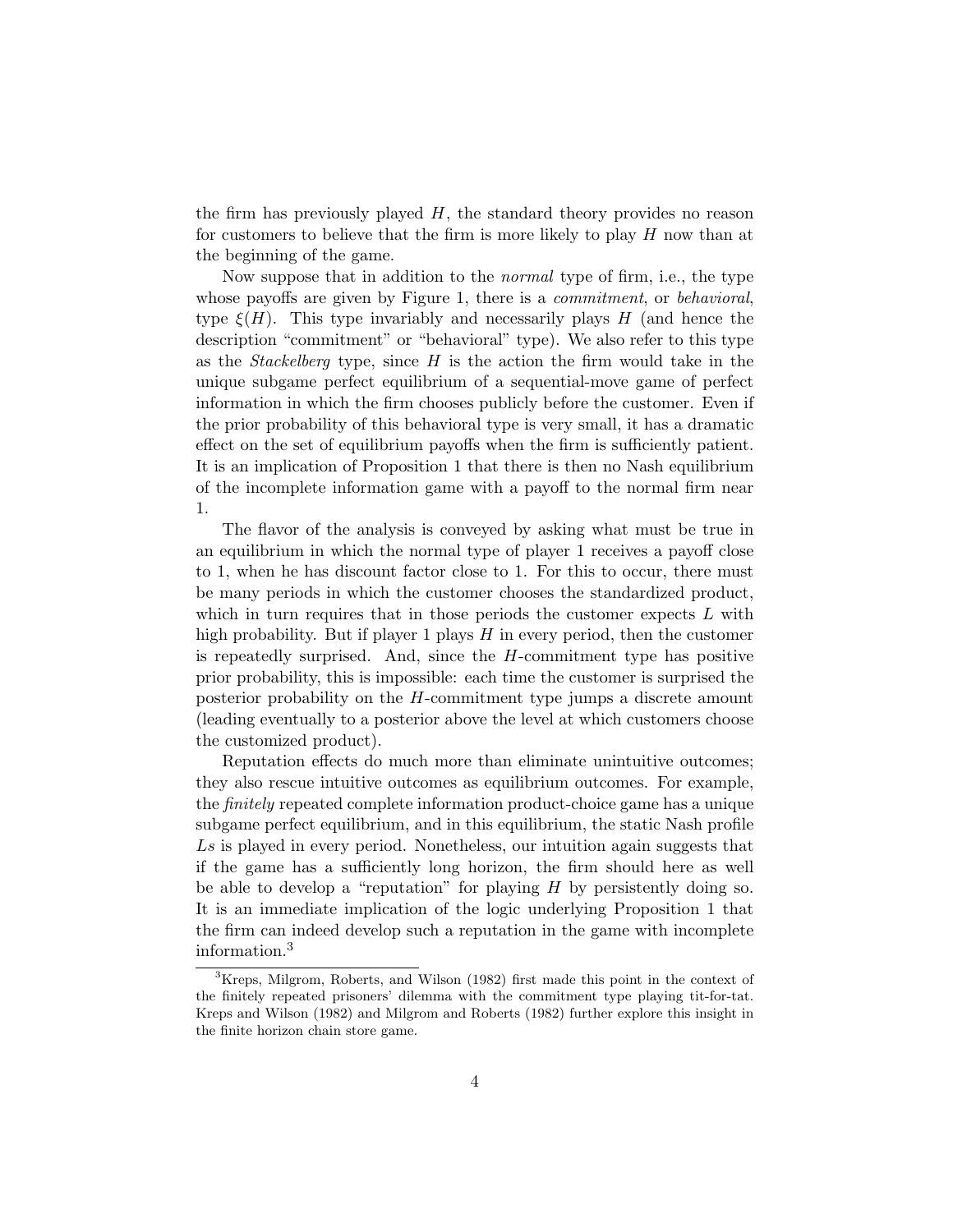the firm has previously played $H$, the standard theory provides no reason for customers to believe that the firm is more likely to play $H$ now than at the beginning of the game.

Now suppose that in addition to the *normal* type of firm, i.e., the type whose payoffs are given by Figure 1, there is a *commitment*, or *behavioral*, type $\xi(H)$. This type invariably and necessarily plays $H$ (and hence the description "commitment" or "behavioral" type). We also refer to this type as the *Stackelberg* type, since $H$ is the action the firm would take in the unique subgame perfect equilibrium of a sequential-move game of perfect information in which the firm chooses publicly before the customer. Even if the prior probability of this behavioral type is very small, it has a dramatic effect on the set of equilibrium payoffs when the firm is sufficiently patient. It is an implication of Proposition 1 that there is then no Nash equilibrium of the incomplete information game with a payoff to the normal firm near 1.

The flavor of the analysis is conveyed by asking what must be true in an equilibrium in which the normal type of player 1 receives a payoff close to 1, when he has discount factor close to 1. For this to occur, there must be many periods in which the customer chooses the standardized product, which in turn requires that in those periods the customer expects $L$ with high probability. But if player 1 plays $H$ in every period, then the customer is repeatedly surprised. And, since the $H$-commitment type has positive prior probability, this is impossible: each time the customer is surprised the posterior probability on the $H$-commitment type jumps a discrete amount (leading eventually to a posterior above the level at which customers choose the customized product).

Reputation effects do much more than eliminate unintuitive outcomes; they also rescue intuitive outcomes as equilibrium outcomes. For example, the *finitely* repeated complete information product-choice game has a unique subgame perfect equilibrium, and in this equilibrium, the static Nash profile $Ls$ is played in every period. Nonetheless, our intuition again suggests that if the game has a sufficiently long horizon, the firm should here as well be able to develop a "reputation" for playing $H$ by persistently doing so. It is an immediate implication of the logic underlying Proposition 1 that the firm can indeed develop such a reputation in the game with incomplete information.[3]

[3]Kreps, Milgrom, Roberts, and Wilson (1982) first made this point in the context of the finitely repeated prisoners' dilemma with the commitment type playing tit-for-tat. Kreps and Wilson (1982) and Milgrom and Roberts (1982) further explore this insight in the finite horizon chain store game.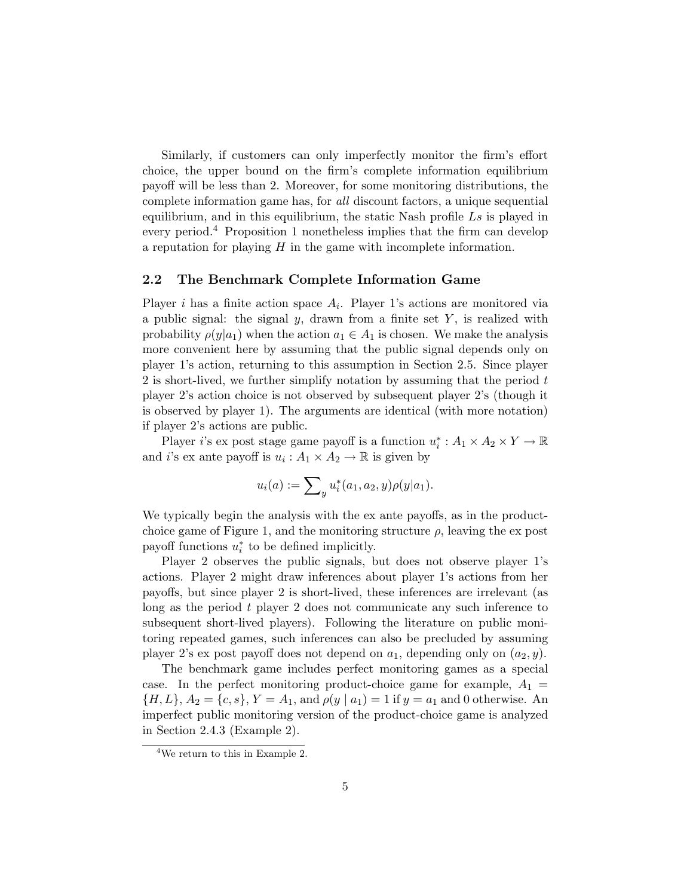Similarly, if customers can only imperfectly monitor the firm's effort choice, the upper bound on the firm's complete information equilibrium payoff will be less than 2. Moreover, for some monitoring distributions, the complete information game has, for *all* discount factors, a unique sequential equilibrium, and in this equilibrium, the static Nash profile $Ls$ is played in every period.[4] Proposition 1 nonetheless implies that the firm can develop a reputation for playing $H$ in the game with incomplete information.

## 2.2 The Benchmark Complete Information Game

Player $i$ has a finite action space $A_i$. Player 1's actions are monitored via a public signal: the signal $y$, drawn from a finite set $Y$, is realized with probability $\rho(y|a_1)$ when the action $a_1 \in A_1$ is chosen. We make the analysis more convenient here by assuming that the public signal depends only on player 1's action, returning to this assumption in Section 2.5. Since player 2 is short-lived, we further simplify notation by assuming that the period $t$ player 2's action choice is not observed by subsequent player 2's (though it is observed by player 1). The arguments are identical (with more notation) if player 2's actions are public.

Player $i$'s ex post stage game payoff is a function $u_i^* : A_1 \times A_2 \times Y \to \mathbb{R}$ and $i$'s ex ante payoff is $u_i : A_1 \times A_2 \to \mathbb{R}$ is given by

$$u_i(a) := \sum_y u_i^*(a_1, a_2, y)\rho(y|a_1).$$

We typically begin the analysis with the ex ante payoffs, as in the product-choice game of Figure 1, and the monitoring structure $\rho$, leaving the ex post payoff functions $u_i^*$ to be defined implicitly.

Player 2 observes the public signals, but does not observe player 1's actions. Player 2 might draw inferences about player 1's actions from her payoffs, but since player 2 is short-lived, these inferences are irrelevant (as long as the period $t$ player 2 does not communicate any such inference to subsequent short-lived players). Following the literature on public monitoring repeated games, such inferences can also be precluded by assuming player 2's ex post payoff does not depend on $a_1$, depending only on $(a_2, y)$.

The benchmark game includes perfect monitoring games as a special case. In the perfect monitoring product-choice game for example, $A_1 = \{H, L\}$, $A_2 = \{c, s\}$, $Y = A_1$, and $\rho(y \mid a_1) = 1$ if $y = a_1$ and 0 otherwise. An imperfect public monitoring version of the product-choice game is analyzed in Section 2.4.3 (Example 2).

[4] We return to this in Example 2.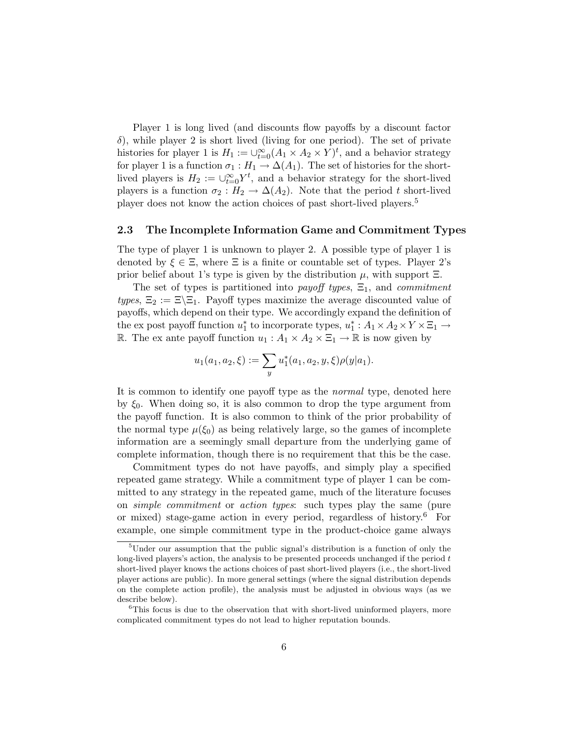Player 1 is long lived (and discounts flow payoffs by a discount factor $\delta$), while player 2 is short lived (living for one period). The set of private histories for player 1 is $H_1 := \cup_{t=0}^{\infty}(A_1 \times A_2 \times Y)^t$, and a behavior strategy for player 1 is a function $\sigma_1 : H_1 \to \Delta(A_1)$. The set of histories for the short-lived players is $H_2 := \cup_{t=0}^{\infty} Y^t$, and a behavior strategy for the short-lived players is a function $\sigma_2 : H_2 \to \Delta(A_2)$. Note that the period $t$ short-lived player does not know the action choices of past short-lived players.[5]

## 2.3 The Incomplete Information Game and Commitment Types

The type of player 1 is unknown to player 2. A possible type of player 1 is denoted by $\xi \in \Xi$, where $\Xi$ is a finite or countable set of types. Player 2's prior belief about 1's type is given by the distribution $\mu$, with support $\Xi$.

The set of types is partitioned into *payoff types*, $\Xi_1$, and *commitment types*, $\Xi_2 := \Xi \backslash \Xi_1$. Payoff types maximize the average discounted value of payoffs, which depend on their type. We accordingly expand the definition of the ex post payoff function $u_1^*$ to incorporate types, $u_1^* : A_1 \times A_2 \times Y \times \Xi_1 \to \mathbb{R}$. The ex ante payoff function $u_1 : A_1 \times A_2 \times \Xi_1 \to \mathbb{R}$ is now given by

$$u_1(a_1, a_2, \xi) := \sum_y u_1^*(a_1, a_2, y, \xi)\rho(y|a_1).$$

It is common to identify one payoff type as the *normal* type, denoted here by $\xi_0$. When doing so, it is also common to drop the type argument from the payoff function. It is also common to think of the prior probability of the normal type $\mu(\xi_0)$ as being relatively large, so the games of incomplete information are a seemingly small departure from the underlying game of complete information, though there is no requirement that this be the case.

Commitment types do not have payoffs, and simply play a specified repeated game strategy. While a commitment type of player 1 can be committed to any strategy in the repeated game, much of the literature focuses on *simple commitment* or *action types*: such types play the same (pure or mixed) stage-game action in every period, regardless of history.[6] For example, one simple commitment type in the product-choice game always

[5] Under our assumption that the public signal's distribution is a function of only the long-lived players's action, the analysis to be presented proceeds unchanged if the period $t$ short-lived player knows the actions choices of past short-lived players (i.e., the short-lived player actions are public). In more general settings (where the signal distribution depends on the complete action profile), the analysis must be adjusted in obvious ways (as we describe below).

[6] This focus is due to the observation that with short-lived uninformed players, more complicated commitment types do not lead to higher reputation bounds.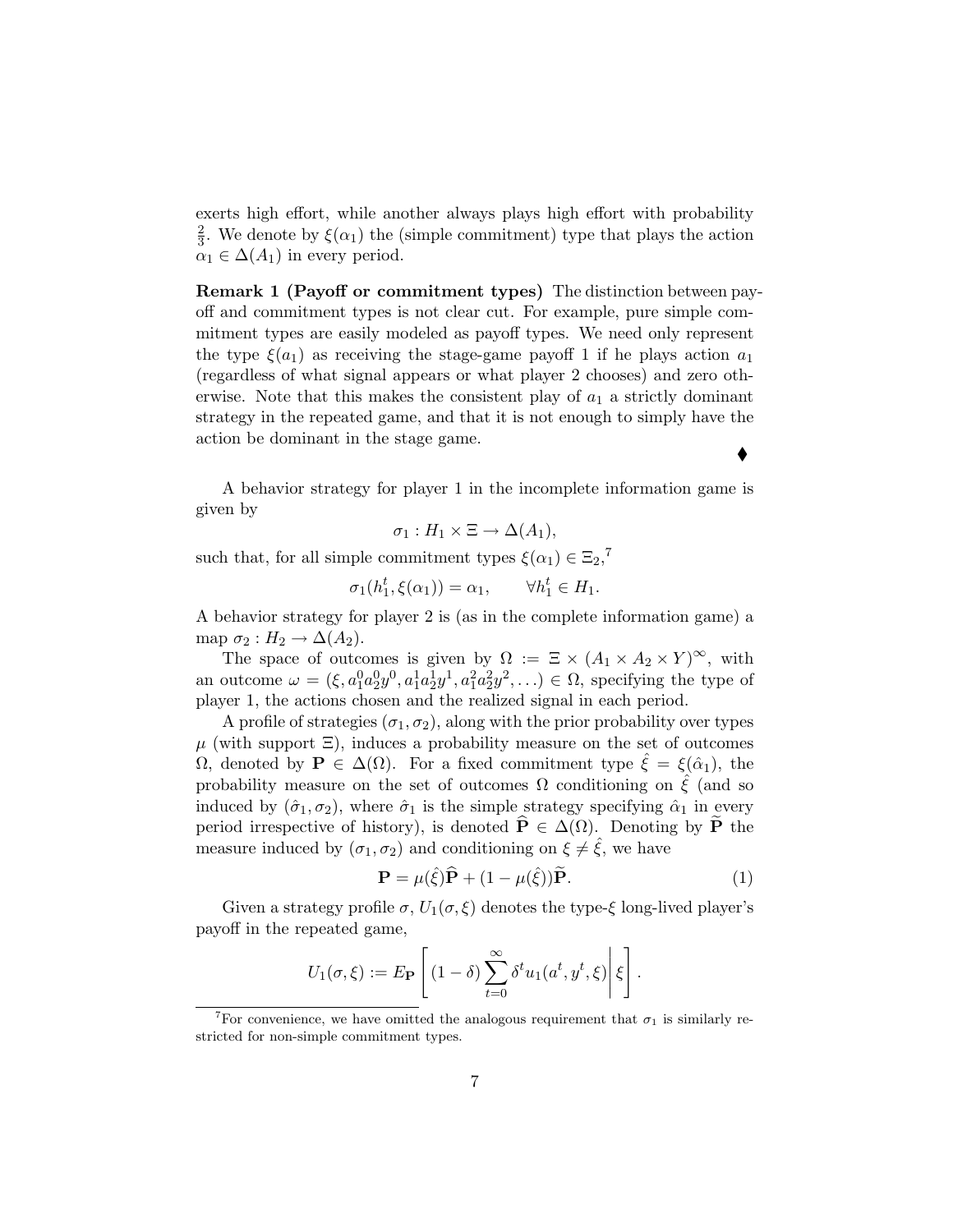exerts high effort, while another always plays high effort with probability $\frac{2}{3}$. We denote by $\xi(\alpha_1)$ the (simple commitment) type that plays the action $\alpha_1 \in \Delta(A_1)$ in every period.

**Remark 1 (Payoff or commitment types)** The distinction between payoff and commitment types is not clear cut. For example, pure simple commitment types are easily modeled as payoff types. We need only represent the type $\xi(a_1)$ as receiving the stage-game payoff 1 if he plays action $a_1$ (regardless of what signal appears or what player 2 chooses) and zero otherwise. Note that this makes the consistent play of $a_1$ a strictly dominant strategy in the repeated game, and that it is not enough to simply have the action be dominant in the stage game.

♦

A behavior strategy for player 1 in the incomplete information game is given by

$$\sigma_1 : H_1 \times \Xi \to \Delta(A_1),$$

such that, for all simple commitment types $\xi(\alpha_1) \in \Xi_2$,[7]

$$\sigma_1(h_1^t, \xi(\alpha_1)) = \alpha_1, \qquad \forall h_1^t \in H_1.$$

A behavior strategy for player 2 is (as in the complete information game) a map $\sigma_2 : H_2 \to \Delta(A_2)$.

The space of outcomes is given by $\Omega := \Xi \times (A_1 \times A_2 \times Y)^\infty$, with an outcome $\omega = (\xi, a_1^0 a_2^0 y^0, a_1^1 a_2^1 y^1, a_1^2 a_2^2 y^2, \ldots) \in \Omega$, specifying the type of player 1, the actions chosen and the realized signal in each period.

A profile of strategies $(\sigma_1, \sigma_2)$, along with the prior probability over types $\mu$ (with support $\Xi$), induces a probability measure on the set of outcomes $\Omega$, denoted by $\mathbf{P} \in \Delta(\Omega)$. For a fixed commitment type $\hat{\xi} = \xi(\hat{\alpha}_1)$, the probability measure on the set of outcomes $\Omega$ conditioning on $\hat{\xi}$ (and so induced by $(\hat{\sigma}_1, \sigma_2)$, where $\hat{\sigma}_1$ is the simple strategy specifying $\hat{\alpha}_1$ in every period irrespective of history), is denoted $\widehat{\mathbf{P}} \in \Delta(\Omega)$. Denoting by $\widetilde{\mathbf{P}}$ the measure induced by $(\sigma_1, \sigma_2)$ and conditioning on $\xi \neq \hat{\xi}$, we have

$$\mathbf{P} = \mu(\hat{\xi})\widehat{\mathbf{P}} + (1 - \mu(\hat{\xi}))\widetilde{\mathbf{P}}. \tag{1}$$

Given a strategy profile $\sigma$, $U_1(\sigma, \xi)$ denotes the type-$\xi$ long-lived player's payoff in the repeated game,

$$U_1(\sigma, \xi) := E_{\mathbf{P}}\left[ (1 - \delta) \sum_{t=0}^{\infty} \delta^t u_1(a^t, y^t, \xi) \,\middle|\, \xi \right].$$

[7] For convenience, we have omitted the analogous requirement that $\sigma_1$ is similarly restricted for non-simple commitment types.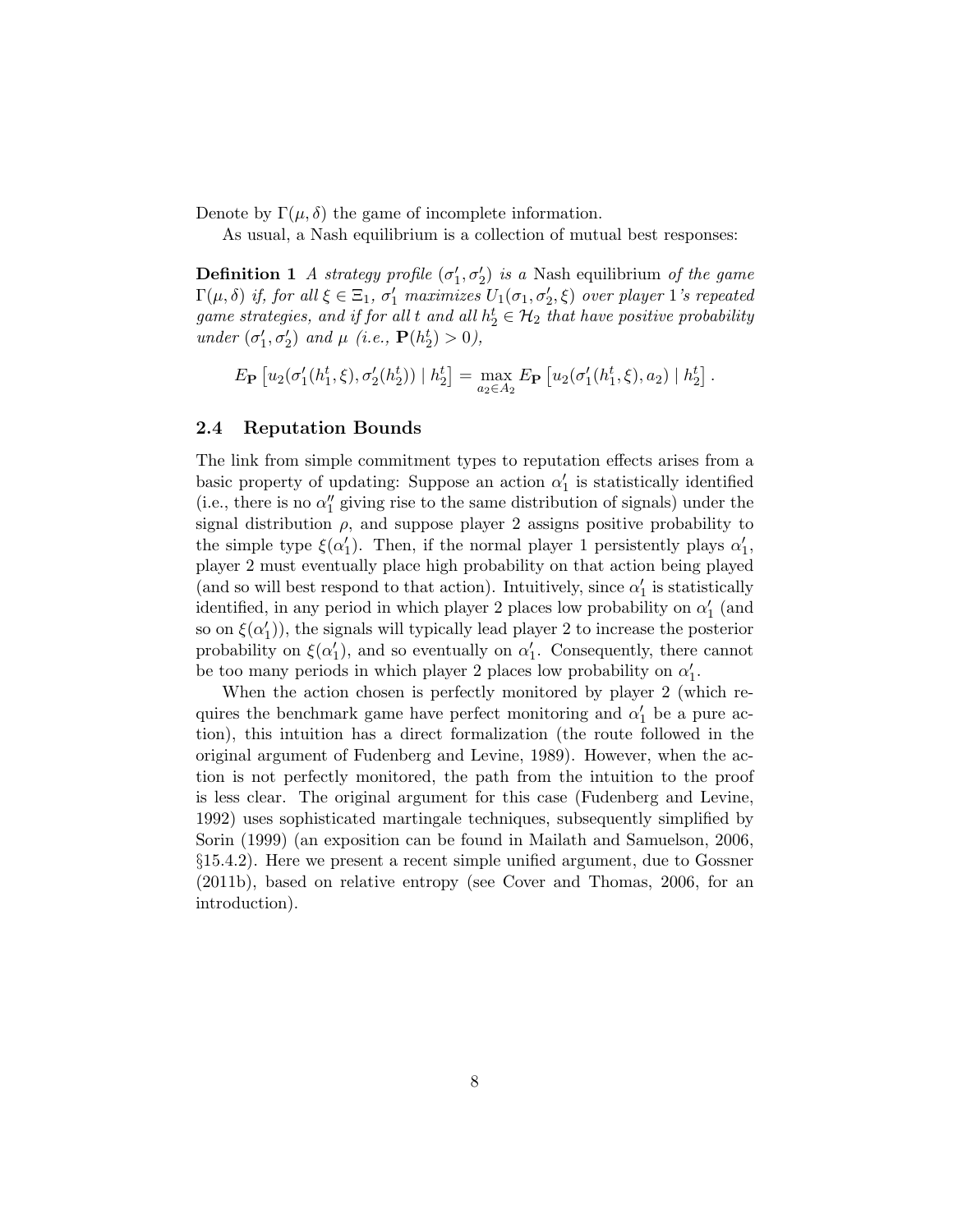Denote by $\Gamma(\mu, \delta)$ the game of incomplete information.

As usual, a Nash equilibrium is a collection of mutual best responses:

**Definition 1** *A strategy profile* $(\sigma_1', \sigma_2')$ *is a* Nash equilibrium *of the game* $\Gamma(\mu, \delta)$ *if, for all* $\xi \in \Xi_1$, $\sigma_1'$ *maximizes* $U_1(\sigma_1, \sigma_2', \xi)$ *over player* 1*'s repeated game strategies, and if for all* $t$ *and all* $h_2^t \in \mathcal{H}_2$ *that have positive probability under* $(\sigma_1', \sigma_2')$ *and* $\mu$ *(i.e.,* $\mathbf{P}(h_2^t) > 0$*),*

$$E_{\mathbf{P}}\left[u_2(\sigma_1'(h_1^t, \xi), \sigma_2'(h_2^t)) \mid h_2^t\right] = \max_{a_2 \in A_2} E_{\mathbf{P}}\left[u_2(\sigma_1'(h_1^t, \xi), a_2) \mid h_2^t\right].$$

### 2.4 Reputation Bounds

The link from simple commitment types to reputation effects arises from a basic property of updating: Suppose an action $\alpha_1'$ is statistically identified (i.e., there is no $\alpha_1''$ giving rise to the same distribution of signals) under the signal distribution $\rho$, and suppose player 2 assigns positive probability to the simple type $\xi(\alpha_1')$. Then, if the normal player 1 persistently plays $\alpha_1'$, player 2 must eventually place high probability on that action being played (and so will best respond to that action). Intuitively, since $\alpha_1'$ is statistically identified, in any period in which player 2 places low probability on $\alpha_1'$ (and so on $\xi(\alpha_1')$), the signals will typically lead player 2 to increase the posterior probability on $\xi(\alpha_1')$, and so eventually on $\alpha_1'$. Consequently, there cannot be too many periods in which player 2 places low probability on $\alpha_1'$.

When the action chosen is perfectly monitored by player 2 (which requires the benchmark game have perfect monitoring and $\alpha_1'$ be a pure action), this intuition has a direct formalization (the route followed in the original argument of Fudenberg and Levine, 1989). However, when the action is not perfectly monitored, the path from the intuition to the proof is less clear. The original argument for this case (Fudenberg and Levine, 1992) uses sophisticated martingale techniques, subsequently simplified by Sorin (1999) (an exposition can be found in Mailath and Samuelson, 2006, §15.4.2). Here we present a recent simple unified argument, due to Gossner (2011b), based on relative entropy (see Cover and Thomas, 2006, for an introduction).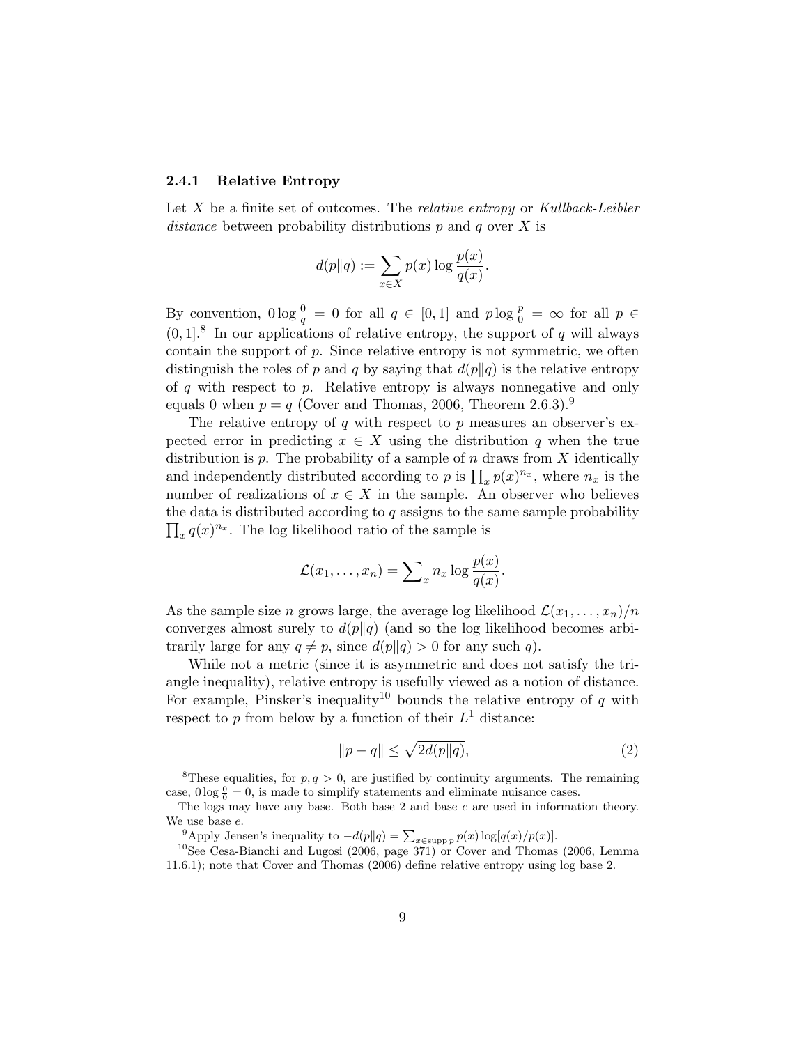### 2.4.1 Relative Entropy

Let $X$ be a finite set of outcomes. The *relative entropy* or *Kullback-Leibler distance* between probability distributions $p$ and $q$ over $X$ is

$$d(p\|q) := \sum_{x \in X} p(x) \log \frac{p(x)}{q(x)}.$$

By convention, $0 \log \frac{0}{q} = 0$ for all $q \in [0, 1]$ and $p \log \frac{p}{0} = \infty$ for all $p \in (0, 1]$.[8] In our applications of relative entropy, the support of $q$ will always contain the support of $p$. Since relative entropy is not symmetric, we often distinguish the roles of $p$ and $q$ by saying that $d(p\|q)$ is the relative entropy of $q$ with respect to $p$. Relative entropy is always nonnegative and only equals 0 when $p = q$ (Cover and Thomas, 2006, Theorem 2.6.3).[9]

The relative entropy of $q$ with respect to $p$ measures an observer's expected error in predicting $x \in X$ using the distribution $q$ when the true distribution is $p$. The probability of a sample of $n$ draws from $X$ identically and independently distributed according to $p$ is $\prod_x p(x)^{n_x}$, where $n_x$ is the number of realizations of $x \in X$ in the sample. An observer who believes the data is distributed according to $q$ assigns to the same sample probability $\prod_x q(x)^{n_x}$. The log likelihood ratio of the sample is

$$\mathcal{L}(x_1, \ldots, x_n) = \sum\nolimits_x n_x \log \frac{p(x)}{q(x)}.$$

As the sample size $n$ grows large, the average log likelihood $\mathcal{L}(x_1, \ldots, x_n)/n$ converges almost surely to $d(p\|q)$ (and so the log likelihood becomes arbitrarily large for any $q \neq p$, since $d(p\|q) > 0$ for any such $q$).

While not a metric (since it is asymmetric and does not satisfy the triangle inequality), relative entropy is usefully viewed as a notion of distance. For example, Pinsker's inequality[10] bounds the relative entropy of $q$ with respect to $p$ from below by a function of their $L^1$ distance:

$$\|p - q\| \leq \sqrt{2d(p\|q)}, \tag{2}$$

---

[8]These equalities, for $p, q > 0$, are justified by continuity arguments. The remaining case, $0 \log \frac{0}{0} = 0$, is made to simplify statements and eliminate nuisance cases.

The logs may have any base. Both base 2 and base $e$ are used in information theory. We use base $e$.

[9]Apply Jensen's inequality to $-d(p\|q) = \sum_{x \in \operatorname{supp} p} p(x) \log[q(x)/p(x)]$.

[10]See Cesa-Bianchi and Lugosi (2006, page 371) or Cover and Thomas (2006, Lemma 11.6.1); note that Cover and Thomas (2006) define relative entropy using log base 2.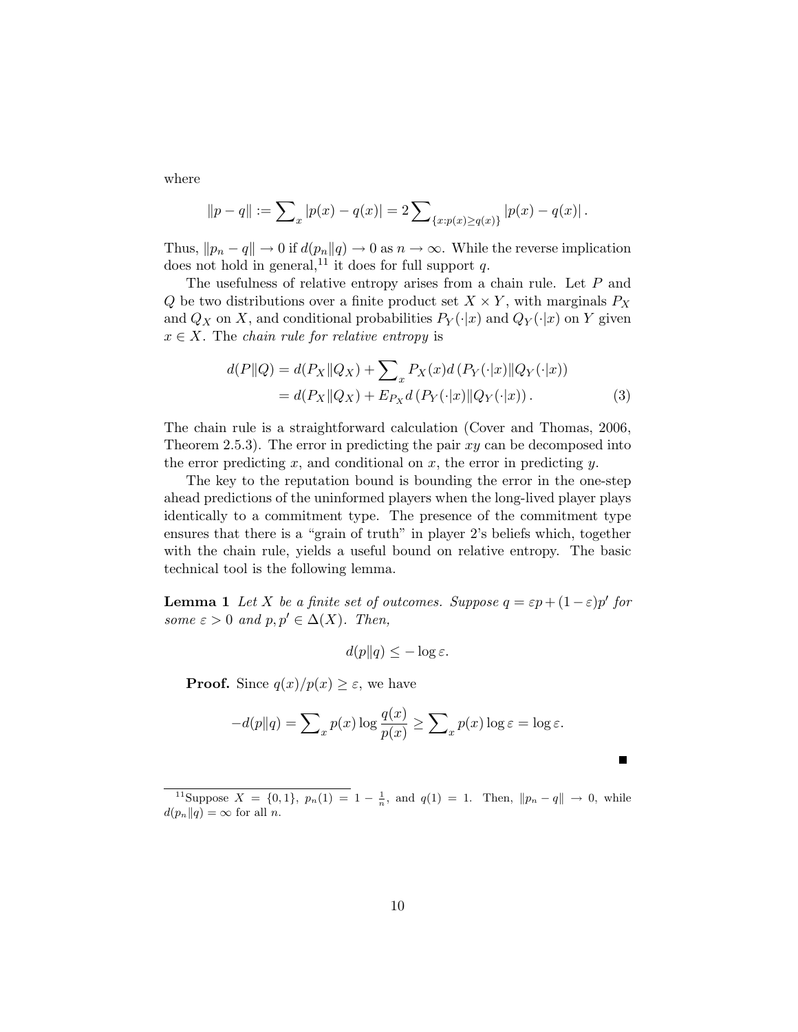where

$$\|p - q\| := \sum_x |p(x) - q(x)| = 2\sum_{\{x:p(x)\geq q(x)\}} |p(x) - q(x)|.$$

Thus, $\|p_n - q\| \to 0$ if $d(p_n\|q) \to 0$ as $n \to \infty$. While the reverse implication does not hold in general,[11] it does for full support $q$.

The usefulness of relative entropy arises from a chain rule. Let $P$ and $Q$ be two distributions over a finite product set $X \times Y$, with marginals $P_X$ and $Q_X$ on $X$, and conditional probabilities $P_Y(\cdot|x)$ and $Q_Y(\cdot|x)$ on $Y$ given $x \in X$. The *chain rule for relative entropy* is

$$\begin{aligned} d(P\|Q) &= d(P_X\|Q_X) + \sum_x P_X(x) d\left(P_Y(\cdot|x)\|Q_Y(\cdot|x)\right) \\ &= d(P_X\|Q_X) + E_{P_X} d\left(P_Y(\cdot|x)\|Q_Y(\cdot|x)\right). \end{aligned} \tag{3}$$

The chain rule is a straightforward calculation (Cover and Thomas, 2006, Theorem 2.5.3). The error in predicting the pair $xy$ can be decomposed into the error predicting $x$, and conditional on $x$, the error in predicting $y$.

The key to the reputation bound is bounding the error in the one-step ahead predictions of the uninformed players when the long-lived player plays identically to a commitment type. The presence of the commitment type ensures that there is a "grain of truth" in player 2's beliefs which, together with the chain rule, yields a useful bound on relative entropy. The basic technical tool is the following lemma.

**Lemma 1** *Let $X$ be a finite set of outcomes. Suppose $q = \varepsilon p + (1-\varepsilon)p'$ for some $\varepsilon > 0$ and $p, p' \in \Delta(X)$. Then,*

$$d(p\|q) \leq -\log \varepsilon.$$

**Proof.** Since $q(x)/p(x) \geq \varepsilon$, we have

$$-d(p\|q) = \sum_x p(x) \log \frac{q(x)}{p(x)} \geq \sum_x p(x) \log \varepsilon = \log \varepsilon.$$

■

[11] Suppose $X = \{0, 1\}$, $p_n(1) = 1 - \frac{1}{n}$, and $q(1) = 1$. Then, $\|p_n - q\| \to 0$, while $d(p_n\|q) = \infty$ for all $n$.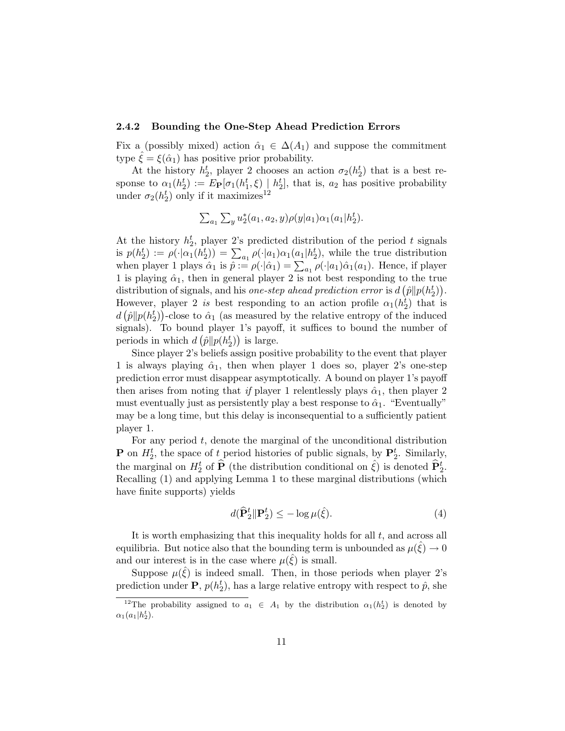### 2.4.2 Bounding the One-Step Ahead Prediction Errors

Fix a (possibly mixed) action $\hat{\alpha}_1 \in \Delta(A_1)$ and suppose the commitment type $\hat{\xi} = \xi(\hat{\alpha}_1)$ has positive prior probability.

At the history $h_2^t$, player 2 chooses an action $\sigma_2(h_2^t)$ that is a best response to $\alpha_1(h_2^t) := E_{\mathbf{P}}[\sigma_1(h_1^t, \xi) \mid h_2^t]$, that is, $a_2$ has positive probability under $\sigma_2(h_2^t)$ only if it maximizes[12]

$$\sum_{a_1} \sum_y u_2^*(a_1, a_2, y) \rho(y|a_1) \alpha_1(a_1|h_2^t).$$

At the history $h_2^t$, player 2's predicted distribution of the period $t$ signals is $p(h_2^t) := \rho(\cdot|\alpha_1(h_2^t)) = \sum_{a_1} \rho(\cdot|a_1)\alpha_1(a_1|h_2^t)$, while the true distribution when player 1 plays $\hat{\alpha}_1$ is $\hat{p} := \rho(\cdot|\hat{\alpha}_1) = \sum_{a_1} \rho(\cdot|a_1)\hat{\alpha}_1(a_1)$. Hence, if player 1 is playing $\hat{\alpha}_1$, then in general player 2 is not best responding to the true distribution of signals, and his *one-step ahead prediction error* is $d\left(\hat{p} \| p(h_2^t)\right)$. However, player 2 *is* best responding to an action profile $\alpha_1(h_2^t)$ that is $d\left(\hat{p} \| p(h_2^t)\right)$-close to $\hat{\alpha}_1$ (as measured by the relative entropy of the induced signals). To bound player 1's payoff, it suffices to bound the number of periods in which $d\left(\hat{p} \| p(h_2^t)\right)$ is large.

Since player 2's beliefs assign positive probability to the event that player 1 is always playing $\hat{\alpha}_1$, then when player 1 does so, player 2's one-step prediction error must disappear asymptotically. A bound on player 1's payoff then arises from noting that *if* player 1 relentlessly plays $\hat{\alpha}_1$, then player 2 must eventually just as persistently play a best response to $\hat{\alpha}_1$. "Eventually" may be a long time, but this delay is inconsequential to a sufficiently patient player 1.

For any period $t$, denote the marginal of the unconditional distribution $\mathbf{P}$ on $H_2^t$, the space of $t$ period histories of public signals, by $\mathbf{P}_2^t$. Similarly, the marginal on $H_2^t$ of $\widehat{\mathbf{P}}$ (the distribution conditional on $\hat{\xi}$) is denoted $\widehat{\mathbf{P}}_2^t$. Recalling (1) and applying Lemma 1 to these marginal distributions (which have finite supports) yields

$$d(\widehat{\mathbf{P}}_2^t \| \mathbf{P}_2^t) \leq -\log \mu(\hat{\xi}). \tag{4}$$

It is worth emphasizing that this inequality holds for all $t$, and across all equilibria. But notice also that the bounding term is unbounded as $\mu(\hat{\xi}) \to 0$ and our interest is in the case where $\mu(\hat{\xi})$ is small.

Suppose $\mu(\hat{\xi})$ is indeed small. Then, in those periods when player 2's prediction under $\mathbf{P}$, $p(h_2^t)$, has a large relative entropy with respect to $\hat{p}$, she

[12] The probability assigned to $a_1 \in A_1$ by the distribution $\alpha_1(h_2^t)$ is denoted by $\alpha_1(a_1|h_2^t)$.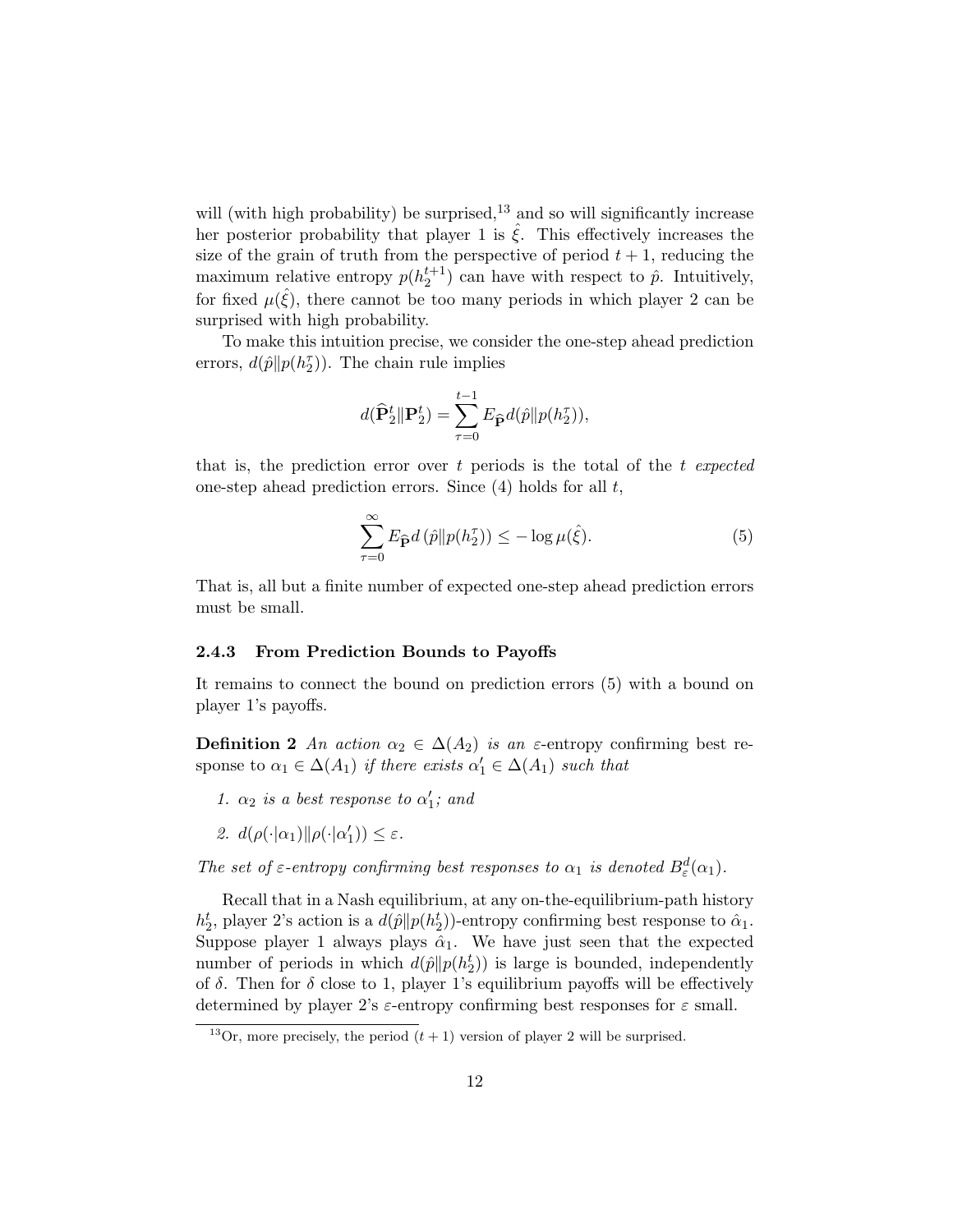will (with high probability) be surprised,[13] and so will significantly increase her posterior probability that player 1 is $\hat{\xi}$. This effectively increases the size of the grain of truth from the perspective of period $t+1$, reducing the maximum relative entropy $p(h_2^{t+1})$ can have with respect to $\hat{p}$. Intuitively, for fixed $\mu(\hat{\xi})$, there cannot be too many periods in which player 2 can be surprised with high probability.

To make this intuition precise, we consider the one-step ahead prediction errors, $d(\hat{p}\|p(h_2^\tau))$. The chain rule implies

$$d(\widehat{\mathbf{P}}_2^t\|\mathbf{P}_2^t) = \sum_{\tau=0}^{t-1} E_{\widehat{\mathbf{P}}} d(\hat{p}\|p(h_2^\tau)),$$

that is, the prediction error over $t$ periods is the total of the $t$ *expected* one-step ahead prediction errors. Since (4) holds for all $t$,

$$\sum_{\tau=0}^{\infty} E_{\widehat{\mathbf{P}}} d\left(\hat{p}\|p(h_2^\tau)\right) \leq -\log \mu(\hat{\xi}). \tag{5}$$

That is, all but a finite number of expected one-step ahead prediction errors must be small.

### 2.4.3 From Prediction Bounds to Payoffs

It remains to connect the bound on prediction errors (5) with a bound on player 1's payoffs.

**Definition 2** *An action $\alpha_2 \in \Delta(A_2)$ is an $\varepsilon$-*entropy confirming best response *to $\alpha_1 \in \Delta(A_1)$ if there exists $\alpha_1' \in \Delta(A_1)$ such that*

1. *$\alpha_2$ is a best response to $\alpha_1'$; and*
2. *$d(\rho(\cdot|\alpha_1)\|\rho(\cdot|\alpha_1')) \leq \varepsilon$.*

*The set of $\varepsilon$-entropy confirming best responses to $\alpha_1$ is denoted $B_\varepsilon^d(\alpha_1)$.*

Recall that in a Nash equilibrium, at any on-the-equilibrium-path history $h_2^t$, player 2's action is a $d(\hat{p}\|p(h_2^t))$-entropy confirming best response to $\hat{\alpha}_1$. Suppose player 1 always plays $\hat{\alpha}_1$. We have just seen that the expected number of periods in which $d(\hat{p}\|p(h_2^t))$ is large is bounded, independently of $\delta$. Then for $\delta$ close to 1, player 1's equilibrium payoffs will be effectively determined by player 2's $\varepsilon$-entropy confirming best responses for $\varepsilon$ small.

[13] Or, more precisely, the period $(t+1)$ version of player 2 will be surprised.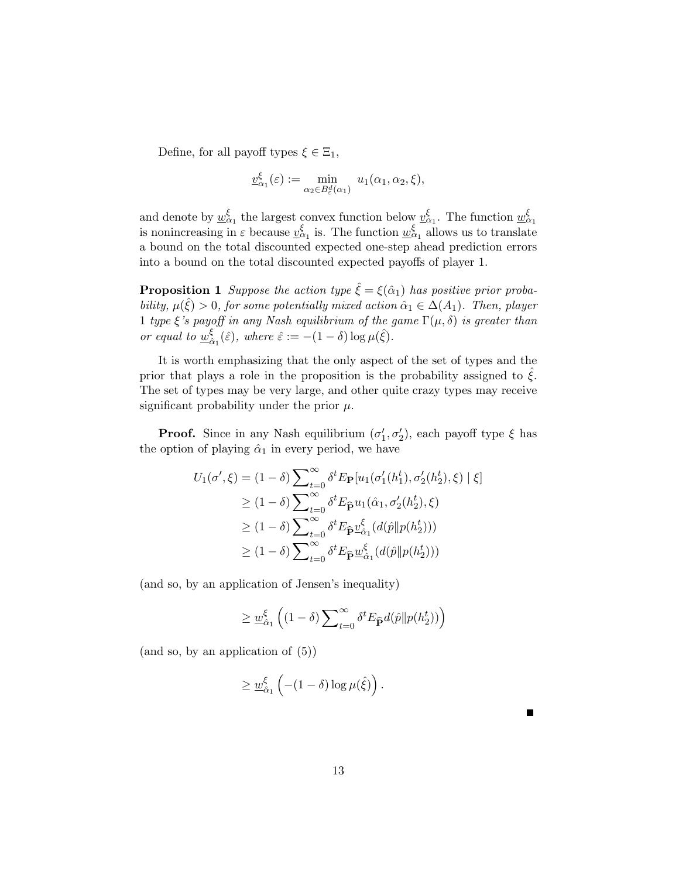Define, for all payoff types $\xi \in \Xi_1$,

$$\underline{v}^{\xi}_{\alpha_1}(\varepsilon) := \min_{\alpha_2 \in B^d_{\varepsilon}(\alpha_1)} u_1(\alpha_1, \alpha_2, \xi),$$

and denote by $\underline{w}^{\xi}_{\alpha_1}$ the largest convex function below $\underline{v}^{\xi}_{\alpha_1}$. The function $\underline{w}^{\xi}_{\alpha_1}$ is nonincreasing in $\varepsilon$ because $\underline{v}^{\xi}_{\alpha_1}$ is. The function $\underline{w}^{\xi}_{\alpha_1}$ allows us to translate a bound on the total discounted expected one-step ahead prediction errors into a bound on the total discounted expected payoffs of player 1.

**Proposition 1** *Suppose the action type $\hat{\xi} = \xi(\hat{\alpha}_1)$ has positive prior probability, $\mu(\hat{\xi}) > 0$, for some potentially mixed action $\hat{\alpha}_1 \in \Delta(A_1)$. Then, player 1 type $\xi$'s payoff in any Nash equilibrium of the game $\Gamma(\mu, \delta)$ is greater than or equal to $\underline{w}^{\xi}_{\hat{\alpha}_1}(\hat{\varepsilon})$, where $\hat{\varepsilon} := -(1-\delta)\log \mu(\hat{\xi})$.*

It is worth emphasizing that the only aspect of the set of types and the prior that plays a role in the proposition is the probability assigned to $\hat{\xi}$. The set of types may be very large, and other quite crazy types may receive significant probability under the prior $\mu$.

**Proof.** Since in any Nash equilibrium $(\sigma'_1, \sigma'_2)$, each payoff type $\xi$ has the option of playing $\hat{\alpha}_1$ in every period, we have

$$\begin{aligned}
U_1(\sigma', \xi) &= (1-\delta)\sum\nolimits_{t=0}^{\infty} \delta^t E_{\mathbf{P}}[u_1(\sigma'_1(h^t_1), \sigma'_2(h^t_2), \xi) \mid \xi] \\
&\geq (1-\delta)\sum\nolimits_{t=0}^{\infty} \delta^t E_{\widehat{\mathbf{P}}} u_1(\hat{\alpha}_1, \sigma'_2(h^t_2), \xi) \\
&\geq (1-\delta)\sum\nolimits_{t=0}^{\infty} \delta^t E_{\widehat{\mathbf{P}}} \underline{v}^{\xi}_{\hat{\alpha}_1}(d(\hat{p}\| p(h^t_2))) \\
&\geq (1-\delta)\sum\nolimits_{t=0}^{\infty} \delta^t E_{\widehat{\mathbf{P}}} \underline{w}^{\xi}_{\hat{\alpha}_1}(d(\hat{p}\| p(h^t_2)))
\end{aligned}$$

(and so, by an application of Jensen's inequality)

$$\geq \underline{w}^{\xi}_{\hat{\alpha}_1}\left((1-\delta)\sum\nolimits_{t=0}^{\infty} \delta^t E_{\widehat{\mathbf{P}}} d(\hat{p}\| p(h^t_2))\right)$$

(and so, by an application of (5))

$$\geq \underline{w}^{\xi}_{\hat{\alpha}_1}\left(-(1-\delta)\log \mu(\hat{\xi})\right).$$

■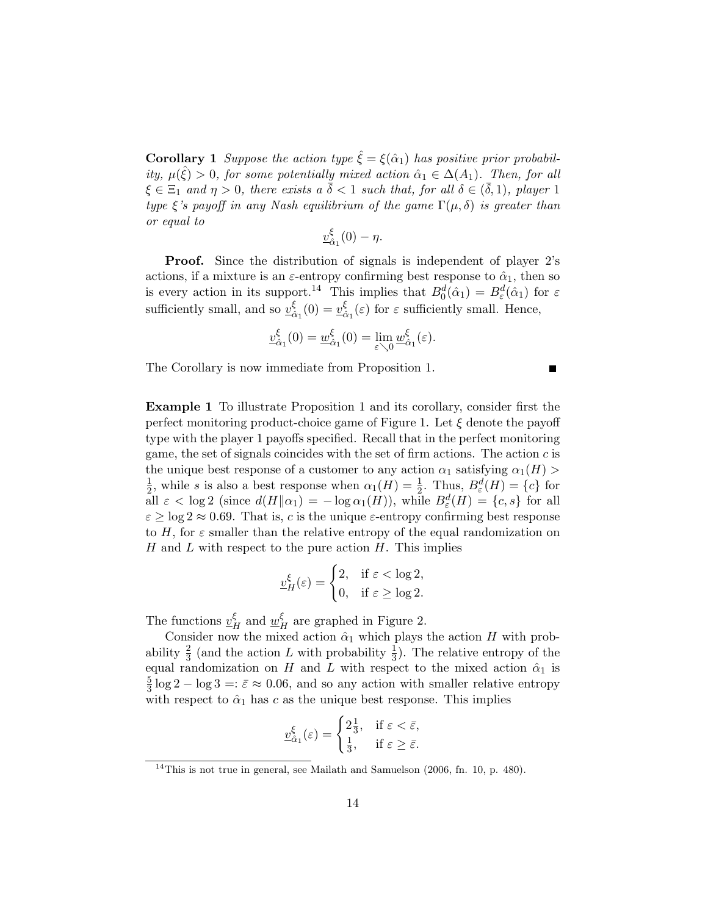**Corollary 1** *Suppose the action type $\hat{\xi} = \xi(\hat{\alpha}_1)$ has positive prior probability, $\mu(\hat{\xi}) > 0$, for some potentially mixed action $\hat{\alpha}_1 \in \Delta(A_1)$. Then, for all $\xi \in \Xi_1$ and $\eta > 0$, there exists a $\bar{\delta} < 1$ such that, for all $\delta \in (\bar{\delta}, 1)$, player 1 type $\xi$'s payoff in any Nash equilibrium of the game $\Gamma(\mu, \delta)$ is greater than or equal to*

$$\underline{v}^{\xi}_{\hat{\alpha}_1}(0) - \eta.$$

**Proof.** Since the distribution of signals is independent of player 2's actions, if a mixture is an $\varepsilon$-entropy confirming best response to $\hat{\alpha}_1$, then so is every action in its support.[14] This implies that $B^d_0(\hat{\alpha}_1) = B^d_\varepsilon(\hat{\alpha}_1)$ for $\varepsilon$ sufficiently small, and so $\underline{v}^{\xi}_{\hat{\alpha}_1}(0) = \underline{v}^{\xi}_{\hat{\alpha}_1}(\varepsilon)$ for $\varepsilon$ sufficiently small. Hence,

$$\underline{v}^{\xi}_{\hat{\alpha}_1}(0) = \underline{w}^{\xi}_{\hat{\alpha}_1}(0) = \lim_{\varepsilon \searrow 0} \underline{w}^{\xi}_{\hat{\alpha}_1}(\varepsilon).$$

The Corollary is now immediate from Proposition 1. ■

**Example 1** To illustrate Proposition 1 and its corollary, consider first the perfect monitoring product-choice game of Figure 1. Let $\xi$ denote the payoff type with the player 1 payoffs specified. Recall that in the perfect monitoring game, the set of signals coincides with the set of firm actions. The action $c$ is the unique best response of a customer to any action $\alpha_1$ satisfying $\alpha_1(H) > \frac{1}{2}$, while $s$ is also a best response when $\alpha_1(H) = \frac{1}{2}$. Thus, $B^d_\varepsilon(H) = \{c\}$ for all $\varepsilon < \log 2$ (since $d(H \| \alpha_1) = -\log \alpha_1(H)$), while $B^d_\varepsilon(H) = \{c, s\}$ for all $\varepsilon \geq \log 2 \approx 0.69$. That is, $c$ is the unique $\varepsilon$-entropy confirming best response to $H$, for $\varepsilon$ smaller than the relative entropy of the equal randomization on $H$ and $L$ with respect to the pure action $H$. This implies

$$\underline{v}^{\xi}_{H}(\varepsilon) = \begin{cases} 2, & \text{if } \varepsilon < \log 2, \\ 0, & \text{if } \varepsilon \geq \log 2. \end{cases}$$

The functions $\underline{v}^{\xi}_H$ and $\underline{w}^{\xi}_H$ are graphed in Figure 2.

Consider now the mixed action $\hat{\alpha}_1$ which plays the action $H$ with probability $\frac{2}{3}$ (and the action $L$ with probability $\frac{1}{3}$). The relative entropy of the equal randomization on $H$ and $L$ with respect to the mixed action $\hat{\alpha}_1$ is $\frac{5}{3}\log 2 - \log 3 =: \bar{\varepsilon} \approx 0.06$, and so any action with smaller relative entropy with respect to $\hat{\alpha}_1$ has $c$ as the unique best response. This implies

$$\underline{v}^{\xi}_{\hat{\alpha}_1}(\varepsilon) = \begin{cases} 2\frac{1}{3}, & \text{if } \varepsilon < \bar{\varepsilon}, \\ \frac{1}{3}, & \text{if } \varepsilon \geq \bar{\varepsilon}. \end{cases}$$

[14] This is not true in general, see Mailath and Samuelson (2006, fn. 10, p. 480).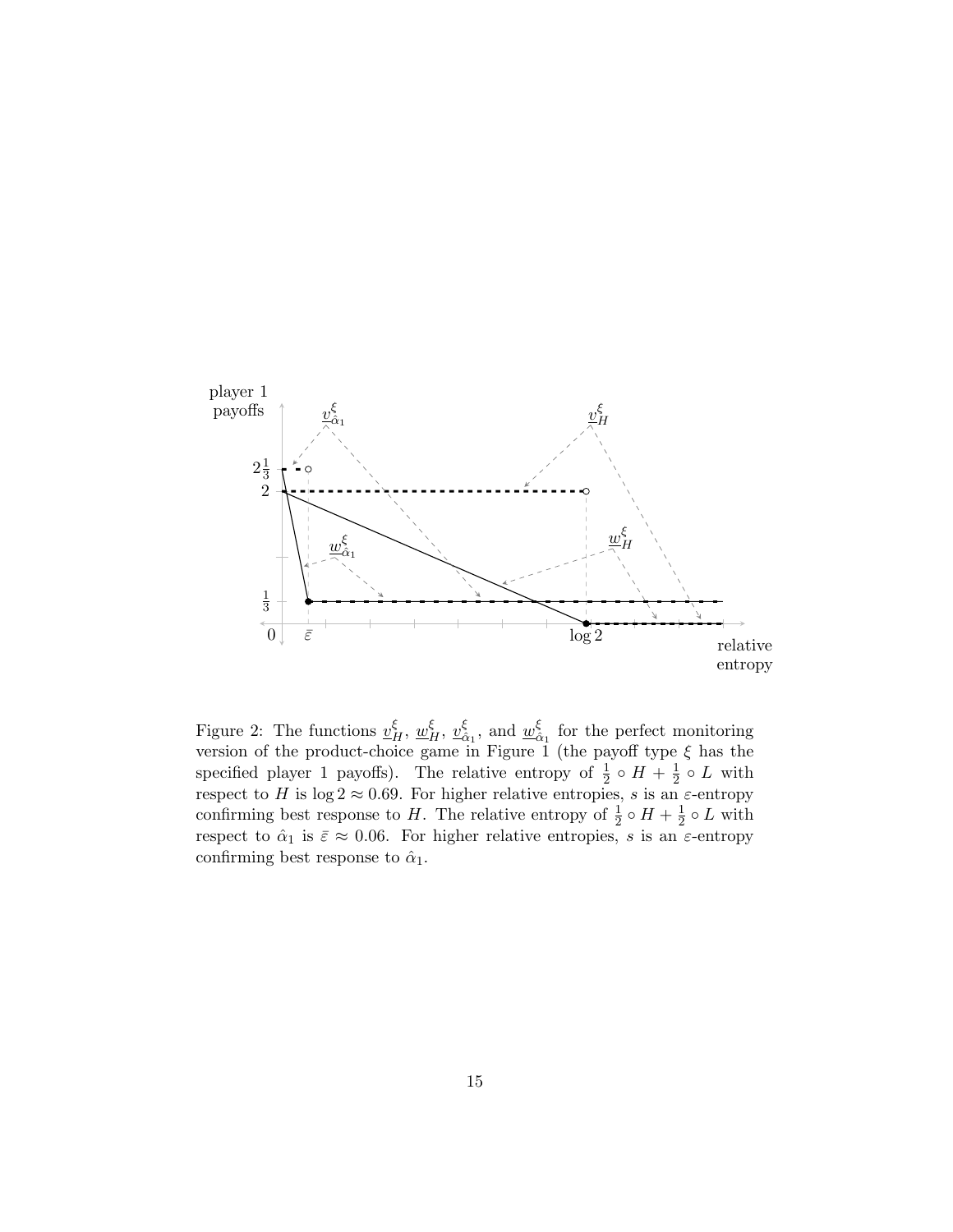Figure 2: The functions $\underline{v}^{\xi}_{H}$, $\underline{w}^{\xi}_{H}$, $\underline{v}^{\xi}_{\hat{\alpha}_1}$, and $\underline{w}^{\xi}_{\hat{\alpha}_1}$ for the perfect monitoring version of the product-choice game in Figure 1 (the payoff type $\xi$ has the specified player 1 payoffs). The relative entropy of $\frac{1}{2} \circ H + \frac{1}{2} \circ L$ with respect to $H$ is $\log 2 \approx 0.69$. For higher relative entropies, $s$ is an $\varepsilon$-entropy confirming best response to $H$. The relative entropy of $\frac{1}{2} \circ H + \frac{1}{2} \circ L$ with respect to $\hat{\alpha}_1$ is $\bar{\varepsilon} \approx 0.06$. For higher relative entropies, $s$ is an $\varepsilon$-entropy confirming best response to $\hat{\alpha}_1$.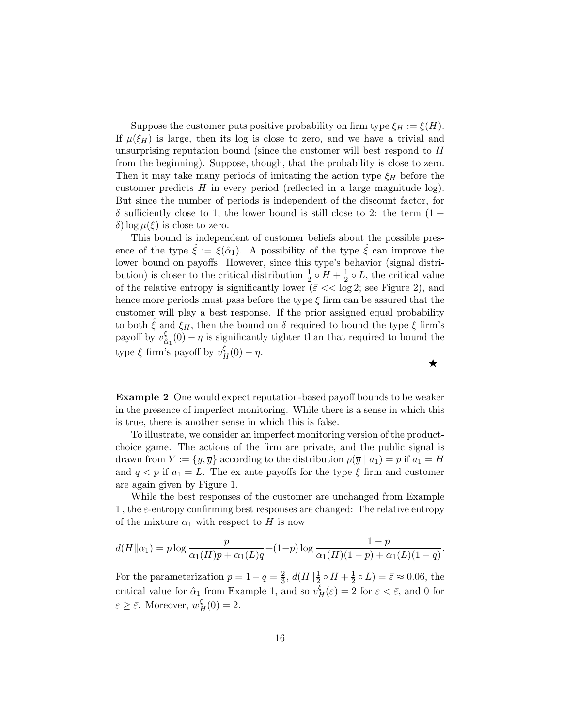Suppose the customer puts positive probability on firm type $\xi_H := \xi(H)$. If $\mu(\xi_H)$ is large, then its log is close to zero, and we have a trivial and unsurprising reputation bound (since the customer will best respond to $H$ from the beginning). Suppose, though, that the probability is close to zero. Then it may take many periods of imitating the action type $\xi_H$ before the customer predicts $H$ in every period (reflected in a large magnitude log). But since the number of periods is independent of the discount factor, for $\delta$ sufficiently close to 1, the lower bound is still close to 2: the term $(1-\delta)\log\mu(\xi)$ is close to zero.

This bound is independent of customer beliefs about the possible presence of the type $\hat{\xi} := \xi(\hat{\alpha}_1)$. A possibility of the type $\hat{\xi}$ can improve the lower bound on payoffs. However, since this type's behavior (signal distribution) is closer to the critical distribution $\frac{1}{2}\circ H + \frac{1}{2}\circ L$, the critical value of the relative entropy is significantly lower ($\bar{\varepsilon} << \log 2$; see Figure 2), and hence more periods must pass before the type $\xi$ firm can be assured that the customer will play a best response. If the prior assigned equal probability to both $\hat{\xi}$ and $\xi_H$, then the bound on $\delta$ required to bound the type $\xi$ firm's payoff by $\underline{v}^{\xi}_{\hat{\alpha}_1}(0) - \eta$ is significantly tighter than that required to bound the type $\xi$ firm's payoff by $\underline{v}^{\xi}_{H}(0) - \eta$.

★

**Example 2** One would expect reputation-based payoff bounds to be weaker in the presence of imperfect monitoring. While there is a sense in which this is true, there is another sense in which this is false.

To illustrate, we consider an imperfect monitoring version of the product-choice game. The actions of the firm are private, and the public signal is drawn from $Y := \{\underline{y}, \bar{y}\}$ according to the distribution $\rho(\bar{y} \mid a_1) = p$ if $a_1 = H$ and $q < p$ if $a_1 = L$. The ex ante payoffs for the type $\xi$ firm and customer are again given by Figure 1.

While the best responses of the customer are unchanged from Example 1 , the $\varepsilon$-entropy confirming best responses are changed: The relative entropy of the mixture $\alpha_1$ with respect to $H$ is now

$$d(H\|\alpha_1) = p\log\frac{p}{\alpha_1(H)p + \alpha_1(L)q} + (1-p)\log\frac{1-p}{\alpha_1(H)(1-p) + \alpha_1(L)(1-q)}.$$

For the parameterization $p = 1 - q = \frac{2}{3}$, $d(H\|\frac{1}{2}\circ H + \frac{1}{2}\circ L) = \bar{\varepsilon} \approx 0.06$, the critical value for $\hat{\alpha}_1$ from Example 1, and so $\underline{v}^{\xi}_{H}(\varepsilon) = 2$ for $\varepsilon < \bar{\varepsilon}$, and 0 for $\varepsilon \geq \bar{\varepsilon}$. Moreover, $\underline{w}^{\xi}_{H}(0) = 2$.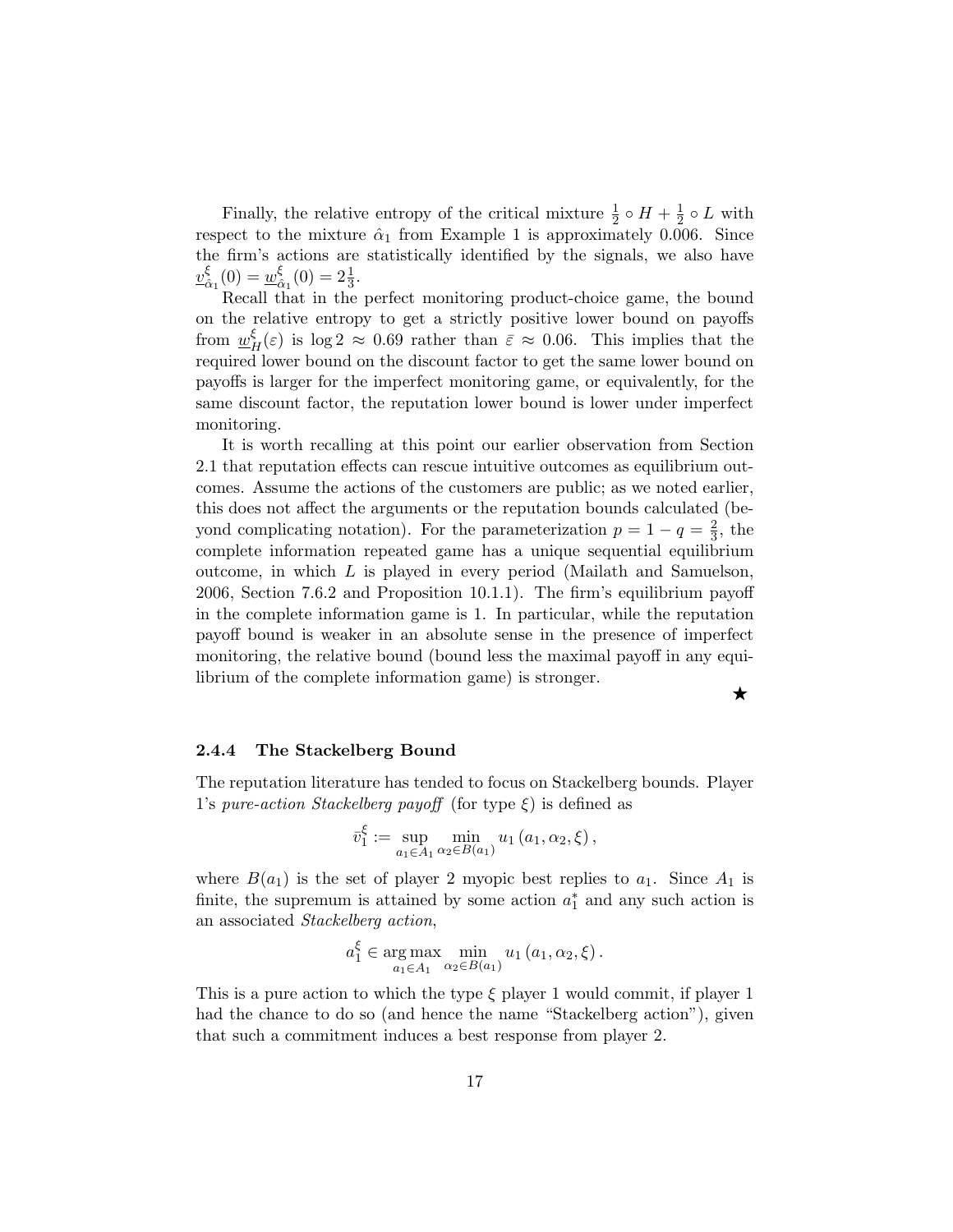Finally, the relative entropy of the critical mixture $\frac{1}{2} \circ H + \frac{1}{2} \circ L$ with respect to the mixture $\hat{\alpha}_1$ from Example 1 is approximately 0.006. Since the firm's actions are statistically identified by the signals, we also have $\underline{v}^{\xi}_{\hat{\alpha}_1}(0) = \underline{w}^{\xi}_{\hat{\alpha}_1}(0) = 2\frac{1}{3}$.

Recall that in the perfect monitoring product-choice game, the bound on the relative entropy to get a strictly positive lower bound on payoffs from $\underline{w}^{\xi}_{H}(\varepsilon)$ is $\log 2 \approx 0.69$ rather than $\bar{\varepsilon} \approx 0.06$. This implies that the required lower bound on the discount factor to get the same lower bound on payoffs is larger for the imperfect monitoring game, or equivalently, for the same discount factor, the reputation lower bound is lower under imperfect monitoring.

It is worth recalling at this point our earlier observation from Section 2.1 that reputation effects can rescue intuitive outcomes as equilibrium outcomes. Assume the actions of the customers are public; as we noted earlier, this does not affect the arguments or the reputation bounds calculated (beyond complicating notation). For the parameterization $p = 1 - q = \frac{2}{3}$, the complete information repeated game has a unique sequential equilibrium outcome, in which $L$ is played in every period (Mailath and Samuelson, 2006, Section 7.6.2 and Proposition 10.1.1). The firm's equilibrium payoff in the complete information game is 1. In particular, while the reputation payoff bound is weaker in an absolute sense in the presence of imperfect monitoring, the relative bound (bound less the maximal payoff in any equilibrium of the complete information game) is stronger.

★

### 2.4.4 The Stackelberg Bound

The reputation literature has tended to focus on Stackelberg bounds. Player 1's *pure-action Stackelberg payoff* (for type $\xi$) is defined as

$$\bar{v}^{\xi}_1 := \sup_{a_1 \in A_1} \min_{\alpha_2 \in B(a_1)} u_1(a_1, \alpha_2, \xi),$$

where $B(a_1)$ is the set of player 2 myopic best replies to $a_1$. Since $A_1$ is finite, the supremum is attained by some action $a^*_1$ and any such action is an associated *Stackelberg action*,

$$a^{\xi}_1 \in \arg\max_{a_1 \in A_1} \min_{\alpha_2 \in B(a_1)} u_1(a_1, \alpha_2, \xi).$$

This is a pure action to which the type $\xi$ player 1 would commit, if player 1 had the chance to do so (and hence the name "Stackelberg action"), given that such a commitment induces a best response from player 2.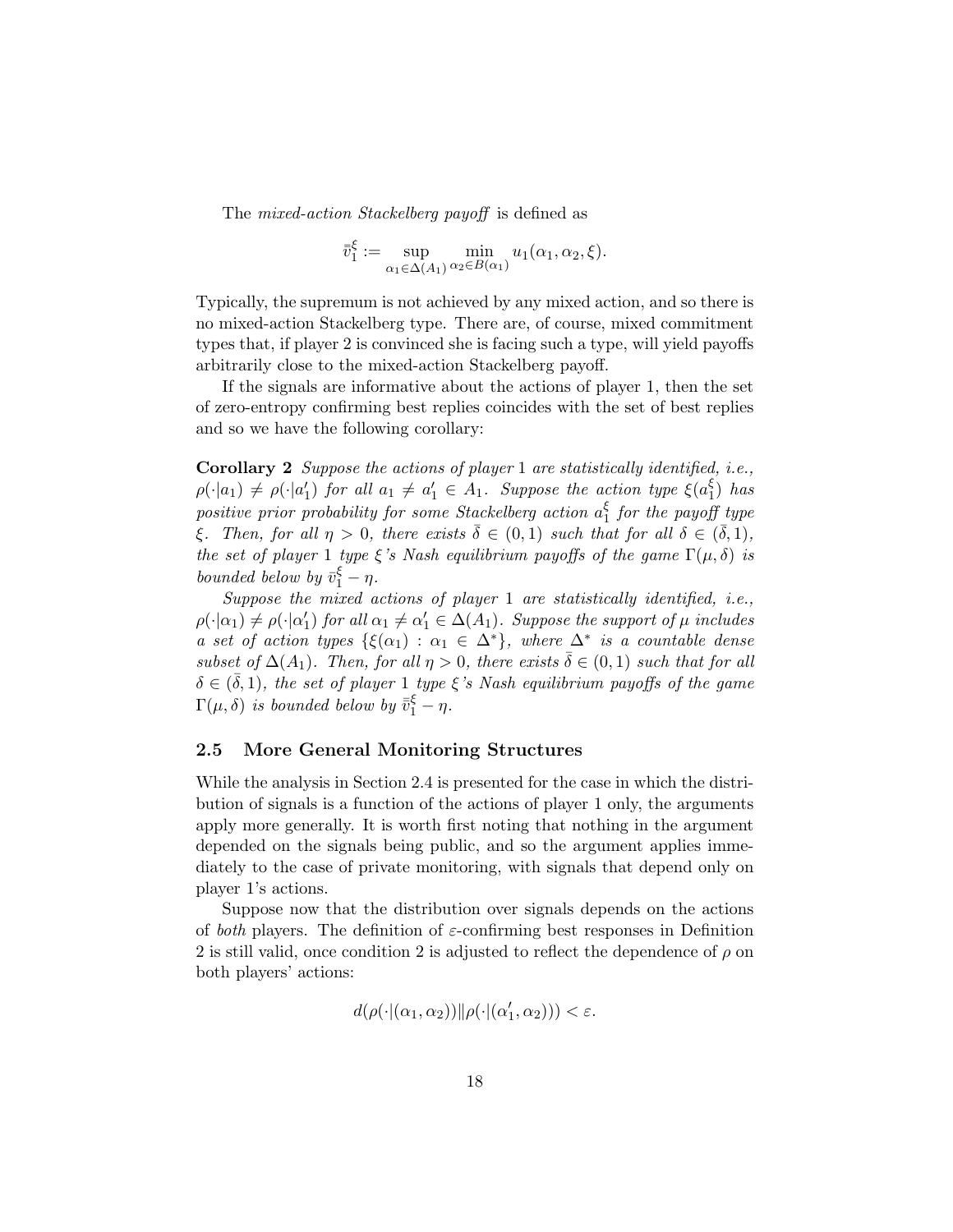The *mixed-action Stackelberg payoff* is defined as

$$\bar{\bar{v}}_1^{\xi} := \sup_{\alpha_1 \in \Delta(A_1)} \min_{\alpha_2 \in B(\alpha_1)} u_1(\alpha_1, \alpha_2, \xi).$$

Typically, the supremum is not achieved by any mixed action, and so there is no mixed-action Stackelberg type. There are, of course, mixed commitment types that, if player 2 is convinced she is facing such a type, will yield payoffs arbitrarily close to the mixed-action Stackelberg payoff.

If the signals are informative about the actions of player 1, then the set of zero-entropy confirming best replies coincides with the set of best replies and so we have the following corollary:

**Corollary 2** *Suppose the actions of player* 1 *are statistically identified, i.e., $\rho(\cdot|a_1) \neq \rho(\cdot|a_1')$ for all $a_1 \neq a_1' \in A_1$. Suppose the action type $\xi(a_1^{\xi})$ has positive prior probability for some Stackelberg action $a_1^{\xi}$ for the payoff type $\xi$. Then, for all $\eta > 0$, there exists $\bar{\delta} \in (0,1)$ such that for all $\delta \in (\bar{\delta}, 1)$, the set of player* 1 *type $\xi$'s Nash equilibrium payoffs of the game $\Gamma(\mu, \delta)$ is bounded below by $\bar{v}_1^{\xi} - \eta$.*

*Suppose the mixed actions of player* 1 *are statistically identified, i.e., $\rho(\cdot|\alpha_1) \neq \rho(\cdot|\alpha_1')$ for all $\alpha_1 \neq \alpha_1' \in \Delta(A_1)$. Suppose the support of $\mu$ includes a set of action types $\{\xi(\alpha_1) : \alpha_1 \in \Delta^*\}$, where $\Delta^*$ is a countable dense subset of $\Delta(A_1)$. Then, for all $\eta > 0$, there exists $\bar{\delta} \in (0,1)$ such that for all $\delta \in (\bar{\delta}, 1)$, the set of player* 1 *type $\xi$'s Nash equilibrium payoffs of the game $\Gamma(\mu, \delta)$ is bounded below by $\bar{\bar{v}}_1^{\xi} - \eta$.*

### 2.5 More General Monitoring Structures

While the analysis in Section 2.4 is presented for the case in which the distribution of signals is a function of the actions of player 1 only, the arguments apply more generally. It is worth first noting that nothing in the argument depended on the signals being public, and so the argument applies immediately to the case of private monitoring, with signals that depend only on player 1's actions.

Suppose now that the distribution over signals depends on the actions of *both* players. The definition of $\varepsilon$-confirming best responses in Definition 2 is still valid, once condition 2 is adjusted to reflect the dependence of $\rho$ on both players' actions:

$$d(\rho(\cdot|(\alpha_1, \alpha_2)) \| \rho(\cdot|(\alpha_1', \alpha_2))) < \varepsilon.$$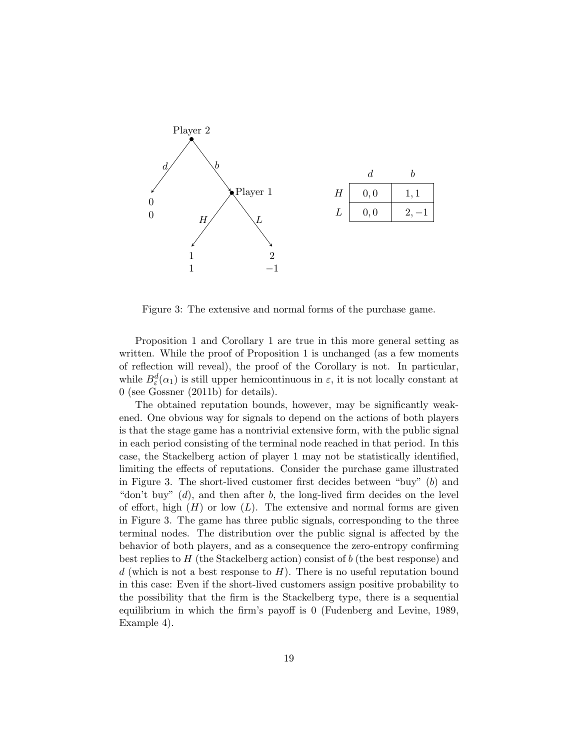|   | $d$ | $b$ |
|---|---|---|
| $H$ | $0, 0$ | $1, 1$ |
| $L$ | $0, 0$ | $2, -1$ |

Figure 3: The extensive and normal forms of the purchase game.

Proposition 1 and Corollary 1 are true in this more general setting as written. While the proof of Proposition 1 is unchanged (as a few moments of reflection will reveal), the proof of the Corollary is not. In particular, while $B^d_\varepsilon(\alpha_1)$ is still upper hemicontinuous in $\varepsilon$, it is not locally constant at 0 (see Gossner (2011b) for details).

The obtained reputation bounds, however, may be significantly weakened. One obvious way for signals to depend on the actions of both players is that the stage game has a nontrivial extensive form, with the public signal in each period consisting of the terminal node reached in that period. In this case, the Stackelberg action of player 1 may not be statistically identified, limiting the effects of reputations. Consider the purchase game illustrated in Figure 3. The short-lived customer first decides between "buy" ($b$) and "don't buy" ($d$), and then after $b$, the long-lived firm decides on the level of effort, high ($H$) or low ($L$). The extensive and normal forms are given in Figure 3. The game has three public signals, corresponding to the three terminal nodes. The distribution over the public signal is affected by the behavior of both players, and as a consequence the zero-entropy confirming best replies to $H$ (the Stackelberg action) consist of $b$ (the best response) and $d$ (which is not a best response to $H$). There is no useful reputation bound in this case: Even if the short-lived customers assign positive probability to the possibility that the firm is the Stackelberg type, there is a sequential equilibrium in which the firm's payoff is 0 (Fudenberg and Levine, 1989, Example 4).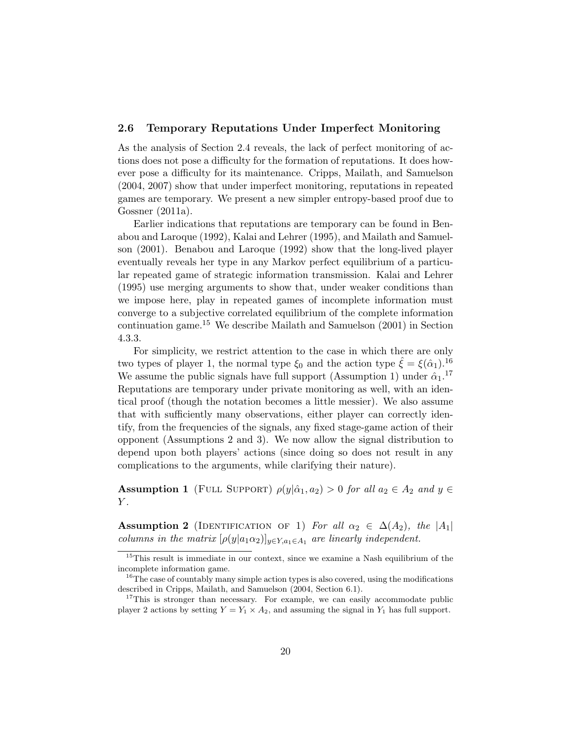### 2.6 Temporary Reputations Under Imperfect Monitoring

As the analysis of Section 2.4 reveals, the lack of perfect monitoring of actions does not pose a difficulty for the formation of reputations. It does however pose a difficulty for its maintenance. Cripps, Mailath, and Samuelson (2004, 2007) show that under imperfect monitoring, reputations in repeated games are temporary. We present a new simpler entropy-based proof due to Gossner (2011a).

Earlier indications that reputations are temporary can be found in Benabou and Laroque (1992), Kalai and Lehrer (1995), and Mailath and Samuelson (2001). Benabou and Laroque (1992) show that the long-lived player eventually reveals her type in any Markov perfect equilibrium of a particular repeated game of strategic information transmission. Kalai and Lehrer (1995) use merging arguments to show that, under weaker conditions than we impose here, play in repeated games of incomplete information must converge to a subjective correlated equilibrium of the complete information continuation game.[15] We describe Mailath and Samuelson (2001) in Section 4.3.3.

For simplicity, we restrict attention to the case in which there are only two types of player 1, the normal type $\xi_0$ and the action type $\hat{\xi} = \xi(\hat{\alpha}_1)$.[16] We assume the public signals have full support (Assumption 1) under $\hat{\alpha}_1$.[17] Reputations are temporary under private monitoring as well, with an identical proof (though the notation becomes a little messier). We also assume that with sufficiently many observations, either player can correctly identify, from the frequencies of the signals, any fixed stage-game action of their opponent (Assumptions 2 and 3). We now allow the signal distribution to depend upon both players' actions (since doing so does not result in any complications to the arguments, while clarifying their nature).

**Assumption 1** (Full Support) *$\rho(y|\hat{\alpha}_1, a_2) > 0$ for all $a_2 \in A_2$ and $y \in Y$.*

**Assumption 2** (Identification of 1) *For all $\alpha_2 \in \Delta(A_2)$, the $|A_1|$ columns in the matrix $[\rho(y|a_1\alpha_2)]_{y \in Y, a_1 \in A_1}$ are linearly independent.*

---

[15] This result is immediate in our context, since we examine a Nash equilibrium of the incomplete information game.

[16] The case of countably many simple action types is also covered, using the modifications described in Cripps, Mailath, and Samuelson (2004, Section 6.1).

[17] This is stronger than necessary. For example, we can easily accommodate public player 2 actions by setting $Y = Y_1 \times A_2$, and assuming the signal in $Y_1$ has full support.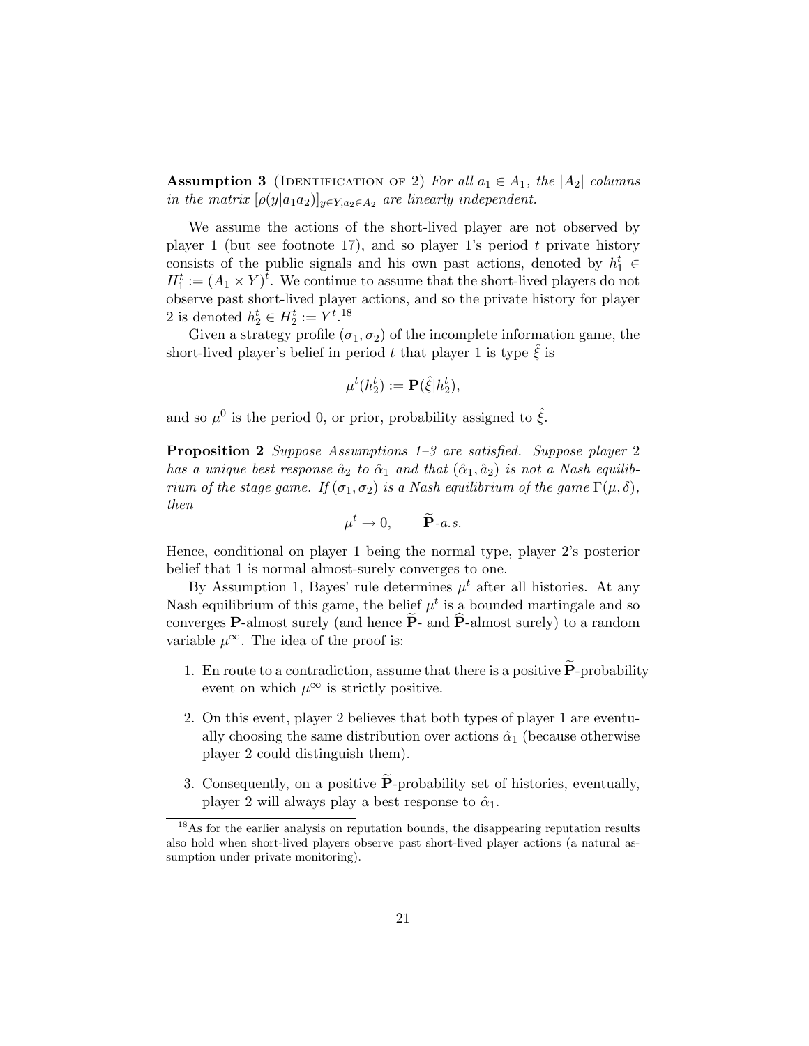**Assumption 3** (Identification of 2) *For all $a_1 \in A_1$, the $|A_2|$ columns in the matrix $[\rho(y|a_1a_2)]_{y \in Y, a_2 \in A_2}$ are linearly independent.*

We assume the actions of the short-lived player are not observed by player 1 (but see footnote 17), and so player 1's period $t$ private history consists of the public signals and his own past actions, denoted by $h_1^t \in H_1^t := (A_1 \times Y)^t$. We continue to assume that the short-lived players do not observe past short-lived player actions, and so the private history for player 2 is denoted $h_2^t \in H_2^t := Y^t$.[18]

Given a strategy profile $(\sigma_1, \sigma_2)$ of the incomplete information game, the short-lived player's belief in period $t$ that player 1 is type $\hat{\xi}$ is

$$\mu^t(h_2^t) := \mathbf{P}(\hat{\xi}|h_2^t),$$

and so $\mu^0$ is the period 0, or prior, probability assigned to $\hat{\xi}$.

**Proposition 2** *Suppose Assumptions 1–3 are satisfied. Suppose player 2 has a unique best response $\hat{a}_2$ to $\hat{\alpha}_1$ and that $(\hat{\alpha}_1, \hat{a}_2)$ is not a Nash equilibrium of the stage game. If $(\sigma_1, \sigma_2)$ is a Nash equilibrium of the game $\Gamma(\mu, \delta)$, then*

$$\mu^t \to 0, \qquad \widetilde{\mathbf{P}}\text{-a.s.}$$

Hence, conditional on player 1 being the normal type, player 2's posterior belief that 1 is normal almost-surely converges to one.

By Assumption 1, Bayes' rule determines $\mu^t$ after all histories. At any Nash equilibrium of this game, the belief $\mu^t$ is a bounded martingale and so converges $\mathbf{P}$-almost surely (and hence $\widetilde{\mathbf{P}}$- and $\widehat{\mathbf{P}}$-almost surely) to a random variable $\mu^\infty$. The idea of the proof is:

1. En route to a contradiction, assume that there is a positive $\widetilde{\mathbf{P}}$-probability event on which $\mu^\infty$ is strictly positive.
2. On this event, player 2 believes that both types of player 1 are eventually choosing the same distribution over actions $\hat{\alpha}_1$ (because otherwise player 2 could distinguish them).
3. Consequently, on a positive $\widetilde{\mathbf{P}}$-probability set of histories, eventually, player 2 will always play a best response to $\hat{\alpha}_1$.

[18] As for the earlier analysis on reputation bounds, the disappearing reputation results also hold when short-lived players observe past short-lived player actions (a natural assumption under private monitoring).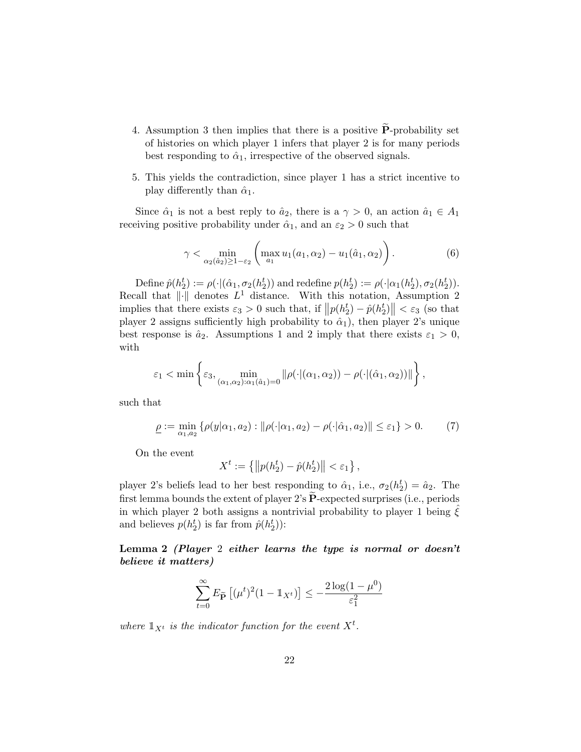4. Assumption 3 then implies that there is a positive $\widetilde{\mathbf{P}}$-probability set of histories on which player 1 infers that player 2 is for many periods best responding to $\hat{\alpha}_1$, irrespective of the observed signals.

5. This yields the contradiction, since player 1 has a strict incentive to play differently than $\hat{\alpha}_1$.

Since $\hat{\alpha}_1$ is not a best reply to $\hat{a}_2$, there is a $\gamma > 0$, an action $\hat{a}_1 \in A_1$ receiving positive probability under $\hat{\alpha}_1$, and an $\varepsilon_2 > 0$ such that

$$\gamma < \min_{\alpha_2(\hat{a}_2) \geq 1-\varepsilon_2} \left( \max_{a_1} u_1(a_1, \alpha_2) - u_1(\hat{a}_1, \alpha_2) \right). \tag{6}$$

Define $\hat{p}(h_2^t) := \rho(\cdot|(\hat{\alpha}_1, \sigma_2(h_2^t))$ and redefine $p(h_2^t) := \rho(\cdot|\alpha_1(h_2^t), \sigma_2(h_2^t))$. Recall that $\|\cdot\|$ denotes $L^1$ distance. With this notation, Assumption 2 implies that there exists $\varepsilon_3 > 0$ such that, if $\left\|p(h_2^t) - \hat{p}(h_2^t)\right\| < \varepsilon_3$ (so that player 2 assigns sufficiently high probability to $\hat{\alpha}_1$), then player 2's unique best response is $\hat{a}_2$. Assumptions 1 and 2 imply that there exists $\varepsilon_1 > 0$, with

$$\varepsilon_1 < \min \left\{ \varepsilon_3, \min_{(\alpha_1, \alpha_2): \alpha_1(\hat{a}_1) = 0} \|\rho(\cdot|(\alpha_1, \alpha_2)) - \rho(\cdot|(\hat{\alpha}_1, \alpha_2))\| \right\},$$

such that

$$\underline{\rho} := \min_{\alpha_1, a_2} \{ \rho(y|\alpha_1, a_2) : \|\rho(\cdot|\alpha_1, a_2) - \rho(\cdot|\hat{\alpha}_1, a_2)\| \leq \varepsilon_1 \} > 0. \tag{7}$$

On the event

$$X^t := \left\{ \left\|p(h_2^t) - \hat{p}(h_2^t)\right\| < \varepsilon_1 \right\},$$

player 2's beliefs lead to her best responding to $\hat{\alpha}_1$, i.e., $\sigma_2(h_2^t) = \hat{a}_2$. The first lemma bounds the extent of player 2's $\widetilde{\mathbf{P}}$-expected surprises (i.e., periods in which player 2 both assigns a nontrivial probability to player 1 being $\hat{\xi}$ and believes $p(h_2^t)$ is far from $\hat{p}(h_2^t)$):

**Lemma 2** ***(Player*** **2** ***either learns the type is normal or doesn't believe it matters)***

$$\sum_{t=0}^{\infty} E_{\widetilde{\mathbf{P}}} \left[ (\mu^t)^2 (1 - \mathbb{1}_{X^t}) \right] \leq -\frac{2 \log(1 - \mu^0)}{\varepsilon_1^2}$$

*where $\mathbb{1}_{X^t}$ is the indicator function for the event $X^t$.*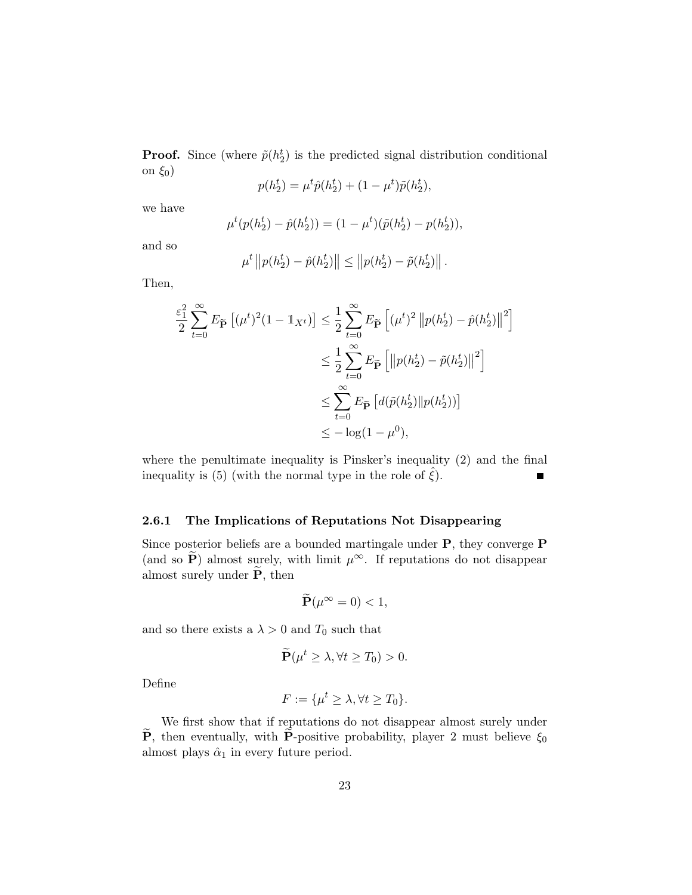**Proof.** Since (where $\tilde{p}(h_2^t)$ is the predicted signal distribution conditional on $\xi_0$)

$$p(h_2^t) = \mu^t \hat{p}(h_2^t) + (1 - \mu^t)\tilde{p}(h_2^t),$$

we have

$$\mu^t(p(h_2^t) - \hat{p}(h_2^t)) = (1 - \mu^t)(\tilde{p}(h_2^t) - p(h_2^t)),$$

and so

$$\mu^t \left\| p(h_2^t) - \hat{p}(h_2^t) \right\| \leq \left\| p(h_2^t) - \tilde{p}(h_2^t) \right\|.$$

Then,

$$\begin{aligned}
\frac{\varepsilon_1^2}{2} \sum_{t=0}^{\infty} E_{\widetilde{\mathbf{P}}} \left[ (\mu^t)^2 (1 - \mathbb{1}_{X^t}) \right] &\leq \frac{1}{2} \sum_{t=0}^{\infty} E_{\widetilde{\mathbf{P}}} \left[ (\mu^t)^2 \left\| p(h_2^t) - \hat{p}(h_2^t) \right\|^2 \right] \\
&\leq \frac{1}{2} \sum_{t=0}^{\infty} E_{\widetilde{\mathbf{P}}} \left[ \left\| p(h_2^t) - \tilde{p}(h_2^t) \right\|^2 \right] \\
&\leq \sum_{t=0}^{\infty} E_{\widetilde{\mathbf{P}}} \left[ d(\tilde{p}(h_2^t) \| p(h_2^t)) \right] \\
&\leq -\log(1 - \mu^0),
\end{aligned}$$

where the penultimate inequality is Pinsker's inequality (2) and the final inequality is (5) (with the normal type in the role of $\hat{\xi}$). ∎

#### 2.6.1 The Implications of Reputations Not Disappearing

Since posterior beliefs are a bounded martingale under $\mathbf{P}$, they converge $\mathbf{P}$ (and so $\widetilde{\mathbf{P}}$) almost surely, with limit $\mu^\infty$. If reputations do not disappear almost surely under $\widetilde{\mathbf{P}}$, then

$$\widetilde{\mathbf{P}}(\mu^\infty = 0) < 1,$$

and so there exists a $\lambda > 0$ and $T_0$ such that

$$\widetilde{\mathbf{P}}(\mu^t \geq \lambda, \forall t \geq T_0) > 0.$$

Define

$$F := \{\mu^t \geq \lambda, \forall t \geq T_0\}.$$

We first show that if reputations do not disappear almost surely under $\widetilde{\mathbf{P}}$, then eventually, with $\widetilde{\mathbf{P}}$-positive probability, player 2 must believe $\xi_0$ almost plays $\hat{\alpha}_1$ in every future period.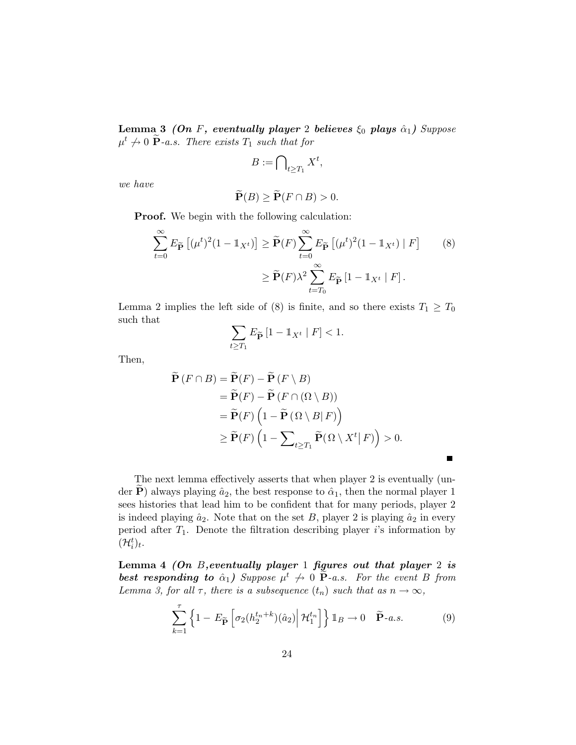**Lemma 3** ***(On** $F$**, eventually player** $2$ **believes** $\xi_0$ **plays** $\hat{\alpha}_1$**)*** *Suppose* $\mu^t \nrightarrow 0$ $\widetilde{\mathbf{P}}$*-a.s. There exists* $T_1$ *such that for*

$$B := \bigcap\nolimits_{t \geq T_1} X^t,$$

*we have*

$$\widetilde{\mathbf{P}}(B) \geq \widetilde{\mathbf{P}}(F \cap B) > 0.$$

**Proof.** We begin with the following calculation:

$$\begin{aligned}\sum_{t=0}^{\infty} E_{\widetilde{\mathbf{P}}}\left[(\mu^t)^2(1 - \mathbb{1}_{X^t})\right] &\geq \widetilde{\mathbf{P}}(F) \sum_{t=0}^{\infty} E_{\widetilde{\mathbf{P}}}\left[(\mu^t)^2(1 - \mathbb{1}_{X^t}) \mid F\right] \qquad (8)\\ &\geq \widetilde{\mathbf{P}}(F)\lambda^2 \sum_{t=T_0}^{\infty} E_{\widetilde{\mathbf{P}}}\left[1 - \mathbb{1}_{X^t} \mid F\right].\end{aligned}$$

Lemma 2 implies the left side of (8) is finite, and so there exists $T_1 \geq T_0$ such that

$$\sum_{t \geq T_1} E_{\widetilde{\mathbf{P}}}\left[1 - \mathbb{1}_{X^t} \mid F\right] < 1.$$

Then,

$$\begin{aligned}\widetilde{\mathbf{P}}\left(F \cap B\right) &= \widetilde{\mathbf{P}}(F) - \widetilde{\mathbf{P}}\left(F \setminus B\right)\\ &= \widetilde{\mathbf{P}}(F) - \widetilde{\mathbf{P}}\left(F \cap (\Omega \setminus B)\right)\\ &= \widetilde{\mathbf{P}}(F)\left(1 - \widetilde{\mathbf{P}}\left(\Omega \setminus B \middle| F\right)\right)\\ &\geq \widetilde{\mathbf{P}}(F)\left(1 - \sum\nolimits_{t \geq T_1} \widetilde{\mathbf{P}}(\Omega \setminus X^t \middle| F)\right) > 0.\end{aligned}$$

∎

The next lemma effectively asserts that when player 2 is eventually (under $\widetilde{\mathbf{P}}$) always playing $\hat{a}_2$, the best response to $\hat{\alpha}_1$, then the normal player 1 sees histories that lead him to be confident that for many periods, player 2 is indeed playing $\hat{a}_2$. Note that on the set $B$, player 2 is playing $\hat{a}_2$ in every period after $T_1$. Denote the filtration describing player $i$'s information by $(\mathcal{H}_i^t)_t$.

**Lemma 4** ***(On** $B$**, eventually player** $1$ **figures out that player** $2$ **is best responding to** $\hat{\alpha}_1$**)*** *Suppose* $\mu^t \nrightarrow 0$ $\widetilde{\mathbf{P}}$*-a.s. For the event* $B$ *from Lemma 3, for all* $\tau$*, there is a subsequence* $(t_n)$ *such that as* $n \to \infty$*,*

$$\sum_{k=1}^{\tau} \left\{1 - E_{\widetilde{\mathbf{P}}}\left[\sigma_2(h_2^{t_n+k})(\hat{a}_2) \middle| \mathcal{H}_1^{t_n}\right]\right\} \mathbb{1}_B \to 0 \quad \widetilde{\mathbf{P}}\text{-a.s.} \qquad (9)$$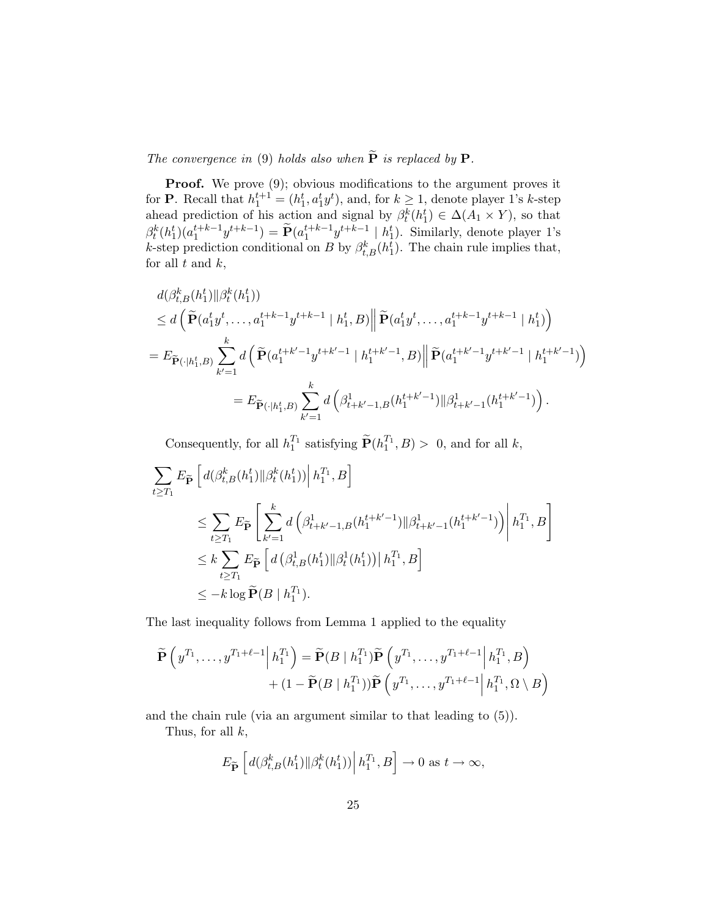*The convergence in (9) holds also when $\widetilde{\mathbf{P}}$ is replaced by $\mathbf{P}$.*

**Proof.** We prove (9); obvious modifications to the argument proves it for $\mathbf{P}$. Recall that $h_1^{t+1} = (h_1^t, a_1^t y^t)$, and, for $k \geq 1$, denote player 1's $k$-step ahead prediction of his action and signal by $\beta_t^k(h_1^t) \in \Delta(A_1 \times Y)$, so that $\beta_t^k(h_1^t)(a_1^{t+k-1}y^{t+k-1}) = \widetilde{\mathbf{P}}(a_1^{t+k-1}y^{t+k-1} \mid h_1^t)$. Similarly, denote player 1's $k$-step prediction conditional on $B$ by $\beta_{t,B}^k(h_1^t)$. The chain rule implies that, for all $t$ and $k$,

$$
\begin{aligned}
&d(\beta_{t,B}^k(h_1^t) \| \beta_t^k(h_1^t)) \\
&\leq d\left( \widetilde{\mathbf{P}}(a_1^t y^t, \ldots, a_1^{t+k-1}y^{t+k-1} \mid h_1^t, B) \middle\| \widetilde{\mathbf{P}}(a_1^t y^t, \ldots, a_1^{t+k-1}y^{t+k-1} \mid h_1^t) \right) \\
&= E_{\widetilde{\mathbf{P}}(\cdot \mid h_1^t, B)} \sum_{k'=1}^{k} d\left( \widetilde{\mathbf{P}}(a_1^{t+k'-1}y^{t+k'-1} \mid h_1^{t+k'-1}, B) \middle\| \widetilde{\mathbf{P}}(a_1^{t+k'-1}y^{t+k'-1} \mid h_1^{t+k'-1}) \right) \\
&\qquad\qquad = E_{\widetilde{\mathbf{P}}(\cdot \mid h_1^t, B)} \sum_{k'=1}^{k} d\left( \beta_{t+k'-1,B}^1(h_1^{t+k'-1}) \| \beta_{t+k'-1}^1(h_1^{t+k'-1}) \right).
\end{aligned}
$$

Consequently, for all $h_1^{T_1}$ satisfying $\widetilde{\mathbf{P}}(h_1^{T_1}, B) > 0$, and for all $k$,

$$
\begin{aligned}
&\sum_{t \geq T_1} E_{\widetilde{\mathbf{P}}} \left[ d(\beta_{t,B}^k(h_1^t) \| \beta_t^k(h_1^t)) \middle| h_1^{T_1}, B \right] \\
&\qquad \leq \sum_{t \geq T_1} E_{\widetilde{\mathbf{P}}} \left[ \sum_{k'=1}^{k} d\left( \beta_{t+k'-1,B}^1(h_1^{t+k'-1}) \| \beta_{t+k'-1}^1(h_1^{t+k'-1}) \right) \middle| h_1^{T_1}, B \right] \\
&\qquad \leq k \sum_{t \geq T_1} E_{\widetilde{\mathbf{P}}} \left[ d\left( \beta_{t,B}^1(h_1^t) \| \beta_t^1(h_1^t) \right) \middle| h_1^{T_1}, B \right] \\
&\qquad \leq -k \log \widetilde{\mathbf{P}}(B \mid h_1^{T_1}).
\end{aligned}
$$

The last inequality follows from Lemma 1 applied to the equality

$$
\begin{aligned}
\widetilde{\mathbf{P}}\left( y^{T_1}, \ldots, y^{T_1+\ell-1} \middle| h_1^{T_1} \right) = \widetilde{\mathbf{P}}(B \mid h_1^{T_1}) \widetilde{\mathbf{P}}\left( y^{T_1}, \ldots, y^{T_1+\ell-1} \middle| h_1^{T_1}, B \right) \\
+ (1 - \widetilde{\mathbf{P}}(B \mid h_1^{T_1})) \widetilde{\mathbf{P}}\left( y^{T_1}, \ldots, y^{T_1+\ell-1} \middle| h_1^{T_1}, \Omega \setminus B \right)
\end{aligned}
$$

and the chain rule (via an argument similar to that leading to (5)).

Thus, for all $k$,

$$
E_{\widetilde{\mathbf{P}}} \left[ d(\beta_{t,B}^k(h_1^t) \| \beta_t^k(h_1^t)) \middle| h_1^{T_1}, B \right] \to 0 \text{ as } t \to \infty,
$$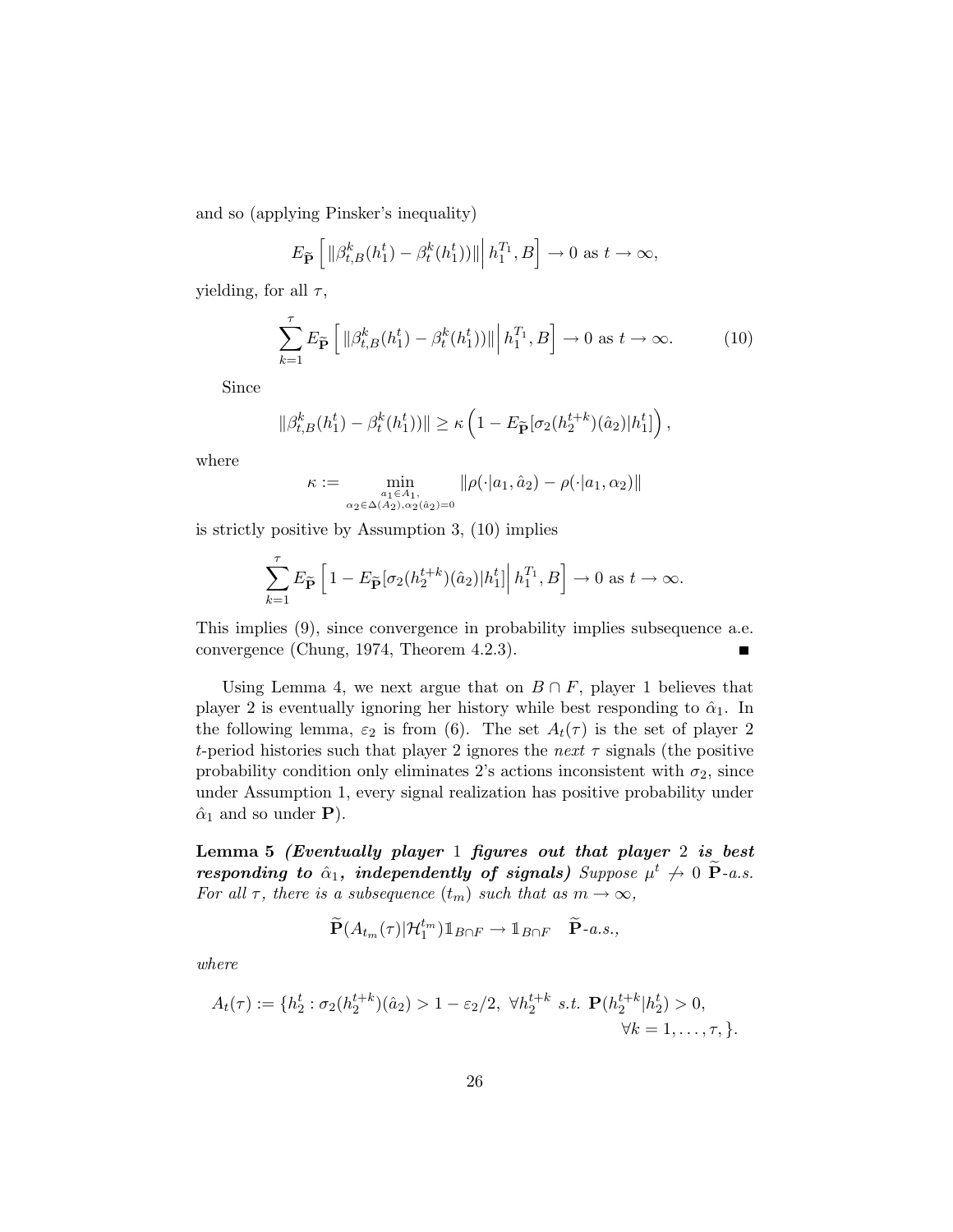and so (applying Pinsker's inequality)

$$E_{\widetilde{\mathbf{P}}}\left[\|\beta^k_{t,B}(h^t_1) - \beta^k_t(h^t_1))\| \,\Big|\, h^{T_1}_1, B\right] \to 0 \text{ as } t \to \infty,$$

yielding, for all $\tau$,

$$\sum_{k=1}^{\tau} E_{\widetilde{\mathbf{P}}}\left[\|\beta^k_{t,B}(h^t_1) - \beta^k_t(h^t_1))\| \,\Big|\, h^{T_1}_1, B\right] \to 0 \text{ as } t \to \infty. \tag{10}$$

Since

$$\|\beta^k_{t,B}(h^t_1) - \beta^k_t(h^t_1))\| \geq \kappa\left(1 - E_{\widetilde{\mathbf{P}}}[\sigma_2(h^{t+k}_2)(\hat{a}_2)|h^t_1]\right),$$

where

$$\kappa := \min_{\substack{a_1 \in A_1, \\ \alpha_2 \in \Delta(A_2), \alpha_2(\hat{a}_2)=0}} \|\rho(\cdot|a_1, \hat{a}_2) - \rho(\cdot|a_1, \alpha_2)\|$$

is strictly positive by Assumption 3, (10) implies

$$\sum_{k=1}^{\tau} E_{\widetilde{\mathbf{P}}}\left[1 - E_{\widetilde{\mathbf{P}}}[\sigma_2(h^{t+k}_2)(\hat{a}_2)|h^t_1] \,\Big|\, h^{T_1}_1, B\right] \to 0 \text{ as } t \to \infty.$$

This implies (9), since convergence in probability implies subsequence a.e. convergence (Chung, 1974, Theorem 4.2.3). ■

Using Lemma 4, we next argue that on $B \cap F$, player 1 believes that player 2 is eventually ignoring her history while best responding to $\hat{\alpha}_1$. In the following lemma, $\varepsilon_2$ is from (6). The set $A_t(\tau)$ is the set of player 2 $t$-period histories such that player 2 ignores the *next* $\tau$ signals (the positive probability condition only eliminates 2's actions inconsistent with $\sigma_2$, since under Assumption 1, every signal realization has positive probability under $\hat{\alpha}_1$ and so under $\mathbf{P}$).

**Lemma 5** ***(Eventually player 1 figures out that player 2 is best responding to $\hat{\alpha}_1$, independently of signals)*** *Suppose $\mu^t \not\to 0$ $\widetilde{\mathbf{P}}$-a.s. For all $\tau$, there is a subsequence $(t_m)$ such that as $m \to \infty$,*

$$\widetilde{\mathbf{P}}(A_{t_m}(\tau)|\mathcal{H}^{t_m}_1)\mathbb{1}_{B\cap F} \to \mathbb{1}_{B\cap F} \quad \widetilde{\mathbf{P}}\text{-a.s.},$$

*where*

$$A_t(\tau) := \{h^t_2 : \sigma_2(h^{t+k}_2)(\hat{a}_2) > 1 - \varepsilon_2/2, \ \forall h^{t+k}_2 \text{ s.t. } \mathbf{P}(h^{t+k}_2|h^t_2) > 0, \\ \forall k = 1, \ldots, \tau, \}.$$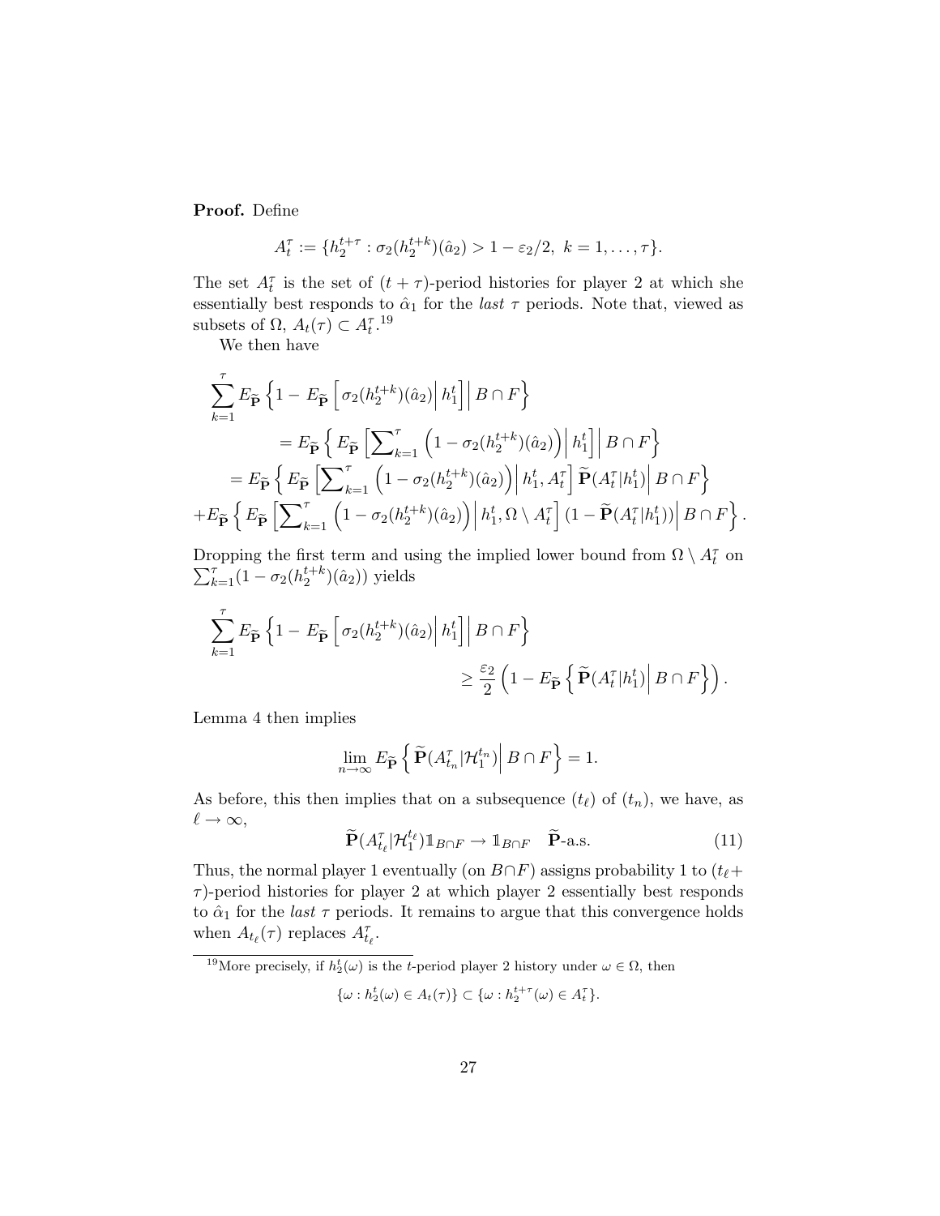**Proof.** Define

$$A_t^\tau := \{h_2^{t+\tau} : \sigma_2(h_2^{t+k})(\hat{a}_2) > 1 - \varepsilon_2/2,\ k = 1, \ldots, \tau\}.$$

The set $A_t^\tau$ is the set of $(t+\tau)$-period histories for player 2 at which she essentially best responds to $\hat{\alpha}_1$ for the *last* $\tau$ periods. Note that, viewed as subsets of $\Omega$, $A_t(\tau) \subset A_t^\tau$.[19]

We then have

$$\begin{aligned}
&\sum_{k=1}^{\tau} E_{\widetilde{\mathbf{P}}} \left\{ 1 - E_{\widetilde{\mathbf{P}}} \left[ \sigma_2(h_2^{t+k})(\hat{a}_2) \Big| \, h_1^t \right] \Big| \, B \cap F \right\} \\
&\qquad = E_{\widetilde{\mathbf{P}}} \left\{ E_{\widetilde{\mathbf{P}}} \left[ \sum\nolimits_{k=1}^{\tau} \left( 1 - \sigma_2(h_2^{t+k})(\hat{a}_2) \right) \Big| \, h_1^t \right] \Big| \, B \cap F \right\} \\
&\quad = E_{\widetilde{\mathbf{P}}} \left\{ E_{\widetilde{\mathbf{P}}} \left[ \sum\nolimits_{k=1}^{\tau} \left( 1 - \sigma_2(h_2^{t+k})(\hat{a}_2) \right) \Big| \, h_1^t, A_t^\tau \right] \widetilde{\mathbf{P}}(A_t^\tau | h_1^t) \Big| \, B \cap F \right\} \\
&+ E_{\widetilde{\mathbf{P}}} \left\{ E_{\widetilde{\mathbf{P}}} \left[ \sum\nolimits_{k=1}^{\tau} \left( 1 - \sigma_2(h_2^{t+k})(\hat{a}_2) \right) \Big| \, h_1^t, \Omega \setminus A_t^\tau \right] (1 - \widetilde{\mathbf{P}}(A_t^\tau | h_1^t)) \Big| \, B \cap F \right\}.
\end{aligned}$$

Dropping the first term and using the implied lower bound from $\Omega \setminus A_t^\tau$ on $\sum_{k=1}^{\tau}(1 - \sigma_2(h_2^{t+k})(\hat{a}_2))$ yields

$$\sum_{k=1}^{\tau} E_{\widetilde{\mathbf{P}}} \left\{ 1 - E_{\widetilde{\mathbf{P}}} \left[ \sigma_2(h_2^{t+k})(\hat{a}_2) \Big| \, h_1^t \right] \Big| \, B \cap F \right\} \geq \frac{\varepsilon_2}{2} \left( 1 - E_{\widetilde{\mathbf{P}}} \left\{ \widetilde{\mathbf{P}}(A_t^\tau | h_1^t) \Big| \, B \cap F \right\} \right).$$

Lemma 4 then implies

$$\lim_{n \to \infty} E_{\widetilde{\mathbf{P}}} \left\{ \widetilde{\mathbf{P}}(A_{t_n}^\tau | \mathcal{H}_1^{t_n}) \Big| \, B \cap F \right\} = 1.$$

As before, this then implies that on a subsequence $(t_\ell)$ of $(t_n)$, we have, as $\ell \to \infty$,

$$\widetilde{\mathbf{P}}(A_{t_\ell}^\tau | \mathcal{H}_1^{t_\ell}) \mathbb{1}_{B \cap F} \to \mathbb{1}_{B \cap F} \quad \widetilde{\mathbf{P}}\text{-a.s.} \tag{11}$$

Thus, the normal player 1 eventually (on $B \cap F$) assigns probability 1 to $(t_\ell + \tau)$-period histories for player 2 at which player 2 essentially best responds to $\hat{\alpha}_1$ for the *last* $\tau$ periods. It remains to argue that this convergence holds when $A_{t_\ell}(\tau)$ replaces $A_{t_\ell}^\tau$.

[19] More precisely, if $h_2^t(\omega)$ is the $t$-period player 2 history under $\omega \in \Omega$, then

$$\{\omega : h_2^t(\omega) \in A_t(\tau)\} \subset \{\omega : h_2^{t+\tau}(\omega) \in A_t^\tau\}.$$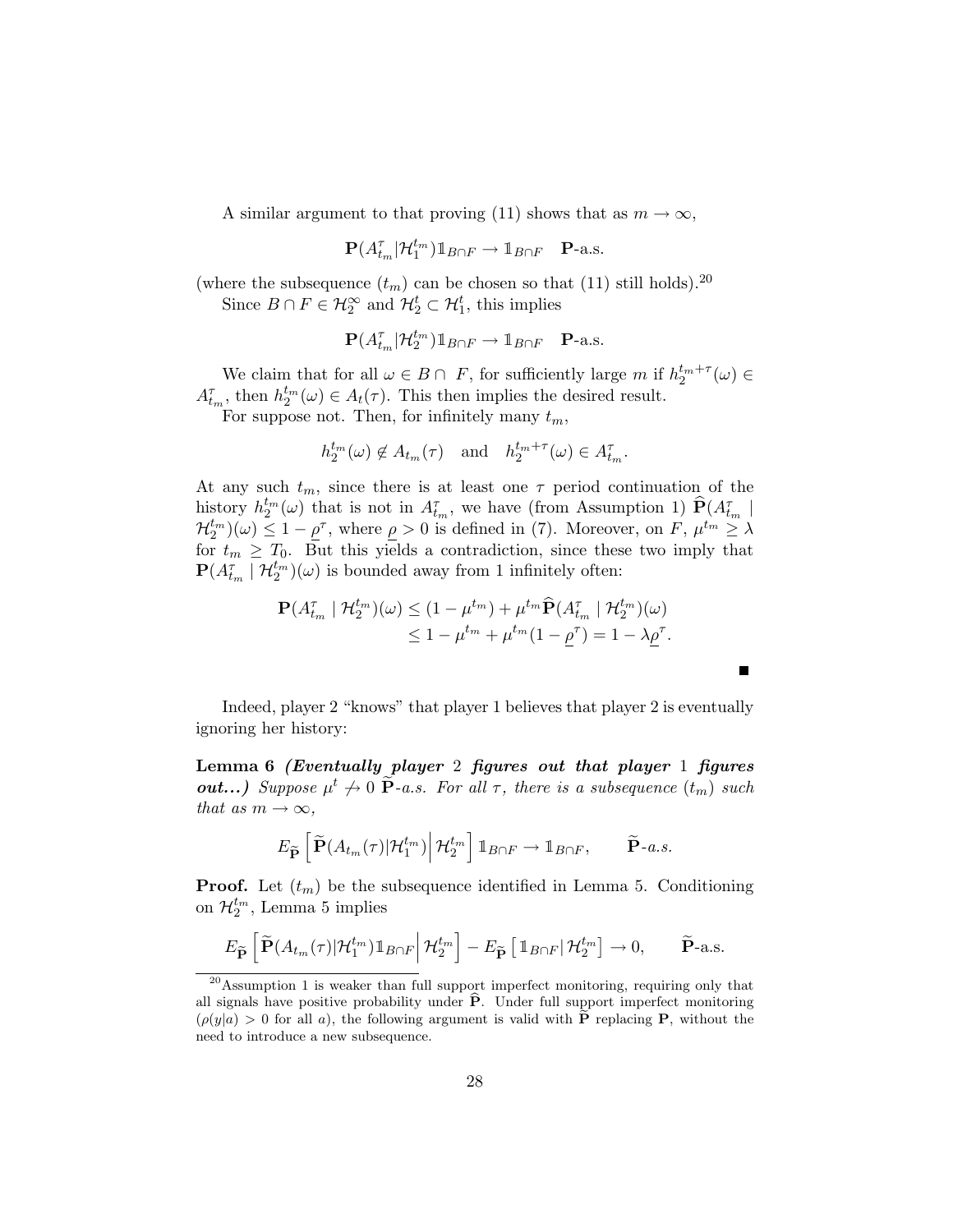A similar argument to that proving (11) shows that as $m \to \infty$,

$$\mathbf{P}(A^{\tau}_{t_m}|\mathcal{H}^{t_m}_1)\mathbb{1}_{B\cap F} \to \mathbb{1}_{B\cap F} \quad \mathbf{P}\text{-a.s.}$$

(where the subsequence $(t_m)$ can be chosen so that (11) still holds).[20]

Since $B \cap F \in \mathcal{H}^{\infty}_2$ and $\mathcal{H}^t_2 \subset \mathcal{H}^t_1$, this implies

$$\mathbf{P}(A^{\tau}_{t_m}|\mathcal{H}^{t_m}_2)\mathbb{1}_{B\cap F} \to \mathbb{1}_{B\cap F} \quad \mathbf{P}\text{-a.s.}$$

We claim that for all $\omega \in B \cap F$, for sufficiently large $m$ if $h^{t_m+\tau}_2(\omega) \in A^{\tau}_{t_m}$, then $h^{t_m}_2(\omega) \in A_t(\tau)$. This then implies the desired result.

For suppose not. Then, for infinitely many $t_m$,

$$h^{t_m}_2(\omega) \notin A_{t_m}(\tau) \quad \text{and} \quad h^{t_m+\tau}_2(\omega) \in A^{\tau}_{t_m}.$$

At any such $t_m$, since there is at least one $\tau$ period continuation of the history $h^{t_m}_2(\omega)$ that is not in $A^{\tau}_{t_m}$, we have (from Assumption 1) $\widehat{\mathbf{P}}(A^{\tau}_{t_m} \mid \mathcal{H}^{t_m}_2)(\omega) \leq 1 - \underline{\rho}^{\tau}$, where $\underline{\rho} > 0$ is defined in (7). Moreover, on $F$, $\mu^{t_m} \geq \lambda$ for $t_m \geq T_0$. But this yields a contradiction, since these two imply that $\mathbf{P}(A^{\tau}_{t_m} \mid \mathcal{H}^{t_m}_2)(\omega)$ is bounded away from 1 infinitely often:

$$\begin{aligned}
\mathbf{P}(A^{\tau}_{t_m} \mid \mathcal{H}^{t_m}_2)(\omega) &\leq (1-\mu^{t_m}) + \mu^{t_m}\widehat{\mathbf{P}}(A^{\tau}_{t_m} \mid \mathcal{H}^{t_m}_2)(\omega) \\
&\leq 1 - \mu^{t_m} + \mu^{t_m}(1-\underline{\rho}^{\tau}) = 1 - \lambda\underline{\rho}^{\tau}.
\end{aligned}$$

∎

Indeed, player 2 "knows" that player 1 believes that player 2 is eventually ignoring her history:

**Lemma 6** ***(Eventually player*** **2** ***figures out that player*** **1** ***figures out...)*** *Suppose $\mu^t \not\to 0$ $\widetilde{\mathbf{P}}$-a.s. For all $\tau$, there is a subsequence $(t_m)$ such that as $m \to \infty$,*

$$E_{\widetilde{\mathbf{P}}}\left[\widetilde{\mathbf{P}}(A_{t_m}(\tau)|\mathcal{H}^{t_m}_1)\middle|\, \mathcal{H}^{t_m}_2\right]\mathbb{1}_{B\cap F} \to \mathbb{1}_{B\cap F}, \qquad \widetilde{\mathbf{P}}\text{-a.s.}$$

**Proof.** Let $(t_m)$ be the subsequence identified in Lemma 5. Conditioning on $\mathcal{H}^{t_m}_2$, Lemma 5 implies

$$E_{\widetilde{\mathbf{P}}}\left[\widetilde{\mathbf{P}}(A_{t_m}(\tau)|\mathcal{H}^{t_m}_1)\mathbb{1}_{B\cap F}\middle|\, \mathcal{H}^{t_m}_2\right] - E_{\widetilde{\mathbf{P}}}\left[\mathbb{1}_{B\cap F}|\,\mathcal{H}^{t_m}_2\right] \to 0, \qquad \widetilde{\mathbf{P}}\text{-a.s.}$$

---

[20] Assumption 1 is weaker than full support imperfect monitoring, requiring only that all signals have positive probability under $\widehat{\mathbf{P}}$. Under full support imperfect monitoring ($\rho(y|a) > 0$ for all $a$), the following argument is valid with $\widehat{\mathbf{P}}$ replacing $\mathbf{P}$, without the need to introduce a new subsequence.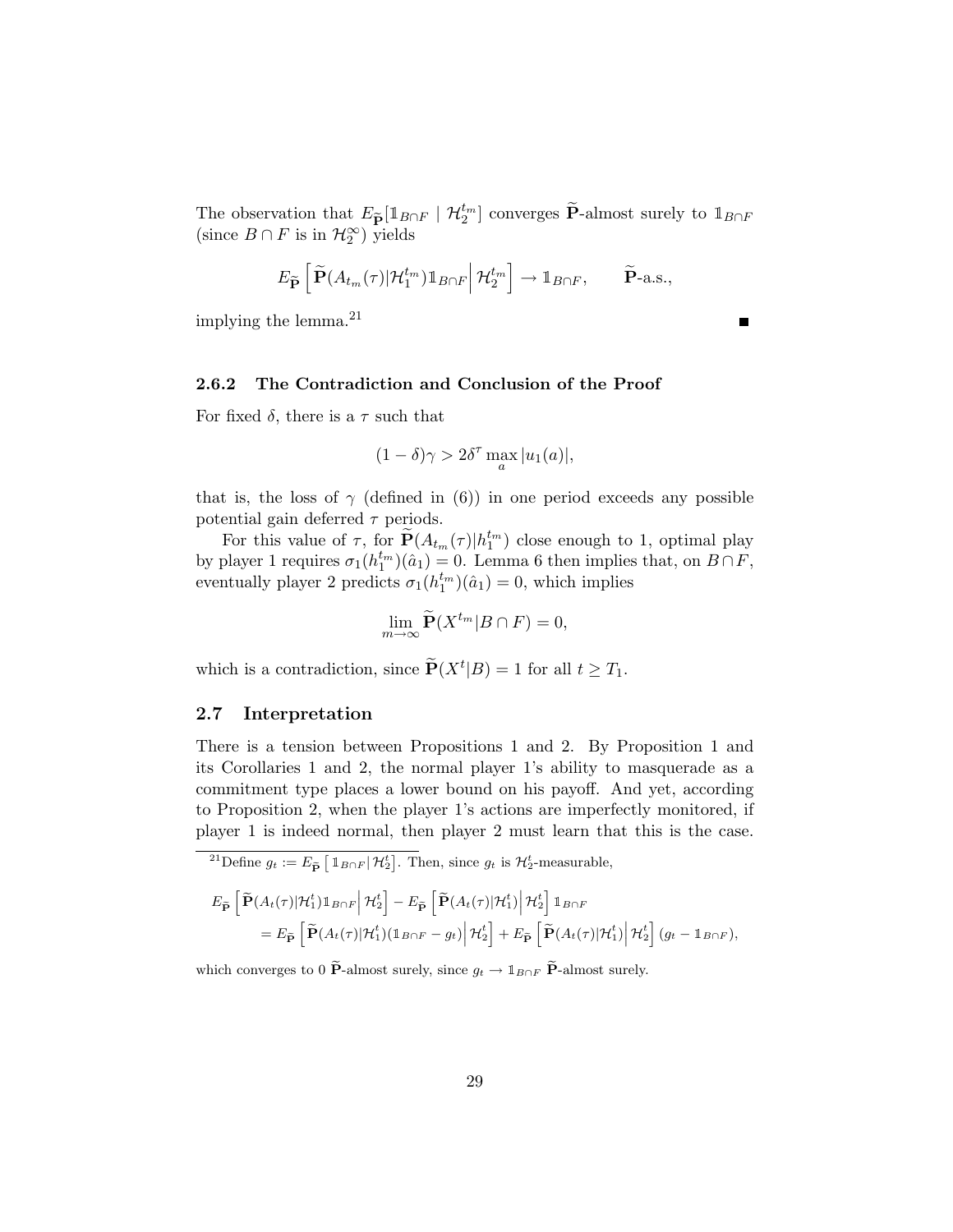The observation that $E_{\widetilde{\mathbf{P}}}[\mathbb{1}_{B\cap F} \mid \mathcal{H}_2^{t_m}]$ converges $\widetilde{\mathbf{P}}$-almost surely to $\mathbb{1}_{B\cap F}$ (since $B \cap F$ is in $\mathcal{H}_2^\infty$) yields

$$E_{\widetilde{\mathbf{P}}}\left[\widetilde{\mathbf{P}}(A_{t_m}(\tau)|\mathcal{H}_1^{t_m})\mathbb{1}_{B\cap F}\middle|\,\mathcal{H}_2^{t_m}\right] \to \mathbb{1}_{B\cap F}, \qquad \widetilde{\mathbf{P}}\text{-a.s.,}$$

implying the lemma.[21] ■

### 2.6.2 The Contradiction and Conclusion of the Proof

For fixed $\delta$, there is a $\tau$ such that

$$(1-\delta)\gamma > 2\delta^\tau \max_a |u_1(a)|,$$

that is, the loss of $\gamma$ (defined in (6)) in one period exceeds any possible potential gain deferred $\tau$ periods.

For this value of $\tau$, for $\widetilde{\mathbf{P}}(A_{t_m}(\tau)|h_1^{t_m})$ close enough to 1, optimal play by player 1 requires $\sigma_1(h_1^{t_m})(\hat{a}_1) = 0$. Lemma 6 then implies that, on $B \cap F$, eventually player 2 predicts $\sigma_1(h_1^{t_m})(\hat{a}_1) = 0$, which implies

$$\lim_{m\to\infty} \widetilde{\mathbf{P}}(X^{t_m}|B \cap F) = 0,$$

which is a contradiction, since $\widetilde{\mathbf{P}}(X^t|B) = 1$ for all $t \geq T_1$.

## 2.7 Interpretation

There is a tension between Propositions 1 and 2. By Proposition 1 and its Corollaries 1 and 2, the normal player 1's ability to masquerade as a commitment type places a lower bound on his payoff. And yet, according to Proposition 2, when the player 1's actions are imperfectly monitored, if player 1 is indeed normal, then player 2 must learn that this is the case.

[21] Define $g_t := E_{\widetilde{\mathbf{P}}}\left[\mathbb{1}_{B\cap F}\middle|\,\mathcal{H}_2^t\right]$. Then, since $g_t$ is $\mathcal{H}_2^t$-measurable,

$$\begin{aligned}
&E_{\widetilde{\mathbf{P}}}\left[\widetilde{\mathbf{P}}(A_t(\tau)|\mathcal{H}_1^t)\mathbb{1}_{B\cap F}\middle|\,\mathcal{H}_2^t\right] - E_{\widetilde{\mathbf{P}}}\left[\widetilde{\mathbf{P}}(A_t(\tau)|\mathcal{H}_1^t)\middle|\,\mathcal{H}_2^t\right]\mathbb{1}_{B\cap F} \\
&\quad = E_{\widetilde{\mathbf{P}}}\left[\widetilde{\mathbf{P}}(A_t(\tau)|\mathcal{H}_1^t)(\mathbb{1}_{B\cap F} - g_t)\middle|\,\mathcal{H}_2^t\right] + E_{\widetilde{\mathbf{P}}}\left[\widetilde{\mathbf{P}}(A_t(\tau)|\mathcal{H}_1^t)\middle|\,\mathcal{H}_2^t\right](g_t - \mathbb{1}_{B\cap F}),
\end{aligned}$$

which converges to 0 $\widetilde{\mathbf{P}}$-almost surely, since $g_t \to \mathbb{1}_{B\cap F}$ $\widetilde{\mathbf{P}}$-almost surely.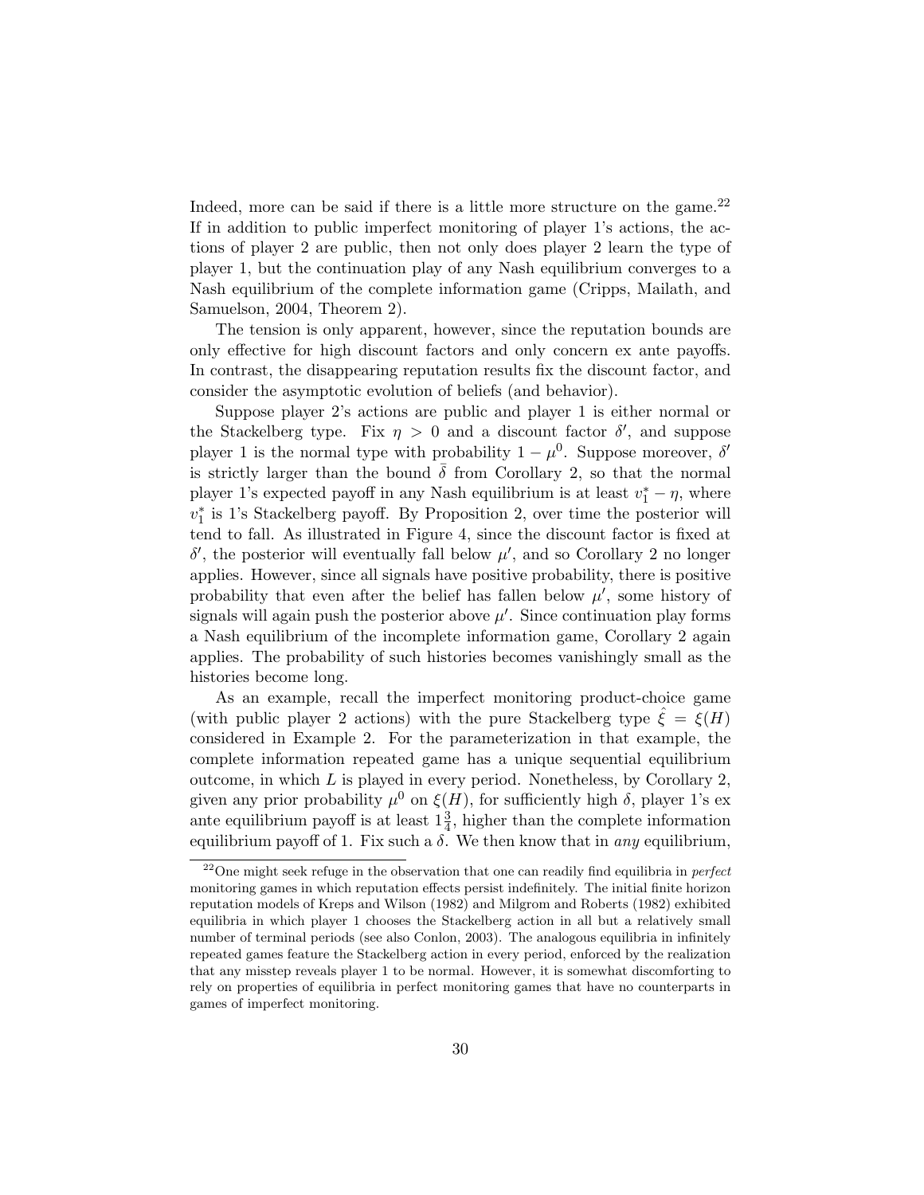Indeed, more can be said if there is a little more structure on the game.[22] If in addition to public imperfect monitoring of player 1's actions, the actions of player 2 are public, then not only does player 2 learn the type of player 1, but the continuation play of any Nash equilibrium converges to a Nash equilibrium of the complete information game (Cripps, Mailath, and Samuelson, 2004, Theorem 2).

The tension is only apparent, however, since the reputation bounds are only effective for high discount factors and only concern ex ante payoffs. In contrast, the disappearing reputation results fix the discount factor, and consider the asymptotic evolution of beliefs (and behavior).

Suppose player 2's actions are public and player 1 is either normal or the Stackelberg type. Fix $\eta > 0$ and a discount factor $\delta'$, and suppose player 1 is the normal type with probability $1 - \mu^0$. Suppose moreover, $\delta'$ is strictly larger than the bound $\bar{\delta}$ from Corollary 2, so that the normal player 1's expected payoff in any Nash equilibrium is at least $v_1^* - \eta$, where $v_1^*$ is 1's Stackelberg payoff. By Proposition 2, over time the posterior will tend to fall. As illustrated in Figure 4, since the discount factor is fixed at $\delta'$, the posterior will eventually fall below $\mu'$, and so Corollary 2 no longer applies. However, since all signals have positive probability, there is positive probability that even after the belief has fallen below $\mu'$, some history of signals will again push the posterior above $\mu'$. Since continuation play forms a Nash equilibrium of the incomplete information game, Corollary 2 again applies. The probability of such histories becomes vanishingly small as the histories become long.

As an example, recall the imperfect monitoring product-choice game (with public player 2 actions) with the pure Stackelberg type $\hat{\xi} = \xi(H)$ considered in Example 2. For the parameterization in that example, the complete information repeated game has a unique sequential equilibrium outcome, in which $L$ is played in every period. Nonetheless, by Corollary 2, given any prior probability $\mu^0$ on $\xi(H)$, for sufficiently high $\delta$, player 1's ex ante equilibrium payoff is at least $1\frac{3}{4}$, higher than the complete information equilibrium payoff of 1. Fix such a $\delta$. We then know that in *any* equilibrium,

[22] One might seek refuge in the observation that one can readily find equilibria in *perfect* monitoring games in which reputation effects persist indefinitely. The initial finite horizon reputation models of Kreps and Wilson (1982) and Milgrom and Roberts (1982) exhibited equilibria in which player 1 chooses the Stackelberg action in all but a relatively small number of terminal periods (see also Conlon, 2003). The analogous equilibria in infinitely repeated games feature the Stackelberg action in every period, enforced by the realization that any misstep reveals player 1 to be normal. However, it is somewhat discomforting to rely on properties of equilibria in perfect monitoring games that have no counterparts in games of imperfect monitoring.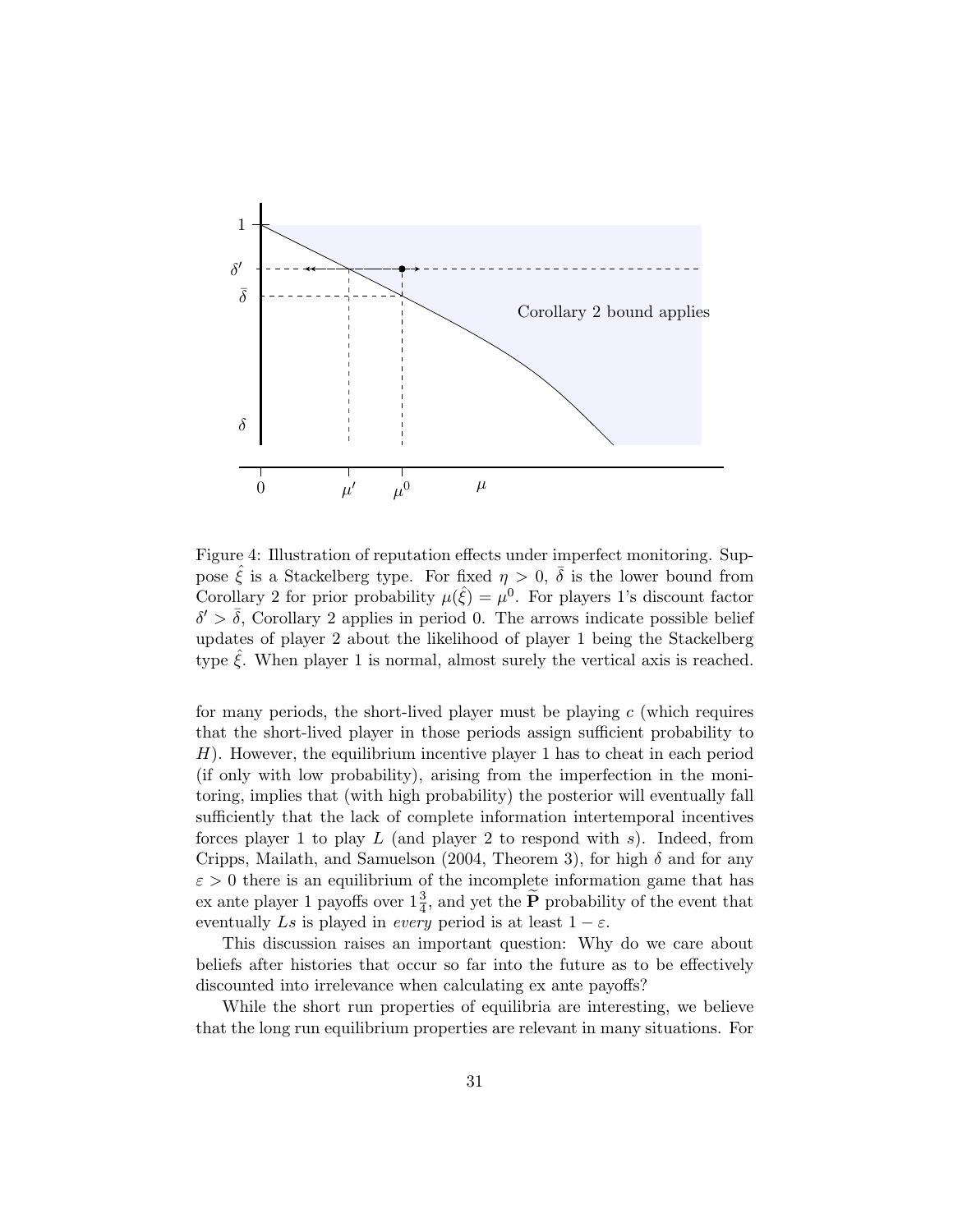Figure 4: Illustration of reputation effects under imperfect monitoring. Suppose $\hat{\xi}$ is a Stackelberg type. For fixed $\eta > 0$, $\bar{\delta}$ is the lower bound from Corollary 2 for prior probability $\mu(\hat{\xi}) = \mu^0$. For players 1's discount factor $\delta' > \bar{\delta}$, Corollary 2 applies in period 0. The arrows indicate possible belief updates of player 2 about the likelihood of player 1 being the Stackelberg type $\hat{\xi}$. When player 1 is normal, almost surely the vertical axis is reached.

for many periods, the short-lived player must be playing $c$ (which requires that the short-lived player in those periods assign sufficient probability to $H$). However, the equilibrium incentive player 1 has to cheat in each period (if only with low probability), arising from the imperfection in the monitoring, implies that (with high probability) the posterior will eventually fall sufficiently that the lack of complete information intertemporal incentives forces player 1 to play $L$ (and player 2 to respond with $s$). Indeed, from Cripps, Mailath, and Samuelson (2004, Theorem 3), for high $\delta$ and for any $\varepsilon > 0$ there is an equilibrium of the incomplete information game that has ex ante player 1 payoffs over $1\frac{3}{4}$, and yet the $\widetilde{\mathbf{P}}$ probability of the event that eventually $Ls$ is played in *every* period is at least $1 - \varepsilon$.

This discussion raises an important question: Why do we care about beliefs after histories that occur so far into the future as to be effectively discounted into irrelevance when calculating ex ante payoffs?

While the short run properties of equilibria are interesting, we believe that the long run equilibrium properties are relevant in many situations. For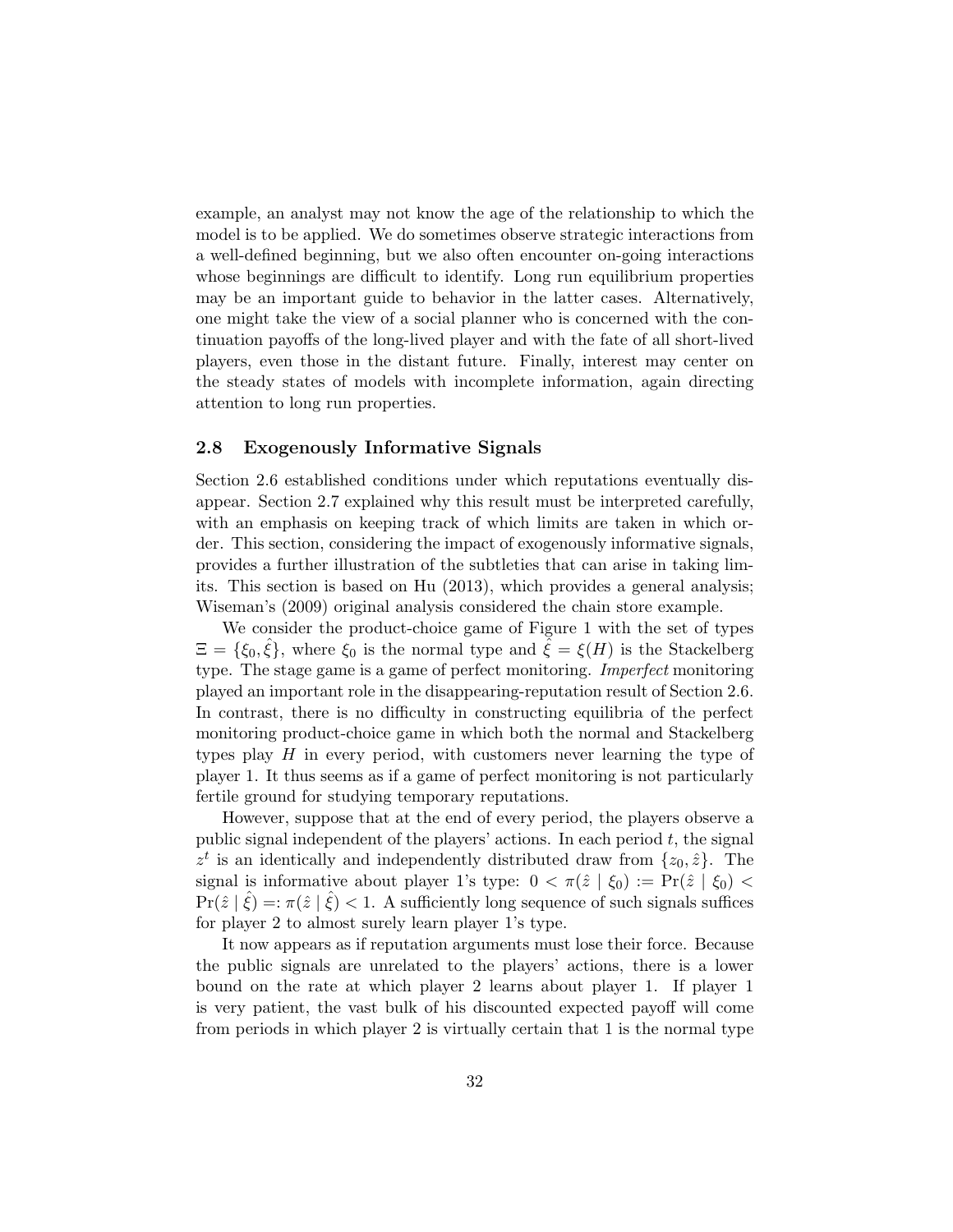example, an analyst may not know the age of the relationship to which the model is to be applied. We do sometimes observe strategic interactions from a well-defined beginning, but we also often encounter on-going interactions whose beginnings are difficult to identify. Long run equilibrium properties may be an important guide to behavior in the latter cases. Alternatively, one might take the view of a social planner who is concerned with the continuation payoffs of the long-lived player and with the fate of all short-lived players, even those in the distant future. Finally, interest may center on the steady states of models with incomplete information, again directing attention to long run properties.

### 2.8 Exogenously Informative Signals

Section 2.6 established conditions under which reputations eventually disappear. Section 2.7 explained why this result must be interpreted carefully, with an emphasis on keeping track of which limits are taken in which order. This section, considering the impact of exogenously informative signals, provides a further illustration of the subtleties that can arise in taking limits. This section is based on Hu (2013), which provides a general analysis; Wiseman's (2009) original analysis considered the chain store example.

We consider the product-choice game of Figure 1 with the set of types $\Xi = \{\xi_0, \hat{\xi}\}$, where $\xi_0$ is the normal type and $\hat{\xi} = \xi(H)$ is the Stackelberg type. The stage game is a game of perfect monitoring. *Imperfect* monitoring played an important role in the disappearing-reputation result of Section 2.6. In contrast, there is no difficulty in constructing equilibria of the perfect monitoring product-choice game in which both the normal and Stackelberg types play $H$ in every period, with customers never learning the type of player 1. It thus seems as if a game of perfect monitoring is not particularly fertile ground for studying temporary reputations.

However, suppose that at the end of every period, the players observe a public signal independent of the players' actions. In each period $t$, the signal $z^t$ is an identically and independently distributed draw from $\{z_0, \hat{z}\}$. The signal is informative about player 1's type: $0 < \pi(\hat{z} \mid \xi_0) := \Pr(\hat{z} \mid \xi_0) < \Pr(\hat{z} \mid \hat{\xi}) =: \pi(\hat{z} \mid \hat{\xi}) < 1$. A sufficiently long sequence of such signals suffices for player 2 to almost surely learn player 1's type.

It now appears as if reputation arguments must lose their force. Because the public signals are unrelated to the players' actions, there is a lower bound on the rate at which player 2 learns about player 1. If player 1 is very patient, the vast bulk of his discounted expected payoff will come from periods in which player 2 is virtually certain that 1 is the normal type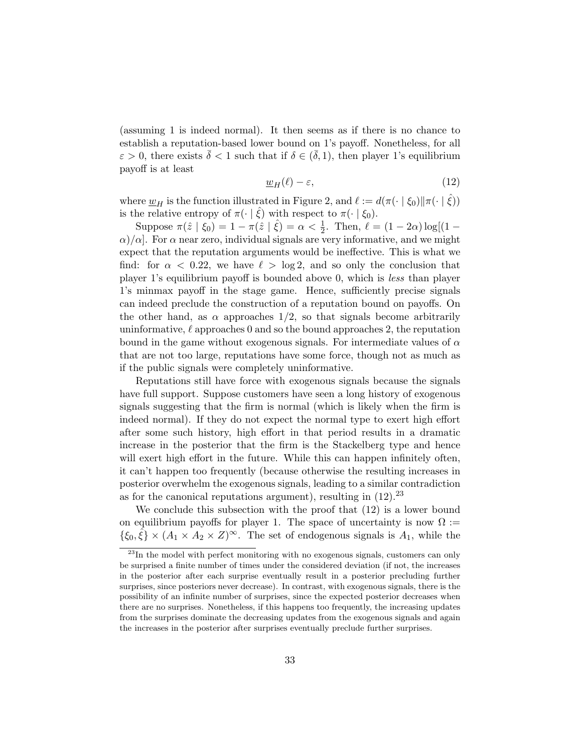(assuming 1 is indeed normal). It then seems as if there is no chance to establish a reputation-based lower bound on 1's payoff. Nonetheless, for all $\varepsilon > 0$, there exists $\bar{\delta} < 1$ such that if $\delta \in (\bar{\delta}, 1)$, then player 1's equilibrium payoff is at least

$$\underline{w}_H(\ell) - \varepsilon, \tag{12}$$

where $\underline{w}_H$ is the function illustrated in Figure 2, and $\ell := d(\pi(\cdot \mid \xi_0) \| \pi(\cdot \mid \hat{\xi}))$ is the relative entropy of $\pi(\cdot \mid \hat{\xi})$ with respect to $\pi(\cdot \mid \xi_0)$.

Suppose $\pi(\hat{z} \mid \xi_0) = 1 - \pi(\hat{z} \mid \hat{\xi}) = \alpha < \frac{1}{2}$. Then, $\ell = (1 - 2\alpha) \log[(1 - \alpha)/\alpha]$. For $\alpha$ near zero, individual signals are very informative, and we might expect that the reputation arguments would be ineffective. This is what we find: for $\alpha < 0.22$, we have $\ell > \log 2$, and so only the conclusion that player 1's equilibrium payoff is bounded above 0, which is *less* than player 1's minmax payoff in the stage game. Hence, sufficiently precise signals can indeed preclude the construction of a reputation bound on payoffs. On the other hand, as $\alpha$ approaches 1/2, so that signals become arbitrarily uninformative, $\ell$ approaches 0 and so the bound approaches 2, the reputation bound in the game without exogenous signals. For intermediate values of $\alpha$ that are not too large, reputations have some force, though not as much as if the public signals were completely uninformative.

Reputations still have force with exogenous signals because the signals have full support. Suppose customers have seen a long history of exogenous signals suggesting that the firm is normal (which is likely when the firm is indeed normal). If they do not expect the normal type to exert high effort after some such history, high effort in that period results in a dramatic increase in the posterior that the firm is the Stackelberg type and hence will exert high effort in the future. While this can happen infinitely often, it can't happen too frequently (because otherwise the resulting increases in posterior overwhelm the exogenous signals, leading to a similar contradiction as for the canonical reputations argument), resulting in (12).[23]

We conclude this subsection with the proof that (12) is a lower bound on equilibrium payoffs for player 1. The space of uncertainty is now $\Omega := \{\xi_0, \hat{\xi}\} \times (A_1 \times A_2 \times Z)^\infty$. The set of endogenous signals is $A_1$, while the

[23] In the model with perfect monitoring with no exogenous signals, customers can only be surprised a finite number of times under the considered deviation (if not, the increases in the posterior after each surprise eventually result in a posterior precluding further surprises, since posteriors never decrease). In contrast, with exogenous signals, there is the possibility of an infinite number of surprises, since the expected posterior decreases when there are no surprises. Nonetheless, if this happens too frequently, the increasing updates from the surprises dominate the decreasing updates from the exogenous signals and again the increases in the posterior after surprises eventually preclude further surprises.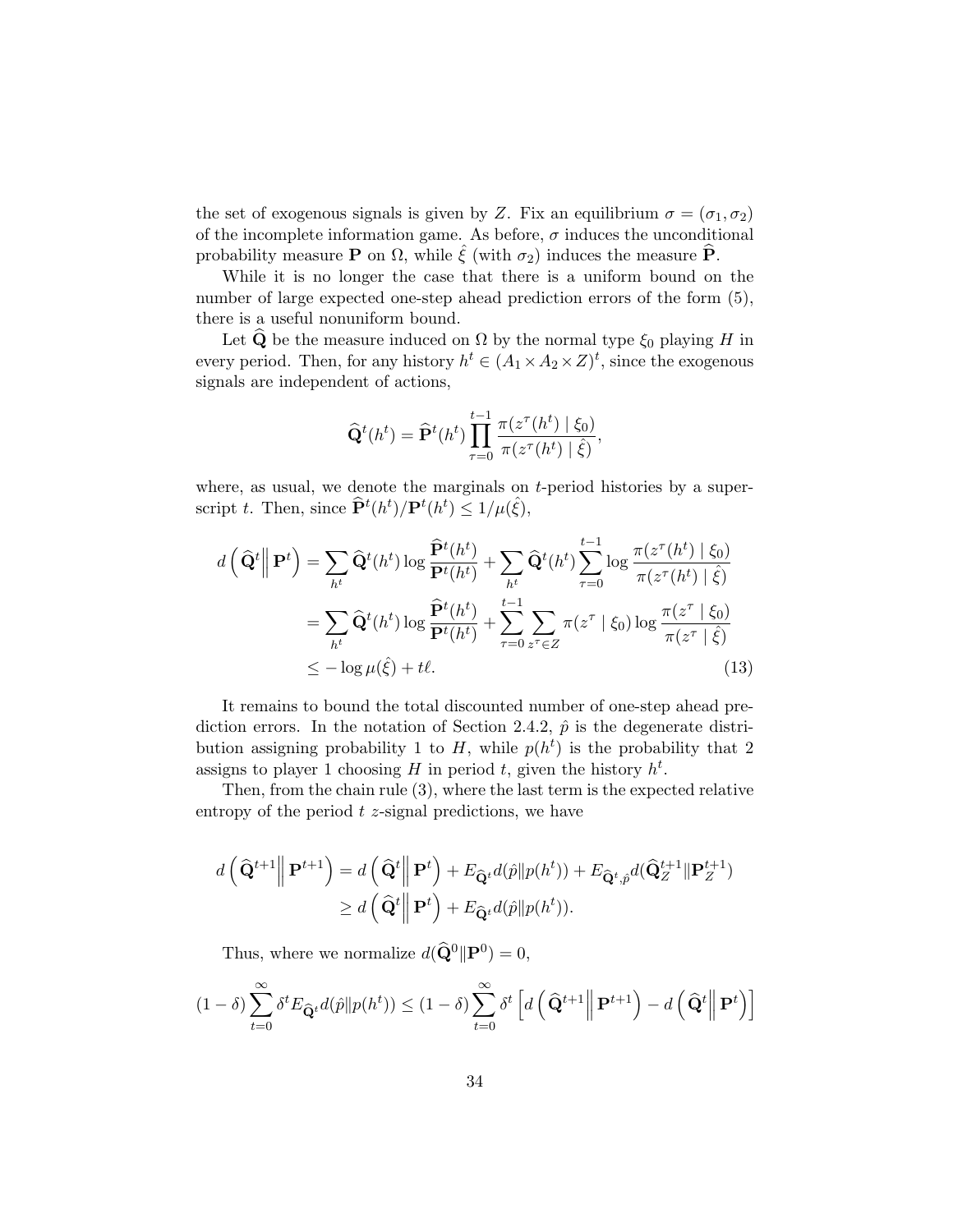the set of exogenous signals is given by $Z$. Fix an equilibrium $\sigma = (\sigma_1, \sigma_2)$ of the incomplete information game. As before, $\sigma$ induces the unconditional probability measure $\mathbf{P}$ on $\Omega$, while $\hat{\xi}$ (with $\sigma_2$) induces the measure $\widehat{\mathbf{P}}$.

While it is no longer the case that there is a uniform bound on the number of large expected one-step ahead prediction errors of the form (5), there is a useful nonuniform bound.

Let $\widehat{\mathbf{Q}}$ be the measure induced on $\Omega$ by the normal type $\xi_0$ playing $H$ in every period. Then, for any history $h^t \in (A_1 \times A_2 \times Z)^t$, since the exogenous signals are independent of actions,

$$\widehat{\mathbf{Q}}^t(h^t) = \widehat{\mathbf{P}}^t(h^t) \prod_{\tau=0}^{t-1} \frac{\pi(z^\tau(h^t) \mid \xi_0)}{\pi(z^\tau(h^t) \mid \hat{\xi})},$$

where, as usual, we denote the marginals on $t$-period histories by a superscript $t$. Then, since $\widehat{\mathbf{P}}^t(h^t)/\mathbf{P}^t(h^t) \leq 1/\mu(\hat{\xi})$,

$$\begin{aligned} d\left(\widehat{\mathbf{Q}}^t \middle\| \mathbf{P}^t\right) &= \sum_{h^t} \widehat{\mathbf{Q}}^t(h^t) \log \frac{\widehat{\mathbf{P}}^t(h^t)}{\mathbf{P}^t(h^t)} + \sum_{h^t} \widehat{\mathbf{Q}}^t(h^t) \sum_{\tau=0}^{t-1} \log \frac{\pi(z^\tau(h^t) \mid \xi_0)}{\pi(z^\tau(h^t) \mid \hat{\xi})} \\ &= \sum_{h^t} \widehat{\mathbf{Q}}^t(h^t) \log \frac{\widehat{\mathbf{P}}^t(h^t)}{\mathbf{P}^t(h^t)} + \sum_{\tau=0}^{t-1} \sum_{z^\tau \in Z} \pi(z^\tau \mid \xi_0) \log \frac{\pi(z^\tau \mid \xi_0)}{\pi(z^\tau \mid \hat{\xi})} \\ &\leq -\log \mu(\hat{\xi}) + t\ell. \end{aligned} \tag{13}$$

It remains to bound the total discounted number of one-step ahead prediction errors. In the notation of Section 2.4.2, $\hat{p}$ is the degenerate distribution assigning probability 1 to $H$, while $p(h^t)$ is the probability that 2 assigns to player 1 choosing $H$ in period $t$, given the history $h^t$.

Then, from the chain rule (3), where the last term is the expected relative entropy of the period $t$ $z$-signal predictions, we have

$$\begin{aligned} d\left(\widehat{\mathbf{Q}}^{t+1} \middle\| \mathbf{P}^{t+1}\right) &= d\left(\widehat{\mathbf{Q}}^t \middle\| \mathbf{P}^t\right) + E_{\widehat{\mathbf{Q}}^t} d(\hat{p} \| p(h^t)) + E_{\widehat{\mathbf{Q}}^t, \hat{p}} d(\widehat{\mathbf{Q}}_Z^{t+1} \| \mathbf{P}_Z^{t+1}) \\ &\geq d\left(\widehat{\mathbf{Q}}^t \middle\| \mathbf{P}^t\right) + E_{\widehat{\mathbf{Q}}^t} d(\hat{p} \| p(h^t)). \end{aligned}$$

Thus, where we normalize $d(\widehat{\mathbf{Q}}^0 \| \mathbf{P}^0) = 0$,

$$(1-\delta) \sum_{t=0}^{\infty} \delta^t E_{\widehat{\mathbf{Q}}^t} d(\hat{p} \| p(h^t)) \leq (1-\delta) \sum_{t=0}^{\infty} \delta^t \left[ d\left(\widehat{\mathbf{Q}}^{t+1} \middle\| \mathbf{P}^{t+1}\right) - d\left(\widehat{\mathbf{Q}}^t \middle\| \mathbf{P}^t\right) \right]$$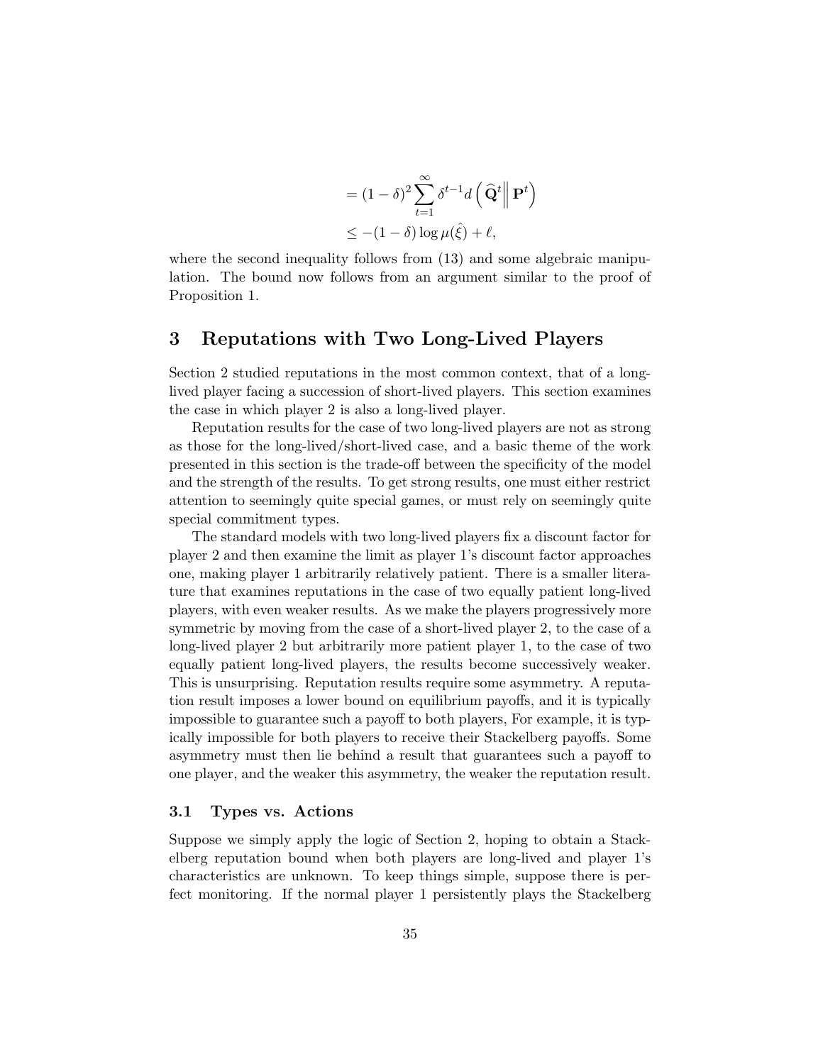$$= (1-\delta)^2 \sum_{t=1}^{\infty} \delta^{t-1} d\left(\widehat{\mathbf{Q}}^t \middle\| \mathbf{P}^t\right)$$

$$\leq -(1-\delta)\log \mu(\hat{\xi}) + \ell,$$

where the second inequality follows from (13) and some algebraic manipulation. The bound now follows from an argument similar to the proof of Proposition 1.

# 3 Reputations with Two Long-Lived Players

Section 2 studied reputations in the most common context, that of a long-lived player facing a succession of short-lived players. This section examines the case in which player 2 is also a long-lived player.

Reputation results for the case of two long-lived players are not as strong as those for the long-lived/short-lived case, and a basic theme of the work presented in this section is the trade-off between the specificity of the model and the strength of the results. To get strong results, one must either restrict attention to seemingly quite special games, or must rely on seemingly quite special commitment types.

The standard models with two long-lived players fix a discount factor for player 2 and then examine the limit as player 1's discount factor approaches one, making player 1 arbitrarily relatively patient. There is a smaller literature that examines reputations in the case of two equally patient long-lived players, with even weaker results. As we make the players progressively more symmetric by moving from the case of a short-lived player 2, to the case of a long-lived player 2 but arbitrarily more patient player 1, to the case of two equally patient long-lived players, the results become successively weaker. This is unsurprising. Reputation results require some asymmetry. A reputation result imposes a lower bound on equilibrium payoffs, and it is typically impossible to guarantee such a payoff to both players, For example, it is typically impossible for both players to receive their Stackelberg payoffs. Some asymmetry must then lie behind a result that guarantees such a payoff to one player, and the weaker this asymmetry, the weaker the reputation result.

## 3.1 Types vs. Actions

Suppose we simply apply the logic of Section 2, hoping to obtain a Stackelberg reputation bound when both players are long-lived and player 1's characteristics are unknown. To keep things simple, suppose there is perfect monitoring. If the normal player 1 persistently plays the Stackelberg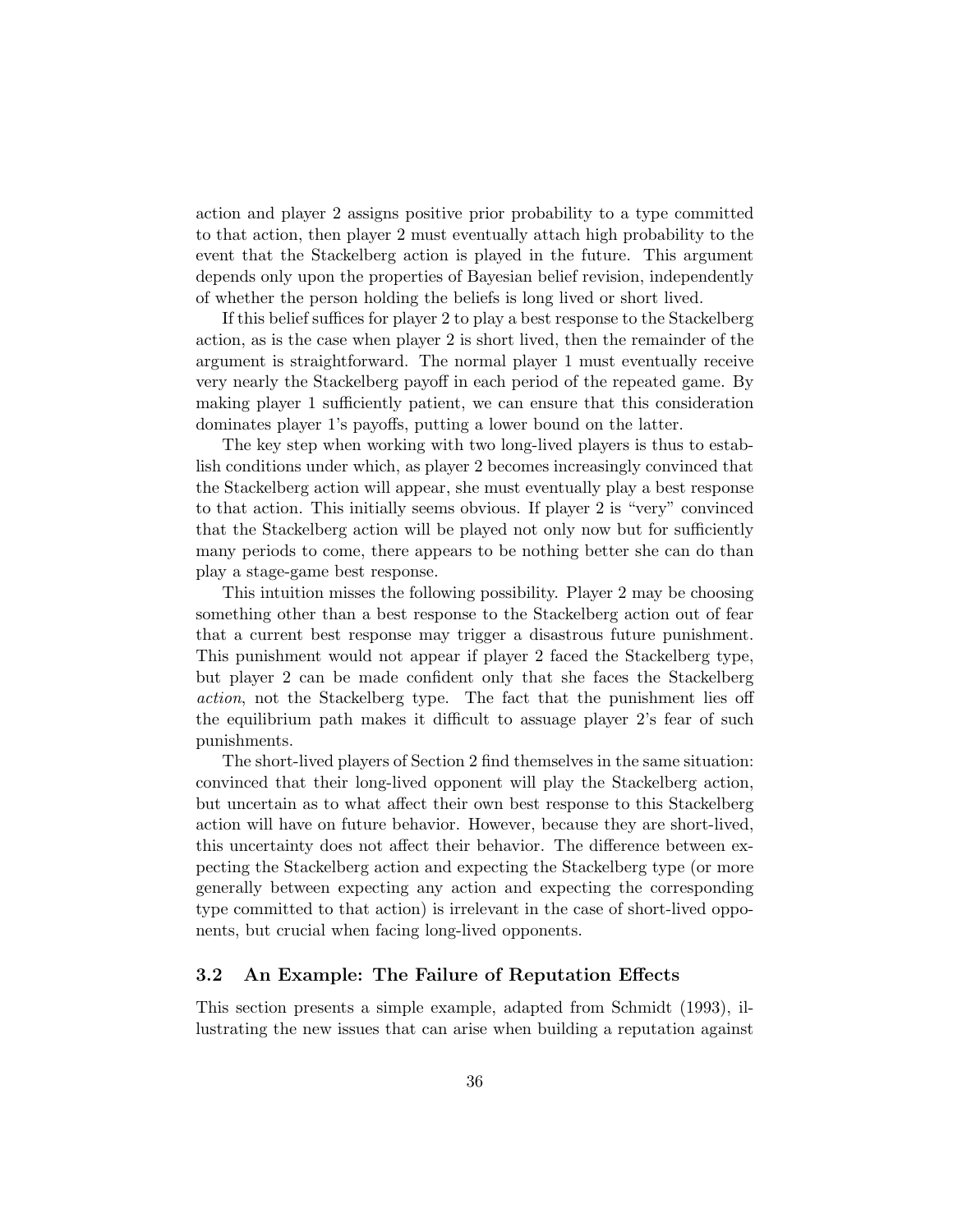action and player 2 assigns positive prior probability to a type committed to that action, then player 2 must eventually attach high probability to the event that the Stackelberg action is played in the future. This argument depends only upon the properties of Bayesian belief revision, independently of whether the person holding the beliefs is long lived or short lived.

If this belief suffices for player 2 to play a best response to the Stackelberg action, as is the case when player 2 is short lived, then the remainder of the argument is straightforward. The normal player 1 must eventually receive very nearly the Stackelberg payoff in each period of the repeated game. By making player 1 sufficiently patient, we can ensure that this consideration dominates player 1's payoffs, putting a lower bound on the latter.

The key step when working with two long-lived players is thus to establish conditions under which, as player 2 becomes increasingly convinced that the Stackelberg action will appear, she must eventually play a best response to that action. This initially seems obvious. If player 2 is "very" convinced that the Stackelberg action will be played not only now but for sufficiently many periods to come, there appears to be nothing better she can do than play a stage-game best response.

This intuition misses the following possibility. Player 2 may be choosing something other than a best response to the Stackelberg action out of fear that a current best response may trigger a disastrous future punishment. This punishment would not appear if player 2 faced the Stackelberg type, but player 2 can be made confident only that she faces the Stackelberg *action*, not the Stackelberg type. The fact that the punishment lies off the equilibrium path makes it difficult to assuage player 2's fear of such punishments.

The short-lived players of Section 2 find themselves in the same situation: convinced that their long-lived opponent will play the Stackelberg action, but uncertain as to what affect their own best response to this Stackelberg action will have on future behavior. However, because they are short-lived, this uncertainty does not affect their behavior. The difference between expecting the Stackelberg action and expecting the Stackelberg type (or more generally between expecting any action and expecting the corresponding type committed to that action) is irrelevant in the case of short-lived opponents, but crucial when facing long-lived opponents.

### 3.2 An Example: The Failure of Reputation Effects

This section presents a simple example, adapted from Schmidt (1993), illustrating the new issues that can arise when building a reputation against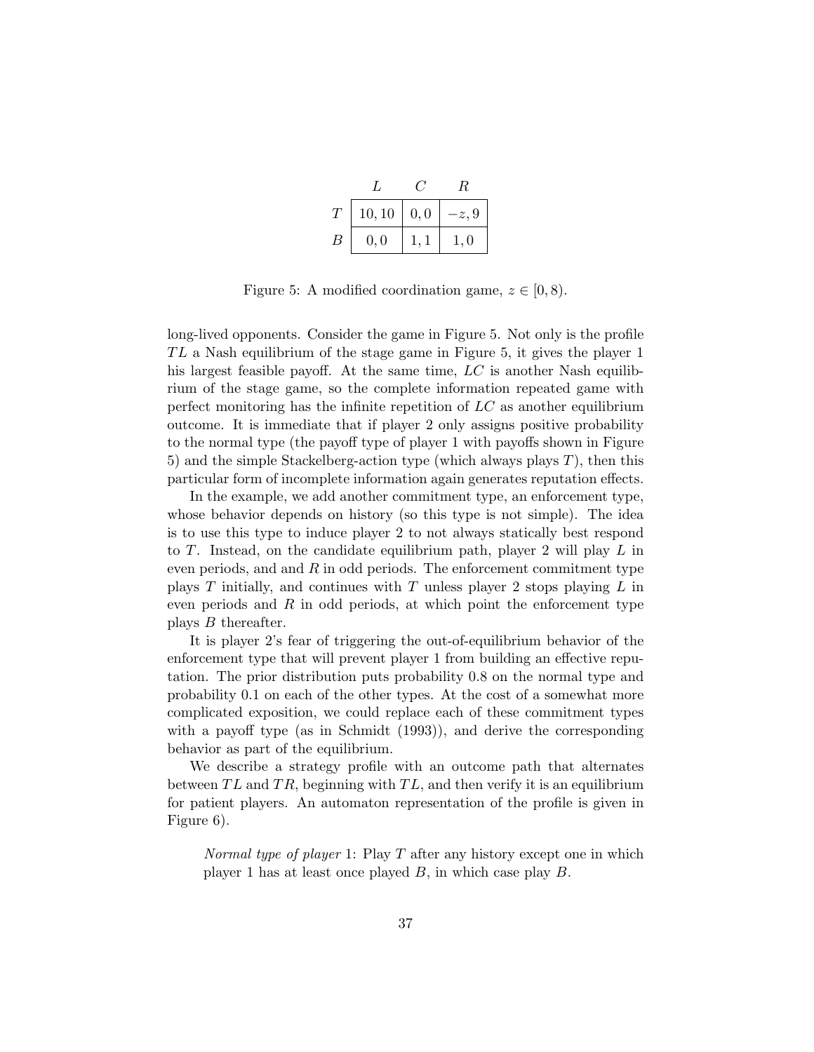|  | $L$ | $C$ | $R$ |
|---|---|---|---|
| $T$ | $10, 10$ | $0, 0$ | $-z, 9$ |
| $B$ | $0, 0$ | $1, 1$ | $1, 0$ |

Figure 5: A modified coordination game, $z \in [0, 8)$.

long-lived opponents. Consider the game in Figure 5. Not only is the profile $TL$ a Nash equilibrium of the stage game in Figure 5, it gives the player 1 his largest feasible payoff. At the same time, $LC$ is another Nash equilibrium of the stage game, so the complete information repeated game with perfect monitoring has the infinite repetition of $LC$ as another equilibrium outcome. It is immediate that if player 2 only assigns positive probability to the normal type (the payoff type of player 1 with payoffs shown in Figure 5) and the simple Stackelberg-action type (which always plays $T$), then this particular form of incomplete information again generates reputation effects.

In the example, we add another commitment type, an enforcement type, whose behavior depends on history (so this type is not simple). The idea is to use this type to induce player 2 to not always statically best respond to $T$. Instead, on the candidate equilibrium path, player 2 will play $L$ in even periods, and and $R$ in odd periods. The enforcement commitment type plays $T$ initially, and continues with $T$ unless player 2 stops playing $L$ in even periods and $R$ in odd periods, at which point the enforcement type plays $B$ thereafter.

It is player 2's fear of triggering the out-of-equilibrium behavior of the enforcement type that will prevent player 1 from building an effective reputation. The prior distribution puts probability 0.8 on the normal type and probability 0.1 on each of the other types. At the cost of a somewhat more complicated exposition, we could replace each of these commitment types with a payoff type (as in Schmidt (1993)), and derive the corresponding behavior as part of the equilibrium.

We describe a strategy profile with an outcome path that alternates between $TL$ and $TR$, beginning with $TL$, and then verify it is an equilibrium for patient players. An automaton representation of the profile is given in Figure 6).

> *Normal type of player* 1: Play $T$ after any history except one in which player 1 has at least once played $B$, in which case play $B$.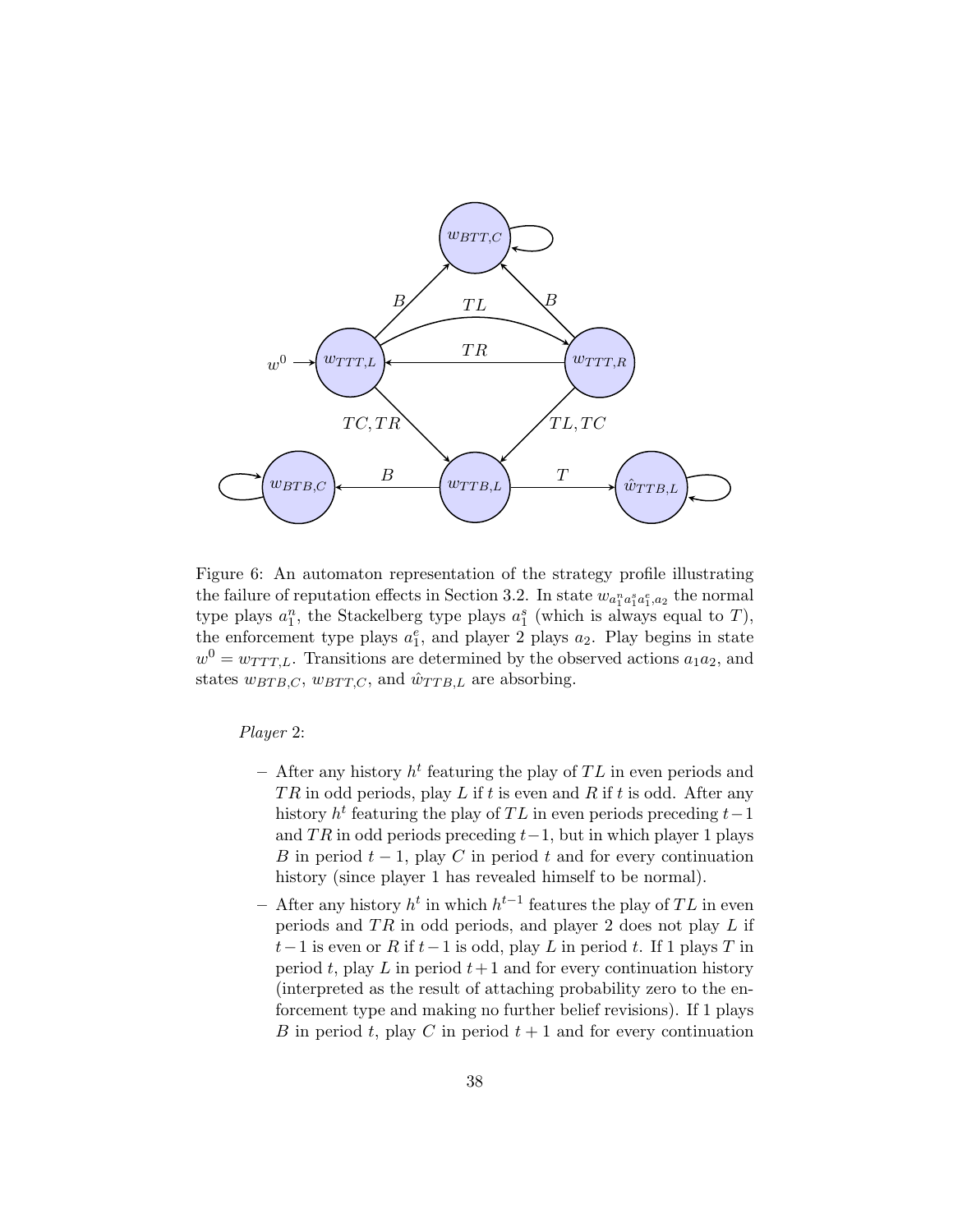Figure 6: An automaton representation of the strategy profile illustrating the failure of reputation effects in Section 3.2. In state $w_{a_1^n a_1^s a_1^e, a_2}$ the normal type plays $a_1^n$, the Stackelberg type plays $a_1^s$ (which is always equal to $T$), the enforcement type plays $a_1^e$, and player 2 plays $a_2$. Play begins in state $w^0 = w_{TTT,L}$. Transitions are determined by the observed actions $a_1 a_2$, and states $w_{BTB,C}$, $w_{BTT,C}$, and $\hat{w}_{TTB,L}$ are absorbing.

*Player* 2:

- After any history $h^t$ featuring the play of $TL$ in even periods and $TR$ in odd periods, play $L$ if $t$ is even and $R$ if $t$ is odd. After any history $h^t$ featuring the play of $TL$ in even periods preceding $t-1$ and $TR$ in odd periods preceding $t-1$, but in which player 1 plays $B$ in period $t-1$, play $C$ in period $t$ and for every continuation history (since player 1 has revealed himself to be normal).
- After any history $h^t$ in which $h^{t-1}$ features the play of $TL$ in even periods and $TR$ in odd periods, and player 2 does not play $L$ if $t-1$ is even or $R$ if $t-1$ is odd, play $L$ in period $t$. If 1 plays $T$ in period $t$, play $L$ in period $t+1$ and for every continuation history (interpreted as the result of attaching probability zero to the enforcement type and making no further belief revisions). If 1 plays $B$ in period $t$, play $C$ in period $t+1$ and for every continuation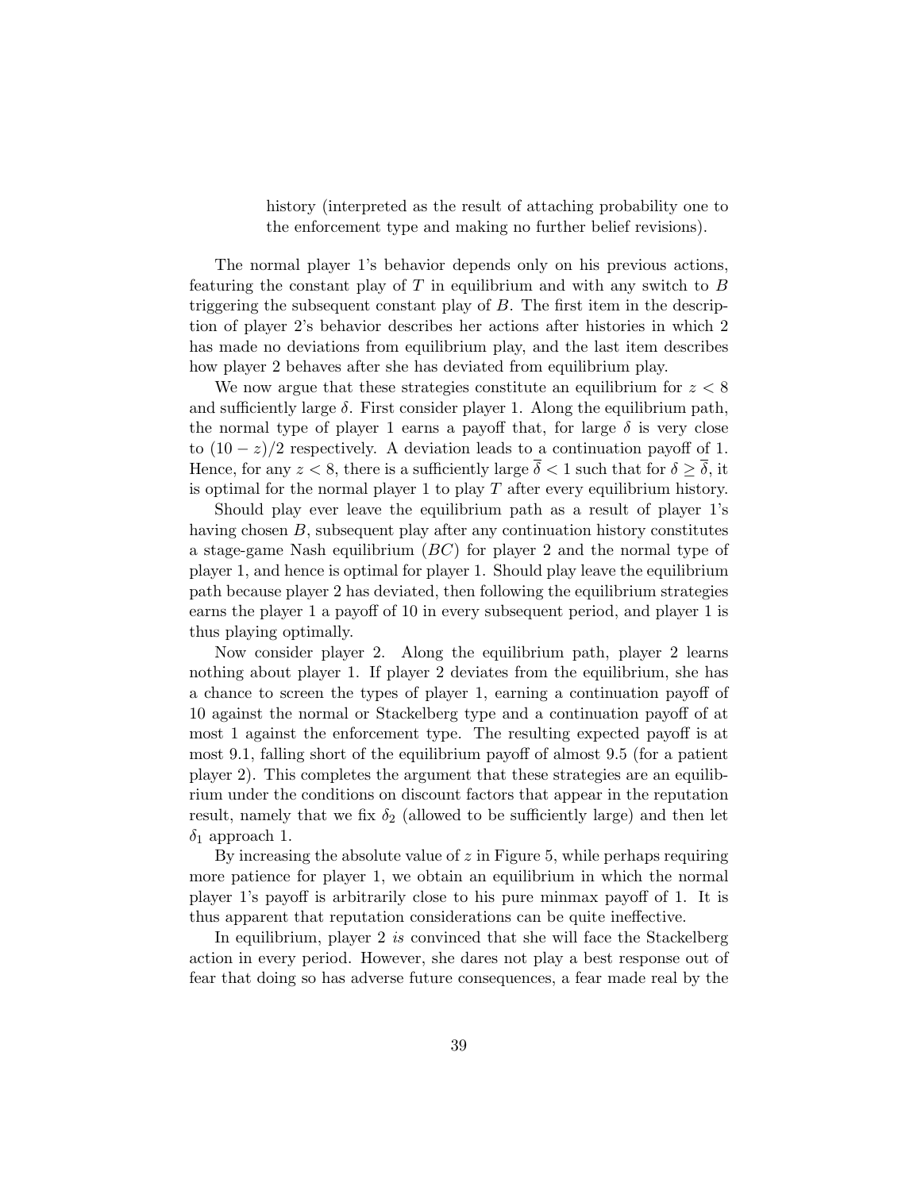history (interpreted as the result of attaching probability one to the enforcement type and making no further belief revisions).

The normal player 1's behavior depends only on his previous actions, featuring the constant play of $T$ in equilibrium and with any switch to $B$ triggering the subsequent constant play of $B$. The first item in the description of player 2's behavior describes her actions after histories in which 2 has made no deviations from equilibrium play, and the last item describes how player 2 behaves after she has deviated from equilibrium play.

We now argue that these strategies constitute an equilibrium for $z < 8$ and sufficiently large $\delta$. First consider player 1. Along the equilibrium path, the normal type of player 1 earns a payoff that, for large $\delta$ is very close to $(10 - z)/2$ respectively. A deviation leads to a continuation payoff of 1. Hence, for any $z < 8$, there is a sufficiently large $\overline{\delta} < 1$ such that for $\delta \geq \overline{\delta}$, it is optimal for the normal player 1 to play $T$ after every equilibrium history.

Should play ever leave the equilibrium path as a result of player 1's having chosen $B$, subsequent play after any continuation history constitutes a stage-game Nash equilibrium ($BC$) for player 2 and the normal type of player 1, and hence is optimal for player 1. Should play leave the equilibrium path because player 2 has deviated, then following the equilibrium strategies earns the player 1 a payoff of 10 in every subsequent period, and player 1 is thus playing optimally.

Now consider player 2. Along the equilibrium path, player 2 learns nothing about player 1. If player 2 deviates from the equilibrium, she has a chance to screen the types of player 1, earning a continuation payoff of 10 against the normal or Stackelberg type and a continuation payoff of at most 1 against the enforcement type. The resulting expected payoff is at most 9.1, falling short of the equilibrium payoff of almost 9.5 (for a patient player 2). This completes the argument that these strategies are an equilibrium under the conditions on discount factors that appear in the reputation result, namely that we fix $\delta_2$ (allowed to be sufficiently large) and then let $\delta_1$ approach 1.

By increasing the absolute value of $z$ in Figure 5, while perhaps requiring more patience for player 1, we obtain an equilibrium in which the normal player 1's payoff is arbitrarily close to his pure minmax payoff of 1. It is thus apparent that reputation considerations can be quite ineffective.

In equilibrium, player 2 *is* convinced that she will face the Stackelberg action in every period. However, she dares not play a best response out of fear that doing so has adverse future consequences, a fear made real by the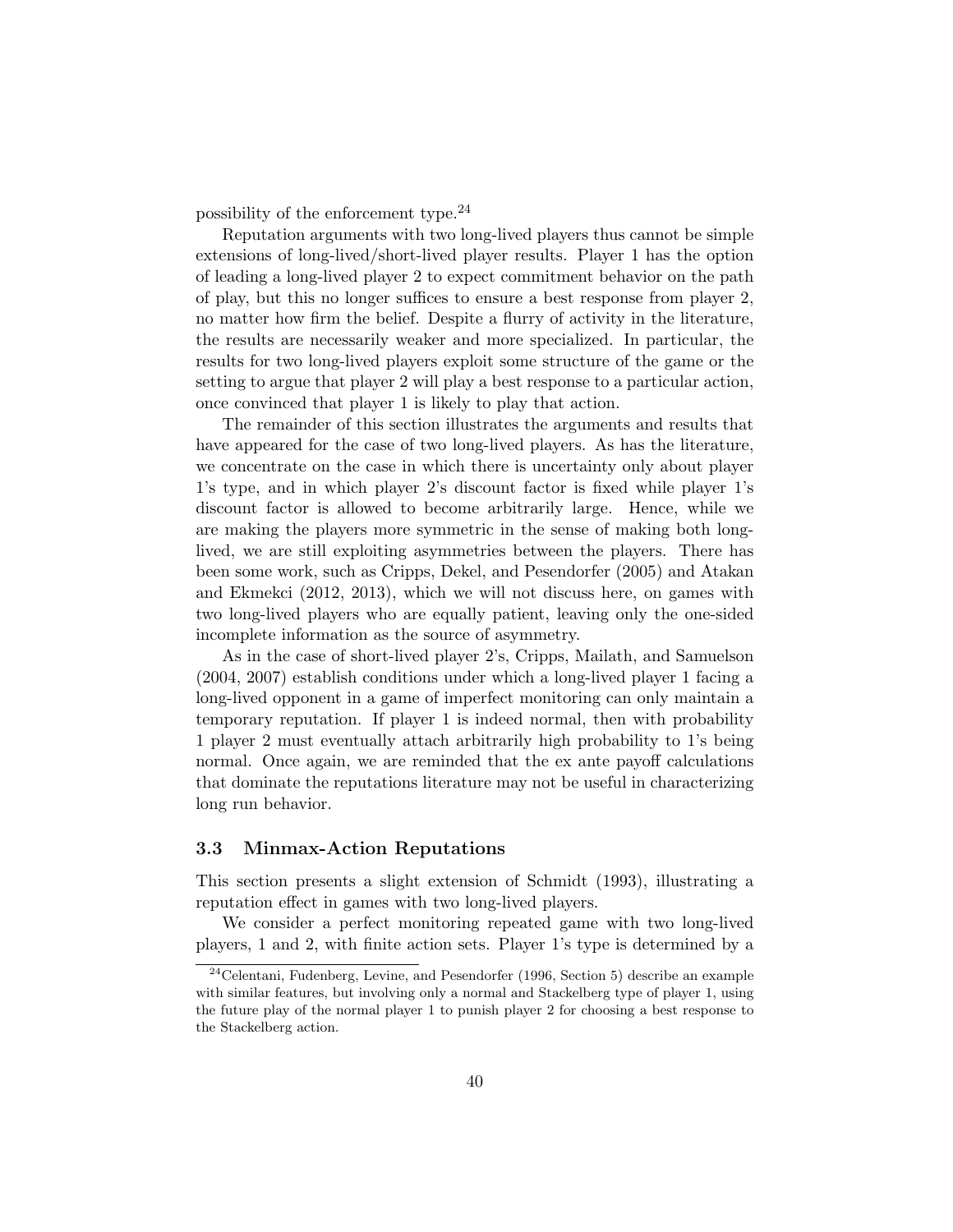possibility of the enforcement type.[24]

Reputation arguments with two long-lived players thus cannot be simple extensions of long-lived/short-lived player results. Player 1 has the option of leading a long-lived player 2 to expect commitment behavior on the path of play, but this no longer suffices to ensure a best response from player 2, no matter how firm the belief. Despite a flurry of activity in the literature, the results are necessarily weaker and more specialized. In particular, the results for two long-lived players exploit some structure of the game or the setting to argue that player 2 will play a best response to a particular action, once convinced that player 1 is likely to play that action.

The remainder of this section illustrates the arguments and results that have appeared for the case of two long-lived players. As has the literature, we concentrate on the case in which there is uncertainty only about player 1's type, and in which player 2's discount factor is fixed while player 1's discount factor is allowed to become arbitrarily large. Hence, while we are making the players more symmetric in the sense of making both long-lived, we are still exploiting asymmetries between the players. There has been some work, such as Cripps, Dekel, and Pesendorfer (2005) and Atakan and Ekmekci (2012, 2013), which we will not discuss here, on games with two long-lived players who are equally patient, leaving only the one-sided incomplete information as the source of asymmetry.

As in the case of short-lived player 2's, Cripps, Mailath, and Samuelson (2004, 2007) establish conditions under which a long-lived player 1 facing a long-lived opponent in a game of imperfect monitoring can only maintain a temporary reputation. If player 1 is indeed normal, then with probability 1 player 2 must eventually attach arbitrarily high probability to 1's being normal. Once again, we are reminded that the ex ante payoff calculations that dominate the reputations literature may not be useful in characterizing long run behavior.

### 3.3 Minmax-Action Reputations

This section presents a slight extension of Schmidt (1993), illustrating a reputation effect in games with two long-lived players.

We consider a perfect monitoring repeated game with two long-lived players, 1 and 2, with finite action sets. Player 1's type is determined by a

[24] Celentani, Fudenberg, Levine, and Pesendorfer (1996, Section 5) describe an example with similar features, but involving only a normal and Stackelberg type of player 1, using the future play of the normal player 1 to punish player 2 for choosing a best response to the Stackelberg action.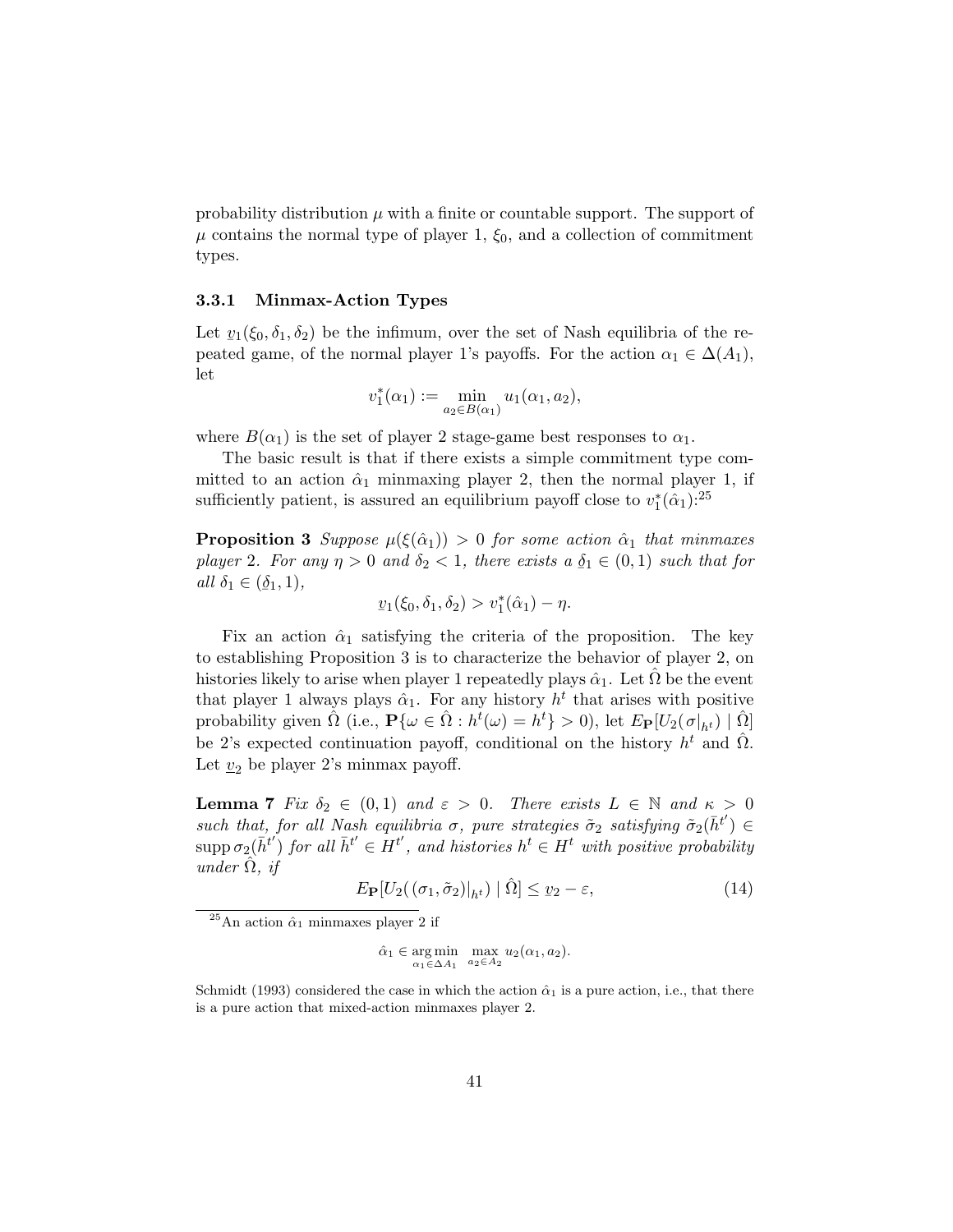probability distribution $\mu$ with a finite or countable support. The support of $\mu$ contains the normal type of player 1, $\xi_0$, and a collection of commitment types.

### 3.3.1 Minmax-Action Types

Let $\underline{v}_1(\xi_0, \delta_1, \delta_2)$ be the infimum, over the set of Nash equilibria of the repeated game, of the normal player 1's payoffs. For the action $\alpha_1 \in \Delta(A_1)$, let

$$v_1^*(\alpha_1) := \min_{a_2 \in B(\alpha_1)} u_1(\alpha_1, a_2),$$

where $B(\alpha_1)$ is the set of player 2 stage-game best responses to $\alpha_1$.

The basic result is that if there exists a simple commitment type committed to an action $\hat{\alpha}_1$ minmaxing player 2, then the normal player 1, if sufficiently patient, is assured an equilibrium payoff close to $v_1^*(\hat{\alpha}_1)$:[25]

**Proposition 3** *Suppose $\mu(\xi(\hat{\alpha}_1)) > 0$ for some action $\hat{\alpha}_1$ that minmaxes player 2. For any $\eta > 0$ and $\delta_2 < 1$, there exists a $\underline{\delta}_1 \in (0,1)$ such that for all $\delta_1 \in (\underline{\delta}_1, 1)$,*

$$\underline{v}_1(\xi_0, \delta_1, \delta_2) > v_1^*(\hat{\alpha}_1) - \eta.$$

Fix an action $\hat{\alpha}_1$ satisfying the criteria of the proposition. The key to establishing Proposition 3 is to characterize the behavior of player 2, on histories likely to arise when player 1 repeatedly plays $\hat{\alpha}_1$. Let $\hat{\Omega}$ be the event that player 1 always plays $\hat{\alpha}_1$. For any history $h^t$ that arises with positive probability given $\hat{\Omega}$ (i.e., $\mathbf{P}\{\omega \in \hat{\Omega} : h^t(\omega) = h^t\} > 0$), let $E_{\mathbf{P}}[U_2(\sigma|_{h^t}) \mid \hat{\Omega}]$ be 2's expected continuation payoff, conditional on the history $h^t$ and $\hat{\Omega}$. Let $\underline{v}_2$ be player 2's minmax payoff.

**Lemma 7** *Fix $\delta_2 \in (0,1)$ and $\varepsilon > 0$. There exists $L \in \mathbb{N}$ and $\kappa > 0$ such that, for all Nash equilibria $\sigma$, pure strategies $\tilde{\sigma}_2$ satisfying $\tilde{\sigma}_2(\bar{h}^{t'}) \in \operatorname{supp} \sigma_2(\bar{h}^{t'})$ for all $\bar{h}^{t'} \in H^{t'}$, and histories $h^t \in H^t$ with positive probability under $\hat{\Omega}$, if*

$$E_{\mathbf{P}}[U_2((\sigma_1, \tilde{\sigma}_2)|_{h^t}) \mid \hat{\Omega}] \leq \underline{v}_2 - \varepsilon, \tag{14}$$

---

[25] An action $\hat{\alpha}_1$ minmaxes player 2 if

$$\hat{\alpha}_1 \in \arg\min_{\alpha_1 \in \Delta A_1} \max_{a_2 \in A_2} u_2(\alpha_1, a_2).$$

Schmidt (1993) considered the case in which the action $\hat{\alpha}_1$ is a pure action, i.e., that there is a pure action that mixed-action minmaxes player 2.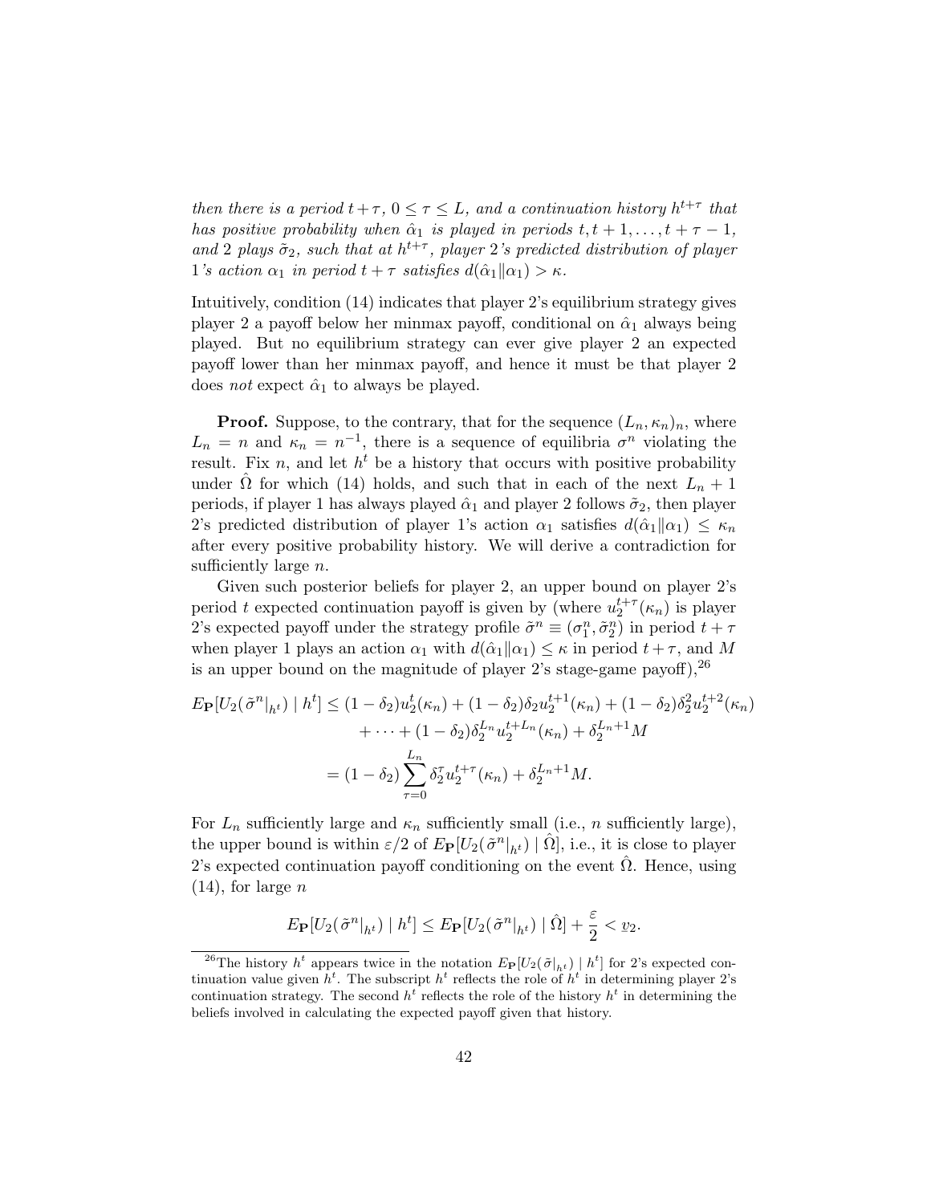*then there is a period $t+\tau$, $0 \le \tau \le L$, and a continuation history $h^{t+\tau}$ that has positive probability when $\hat{\alpha}_1$ is played in periods $t, t+1, \ldots, t+\tau-1$, and 2 plays $\tilde{\sigma}_2$, such that at $h^{t+\tau}$, player 2's predicted distribution of player 1's action $\alpha_1$ in period $t+\tau$ satisfies $d(\hat{\alpha}_1 \| \alpha_1) > \kappa$.*

Intuitively, condition (14) indicates that player 2's equilibrium strategy gives player 2 a payoff below her minmax payoff, conditional on $\hat{\alpha}_1$ always being played. But no equilibrium strategy can ever give player 2 an expected payoff lower than her minmax payoff, and hence it must be that player 2 does *not* expect $\hat{\alpha}_1$ to always be played.

**Proof.** Suppose, to the contrary, that for the sequence $(L_n, \kappa_n)_n$, where $L_n = n$ and $\kappa_n = n^{-1}$, there is a sequence of equilibria $\sigma^n$ violating the result. Fix $n$, and let $h^t$ be a history that occurs with positive probability under $\hat{\Omega}$ for which (14) holds, and such that in each of the next $L_n + 1$ periods, if player 1 has always played $\hat{\alpha}_1$ and player 2 follows $\tilde{\sigma}_2$, then player 2's predicted distribution of player 1's action $\alpha_1$ satisfies $d(\hat{\alpha}_1 \| \alpha_1) \le \kappa_n$ after every positive probability history. We will derive a contradiction for sufficiently large $n$.

Given such posterior beliefs for player 2, an upper bound on player 2's period $t$ expected continuation payoff is given by (where $u_2^{t+\tau}(\kappa_n)$ is player 2's expected payoff under the strategy profile $\tilde{\sigma}^n \equiv (\sigma_1^n, \tilde{\sigma}_2^n)$ in period $t+\tau$ when player 1 plays an action $\alpha_1$ with $d(\hat{\alpha}_1 \| \alpha_1) \le \kappa$ in period $t+\tau$, and $M$ is an upper bound on the magnitude of player 2's stage-game payoff),[26]

$$
\begin{aligned}
E_{\mathbf{P}}[U_2(\tilde{\sigma}^n|_{h^t}) \mid h^t] &\le (1-\delta_2)u_2^t(\kappa_n) + (1-\delta_2)\delta_2 u_2^{t+1}(\kappa_n) + (1-\delta_2)\delta_2^2 u_2^{t+2}(\kappa_n) \\
&\quad + \cdots + (1-\delta_2)\delta_2^{L_n} u_2^{t+L_n}(\kappa_n) + \delta_2^{L_n+1} M \\
&= (1-\delta_2)\sum_{\tau=0}^{L_n} \delta_2^{\tau} u_2^{t+\tau}(\kappa_n) + \delta_2^{L_n+1} M.
\end{aligned}
$$

For $L_n$ sufficiently large and $\kappa_n$ sufficiently small (i.e., $n$ sufficiently large), the upper bound is within $\varepsilon/2$ of $E_{\mathbf{P}}[U_2(\tilde{\sigma}^n|_{h^t}) \mid \hat{\Omega}]$, i.e., it is close to player 2's expected continuation payoff conditioning on the event $\hat{\Omega}$. Hence, using (14), for large $n$

$$
E_{\mathbf{P}}[U_2(\tilde{\sigma}^n|_{h^t}) \mid h^t] \le E_{\mathbf{P}}[U_2(\tilde{\sigma}^n|_{h^t}) \mid \hat{\Omega}] + \frac{\varepsilon}{2} < \underline{v}_2.
$$

[26] The history $h^t$ appears twice in the notation $E_{\mathbf{P}}[U_2(\tilde{\sigma}|_{h^t}) \mid h^t]$ for 2's expected continuation value given $h^t$. The subscript $h^t$ reflects the role of $h^t$ in determining player 2's continuation strategy. The second $h^t$ reflects the role of the history $h^t$ in determining the beliefs involved in calculating the expected payoff given that history.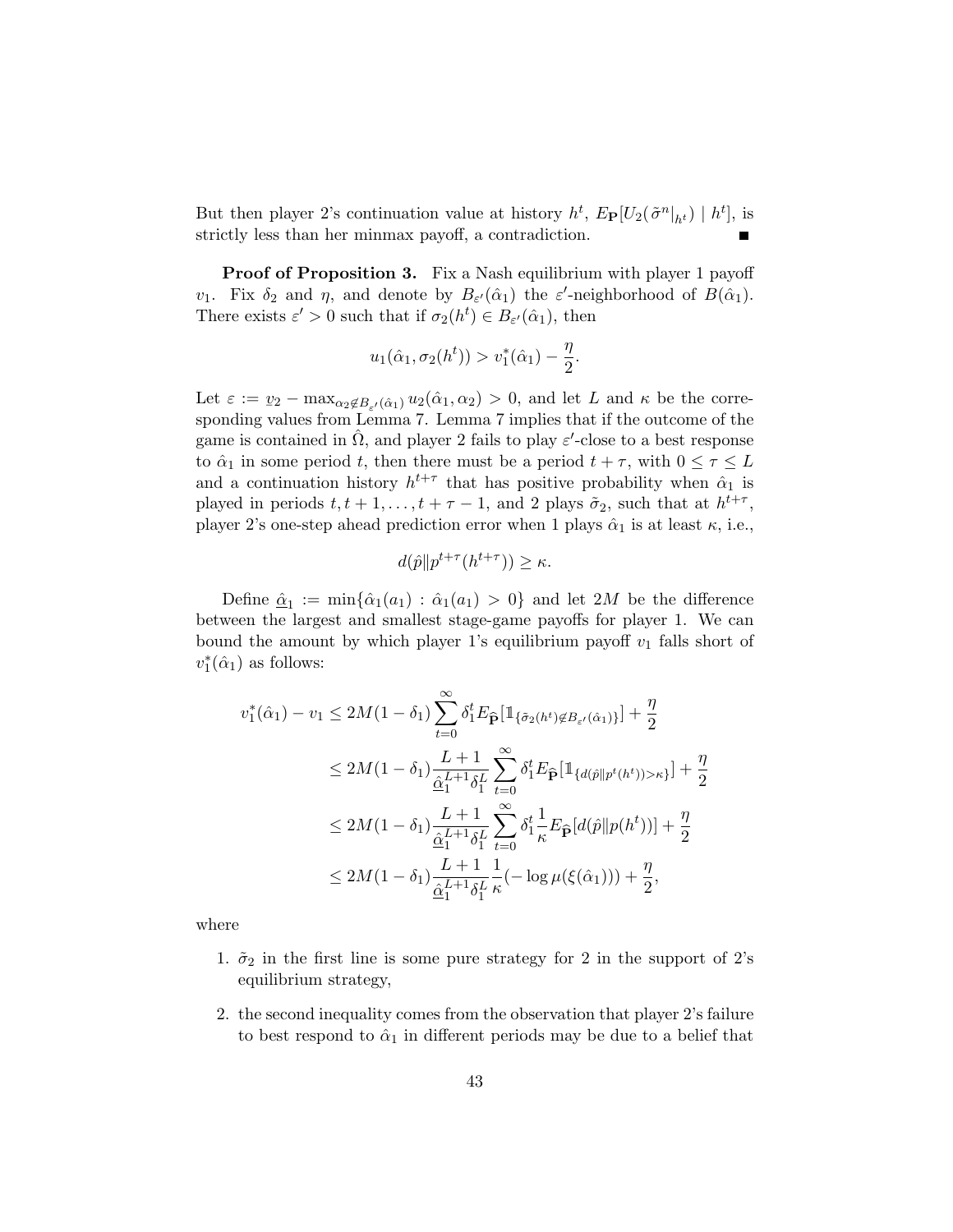But then player 2's continuation value at history $h^t$, $E_{\mathbf{P}}[U_2(\tilde{\sigma}^n|_{h^t}) \mid h^t]$, is strictly less than her minmax payoff, a contradiction. ∎

**Proof of Proposition 3.** Fix a Nash equilibrium with player 1 payoff $v_1$. Fix $\delta_2$ and $\eta$, and denote by $B_{\varepsilon'}(\hat{\alpha}_1)$ the $\varepsilon'$-neighborhood of $B(\hat{\alpha}_1)$. There exists $\varepsilon' > 0$ such that if $\sigma_2(h^t) \in B_{\varepsilon'}(\hat{\alpha}_1)$, then

$$u_1(\hat{\alpha}_1, \sigma_2(h^t)) > v_1^*(\hat{\alpha}_1) - \frac{\eta}{2}.$$

Let $\varepsilon := \underline{v}_2 - \max_{\alpha_2 \notin B_{\varepsilon'}(\hat{\alpha}_1)} u_2(\hat{\alpha}_1, \alpha_2) > 0$, and let $L$ and $\kappa$ be the corresponding values from Lemma 7. Lemma 7 implies that if the outcome of the game is contained in $\hat{\Omega}$, and player 2 fails to play $\varepsilon'$-close to a best response to $\hat{\alpha}_1$ in some period $t$, then there must be a period $t+\tau$, with $0 \leq \tau \leq L$ and a continuation history $h^{t+\tau}$ that has positive probability when $\hat{\alpha}_1$ is played in periods $t, t+1, \ldots, t+\tau-1$, and 2 plays $\tilde{\sigma}_2$, such that at $h^{t+\tau}$, player 2's one-step ahead prediction error when 1 plays $\hat{\alpha}_1$ is at least $\kappa$, i.e.,

$$d(\hat{p} \| p^{t+\tau}(h^{t+\tau})) \geq \kappa.$$

Define $\underline{\hat{\alpha}}_1 := \min\{\hat{\alpha}_1(a_1) : \hat{\alpha}_1(a_1) > 0\}$ and let $2M$ be the difference between the largest and smallest stage-game payoffs for player 1. We can bound the amount by which player 1's equilibrium payoff $v_1$ falls short of $v_1^*(\hat{\alpha}_1)$ as follows:

$$\begin{aligned}
v_1^*(\hat{\alpha}_1) - v_1 &\leq 2M(1-\delta_1)\sum_{t=0}^{\infty} \delta_1^t E_{\widehat{\mathbf{P}}}[\mathbb{1}_{\{\tilde{\sigma}_2(h^t) \notin B_{\varepsilon'}(\hat{\alpha}_1)\}}] + \frac{\eta}{2} \\
&\leq 2M(1-\delta_1)\frac{L+1}{\underline{\hat{\alpha}}_1^{L+1}\delta_1^L} \sum_{t=0}^{\infty} \delta_1^t E_{\widehat{\mathbf{P}}}[\mathbb{1}_{\{d(\hat{p}\|p^t(h^t))>\kappa\}}] + \frac{\eta}{2} \\
&\leq 2M(1-\delta_1)\frac{L+1}{\underline{\hat{\alpha}}_1^{L+1}\delta_1^L} \sum_{t=0}^{\infty} \delta_1^t \frac{1}{\kappa} E_{\widehat{\mathbf{P}}}[d(\hat{p}\|p(h^t))] + \frac{\eta}{2} \\
&\leq 2M(1-\delta_1)\frac{L+1}{\underline{\hat{\alpha}}_1^{L+1}\delta_1^L} \frac{1}{\kappa}(-\log \mu(\xi(\hat{\alpha}_1))) + \frac{\eta}{2},
\end{aligned}$$

where

1. $\tilde{\sigma}_2$ in the first line is some pure strategy for 2 in the support of 2's equilibrium strategy,
2. the second inequality comes from the observation that player 2's failure to best respond to $\hat{\alpha}_1$ in different periods may be due to a belief that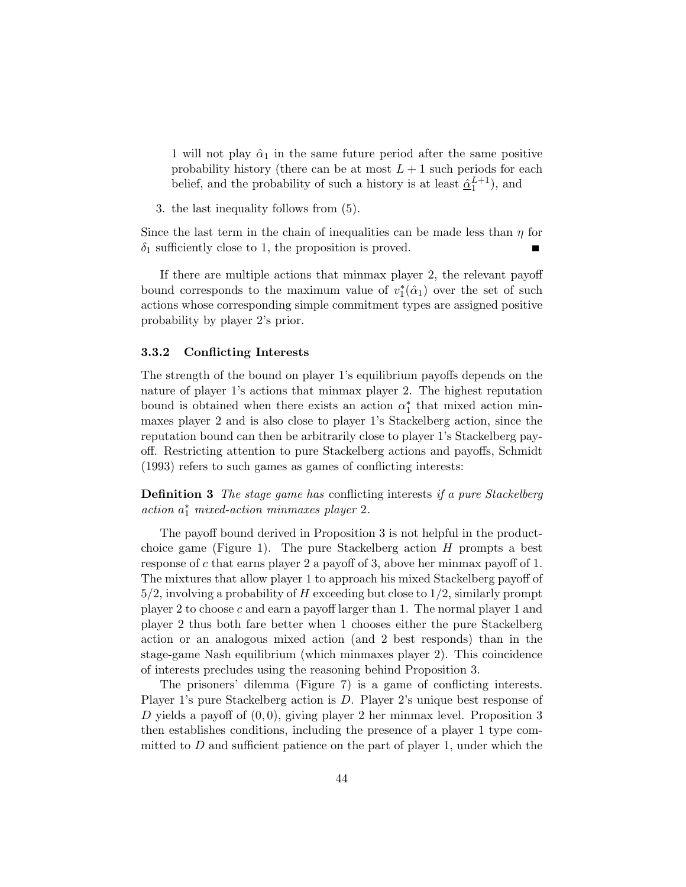1 will not play $\hat{\alpha}_1$ in the same future period after the same positive probability history (there can be at most $L+1$ such periods for each belief, and the probability of such a history is at least $\underline{\hat{\alpha}}_1^{L+1}$), and

3. the last inequality follows from (5).

Since the last term in the chain of inequalities can be made less than $\eta$ for $\delta_1$ sufficiently close to 1, the proposition is proved. ∎

If there are multiple actions that minmax player 2, the relevant payoff bound corresponds to the maximum value of $v_1^*(\hat{\alpha}_1)$ over the set of such actions whose corresponding simple commitment types are assigned positive probability by player 2's prior.

### 3.3.2 Conflicting Interests

The strength of the bound on player 1's equilibrium payoffs depends on the nature of player 1's actions that minmax player 2. The highest reputation bound is obtained when there exists an action $\alpha_1^*$ that mixed action minmaxes player 2 and is also close to player 1's Stackelberg action, since the reputation bound can then be arbitrarily close to player 1's Stackelberg payoff. Restricting attention to pure Stackelberg actions and payoffs, Schmidt (1993) refers to such games as games of conflicting interests:

**Definition 3** *The stage game has* conflicting interests *if a pure Stackelberg action $a_1^*$ mixed-action minmaxes player* 2*.*

The payoff bound derived in Proposition 3 is not helpful in the product-choice game (Figure 1). The pure Stackelberg action $H$ prompts a best response of $c$ that earns player 2 a payoff of 3, above her minmax payoff of 1. The mixtures that allow player 1 to approach his mixed Stackelberg payoff of $5/2$, involving a probability of $H$ exceeding but close to $1/2$, similarly prompt player 2 to choose $c$ and earn a payoff larger than 1. The normal player 1 and player 2 thus both fare better when 1 chooses either the pure Stackelberg action or an analogous mixed action (and 2 best responds) than in the stage-game Nash equilibrium (which minmaxes player 2). This coincidence of interests precludes using the reasoning behind Proposition 3.

The prisoners' dilemma (Figure 7) is a game of conflicting interests. Player 1's pure Stackelberg action is $D$. Player 2's unique best response of $D$ yields a payoff of $(0,0)$, giving player 2 her minmax level. Proposition 3 then establishes conditions, including the presence of a player 1 type committed to $D$ and sufficient patience on the part of player 1, under which the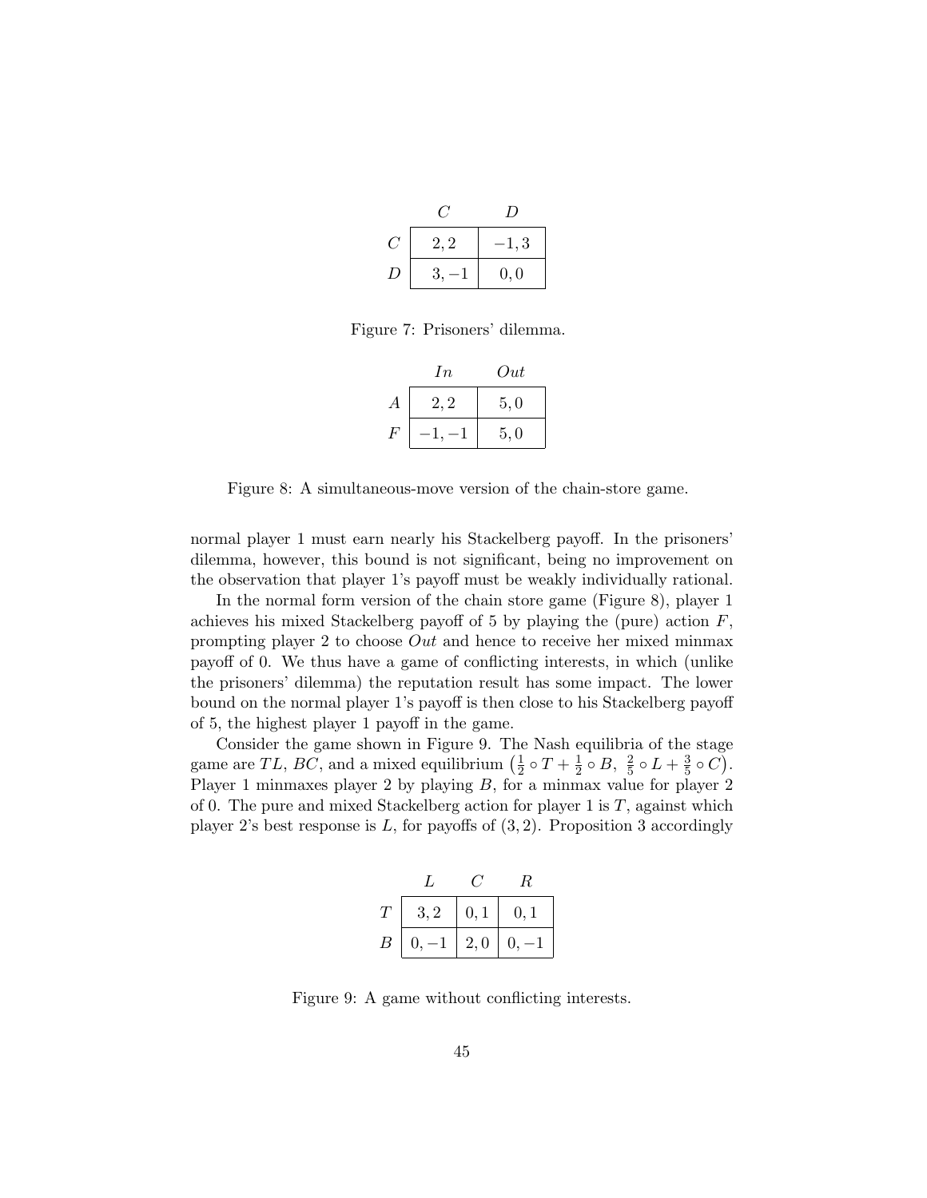|  | $C$ | $D$ |
|---|---|---|
| $C$ | $2, 2$ | $-1, 3$ |
| $D$ | $3, -1$ | $0, 0$ |

Figure 7: Prisoners' dilemma.

|  | $In$ | $Out$ |
|---|---|---|
| $A$ | $2, 2$ | $5, 0$ |
| $F$ | $-1, -1$ | $5, 0$ |

Figure 8: A simultaneous-move version of the chain-store game.

normal player 1 must earn nearly his Stackelberg payoff. In the prisoners' dilemma, however, this bound is not significant, being no improvement on the observation that player 1's payoff must be weakly individually rational.

In the normal form version of the chain store game (Figure 8), player 1 achieves his mixed Stackelberg payoff of 5 by playing the (pure) action $F$, prompting player 2 to choose $Out$ and hence to receive her mixed minmax payoff of 0. We thus have a game of conflicting interests, in which (unlike the prisoners' dilemma) the reputation result has some impact. The lower bound on the normal player 1's payoff is then close to his Stackelberg payoff of 5, the highest player 1 payoff in the game.

Consider the game shown in Figure 9. The Nash equilibria of the stage game are $TL$, $BC$, and a mixed equilibrium $\left(\frac{1}{2} \circ T + \frac{1}{2} \circ B,\ \frac{2}{5} \circ L + \frac{3}{5} \circ C\right)$. Player 1 minmaxes player 2 by playing $B$, for a minmax value for player 2 of 0. The pure and mixed Stackelberg action for player 1 is $T$, against which player 2's best response is $L$, for payoffs of $(3, 2)$. Proposition 3 accordingly

|  | $L$ | $C$ | $R$ |
|---|---|---|---|
| $T$ | $3, 2$ | $0, 1$ | $0, 1$ |
| $B$ | $0, -1$ | $2, 0$ | $0, -1$ |

Figure 9: A game without conflicting interests.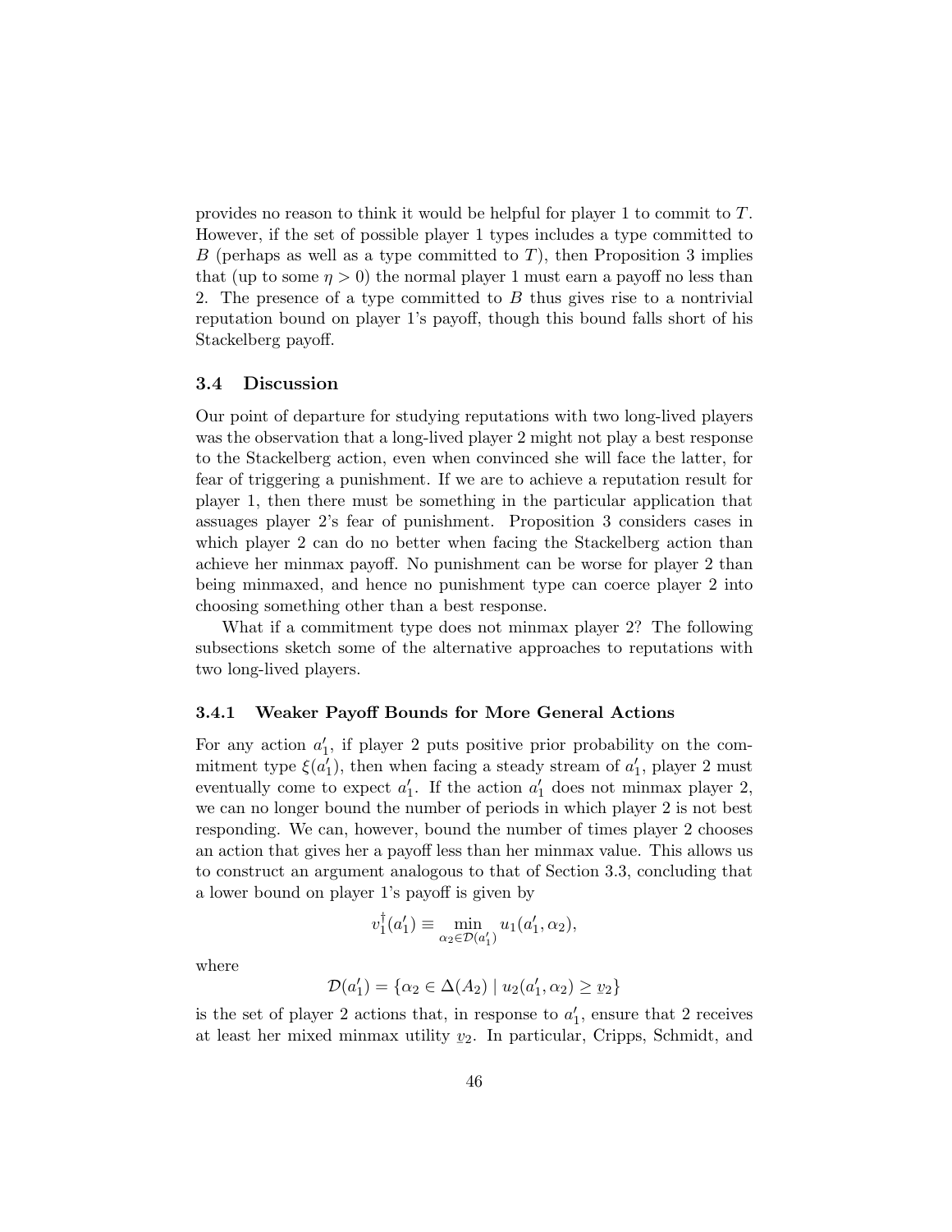provides no reason to think it would be helpful for player 1 to commit to $T$. However, if the set of possible player 1 types includes a type committed to $B$ (perhaps as well as a type committed to $T$), then Proposition 3 implies that (up to some $\eta > 0$) the normal player 1 must earn a payoff no less than 2. The presence of a type committed to $B$ thus gives rise to a nontrivial reputation bound on player 1's payoff, though this bound falls short of his Stackelberg payoff.

### 3.4 Discussion

Our point of departure for studying reputations with two long-lived players was the observation that a long-lived player 2 might not play a best response to the Stackelberg action, even when convinced she will face the latter, for fear of triggering a punishment. If we are to achieve a reputation result for player 1, then there must be something in the particular application that assuages player 2's fear of punishment. Proposition 3 considers cases in which player 2 can do no better when facing the Stackelberg action than achieve her minmax payoff. No punishment can be worse for player 2 than being minmaxed, and hence no punishment type can coerce player 2 into choosing something other than a best response.

What if a commitment type does not minmax player 2? The following subsections sketch some of the alternative approaches to reputations with two long-lived players.

#### 3.4.1 Weaker Payoff Bounds for More General Actions

For any action $a_1'$, if player 2 puts positive prior probability on the commitment type $\xi(a_1')$, then when facing a steady stream of $a_1'$, player 2 must eventually come to expect $a_1'$. If the action $a_1'$ does not minmax player 2, we can no longer bound the number of periods in which player 2 is not best responding. We can, however, bound the number of times player 2 chooses an action that gives her a payoff less than her minmax value. This allows us to construct an argument analogous to that of Section 3.3, concluding that a lower bound on player 1's payoff is given by

$$v_1^\dagger(a_1') \equiv \min_{\alpha_2 \in \mathcal{D}(a_1')} u_1(a_1', \alpha_2),$$

where

$$\mathcal{D}(a_1') = \{\alpha_2 \in \Delta(A_2) \mid u_2(a_1', \alpha_2) \geq \underline{v}_2\}$$

is the set of player 2 actions that, in response to $a_1'$, ensure that 2 receives at least her mixed minmax utility $\underline{v}_2$. In particular, Cripps, Schmidt, and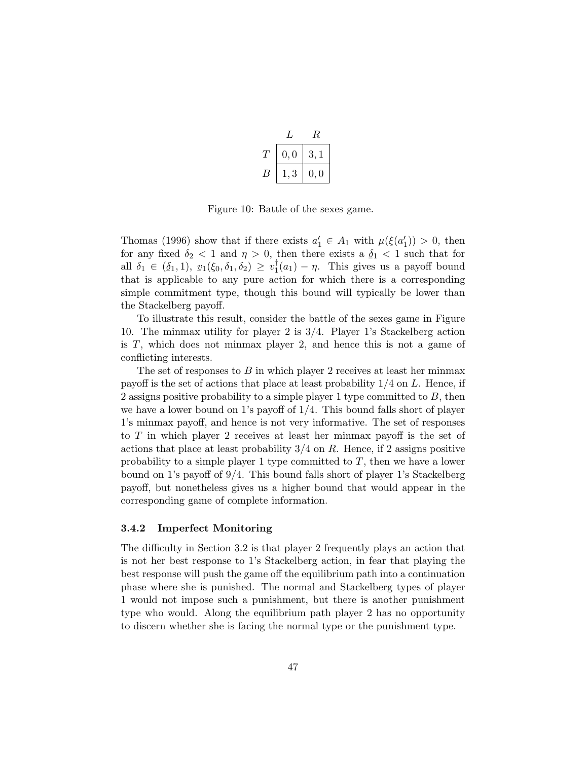|  | $L$ | $R$ |
|---|---|---|
| $T$ | $0,0$ | $3,1$ |
| $B$ | $1,3$ | $0,0$ |

Figure 10: Battle of the sexes game.

Thomas (1996) show that if there exists $a_1' \in A_1$ with $\mu(\xi(a_1')) > 0$, then for any fixed $\delta_2 < 1$ and $\eta > 0$, then there exists a $\underline{\delta}_1 < 1$ such that for all $\delta_1 \in (\underline{\delta}_1, 1)$, $\underline{v}_1(\xi_0, \delta_1, \delta_2) \geq v_1^\dagger(a_1) - \eta$. This gives us a payoff bound that is applicable to any pure action for which there is a corresponding simple commitment type, though this bound will typically be lower than the Stackelberg payoff.

To illustrate this result, consider the battle of the sexes game in Figure 10. The minmax utility for player 2 is $3/4$. Player 1's Stackelberg action is $T$, which does not minmax player 2, and hence this is not a game of conflicting interests.

The set of responses to $B$ in which player 2 receives at least her minmax payoff is the set of actions that place at least probability $1/4$ on $L$. Hence, if 2 assigns positive probability to a simple player 1 type committed to $B$, then we have a lower bound on 1's payoff of $1/4$. This bound falls short of player 1's minmax payoff, and hence is not very informative. The set of responses to $T$ in which player 2 receives at least her minmax payoff is the set of actions that place at least probability $3/4$ on $R$. Hence, if 2 assigns positive probability to a simple player 1 type committed to $T$, then we have a lower bound on 1's payoff of $9/4$. This bound falls short of player 1's Stackelberg payoff, but nonetheless gives us a higher bound that would appear in the corresponding game of complete information.

### 3.4.2 Imperfect Monitoring

The difficulty in Section 3.2 is that player 2 frequently plays an action that is not her best response to 1's Stackelberg action, in fear that playing the best response will push the game off the equilibrium path into a continuation phase where she is punished. The normal and Stackelberg types of player 1 would not impose such a punishment, but there is another punishment type who would. Along the equilibrium path player 2 has no opportunity to discern whether she is facing the normal type or the punishment type.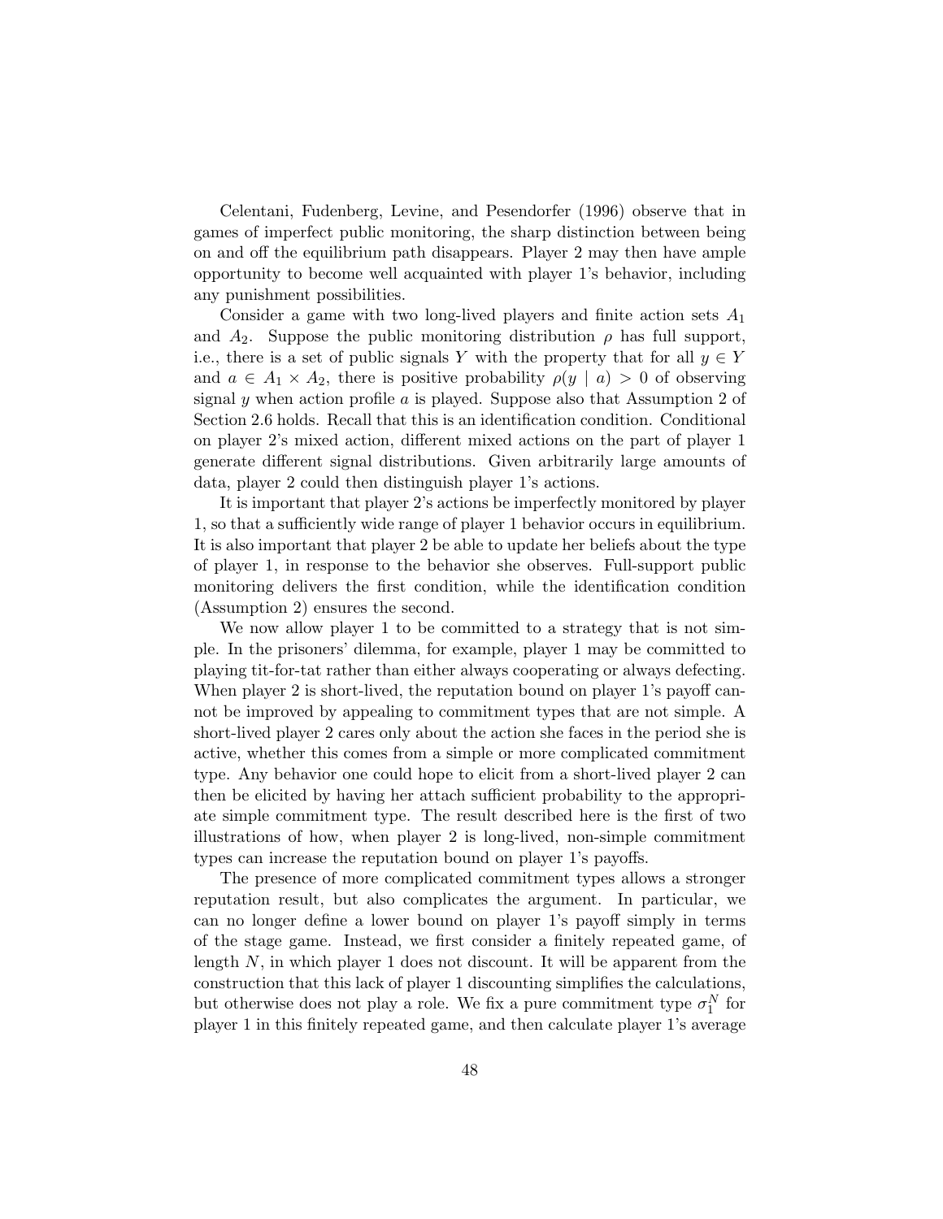Celentani, Fudenberg, Levine, and Pesendorfer (1996) observe that in games of imperfect public monitoring, the sharp distinction between being on and off the equilibrium path disappears. Player 2 may then have ample opportunity to become well acquainted with player 1's behavior, including any punishment possibilities.

Consider a game with two long-lived players and finite action sets $A_1$ and $A_2$. Suppose the public monitoring distribution $\rho$ has full support, i.e., there is a set of public signals $Y$ with the property that for all $y \in Y$ and $a \in A_1 \times A_2$, there is positive probability $\rho(y \mid a) > 0$ of observing signal $y$ when action profile $a$ is played. Suppose also that Assumption 2 of Section 2.6 holds. Recall that this is an identification condition. Conditional on player 2's mixed action, different mixed actions on the part of player 1 generate different signal distributions. Given arbitrarily large amounts of data, player 2 could then distinguish player 1's actions.

It is important that player 2's actions be imperfectly monitored by player 1, so that a sufficiently wide range of player 1 behavior occurs in equilibrium. It is also important that player 2 be able to update her beliefs about the type of player 1, in response to the behavior she observes. Full-support public monitoring delivers the first condition, while the identification condition (Assumption 2) ensures the second.

We now allow player 1 to be committed to a strategy that is not simple. In the prisoners' dilemma, for example, player 1 may be committed to playing tit-for-tat rather than either always cooperating or always defecting. When player 2 is short-lived, the reputation bound on player 1's payoff cannot be improved by appealing to commitment types that are not simple. A short-lived player 2 cares only about the action she faces in the period she is active, whether this comes from a simple or more complicated commitment type. Any behavior one could hope to elicit from a short-lived player 2 can then be elicited by having her attach sufficient probability to the appropriate simple commitment type. The result described here is the first of two illustrations of how, when player 2 is long-lived, non-simple commitment types can increase the reputation bound on player 1's payoffs.

The presence of more complicated commitment types allows a stronger reputation result, but also complicates the argument. In particular, we can no longer define a lower bound on player 1's payoff simply in terms of the stage game. Instead, we first consider a finitely repeated game, of length $N$, in which player 1 does not discount. It will be apparent from the construction that this lack of player 1 discounting simplifies the calculations, but otherwise does not play a role. We fix a pure commitment type $\sigma_1^N$ for player 1 in this finitely repeated game, and then calculate player 1's average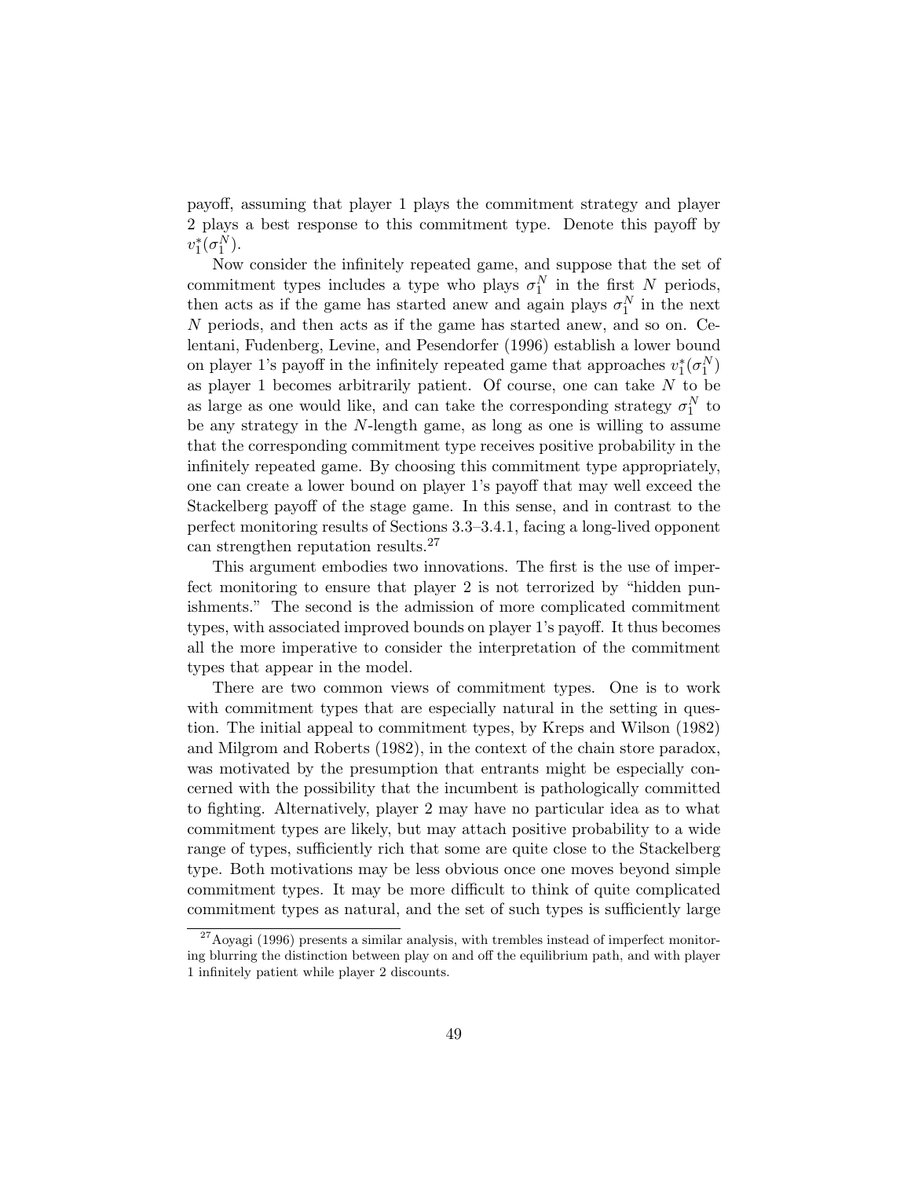payoff, assuming that player 1 plays the commitment strategy and player 2 plays a best response to this commitment type. Denote this payoff by $v_1^*(\sigma_1^N)$.

Now consider the infinitely repeated game, and suppose that the set of commitment types includes a type who plays $\sigma_1^N$ in the first $N$ periods, then acts as if the game has started anew and again plays $\sigma_1^N$ in the next $N$ periods, and then acts as if the game has started anew, and so on. Celentani, Fudenberg, Levine, and Pesendorfer (1996) establish a lower bound on player 1's payoff in the infinitely repeated game that approaches $v_1^*(\sigma_1^N)$ as player 1 becomes arbitrarily patient. Of course, one can take $N$ to be as large as one would like, and can take the corresponding strategy $\sigma_1^N$ to be any strategy in the $N$-length game, as long as one is willing to assume that the corresponding commitment type receives positive probability in the infinitely repeated game. By choosing this commitment type appropriately, one can create a lower bound on player 1's payoff that may well exceed the Stackelberg payoff of the stage game. In this sense, and in contrast to the perfect monitoring results of Sections 3.3–3.4.1, facing a long-lived opponent can strengthen reputation results.[27]

This argument embodies two innovations. The first is the use of imperfect monitoring to ensure that player 2 is not terrorized by "hidden punishments." The second is the admission of more complicated commitment types, with associated improved bounds on player 1's payoff. It thus becomes all the more imperative to consider the interpretation of the commitment types that appear in the model.

There are two common views of commitment types. One is to work with commitment types that are especially natural in the setting in question. The initial appeal to commitment types, by Kreps and Wilson (1982) and Milgrom and Roberts (1982), in the context of the chain store paradox, was motivated by the presumption that entrants might be especially concerned with the possibility that the incumbent is pathologically committed to fighting. Alternatively, player 2 may have no particular idea as to what commitment types are likely, but may attach positive probability to a wide range of types, sufficiently rich that some are quite close to the Stackelberg type. Both motivations may be less obvious once one moves beyond simple commitment types. It may be more difficult to think of quite complicated commitment types as natural, and the set of such types is sufficiently large

[27] Aoyagi (1996) presents a similar analysis, with trembles instead of imperfect monitoring blurring the distinction between play on and off the equilibrium path, and with player 1 infinitely patient while player 2 discounts.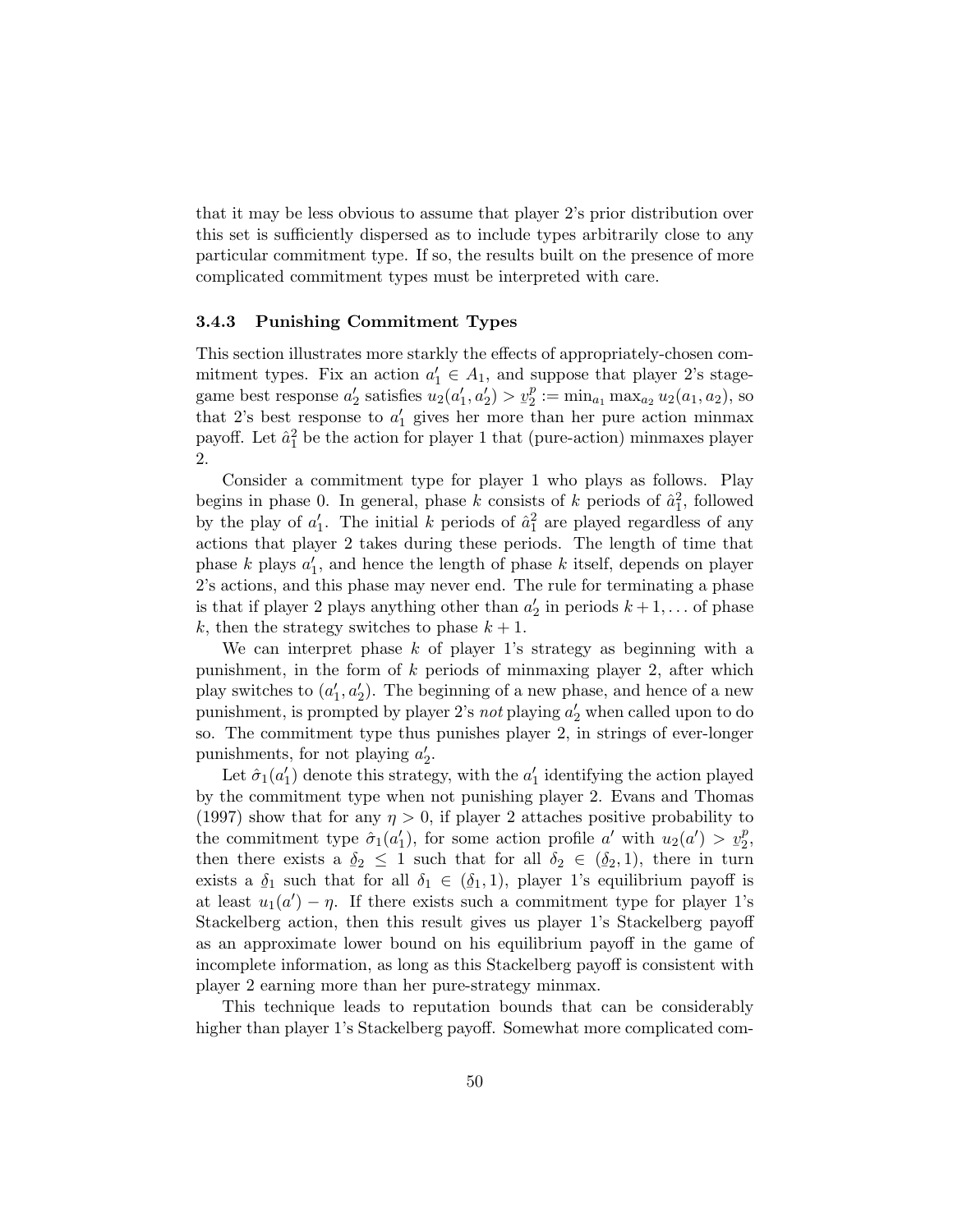that it may be less obvious to assume that player 2's prior distribution over this set is sufficiently dispersed as to include types arbitrarily close to any particular commitment type. If so, the results built on the presence of more complicated commitment types must be interpreted with care.

### 3.4.3 Punishing Commitment Types

This section illustrates more starkly the effects of appropriately-chosen commitment types. Fix an action $a_1' \in A_1$, and suppose that player 2's stage-game best response $a_2'$ satisfies $u_2(a_1', a_2') > \underline{v}_2^p := \min_{a_1} \max_{a_2} u_2(a_1, a_2)$, so that 2's best response to $a_1'$ gives her more than her pure action minmax payoff. Let $\hat{a}_1^2$ be the action for player 1 that (pure-action) minmaxes player 2.

Consider a commitment type for player 1 who plays as follows. Play begins in phase 0. In general, phase $k$ consists of $k$ periods of $\hat{a}_1^2$, followed by the play of $a_1'$. The initial $k$ periods of $\hat{a}_1^2$ are played regardless of any actions that player 2 takes during these periods. The length of time that phase $k$ plays $a_1'$, and hence the length of phase $k$ itself, depends on player 2's actions, and this phase may never end. The rule for terminating a phase is that if player 2 plays anything other than $a_2'$ in periods $k+1, \ldots$ of phase $k$, then the strategy switches to phase $k+1$.

We can interpret phase $k$ of player 1's strategy as beginning with a punishment, in the form of $k$ periods of minmaxing player 2, after which play switches to $(a_1', a_2')$. The beginning of a new phase, and hence of a new punishment, is prompted by player 2's *not* playing $a_2'$ when called upon to do so. The commitment type thus punishes player 2, in strings of ever-longer punishments, for not playing $a_2'$.

Let $\hat{\sigma}_1(a_1')$ denote this strategy, with the $a_1'$ identifying the action played by the commitment type when not punishing player 2. Evans and Thomas (1997) show that for any $\eta > 0$, if player 2 attaches positive probability to the commitment type $\hat{\sigma}_1(a_1')$, for some action profile $a'$ with $u_2(a') > \underline{v}_2^p$, then there exists a $\underline{\delta}_2 \leq 1$ such that for all $\delta_2 \in (\underline{\delta}_2, 1)$, there in turn exists a $\underline{\delta}_1$ such that for all $\delta_1 \in (\underline{\delta}_1, 1)$, player 1's equilibrium payoff is at least $u_1(a') - \eta$. If there exists such a commitment type for player 1's Stackelberg action, then this result gives us player 1's Stackelberg payoff as an approximate lower bound on his equilibrium payoff in the game of incomplete information, as long as this Stackelberg payoff is consistent with player 2 earning more than her pure-strategy minmax.

This technique leads to reputation bounds that can be considerably higher than player 1's Stackelberg payoff. Somewhat more complicated com-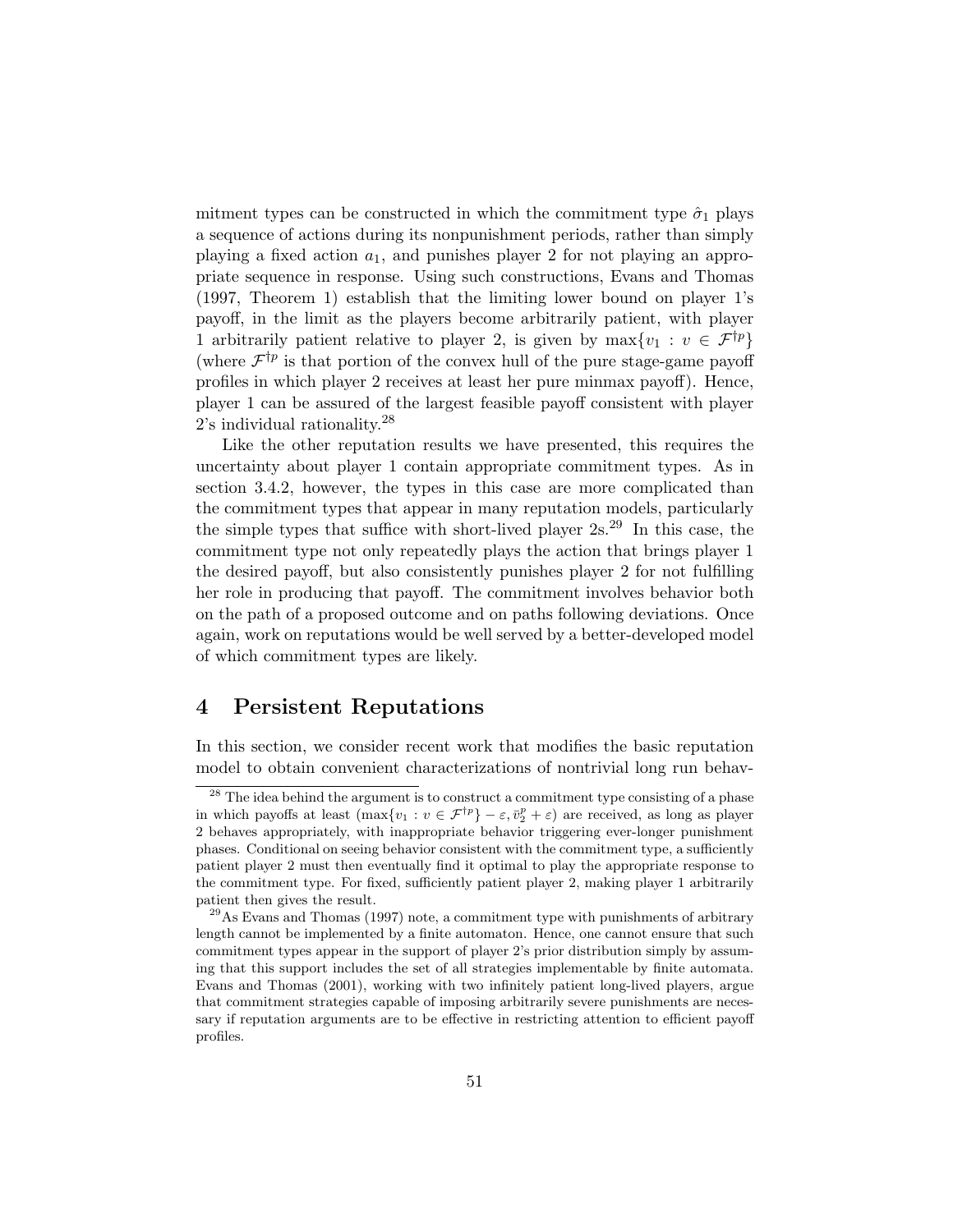mitment types can be constructed in which the commitment type $\hat{\sigma}_1$ plays a sequence of actions during its nonpunishment periods, rather than simply playing a fixed action $a_1$, and punishes player 2 for not playing an appropriate sequence in response. Using such constructions, Evans and Thomas (1997, Theorem 1) establish that the limiting lower bound on player 1's payoff, in the limit as the players become arbitrarily patient, with player 1 arbitrarily patient relative to player 2, is given by $\max\{v_1 : v \in \mathcal{F}^{\dagger p}\}$ (where $\mathcal{F}^{\dagger p}$ is that portion of the convex hull of the pure stage-game payoff profiles in which player 2 receives at least her pure minmax payoff). Hence, player 1 can be assured of the largest feasible payoff consistent with player 2's individual rationality.[28]

Like the other reputation results we have presented, this requires the uncertainty about player 1 contain appropriate commitment types. As in section 3.4.2, however, the types in this case are more complicated than the commitment types that appear in many reputation models, particularly the simple types that suffice with short-lived player 2s.[29] In this case, the commitment type not only repeatedly plays the action that brings player 1 the desired payoff, but also consistently punishes player 2 for not fulfilling her role in producing that payoff. The commitment involves behavior both on the path of a proposed outcome and on paths following deviations. Once again, work on reputations would be well served by a better-developed model of which commitment types are likely.

# 4 Persistent Reputations

In this section, we consider recent work that modifies the basic reputation model to obtain convenient characterizations of nontrivial long run behav-

[28] The idea behind the argument is to construct a commitment type consisting of a phase in which payoffs at least $(\max\{v_1 : v \in \mathcal{F}^{\dagger p}\} - \varepsilon, \bar{v}_2^p + \varepsilon)$ are received, as long as player 2 behaves appropriately, with inappropriate behavior triggering ever-longer punishment phases. Conditional on seeing behavior consistent with the commitment type, a sufficiently patient player 2 must then eventually find it optimal to play the appropriate response to the commitment type. For fixed, sufficiently patient player 2, making player 1 arbitrarily patient then gives the result.

[29] As Evans and Thomas (1997) note, a commitment type with punishments of arbitrary length cannot be implemented by a finite automaton. Hence, one cannot ensure that such commitment types appear in the support of player 2's prior distribution simply by assuming that this support includes the set of all strategies implementable by finite automata. Evans and Thomas (2001), working with two infinitely patient long-lived players, argue that commitment strategies capable of imposing arbitrarily severe punishments are necessary if reputation arguments are to be effective in restricting attention to efficient payoff profiles.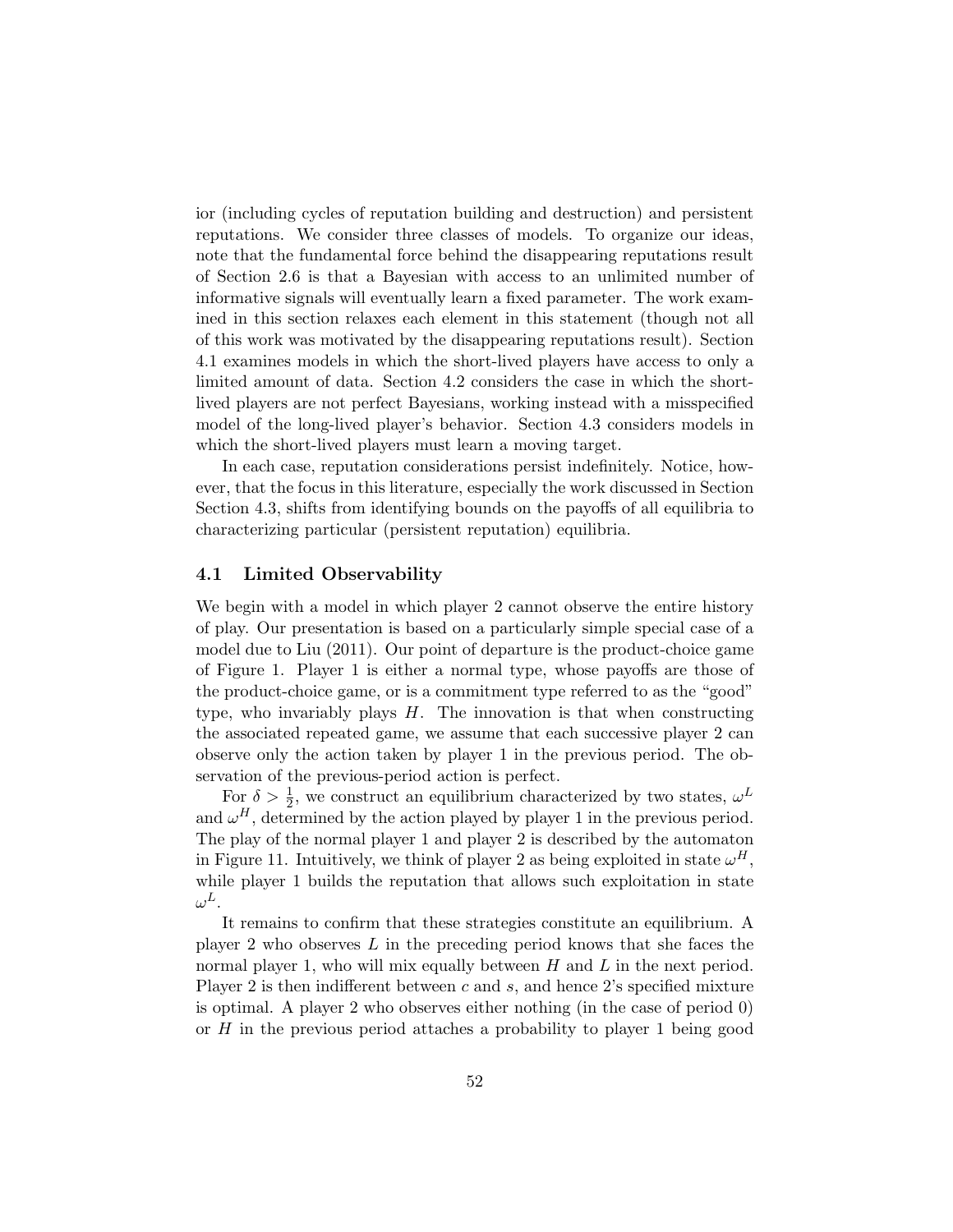ior (including cycles of reputation building and destruction) and persistent reputations. We consider three classes of models. To organize our ideas, note that the fundamental force behind the disappearing reputations result of Section 2.6 is that a Bayesian with access to an unlimited number of informative signals will eventually learn a fixed parameter. The work examined in this section relaxes each element in this statement (though not all of this work was motivated by the disappearing reputations result). Section 4.1 examines models in which the short-lived players have access to only a limited amount of data. Section 4.2 considers the case in which the short-lived players are not perfect Bayesians, working instead with a misspecified model of the long-lived player's behavior. Section 4.3 considers models in which the short-lived players must learn a moving target.

In each case, reputation considerations persist indefinitely. Notice, however, that the focus in this literature, especially the work discussed in Section Section 4.3, shifts from identifying bounds on the payoffs of all equilibria to characterizing particular (persistent reputation) equilibria.

## 4.1 Limited Observability

We begin with a model in which player 2 cannot observe the entire history of play. Our presentation is based on a particularly simple special case of a model due to Liu (2011). Our point of departure is the product-choice game of Figure 1. Player 1 is either a normal type, whose payoffs are those of the product-choice game, or is a commitment type referred to as the "good" type, who invariably plays $H$. The innovation is that when constructing the associated repeated game, we assume that each successive player 2 can observe only the action taken by player 1 in the previous period. The observation of the previous-period action is perfect.

For $\delta > \frac{1}{2}$, we construct an equilibrium characterized by two states, $\omega^L$ and $\omega^H$, determined by the action played by player 1 in the previous period. The play of the normal player 1 and player 2 is described by the automaton in Figure 11. Intuitively, we think of player 2 as being exploited in state $\omega^H$, while player 1 builds the reputation that allows such exploitation in state $\omega^L$.

It remains to confirm that these strategies constitute an equilibrium. A player 2 who observes $L$ in the preceding period knows that she faces the normal player 1, who will mix equally between $H$ and $L$ in the next period. Player 2 is then indifferent between $c$ and $s$, and hence 2's specified mixture is optimal. A player 2 who observes either nothing (in the case of period 0) or $H$ in the previous period attaches a probability to player 1 being good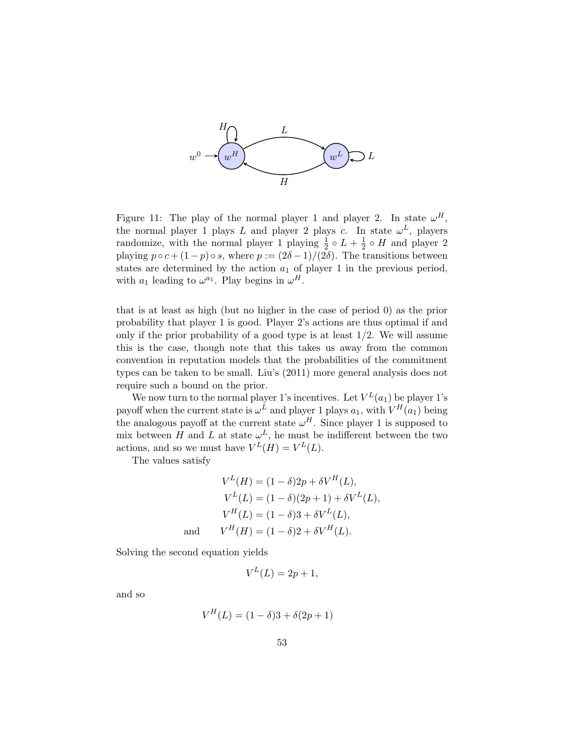Figure 11: The play of the normal player 1 and player 2. In state $\omega^H$, the normal player 1 plays $L$ and player 2 plays $c$. In state $\omega^L$, players randomize, with the normal player 1 playing $\frac{1}{2} \circ L + \frac{1}{2} \circ H$ and player 2 playing $p \circ c + (1-p) \circ s$, where $p := (2\delta - 1)/(2\delta)$. The transitions between states are determined by the action $a_1$ of player 1 in the previous period, with $a_1$ leading to $\omega^{a_1}$. Play begins in $\omega^H$.

that is at least as high (but no higher in the case of period 0) as the prior probability that player 1 is good. Player 2's actions are thus optimal if and only if the prior probability of a good type is at least 1/2. We will assume this is the case, though note that this takes us away from the common convention in reputation models that the probabilities of the commitment types can be taken to be small. Liu's (2011) more general analysis does not require such a bound on the prior.

We now turn to the normal player 1's incentives. Let $V^L(a_1)$ be player 1's payoff when the current state is $\omega^L$ and player 1 plays $a_1$, with $V^H(a_1)$ being the analogous payoff at the current state $\omega^H$. Since player 1 is supposed to mix between $H$ and $L$ at state $\omega^L$, he must be indifferent between the two actions, and so we must have $V^L(H) = V^L(L)$.

The values satisfy

$$
\begin{aligned}
V^L(H) &= (1-\delta)2p + \delta V^H(L), \\
V^L(L) &= (1-\delta)(2p+1) + \delta V^L(L), \\
V^H(L) &= (1-\delta)3 + \delta V^L(L), \\
\text{and} \qquad V^H(H) &= (1-\delta)2 + \delta V^H(L).
\end{aligned}
$$

Solving the second equation yields

$$
V^L(L) = 2p + 1,
$$

and so

$$
V^H(L) = (1-\delta)3 + \delta(2p+1)
$$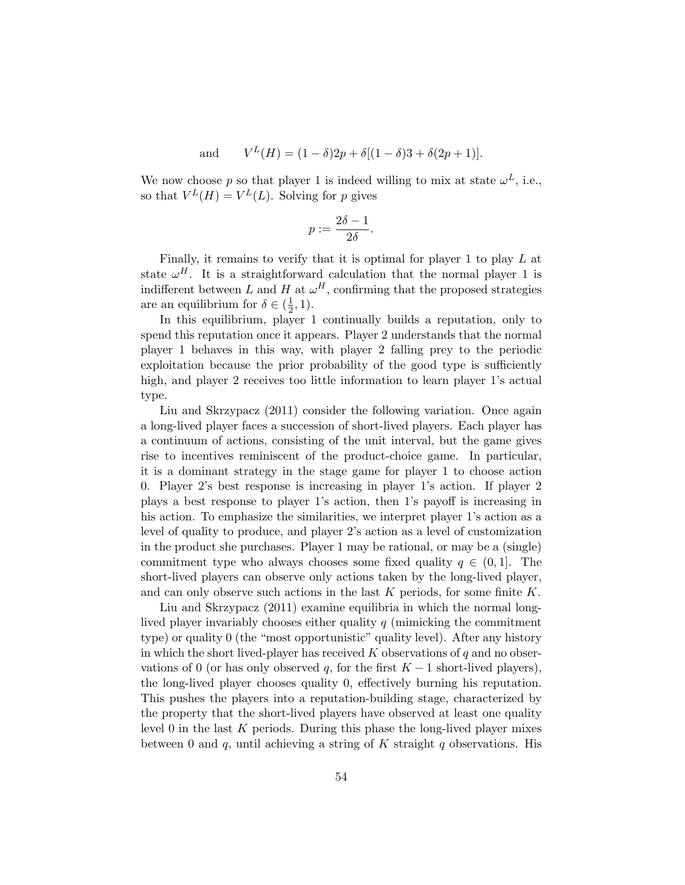$$\text{and} \qquad V^L(H) = (1-\delta)2p + \delta[(1-\delta)3 + \delta(2p+1)].$$

We now choose $p$ so that player 1 is indeed willing to mix at state $\omega^L$, i.e., so that $V^L(H) = V^L(L)$. Solving for $p$ gives

$$p := \frac{2\delta - 1}{2\delta}.$$

Finally, it remains to verify that it is optimal for player 1 to play $L$ at state $\omega^H$. It is a straightforward calculation that the normal player 1 is indifferent between $L$ and $H$ at $\omega^H$, confirming that the proposed strategies are an equilibrium for $\delta \in (\frac{1}{2}, 1)$.

In this equilibrium, player 1 continually builds a reputation, only to spend this reputation once it appears. Player 2 understands that the normal player 1 behaves in this way, with player 2 falling prey to the periodic exploitation because the prior probability of the good type is sufficiently high, and player 2 receives too little information to learn player 1's actual type.

Liu and Skrzypacz (2011) consider the following variation. Once again a long-lived player faces a succession of short-lived players. Each player has a continuum of actions, consisting of the unit interval, but the game gives rise to incentives reminiscent of the product-choice game. In particular, it is a dominant strategy in the stage game for player 1 to choose action 0. Player 2's best response is increasing in player 1's action. If player 2 plays a best response to player 1's action, then 1's payoff is increasing in his action. To emphasize the similarities, we interpret player 1's action as a level of quality to produce, and player 2's action as a level of customization in the product she purchases. Player 1 may be rational, or may be a (single) commitment type who always chooses some fixed quality $q \in (0, 1]$. The short-lived players can observe only actions taken by the long-lived player, and can only observe such actions in the last $K$ periods, for some finite $K$.

Liu and Skrzypacz (2011) examine equilibria in which the normal long-lived player invariably chooses either quality $q$ (mimicking the commitment type) or quality 0 (the "most opportunistic" quality level). After any history in which the short lived-player has received $K$ observations of $q$ and no observations of 0 (or has only observed $q$, for the first $K-1$ short-lived players), the long-lived player chooses quality 0, effectively burning his reputation. This pushes the players into a reputation-building stage, characterized by the property that the short-lived players have observed at least one quality level 0 in the last $K$ periods. During this phase the long-lived player mixes between 0 and $q$, until achieving a string of $K$ straight $q$ observations. His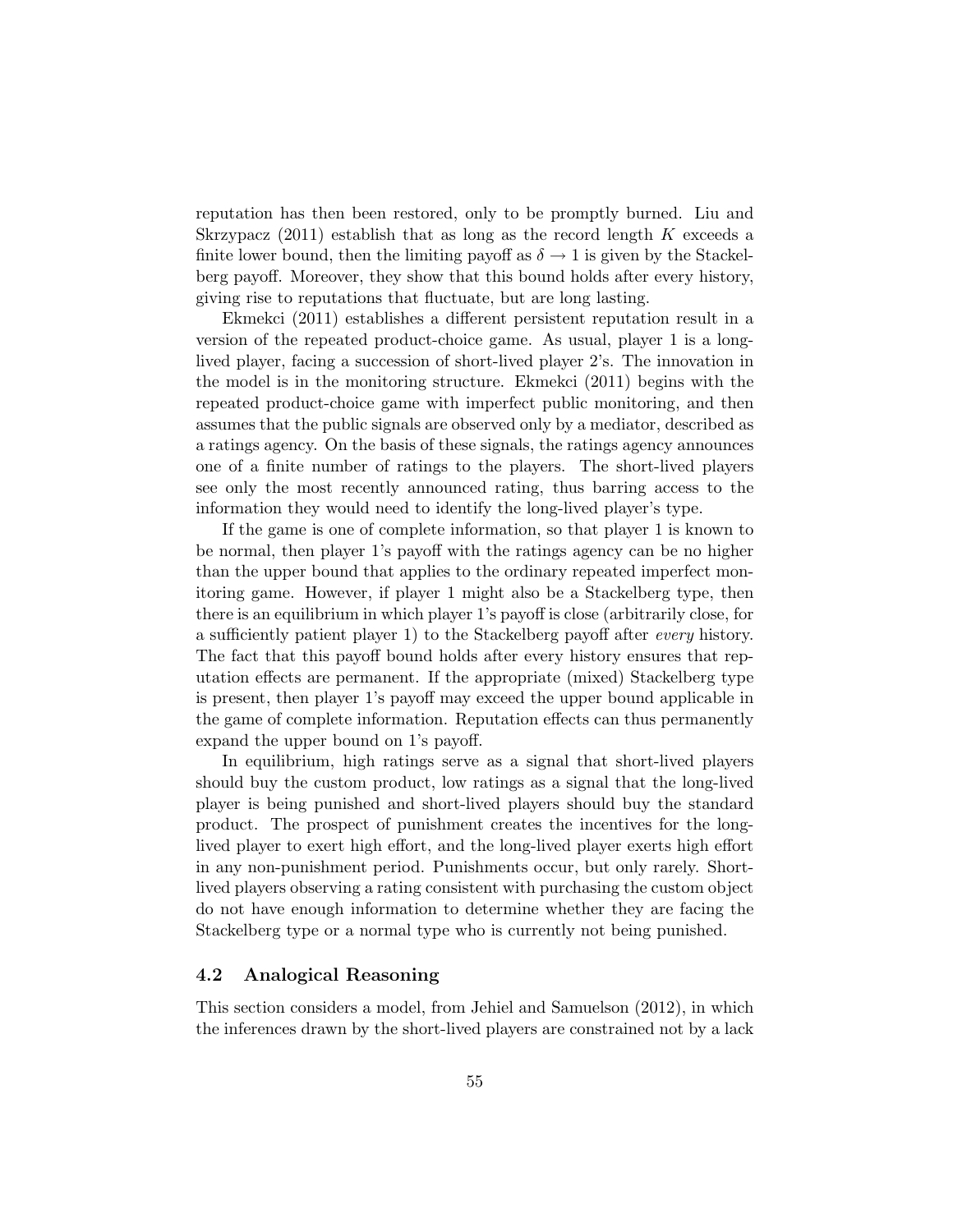reputation has then been restored, only to be promptly burned. Liu and Skrzypacz (2011) establish that as long as the record length $K$ exceeds a finite lower bound, then the limiting payoff as $\delta \to 1$ is given by the Stackelberg payoff. Moreover, they show that this bound holds after every history, giving rise to reputations that fluctuate, but are long lasting.

Ekmekci (2011) establishes a different persistent reputation result in a version of the repeated product-choice game. As usual, player 1 is a long-lived player, facing a succession of short-lived player 2's. The innovation in the model is in the monitoring structure. Ekmekci (2011) begins with the repeated product-choice game with imperfect public monitoring, and then assumes that the public signals are observed only by a mediator, described as a ratings agency. On the basis of these signals, the ratings agency announces one of a finite number of ratings to the players. The short-lived players see only the most recently announced rating, thus barring access to the information they would need to identify the long-lived player's type.

If the game is one of complete information, so that player 1 is known to be normal, then player 1's payoff with the ratings agency can be no higher than the upper bound that applies to the ordinary repeated imperfect monitoring game. However, if player 1 might also be a Stackelberg type, then there is an equilibrium in which player 1's payoff is close (arbitrarily close, for a sufficiently patient player 1) to the Stackelberg payoff after *every* history. The fact that this payoff bound holds after every history ensures that reputation effects are permanent. If the appropriate (mixed) Stackelberg type is present, then player 1's payoff may exceed the upper bound applicable in the game of complete information. Reputation effects can thus permanently expand the upper bound on 1's payoff.

In equilibrium, high ratings serve as a signal that short-lived players should buy the custom product, low ratings as a signal that the long-lived player is being punished and short-lived players should buy the standard product. The prospect of punishment creates the incentives for the long-lived player to exert high effort, and the long-lived player exerts high effort in any non-punishment period. Punishments occur, but only rarely. Short-lived players observing a rating consistent with purchasing the custom object do not have enough information to determine whether they are facing the Stackelberg type or a normal type who is currently not being punished.

### 4.2 Analogical Reasoning

This section considers a model, from Jehiel and Samuelson (2012), in which the inferences drawn by the short-lived players are constrained not by a lack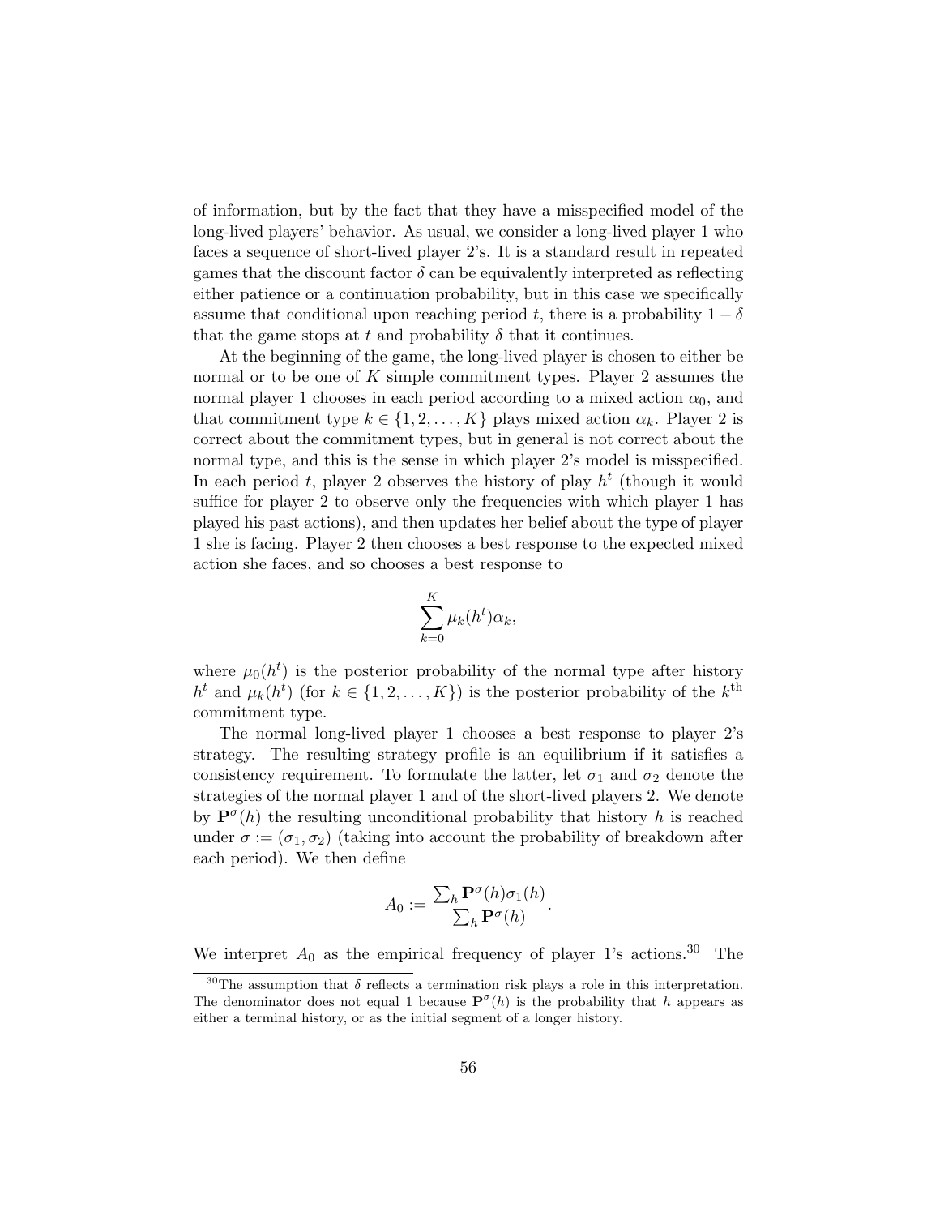of information, but by the fact that they have a misspecified model of the long-lived players' behavior. As usual, we consider a long-lived player 1 who faces a sequence of short-lived player 2's. It is a standard result in repeated games that the discount factor $\delta$ can be equivalently interpreted as reflecting either patience or a continuation probability, but in this case we specifically assume that conditional upon reaching period $t$, there is a probability $1 - \delta$ that the game stops at $t$ and probability $\delta$ that it continues.

At the beginning of the game, the long-lived player is chosen to either be normal or to be one of $K$ simple commitment types. Player 2 assumes the normal player 1 chooses in each period according to a mixed action $\alpha_0$, and that commitment type $k \in \{1, 2, \ldots, K\}$ plays mixed action $\alpha_k$. Player 2 is correct about the commitment types, but in general is not correct about the normal type, and this is the sense in which player 2's model is misspecified. In each period $t$, player 2 observes the history of play $h^t$ (though it would suffice for player 2 to observe only the frequencies with which player 1 has played his past actions), and then updates her belief about the type of player 1 she is facing. Player 2 then chooses a best response to the expected mixed action she faces, and so chooses a best response to

$$\sum_{k=0}^{K} \mu_k(h^t)\alpha_k,$$

where $\mu_0(h^t)$ is the posterior probability of the normal type after history $h^t$ and $\mu_k(h^t)$ (for $k \in \{1, 2, \ldots, K\}$) is the posterior probability of the $k^{\text{th}}$ commitment type.

The normal long-lived player 1 chooses a best response to player 2's strategy. The resulting strategy profile is an equilibrium if it satisfies a consistency requirement. To formulate the latter, let $\sigma_1$ and $\sigma_2$ denote the strategies of the normal player 1 and of the short-lived players 2. We denote by $\mathbf{P}^{\sigma}(h)$ the resulting unconditional probability that history $h$ is reached under $\sigma := (\sigma_1, \sigma_2)$ (taking into account the probability of breakdown after each period). We then define

$$A_0 := \frac{\sum_h \mathbf{P}^{\sigma}(h)\sigma_1(h)}{\sum_h \mathbf{P}^{\sigma}(h)}.$$

We interpret $A_0$ as the empirical frequency of player 1's actions.[30] The

[30] The assumption that $\delta$ reflects a termination risk plays a role in this interpretation. The denominator does not equal 1 because $\mathbf{P}^{\sigma}(h)$ is the probability that $h$ appears as either a terminal history, or as the initial segment of a longer history.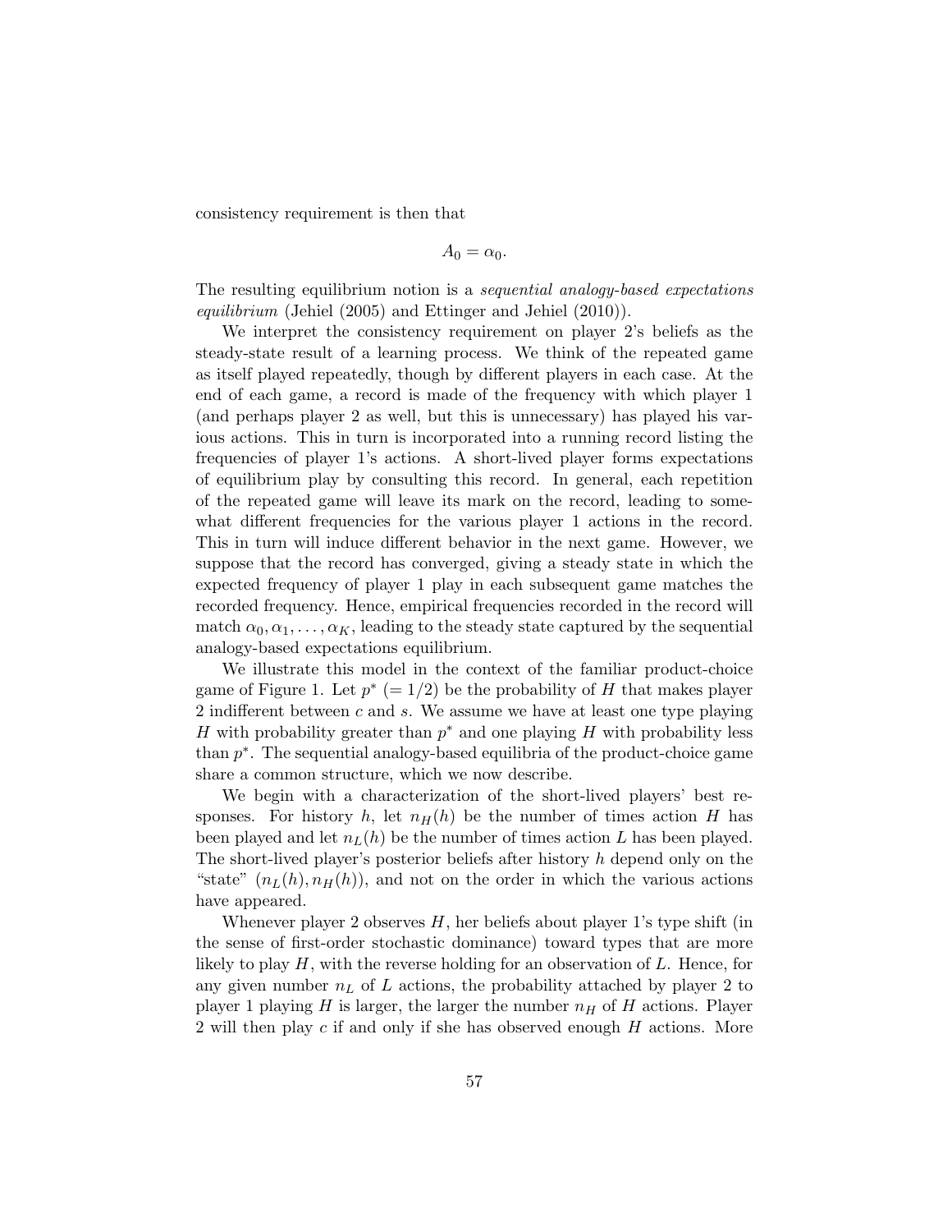consistency requirement is then that

$$A_0 = \alpha_0.$$

The resulting equilibrium notion is a *sequential analogy-based expectations equilibrium* (Jehiel (2005) and Ettinger and Jehiel (2010)).

We interpret the consistency requirement on player 2's beliefs as the steady-state result of a learning process. We think of the repeated game as itself played repeatedly, though by different players in each case. At the end of each game, a record is made of the frequency with which player 1 (and perhaps player 2 as well, but this is unnecessary) has played his various actions. This in turn is incorporated into a running record listing the frequencies of player 1's actions. A short-lived player forms expectations of equilibrium play by consulting this record. In general, each repetition of the repeated game will leave its mark on the record, leading to somewhat different frequencies for the various player 1 actions in the record. This in turn will induce different behavior in the next game. However, we suppose that the record has converged, giving a steady state in which the expected frequency of player 1 play in each subsequent game matches the recorded frequency. Hence, empirical frequencies recorded in the record will match $\alpha_0, \alpha_1, \ldots, \alpha_K$, leading to the steady state captured by the sequential analogy-based expectations equilibrium.

We illustrate this model in the context of the familiar product-choice game of Figure 1. Let $p^*$ $(= 1/2)$ be the probability of $H$ that makes player 2 indifferent between $c$ and $s$. We assume we have at least one type playing $H$ with probability greater than $p^*$ and one playing $H$ with probability less than $p^*$. The sequential analogy-based equilibria of the product-choice game share a common structure, which we now describe.

We begin with a characterization of the short-lived players' best responses. For history $h$, let $n_H(h)$ be the number of times action $H$ has been played and let $n_L(h)$ be the number of times action $L$ has been played. The short-lived player's posterior beliefs after history $h$ depend only on the "state" $(n_L(h), n_H(h))$, and not on the order in which the various actions have appeared.

Whenever player 2 observes $H$, her beliefs about player 1's type shift (in the sense of first-order stochastic dominance) toward types that are more likely to play $H$, with the reverse holding for an observation of $L$. Hence, for any given number $n_L$ of $L$ actions, the probability attached by player 2 to player 1 playing $H$ is larger, the larger the number $n_H$ of $H$ actions. Player 2 will then play $c$ if and only if she has observed enough $H$ actions. More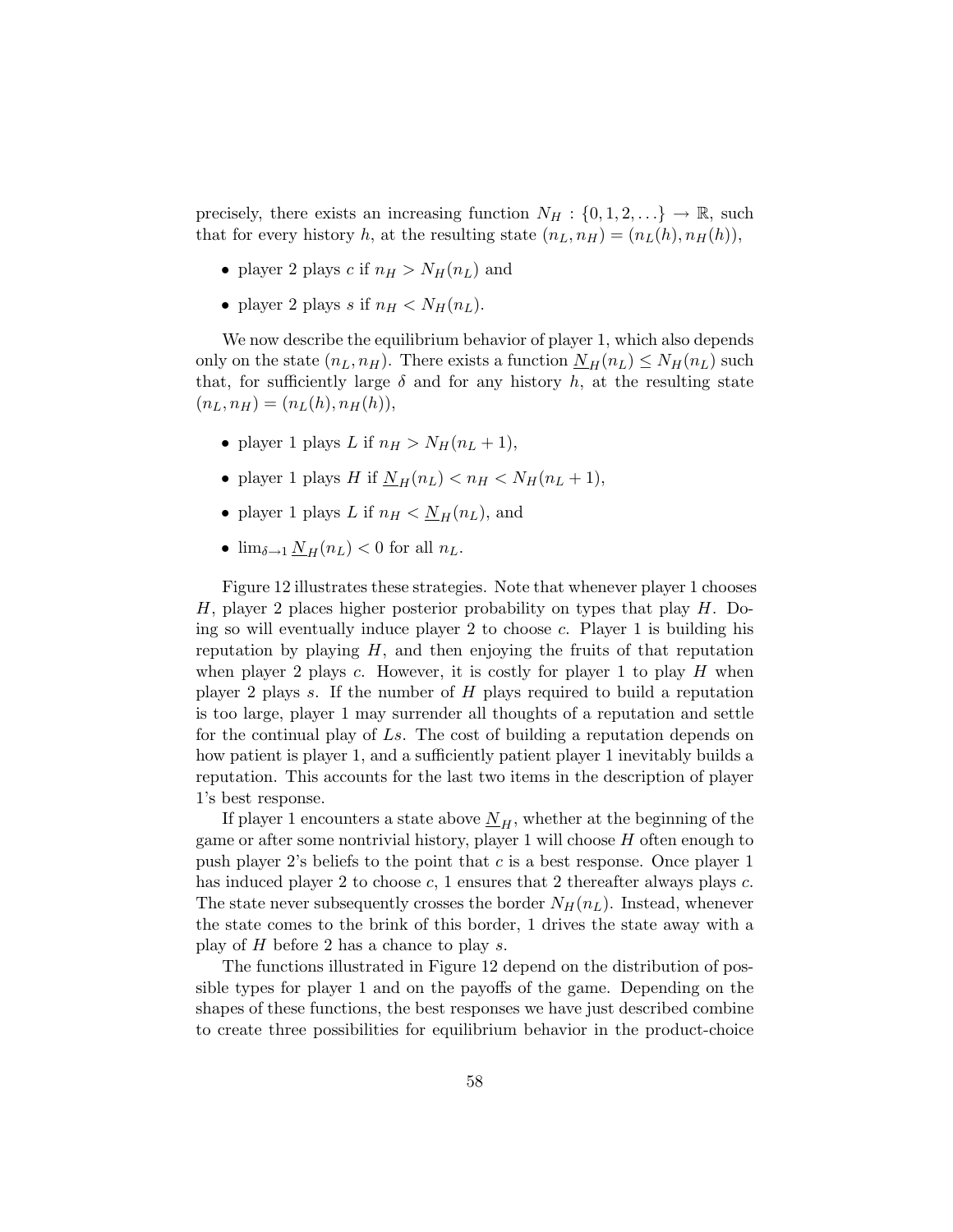precisely, there exists an increasing function $N_H : \{0, 1, 2, \ldots\} \to \mathbb{R}$, such that for every history $h$, at the resulting state $(n_L, n_H) = (n_L(h), n_H(h))$,

- player 2 plays $c$ if $n_H > N_H(n_L)$ and
- player 2 plays $s$ if $n_H < N_H(n_L)$.

We now describe the equilibrium behavior of player 1, which also depends only on the state $(n_L, n_H)$. There exists a function $\underline{N}_H(n_L) \leq N_H(n_L)$ such that, for sufficiently large $\delta$ and for any history $h$, at the resulting state $(n_L, n_H) = (n_L(h), n_H(h))$,

- player 1 plays $L$ if $n_H > N_H(n_L + 1)$,
- player 1 plays $H$ if $\underline{N}_H(n_L) < n_H < N_H(n_L + 1)$,
- player 1 plays $L$ if $n_H < \underline{N}_H(n_L)$, and
- $\lim_{\delta \to 1} \underline{N}_H(n_L) < 0$ for all $n_L$.

Figure 12 illustrates these strategies. Note that whenever player 1 chooses $H$, player 2 places higher posterior probability on types that play $H$. Doing so will eventually induce player 2 to choose $c$. Player 1 is building his reputation by playing $H$, and then enjoying the fruits of that reputation when player 2 plays $c$. However, it is costly for player 1 to play $H$ when player 2 plays $s$. If the number of $H$ plays required to build a reputation is too large, player 1 may surrender all thoughts of a reputation and settle for the continual play of $Ls$. The cost of building a reputation depends on how patient is player 1, and a sufficiently patient player 1 inevitably builds a reputation. This accounts for the last two items in the description of player 1's best response.

If player 1 encounters a state above $\underline{N}_H$, whether at the beginning of the game or after some nontrivial history, player 1 will choose $H$ often enough to push player 2's beliefs to the point that $c$ is a best response. Once player 1 has induced player 2 to choose $c$, 1 ensures that 2 thereafter always plays $c$. The state never subsequently crosses the border $N_H(n_L)$. Instead, whenever the state comes to the brink of this border, 1 drives the state away with a play of $H$ before 2 has a chance to play $s$.

The functions illustrated in Figure 12 depend on the distribution of possible types for player 1 and on the payoffs of the game. Depending on the shapes of these functions, the best responses we have just described combine to create three possibilities for equilibrium behavior in the product-choice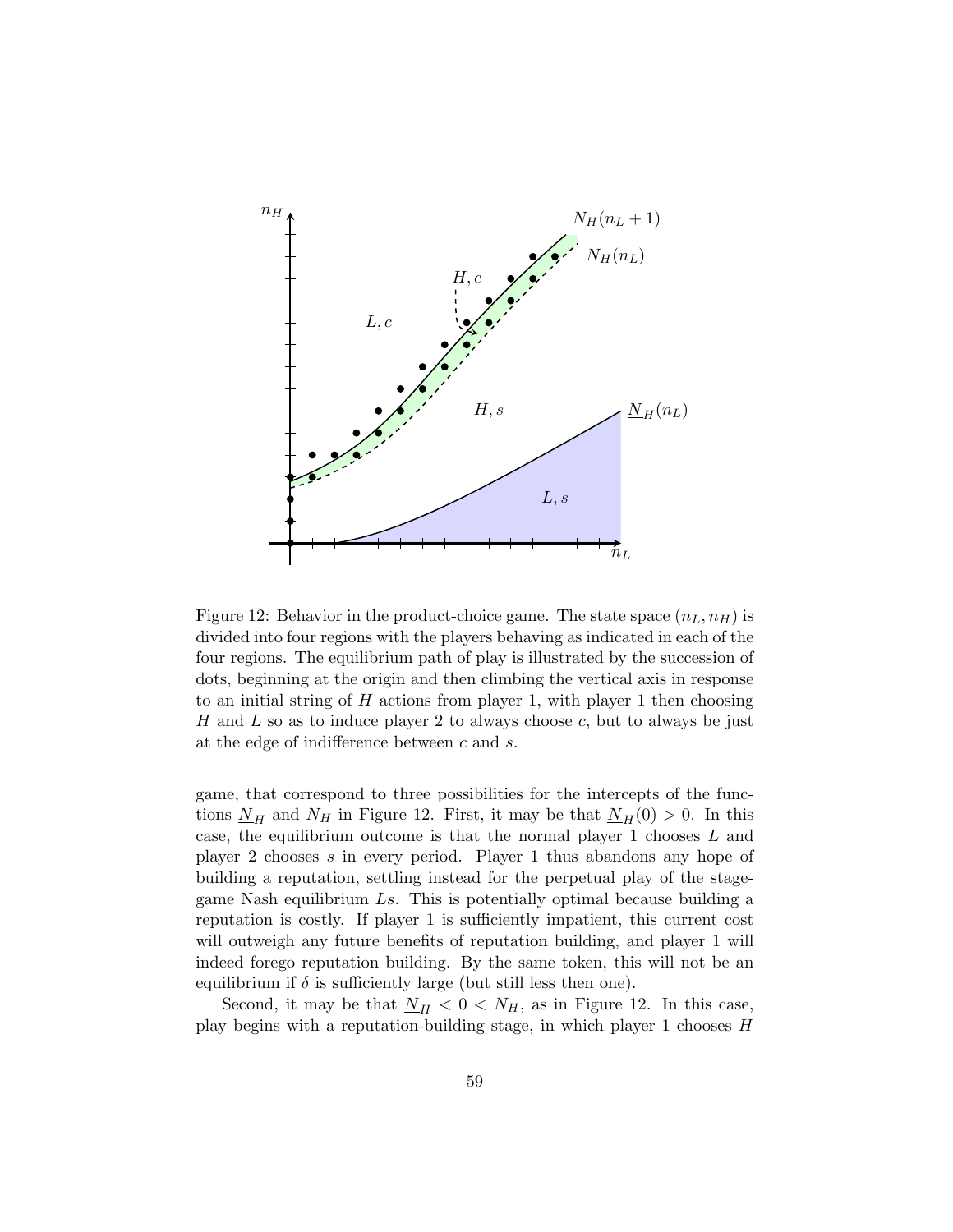Figure 12: Behavior in the product-choice game. The state space $(n_L, n_H)$ is divided into four regions with the players behaving as indicated in each of the four regions. The equilibrium path of play is illustrated by the succession of dots, beginning at the origin and then climbing the vertical axis in response to an initial string of $H$ actions from player 1, with player 1 then choosing $H$ and $L$ so as to induce player 2 to always choose $c$, but to always be just at the edge of indifference between $c$ and $s$.

game, that correspond to three possibilities for the intercepts of the functions $\underline{N}_H$ and $N_H$ in Figure 12. First, it may be that $\underline{N}_H(0) > 0$. In this case, the equilibrium outcome is that the normal player 1 chooses $L$ and player 2 chooses $s$ in every period. Player 1 thus abandons any hope of building a reputation, settling instead for the perpetual play of the stage-game Nash equilibrium $Ls$. This is potentially optimal because building a reputation is costly. If player 1 is sufficiently impatient, this current cost will outweigh any future benefits of reputation building, and player 1 will indeed forego reputation building. By the same token, this will not be an equilibrium if $\delta$ is sufficiently large (but still less then one).

Second, it may be that $\underline{N}_H < 0 < N_H$, as in Figure 12. In this case, play begins with a reputation-building stage, in which player 1 chooses $H$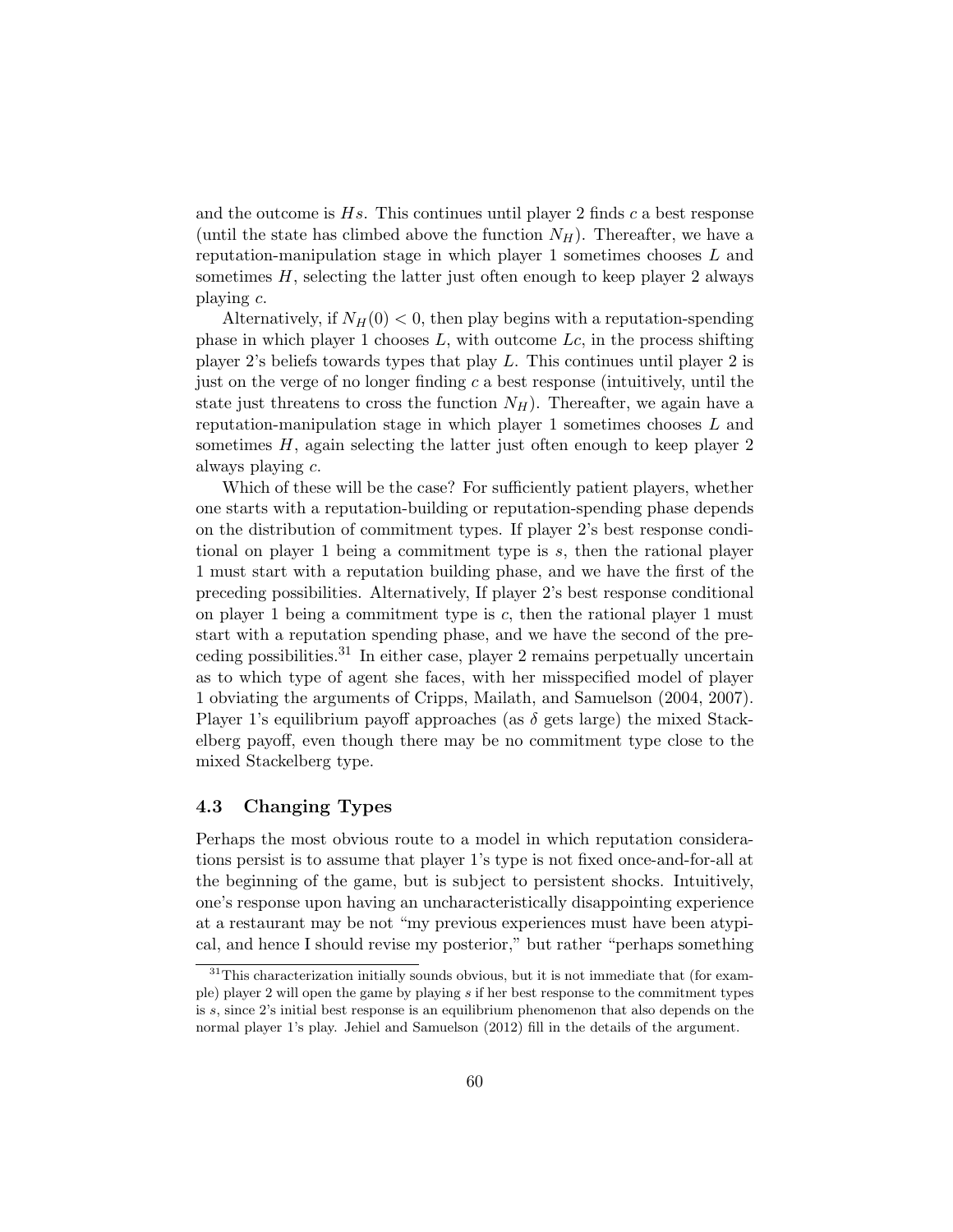and the outcome is $Hs$. This continues until player 2 finds $c$ a best response (until the state has climbed above the function $N_H$). Thereafter, we have a reputation-manipulation stage in which player 1 sometimes chooses $L$ and sometimes $H$, selecting the latter just often enough to keep player 2 always playing $c$.

Alternatively, if $N_H(0) < 0$, then play begins with a reputation-spending phase in which player 1 chooses $L$, with outcome $Lc$, in the process shifting player 2's beliefs towards types that play $L$. This continues until player 2 is just on the verge of no longer finding $c$ a best response (intuitively, until the state just threatens to cross the function $N_H$). Thereafter, we again have a reputation-manipulation stage in which player 1 sometimes chooses $L$ and sometimes $H$, again selecting the latter just often enough to keep player 2 always playing $c$.

Which of these will be the case? For sufficiently patient players, whether one starts with a reputation-building or reputation-spending phase depends on the distribution of commitment types. If player 2's best response conditional on player 1 being a commitment type is $s$, then the rational player 1 must start with a reputation building phase, and we have the first of the preceding possibilities. Alternatively, If player 2's best response conditional on player 1 being a commitment type is $c$, then the rational player 1 must start with a reputation spending phase, and we have the second of the preceding possibilities.[31] In either case, player 2 remains perpetually uncertain as to which type of agent she faces, with her misspecified model of player 1 obviating the arguments of Cripps, Mailath, and Samuelson (2004, 2007). Player 1's equilibrium payoff approaches (as $\delta$ gets large) the mixed Stackelberg payoff, even though there may be no commitment type close to the mixed Stackelberg type.

### 4.3 Changing Types

Perhaps the most obvious route to a model in which reputation considerations persist is to assume that player 1's type is not fixed once-and-for-all at the beginning of the game, but is subject to persistent shocks. Intuitively, one's response upon having an uncharacteristically disappointing experience at a restaurant may be not "my previous experiences must have been atypical, and hence I should revise my posterior," but rather "perhaps something

[31] This characterization initially sounds obvious, but it is not immediate that (for example) player 2 will open the game by playing $s$ if her best response to the commitment types is $s$, since 2's initial best response is an equilibrium phenomenon that also depends on the normal player 1's play. Jehiel and Samuelson (2012) fill in the details of the argument.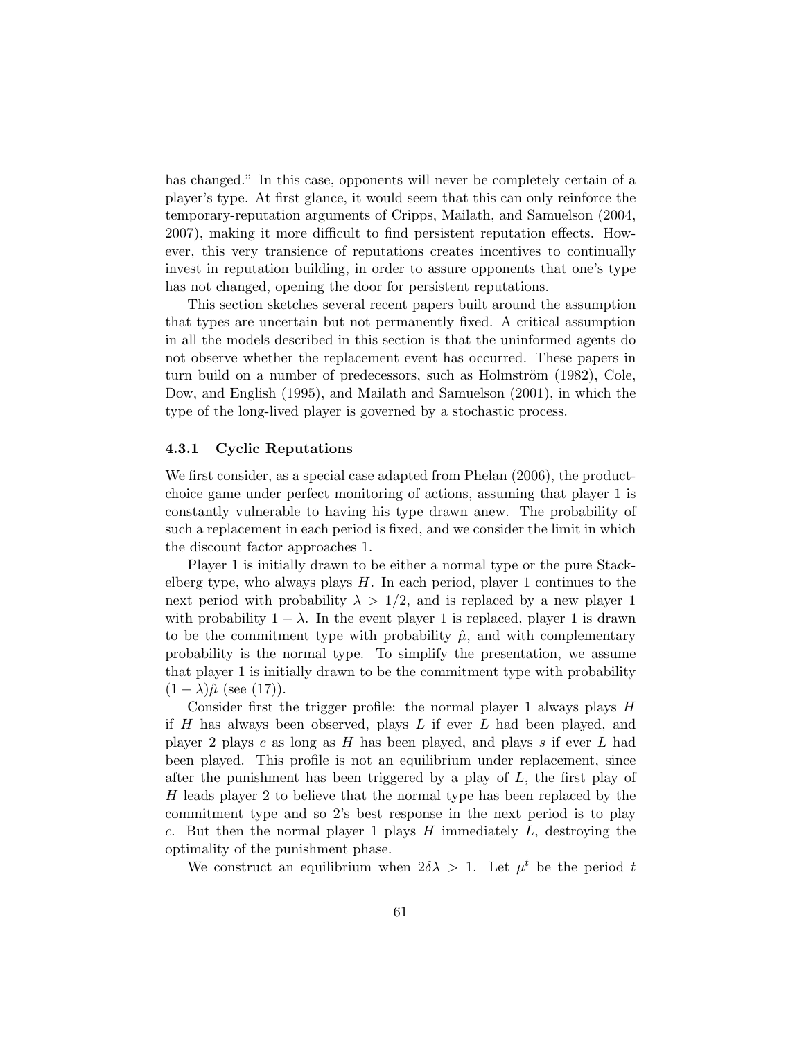has changed." In this case, opponents will never be completely certain of a player's type. At first glance, it would seem that this can only reinforce the temporary-reputation arguments of Cripps, Mailath, and Samuelson (2004, 2007), making it more difficult to find persistent reputation effects. However, this very transience of reputations creates incentives to continually invest in reputation building, in order to assure opponents that one's type has not changed, opening the door for persistent reputations.

This section sketches several recent papers built around the assumption that types are uncertain but not permanently fixed. A critical assumption in all the models described in this section is that the uninformed agents do not observe whether the replacement event has occurred. These papers in turn build on a number of predecessors, such as Holmström (1982), Cole, Dow, and English (1995), and Mailath and Samuelson (2001), in which the type of the long-lived player is governed by a stochastic process.

### 4.3.1 Cyclic Reputations

We first consider, as a special case adapted from Phelan (2006), the product-choice game under perfect monitoring of actions, assuming that player 1 is constantly vulnerable to having his type drawn anew. The probability of such a replacement in each period is fixed, and we consider the limit in which the discount factor approaches 1.

Player 1 is initially drawn to be either a normal type or the pure Stackelberg type, who always plays $H$. In each period, player 1 continues to the next period with probability $\lambda > 1/2$, and is replaced by a new player 1 with probability $1 - \lambda$. In the event player 1 is replaced, player 1 is drawn to be the commitment type with probability $\hat{\mu}$, and with complementary probability is the normal type. To simplify the presentation, we assume that player 1 is initially drawn to be the commitment type with probability $(1 - \lambda)\hat{\mu}$ (see (17)).

Consider first the trigger profile: the normal player 1 always plays $H$ if $H$ has always been observed, plays $L$ if ever $L$ had been played, and player 2 plays $c$ as long as $H$ has been played, and plays $s$ if ever $L$ had been played. This profile is not an equilibrium under replacement, since after the punishment has been triggered by a play of $L$, the first play of $H$ leads player 2 to believe that the normal type has been replaced by the commitment type and so 2's best response in the next period is to play $c$. But then the normal player 1 plays $H$ immediately $L$, destroying the optimality of the punishment phase.

We construct an equilibrium when $2\delta\lambda > 1$. Let $\mu^t$ be the period $t$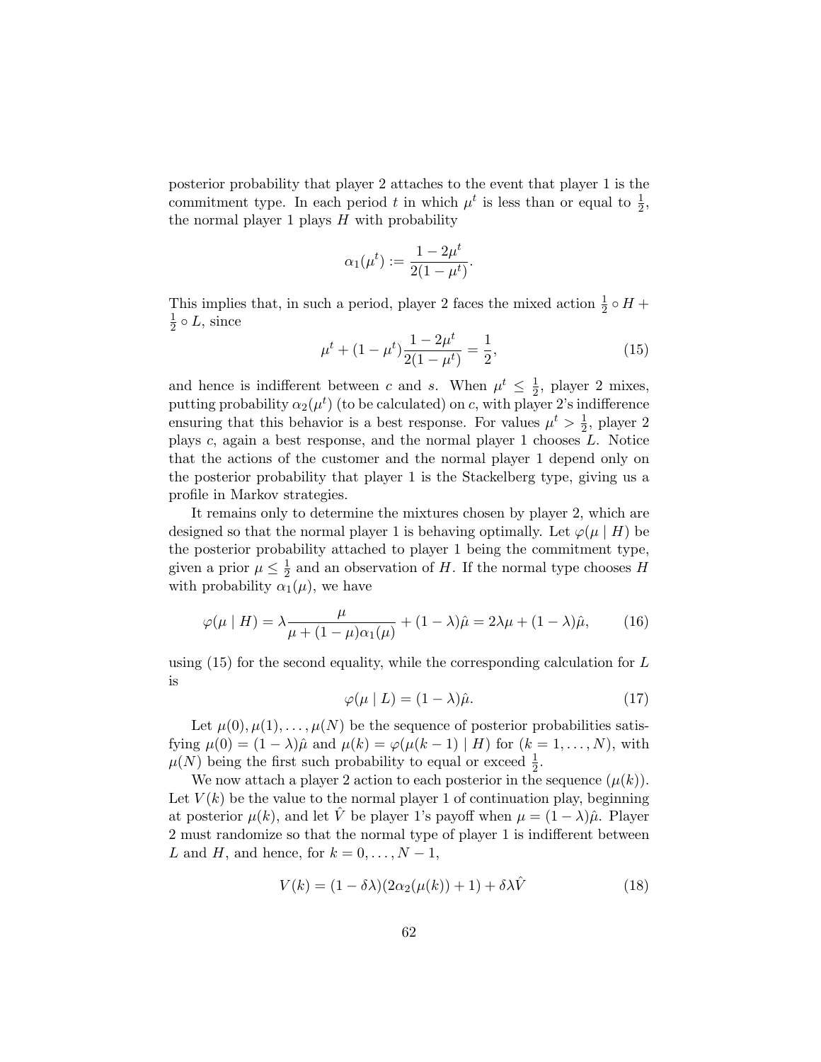posterior probability that player 2 attaches to the event that player 1 is the commitment type. In each period $t$ in which $\mu^t$ is less than or equal to $\frac{1}{2}$, the normal player 1 plays $H$ with probability

$$\alpha_1(\mu^t) := \frac{1 - 2\mu^t}{2(1 - \mu^t)}.$$

This implies that, in such a period, player 2 faces the mixed action $\frac{1}{2} \circ H + \frac{1}{2} \circ L$, since

$$\mu^t + (1 - \mu^t)\frac{1 - 2\mu^t}{2(1 - \mu^t)} = \frac{1}{2}, \tag{15}$$

and hence is indifferent between $c$ and $s$. When $\mu^t \leq \frac{1}{2}$, player 2 mixes, putting probability $\alpha_2(\mu^t)$ (to be calculated) on $c$, with player 2's indifference ensuring that this behavior is a best response. For values $\mu^t > \frac{1}{2}$, player 2 plays $c$, again a best response, and the normal player 1 chooses $L$. Notice that the actions of the customer and the normal player 1 depend only on the posterior probability that player 1 is the Stackelberg type, giving us a profile in Markov strategies.

It remains only to determine the mixtures chosen by player 2, which are designed so that the normal player 1 is behaving optimally. Let $\varphi(\mu \mid H)$ be the posterior probability attached to player 1 being the commitment type, given a prior $\mu \leq \frac{1}{2}$ and an observation of $H$. If the normal type chooses $H$ with probability $\alpha_1(\mu)$, we have

$$\varphi(\mu \mid H) = \lambda \frac{\mu}{\mu + (1 - \mu)\alpha_1(\mu)} + (1 - \lambda)\hat{\mu} = 2\lambda\mu + (1 - \lambda)\hat{\mu}, \tag{16}$$

using (15) for the second equality, while the corresponding calculation for $L$ is

$$\varphi(\mu \mid L) = (1 - \lambda)\hat{\mu}. \tag{17}$$

Let $\mu(0), \mu(1), \ldots, \mu(N)$ be the sequence of posterior probabilities satisfying $\mu(0) = (1 - \lambda)\hat{\mu}$ and $\mu(k) = \varphi(\mu(k-1) \mid H)$ for $(k = 1, \ldots, N)$, with $\mu(N)$ being the first such probability to equal or exceed $\frac{1}{2}$.

We now attach a player 2 action to each posterior in the sequence $(\mu(k))$. Let $V(k)$ be the value to the normal player 1 of continuation play, beginning at posterior $\mu(k)$, and let $\hat{V}$ be player 1's payoff when $\mu = (1 - \lambda)\hat{\mu}$. Player 2 must randomize so that the normal type of player 1 is indifferent between $L$ and $H$, and hence, for $k = 0, \ldots, N - 1$,

$$V(k) = (1 - \delta\lambda)(2\alpha_2(\mu(k)) + 1) + \delta\lambda\hat{V} \tag{18}$$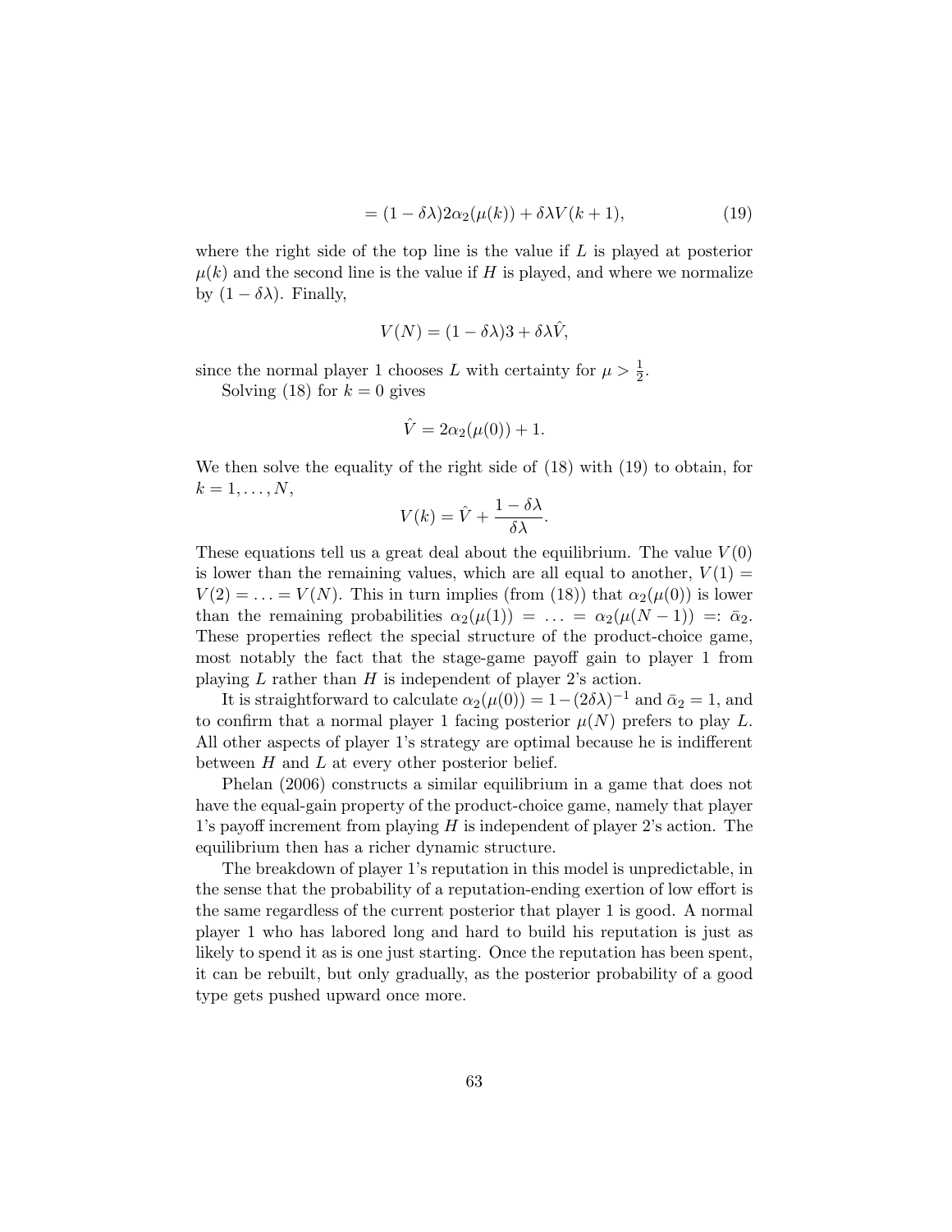$$= (1 - \delta\lambda)2\alpha_2(\mu(k)) + \delta\lambda V(k+1), \tag{19}$$

where the right side of the top line is the value if $L$ is played at posterior $\mu(k)$ and the second line is the value if $H$ is played, and where we normalize by $(1 - \delta\lambda)$. Finally,

$$V(N) = (1 - \delta\lambda)3 + \delta\lambda\hat{V},$$

since the normal player 1 chooses $L$ with certainty for $\mu > \frac{1}{2}$.

Solving (18) for $k = 0$ gives

$$\hat{V} = 2\alpha_2(\mu(0)) + 1.$$

We then solve the equality of the right side of (18) with (19) to obtain, for $k = 1, \ldots, N$,

$$V(k) = \hat{V} + \frac{1 - \delta\lambda}{\delta\lambda}.$$

These equations tell us a great deal about the equilibrium. The value $V(0)$ is lower than the remaining values, which are all equal to another, $V(1) = V(2) = \ldots = V(N)$. This in turn implies (from (18)) that $\alpha_2(\mu(0))$ is lower than the remaining probabilities $\alpha_2(\mu(1)) = \ldots = \alpha_2(\mu(N-1)) =: \bar{\alpha}_2$. These properties reflect the special structure of the product-choice game, most notably the fact that the stage-game payoff gain to player 1 from playing $L$ rather than $H$ is independent of player 2's action.

It is straightforward to calculate $\alpha_2(\mu(0)) = 1 - (2\delta\lambda)^{-1}$ and $\bar{\alpha}_2 = 1$, and to confirm that a normal player 1 facing posterior $\mu(N)$ prefers to play $L$. All other aspects of player 1's strategy are optimal because he is indifferent between $H$ and $L$ at every other posterior belief.

Phelan (2006) constructs a similar equilibrium in a game that does not have the equal-gain property of the product-choice game, namely that player 1's payoff increment from playing $H$ is independent of player 2's action. The equilibrium then has a richer dynamic structure.

The breakdown of player 1's reputation in this model is unpredictable, in the sense that the probability of a reputation-ending exertion of low effort is the same regardless of the current posterior that player 1 is good. A normal player 1 who has labored long and hard to build his reputation is just as likely to spend it as is one just starting. Once the reputation has been spent, it can be rebuilt, but only gradually, as the posterior probability of a good type gets pushed upward once more.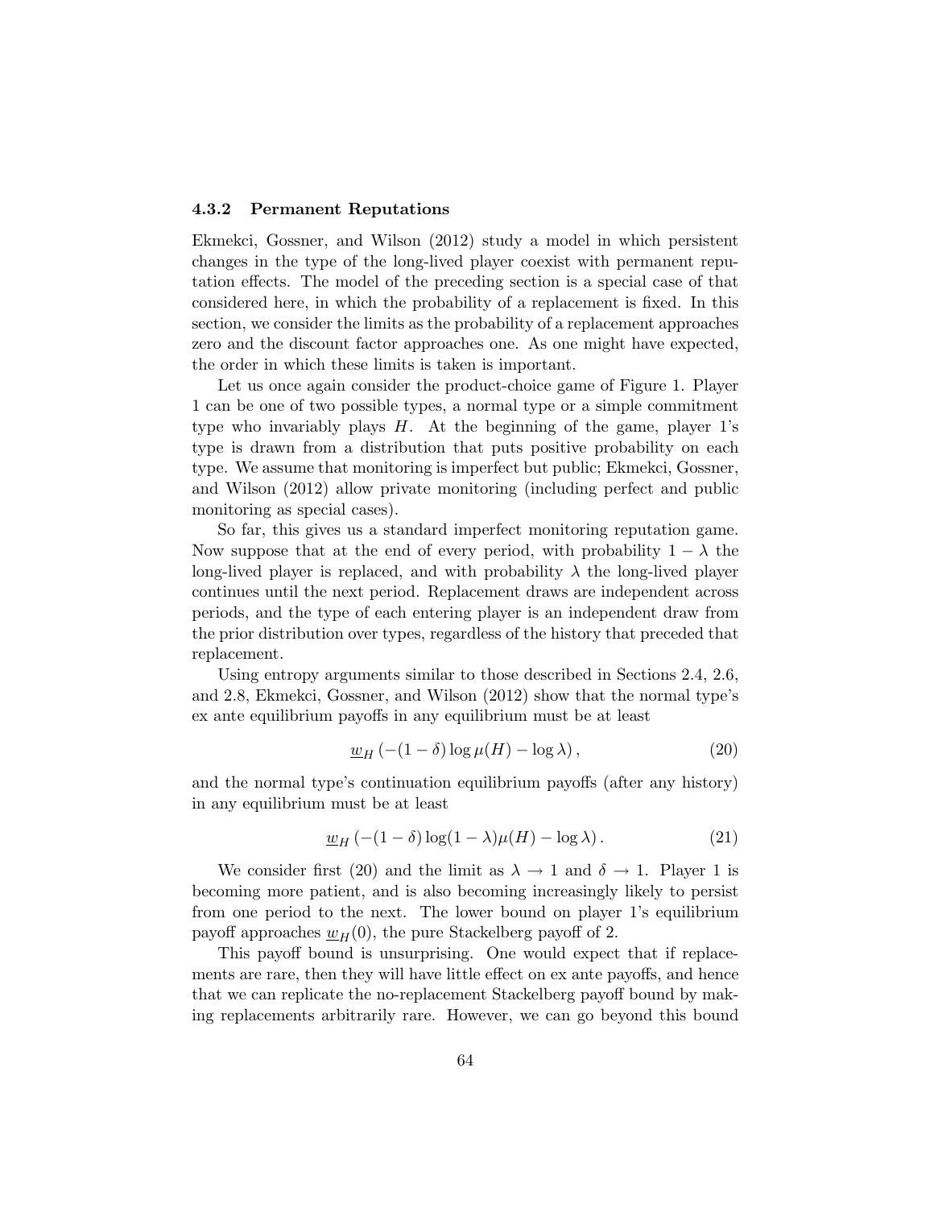### 4.3.2 Permanent Reputations

Ekmekci, Gossner, and Wilson (2012) study a model in which persistent changes in the type of the long-lived player coexist with permanent reputation effects. The model of the preceding section is a special case of that considered here, in which the probability of a replacement is fixed. In this section, we consider the limits as the probability of a replacement approaches zero and the discount factor approaches one. As one might have expected, the order in which these limits is taken is important.

Let us once again consider the product-choice game of Figure 1. Player 1 can be one of two possible types, a normal type or a simple commitment type who invariably plays $H$. At the beginning of the game, player 1's type is drawn from a distribution that puts positive probability on each type. We assume that monitoring is imperfect but public; Ekmekci, Gossner, and Wilson (2012) allow private monitoring (including perfect and public monitoring as special cases).

So far, this gives us a standard imperfect monitoring reputation game. Now suppose that at the end of every period, with probability $1 - \lambda$ the long-lived player is replaced, and with probability $\lambda$ the long-lived player continues until the next period. Replacement draws are independent across periods, and the type of each entering player is an independent draw from the prior distribution over types, regardless of the history that preceded that replacement.

Using entropy arguments similar to those described in Sections 2.4, 2.6, and 2.8, Ekmekci, Gossner, and Wilson (2012) show that the normal type's ex ante equilibrium payoffs in any equilibrium must be at least

$$\underline{w}_H\left(-(1-\delta)\log\mu(H) - \log\lambda\right), \tag{20}$$

and the normal type's continuation equilibrium payoffs (after any history) in any equilibrium must be at least

$$\underline{w}_H\left(-(1-\delta)\log(1-\lambda)\mu(H) - \log\lambda\right). \tag{21}$$

We consider first (20) and the limit as $\lambda \to 1$ and $\delta \to 1$. Player 1 is becoming more patient, and is also becoming increasingly likely to persist from one period to the next. The lower bound on player 1's equilibrium payoff approaches $\underline{w}_H(0)$, the pure Stackelberg payoff of 2.

This payoff bound is unsurprising. One would expect that if replacements are rare, then they will have little effect on ex ante payoffs, and hence that we can replicate the no-replacement Stackelberg payoff bound by making replacements arbitrarily rare. However, we can go beyond this bound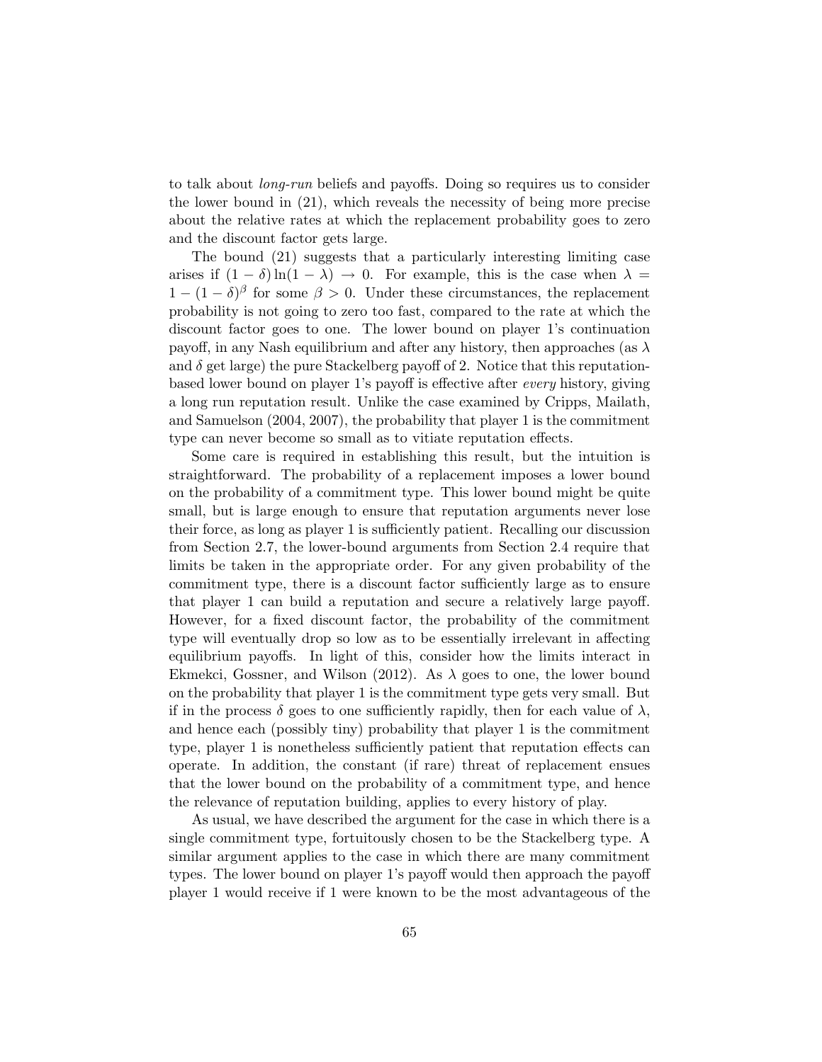to talk about *long-run* beliefs and payoffs. Doing so requires us to consider the lower bound in (21), which reveals the necessity of being more precise about the relative rates at which the replacement probability goes to zero and the discount factor gets large.

The bound (21) suggests that a particularly interesting limiting case arises if $(1 - \delta)\ln(1 - \lambda) \to 0$. For example, this is the case when $\lambda = 1 - (1 - \delta)^{\beta}$ for some $\beta > 0$. Under these circumstances, the replacement probability is not going to zero too fast, compared to the rate at which the discount factor goes to one. The lower bound on player 1's continuation payoff, in any Nash equilibrium and after any history, then approaches (as $\lambda$ and $\delta$ get large) the pure Stackelberg payoff of 2. Notice that this reputation-based lower bound on player 1's payoff is effective after *every* history, giving a long run reputation result. Unlike the case examined by Cripps, Mailath, and Samuelson (2004, 2007), the probability that player 1 is the commitment type can never become so small as to vitiate reputation effects.

Some care is required in establishing this result, but the intuition is straightforward. The probability of a replacement imposes a lower bound on the probability of a commitment type. This lower bound might be quite small, but is large enough to ensure that reputation arguments never lose their force, as long as player 1 is sufficiently patient. Recalling our discussion from Section 2.7, the lower-bound arguments from Section 2.4 require that limits be taken in the appropriate order. For any given probability of the commitment type, there is a discount factor sufficiently large as to ensure that player 1 can build a reputation and secure a relatively large payoff. However, for a fixed discount factor, the probability of the commitment type will eventually drop so low as to be essentially irrelevant in affecting equilibrium payoffs. In light of this, consider how the limits interact in Ekmekci, Gossner, and Wilson (2012). As $\lambda$ goes to one, the lower bound on the probability that player 1 is the commitment type gets very small. But if in the process $\delta$ goes to one sufficiently rapidly, then for each value of $\lambda$, and hence each (possibly tiny) probability that player 1 is the commitment type, player 1 is nonetheless sufficiently patient that reputation effects can operate. In addition, the constant (if rare) threat of replacement ensues that the lower bound on the probability of a commitment type, and hence the relevance of reputation building, applies to every history of play.

As usual, we have described the argument for the case in which there is a single commitment type, fortuitously chosen to be the Stackelberg type. A similar argument applies to the case in which there are many commitment types. The lower bound on player 1's payoff would then approach the payoff player 1 would receive if 1 were known to be the most advantageous of the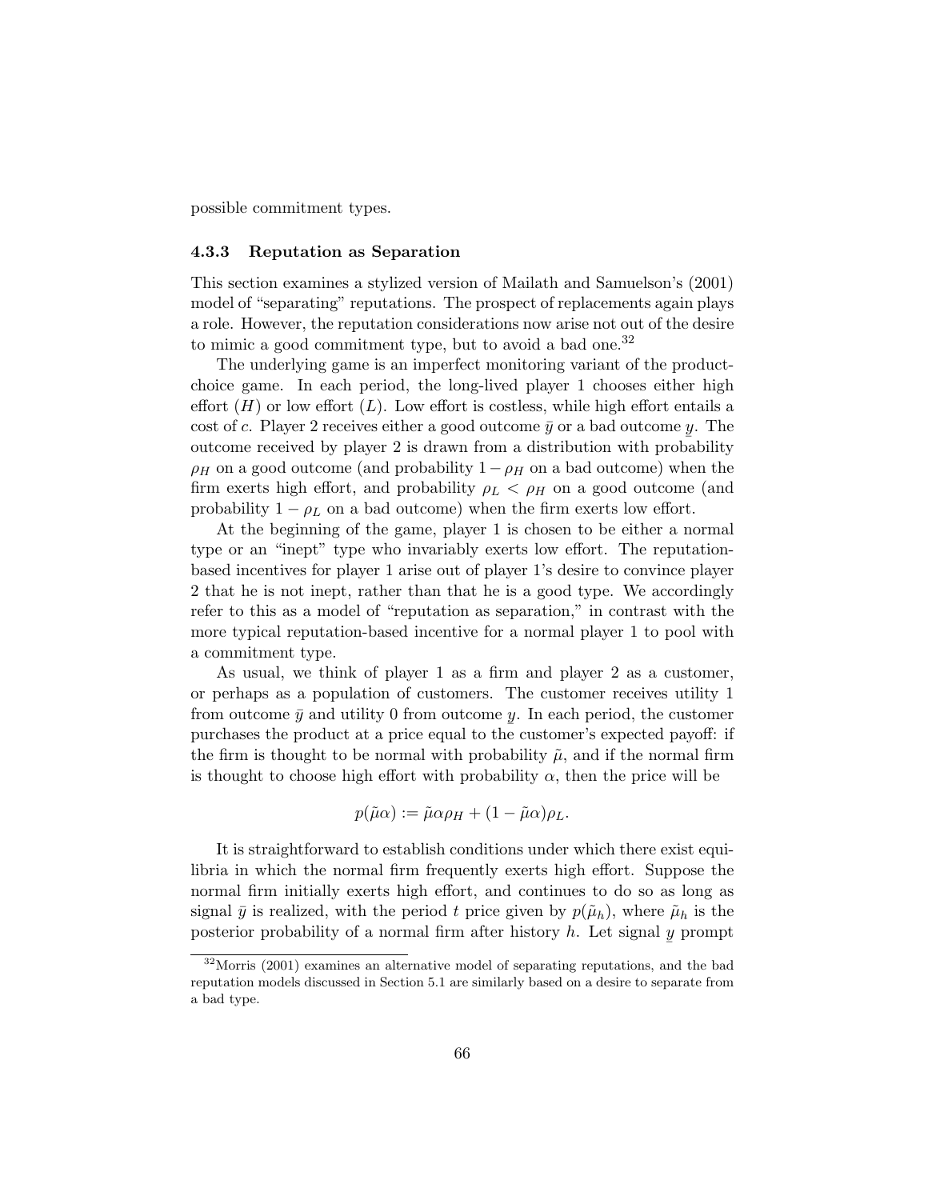possible commitment types.

### 4.3.3 Reputation as Separation

This section examines a stylized version of Mailath and Samuelson's (2001) model of "separating" reputations. The prospect of replacements again plays a role. However, the reputation considerations now arise not out of the desire to mimic a good commitment type, but to avoid a bad one.[32]

The underlying game is an imperfect monitoring variant of the product-choice game. In each period, the long-lived player 1 chooses either high effort ($H$) or low effort ($L$). Low effort is costless, while high effort entails a cost of $c$. Player 2 receives either a good outcome $\bar{y}$ or a bad outcome $\underline{y}$. The outcome received by player 2 is drawn from a distribution with probability $\rho_H$ on a good outcome (and probability $1 - \rho_H$ on a bad outcome) when the firm exerts high effort, and probability $\rho_L < \rho_H$ on a good outcome (and probability $1 - \rho_L$ on a bad outcome) when the firm exerts low effort.

At the beginning of the game, player 1 is chosen to be either a normal type or an "inept" type who invariably exerts low effort. The reputation-based incentives for player 1 arise out of player 1's desire to convince player 2 that he is not inept, rather than that he is a good type. We accordingly refer to this as a model of "reputation as separation," in contrast with the more typical reputation-based incentive for a normal player 1 to pool with a commitment type.

As usual, we think of player 1 as a firm and player 2 as a customer, or perhaps as a population of customers. The customer receives utility 1 from outcome $\bar{y}$ and utility 0 from outcome $\underline{y}$. In each period, the customer purchases the product at a price equal to the customer's expected payoff: if the firm is thought to be normal with probability $\tilde{\mu}$, and if the normal firm is thought to choose high effort with probability $\alpha$, then the price will be

$$p(\tilde{\mu}\alpha) := \tilde{\mu}\alpha\rho_H + (1 - \tilde{\mu}\alpha)\rho_L.$$

It is straightforward to establish conditions under which there exist equilibria in which the normal firm frequently exerts high effort. Suppose the normal firm initially exerts high effort, and continues to do so as long as signal $\bar{y}$ is realized, with the period $t$ price given by $p(\tilde{\mu}_h)$, where $\tilde{\mu}_h$ is the posterior probability of a normal firm after history $h$. Let signal $\underline{y}$ prompt

[32] Morris (2001) examines an alternative model of separating reputations, and the bad reputation models discussed in Section 5.1 are similarly based on a desire to separate from a bad type.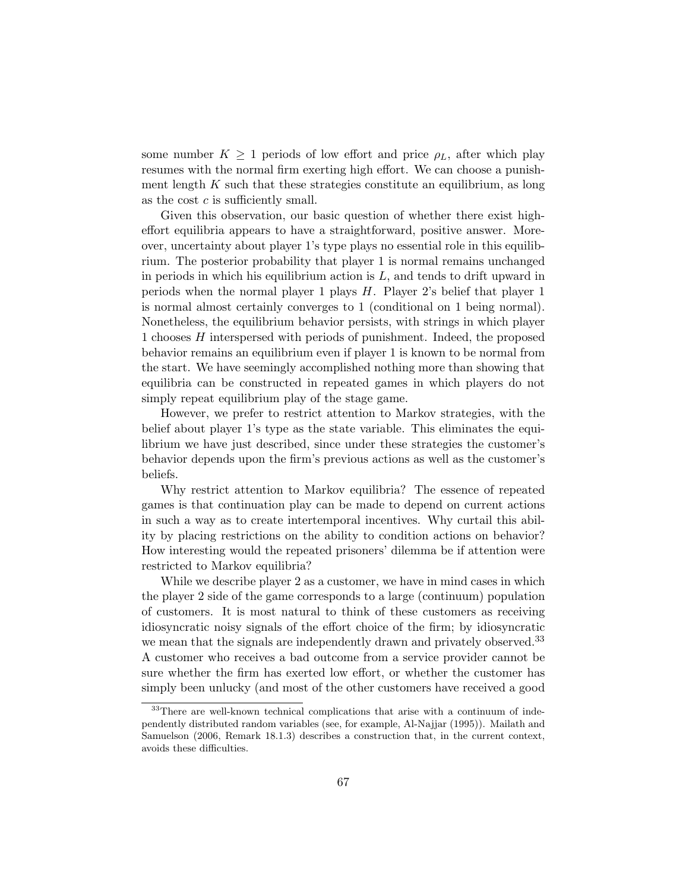some number $K \geq 1$ periods of low effort and price $\rho_L$, after which play resumes with the normal firm exerting high effort. We can choose a punishment length $K$ such that these strategies constitute an equilibrium, as long as the cost $c$ is sufficiently small.

Given this observation, our basic question of whether there exist high-effort equilibria appears to have a straightforward, positive answer. Moreover, uncertainty about player 1's type plays no essential role in this equilibrium. The posterior probability that player 1 is normal remains unchanged in periods in which his equilibrium action is $L$, and tends to drift upward in periods when the normal player 1 plays $H$. Player 2's belief that player 1 is normal almost certainly converges to 1 (conditional on 1 being normal). Nonetheless, the equilibrium behavior persists, with strings in which player 1 chooses $H$ interspersed with periods of punishment. Indeed, the proposed behavior remains an equilibrium even if player 1 is known to be normal from the start. We have seemingly accomplished nothing more than showing that equilibria can be constructed in repeated games in which players do not simply repeat equilibrium play of the stage game.

However, we prefer to restrict attention to Markov strategies, with the belief about player 1's type as the state variable. This eliminates the equilibrium we have just described, since under these strategies the customer's behavior depends upon the firm's previous actions as well as the customer's beliefs.

Why restrict attention to Markov equilibria? The essence of repeated games is that continuation play can be made to depend on current actions in such a way as to create intertemporal incentives. Why curtail this ability by placing restrictions on the ability to condition actions on behavior? How interesting would the repeated prisoners' dilemma be if attention were restricted to Markov equilibria?

While we describe player 2 as a customer, we have in mind cases in which the player 2 side of the game corresponds to a large (continuum) population of customers. It is most natural to think of these customers as receiving idiosyncratic noisy signals of the effort choice of the firm; by idiosyncratic we mean that the signals are independently drawn and privately observed.[33] A customer who receives a bad outcome from a service provider cannot be sure whether the firm has exerted low effort, or whether the customer has simply been unlucky (and most of the other customers have received a good

[33] There are well-known technical complications that arise with a continuum of independently distributed random variables (see, for example, Al-Najjar (1995)). Mailath and Samuelson (2006, Remark 18.1.3) describes a construction that, in the current context, avoids these difficulties.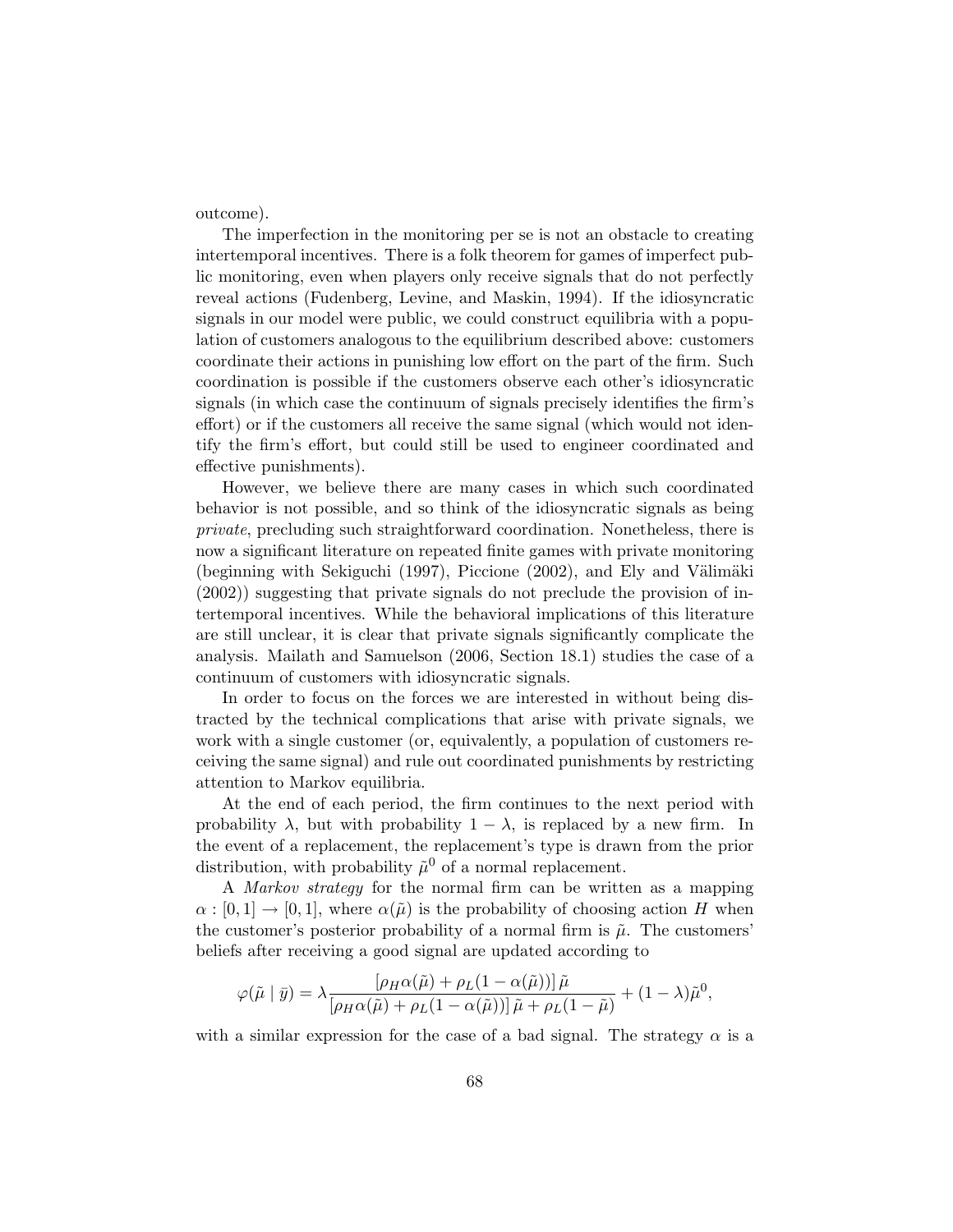outcome).

The imperfection in the monitoring per se is not an obstacle to creating intertemporal incentives. There is a folk theorem for games of imperfect public monitoring, even when players only receive signals that do not perfectly reveal actions (Fudenberg, Levine, and Maskin, 1994). If the idiosyncratic signals in our model were public, we could construct equilibria with a population of customers analogous to the equilibrium described above: customers coordinate their actions in punishing low effort on the part of the firm. Such coordination is possible if the customers observe each other's idiosyncratic signals (in which case the continuum of signals precisely identifies the firm's effort) or if the customers all receive the same signal (which would not identify the firm's effort, but could still be used to engineer coordinated and effective punishments).

However, we believe there are many cases in which such coordinated behavior is not possible, and so think of the idiosyncratic signals as being *private*, precluding such straightforward coordination. Nonetheless, there is now a significant literature on repeated finite games with private monitoring (beginning with Sekiguchi (1997), Piccione (2002), and Ely and Välimäki (2002)) suggesting that private signals do not preclude the provision of intertemporal incentives. While the behavioral implications of this literature are still unclear, it is clear that private signals significantly complicate the analysis. Mailath and Samuelson (2006, Section 18.1) studies the case of a continuum of customers with idiosyncratic signals.

In order to focus on the forces we are interested in without being distracted by the technical complications that arise with private signals, we work with a single customer (or, equivalently, a population of customers receiving the same signal) and rule out coordinated punishments by restricting attention to Markov equilibria.

At the end of each period, the firm continues to the next period with probability $\lambda$, but with probability $1-\lambda$, is replaced by a new firm. In the event of a replacement, the replacement's type is drawn from the prior distribution, with probability $\tilde{\mu}^0$ of a normal replacement.

A *Markov strategy* for the normal firm can be written as a mapping $\alpha : [0,1] \to [0,1]$, where $\alpha(\tilde{\mu})$ is the probability of choosing action $H$ when the customer's posterior probability of a normal firm is $\tilde{\mu}$. The customers' beliefs after receiving a good signal are updated according to

$$\varphi(\tilde{\mu} \mid \bar{y}) = \lambda \frac{\left[\rho_H \alpha(\tilde{\mu}) + \rho_L(1-\alpha(\tilde{\mu}))\right]\tilde{\mu}}{\left[\rho_H \alpha(\tilde{\mu}) + \rho_L(1-\alpha(\tilde{\mu}))\right]\tilde{\mu} + \rho_L(1-\tilde{\mu})} + (1-\lambda)\tilde{\mu}^0,$$

with a similar expression for the case of a bad signal. The strategy $\alpha$ is a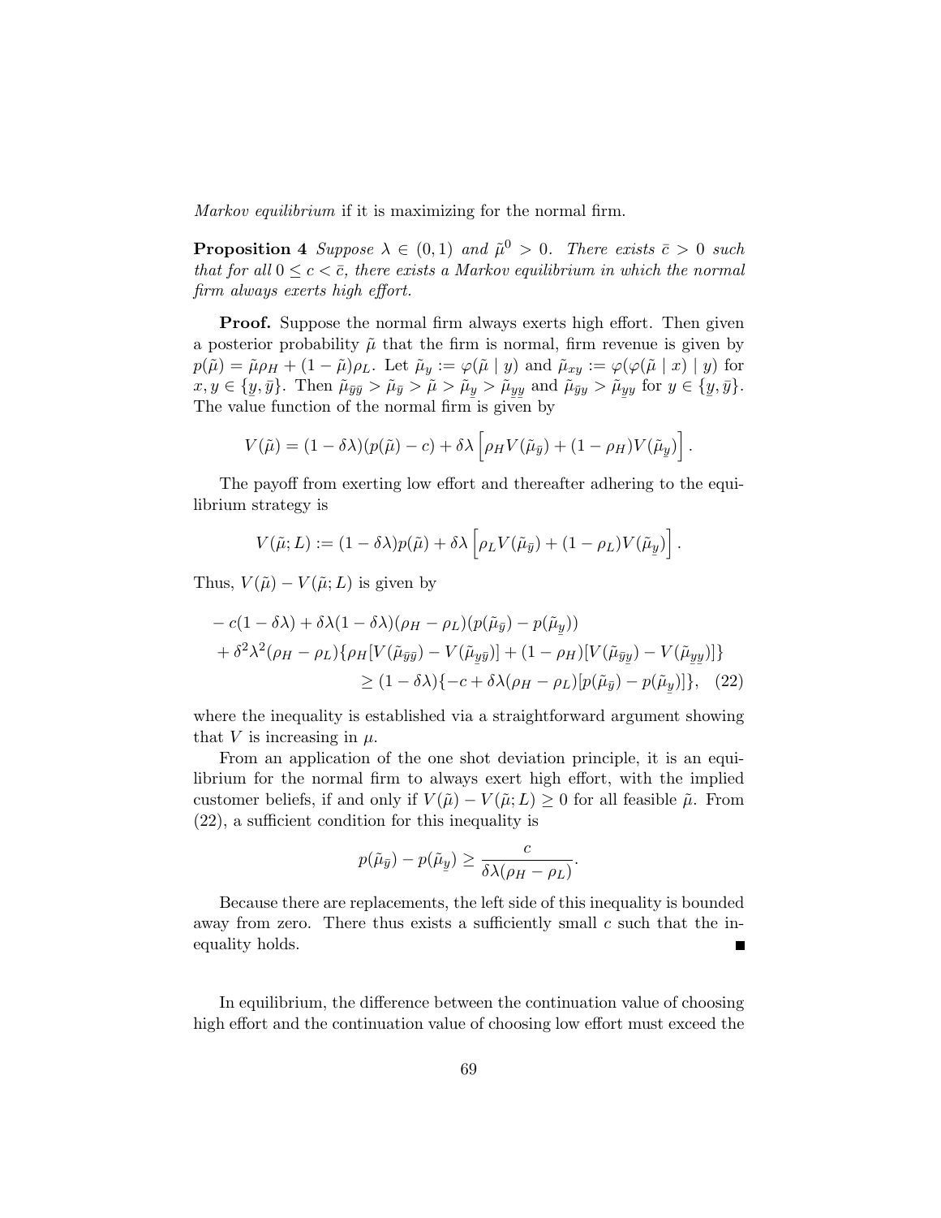*Markov equilibrium* if it is maximizing for the normal firm.

**Proposition 4** *Suppose $\lambda \in (0,1)$ and $\tilde{\mu}^0 > 0$. There exists $\bar{c} > 0$ such that for all $0 \leq c < \bar{c}$, there exists a Markov equilibrium in which the normal firm always exerts high effort.*

**Proof.** Suppose the normal firm always exerts high effort. Then given a posterior probability $\tilde{\mu}$ that the firm is normal, firm revenue is given by $p(\tilde{\mu}) = \tilde{\mu}\rho_H + (1-\tilde{\mu})\rho_L$. Let $\tilde{\mu}_y := \varphi(\tilde{\mu} \mid y)$ and $\tilde{\mu}_{xy} := \varphi(\varphi(\tilde{\mu} \mid x) \mid y)$ for $x, y \in \{\underline{y}, \bar{y}\}$. Then $\tilde{\mu}_{\bar{y}\bar{y}} > \tilde{\mu}_{\bar{y}} > \tilde{\mu} > \tilde{\mu}_{\underline{y}} > \tilde{\mu}_{\underline{y}\underline{y}}$ and $\tilde{\mu}_{\bar{y}y} > \tilde{\mu}_{yy}$ for $y \in \{\underline{y}, \bar{y}\}$. The value function of the normal firm is given by

$$V(\tilde{\mu}) = (1-\delta\lambda)(p(\tilde{\mu}) - c) + \delta\lambda\left[\rho_H V(\tilde{\mu}_{\bar{y}}) + (1-\rho_H)V(\tilde{\mu}_{\underline{y}})\right].$$

The payoff from exerting low effort and thereafter adhering to the equilibrium strategy is

$$V(\tilde{\mu}; L) := (1-\delta\lambda)p(\tilde{\mu}) + \delta\lambda\left[\rho_L V(\tilde{\mu}_{\bar{y}}) + (1-\rho_L)V(\tilde{\mu}_{\underline{y}})\right].$$

Thus, $V(\tilde{\mu}) - V(\tilde{\mu}; L)$ is given by

$$\begin{aligned}
&-c(1-\delta\lambda) + \delta\lambda(1-\delta\lambda)(\rho_H - \rho_L)(p(\tilde{\mu}_{\bar{y}}) - p(\tilde{\mu}_{\underline{y}})) \\
&+ \delta^2\lambda^2(\rho_H - \rho_L)\{\rho_H[V(\tilde{\mu}_{\bar{y}\bar{y}}) - V(\tilde{\mu}_{\underline{y}\bar{y}})] + (1-\rho_H)[V(\tilde{\mu}_{\bar{y}\underline{y}}) - V(\tilde{\mu}_{\underline{y}\underline{y}})]\} \\
&\qquad\qquad \geq (1-\delta\lambda)\{-c + \delta\lambda(\rho_H - \rho_L)[p(\tilde{\mu}_{\bar{y}}) - p(\tilde{\mu}_{\underline{y}})]\}, \quad (22)
\end{aligned}$$

where the inequality is established via a straightforward argument showing that $V$ is increasing in $\mu$.

From an application of the one shot deviation principle, it is an equilibrium for the normal firm to always exert high effort, with the implied customer beliefs, if and only if $V(\tilde{\mu}) - V(\tilde{\mu}; L) \geq 0$ for all feasible $\tilde{\mu}$. From (22), a sufficient condition for this inequality is

$$p(\tilde{\mu}_{\bar{y}}) - p(\tilde{\mu}_{\underline{y}}) \geq \frac{c}{\delta\lambda(\rho_H - \rho_L)}.$$

Because there are replacements, the left side of this inequality is bounded away from zero. There thus exists a sufficiently small $c$ such that the inequality holds. ∎

In equilibrium, the difference between the continuation value of choosing high effort and the continuation value of choosing low effort must exceed the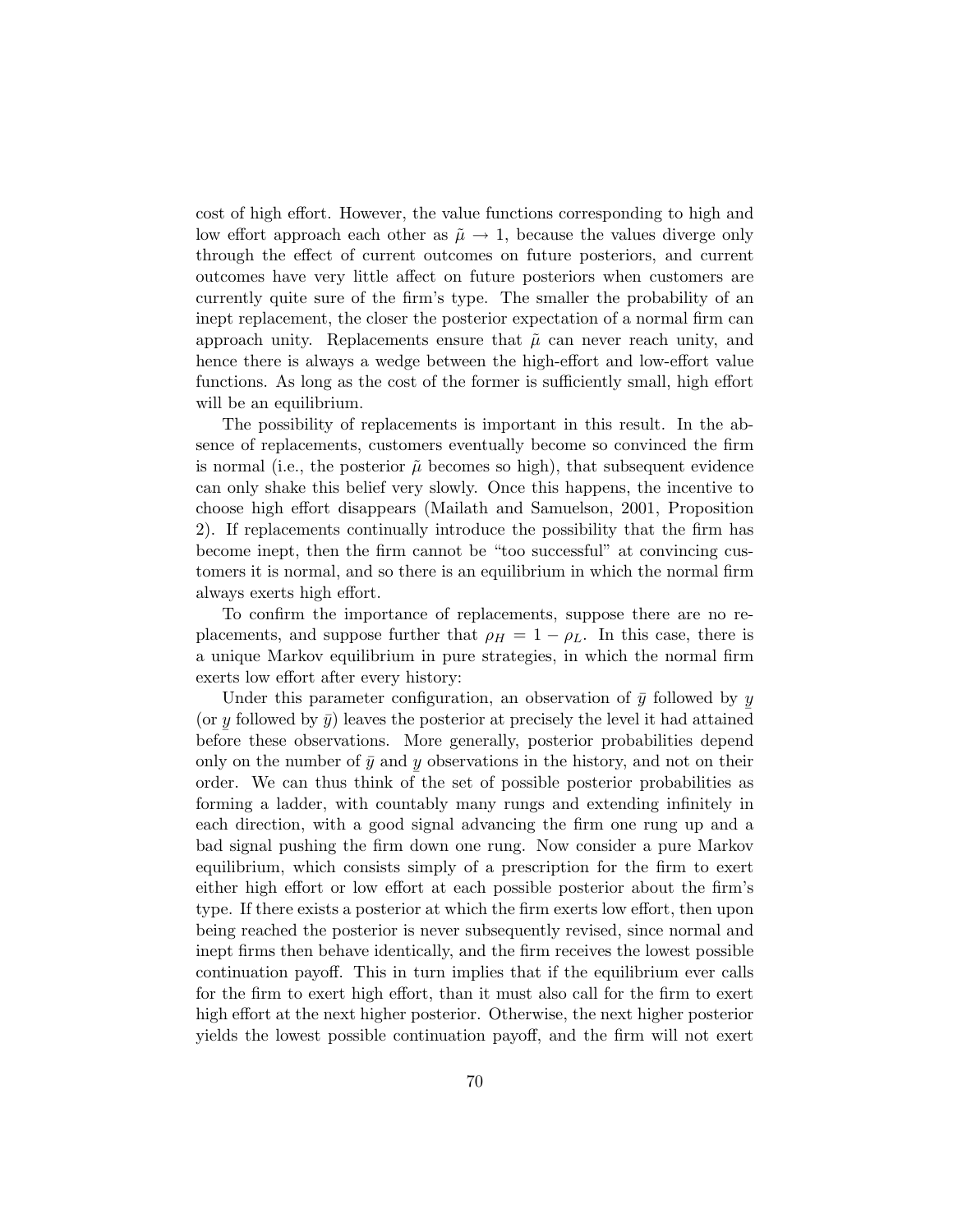cost of high effort. However, the value functions corresponding to high and low effort approach each other as $\tilde{\mu} \to 1$, because the values diverge only through the effect of current outcomes on future posteriors, and current outcomes have very little affect on future posteriors when customers are currently quite sure of the firm's type. The smaller the probability of an inept replacement, the closer the posterior expectation of a normal firm can approach unity. Replacements ensure that $\tilde{\mu}$ can never reach unity, and hence there is always a wedge between the high-effort and low-effort value functions. As long as the cost of the former is sufficiently small, high effort will be an equilibrium.

The possibility of replacements is important in this result. In the absence of replacements, customers eventually become so convinced the firm is normal (i.e., the posterior $\tilde{\mu}$ becomes so high), that subsequent evidence can only shake this belief very slowly. Once this happens, the incentive to choose high effort disappears (Mailath and Samuelson, 2001, Proposition 2). If replacements continually introduce the possibility that the firm has become inept, then the firm cannot be "too successful" at convincing customers it is normal, and so there is an equilibrium in which the normal firm always exerts high effort.

To confirm the importance of replacements, suppose there are no replacements, and suppose further that $\rho_H = 1 - \rho_L$. In this case, there is a unique Markov equilibrium in pure strategies, in which the normal firm exerts low effort after every history:

Under this parameter configuration, an observation of $\bar{y}$ followed by $\underline{y}$ (or $\underline{y}$ followed by $\bar{y}$) leaves the posterior at precisely the level it had attained before these observations. More generally, posterior probabilities depend only on the number of $\bar{y}$ and $\underline{y}$ observations in the history, and not on their order. We can thus think of the set of possible posterior probabilities as forming a ladder, with countably many rungs and extending infinitely in each direction, with a good signal advancing the firm one rung up and a bad signal pushing the firm down one rung. Now consider a pure Markov equilibrium, which consists simply of a prescription for the firm to exert either high effort or low effort at each possible posterior about the firm's type. If there exists a posterior at which the firm exerts low effort, then upon being reached the posterior is never subsequently revised, since normal and inept firms then behave identically, and the firm receives the lowest possible continuation payoff. This in turn implies that if the equilibrium ever calls for the firm to exert high effort, than it must also call for the firm to exert high effort at the next higher posterior. Otherwise, the next higher posterior yields the lowest possible continuation payoff, and the firm will not exert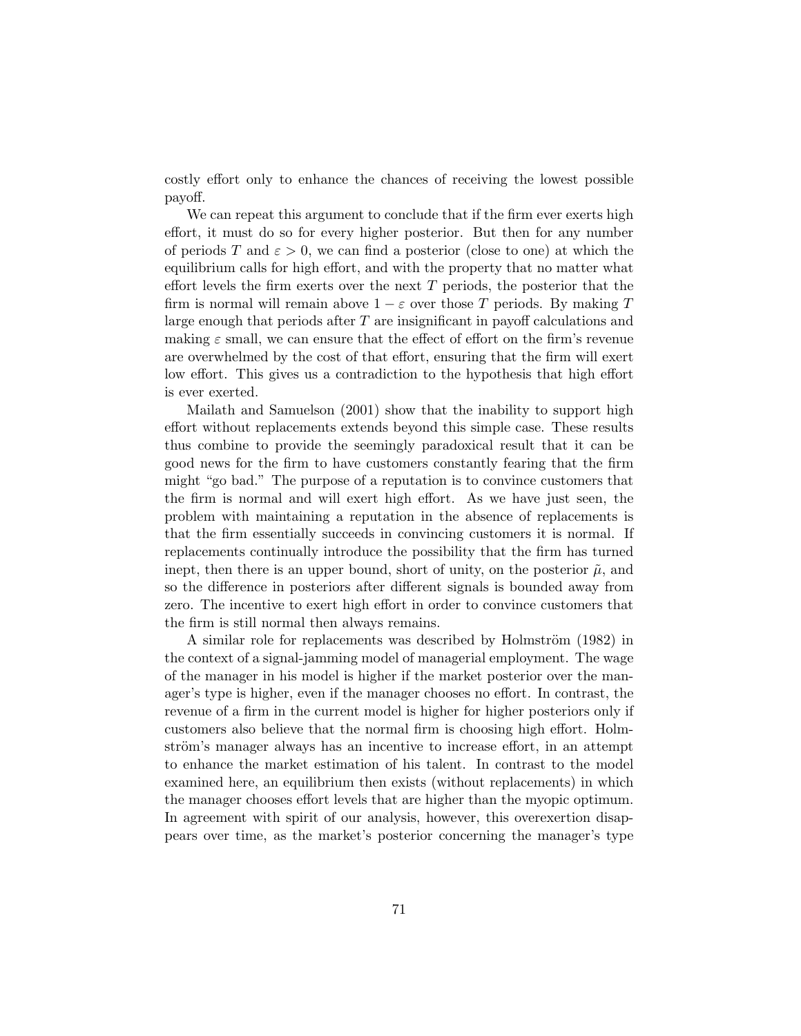costly effort only to enhance the chances of receiving the lowest possible payoff.

We can repeat this argument to conclude that if the firm ever exerts high effort, it must do so for every higher posterior. But then for any number of periods $T$ and $\varepsilon > 0$, we can find a posterior (close to one) at which the equilibrium calls for high effort, and with the property that no matter what effort levels the firm exerts over the next $T$ periods, the posterior that the firm is normal will remain above $1 - \varepsilon$ over those $T$ periods. By making $T$ large enough that periods after $T$ are insignificant in payoff calculations and making $\varepsilon$ small, we can ensure that the effect of effort on the firm's revenue are overwhelmed by the cost of that effort, ensuring that the firm will exert low effort. This gives us a contradiction to the hypothesis that high effort is ever exerted.

Mailath and Samuelson (2001) show that the inability to support high effort without replacements extends beyond this simple case. These results thus combine to provide the seemingly paradoxical result that it can be good news for the firm to have customers constantly fearing that the firm might "go bad." The purpose of a reputation is to convince customers that the firm is normal and will exert high effort. As we have just seen, the problem with maintaining a reputation in the absence of replacements is that the firm essentially succeeds in convincing customers it is normal. If replacements continually introduce the possibility that the firm has turned inept, then there is an upper bound, short of unity, on the posterior $\tilde{\mu}$, and so the difference in posteriors after different signals is bounded away from zero. The incentive to exert high effort in order to convince customers that the firm is still normal then always remains.

A similar role for replacements was described by Holmström (1982) in the context of a signal-jamming model of managerial employment. The wage of the manager in his model is higher if the market posterior over the manager's type is higher, even if the manager chooses no effort. In contrast, the revenue of a firm in the current model is higher for higher posteriors only if customers also believe that the normal firm is choosing high effort. Holmström's manager always has an incentive to increase effort, in an attempt to enhance the market estimation of his talent. In contrast to the model examined here, an equilibrium then exists (without replacements) in which the manager chooses effort levels that are higher than the myopic optimum. In agreement with spirit of our analysis, however, this overexertion disappears over time, as the market's posterior concerning the manager's type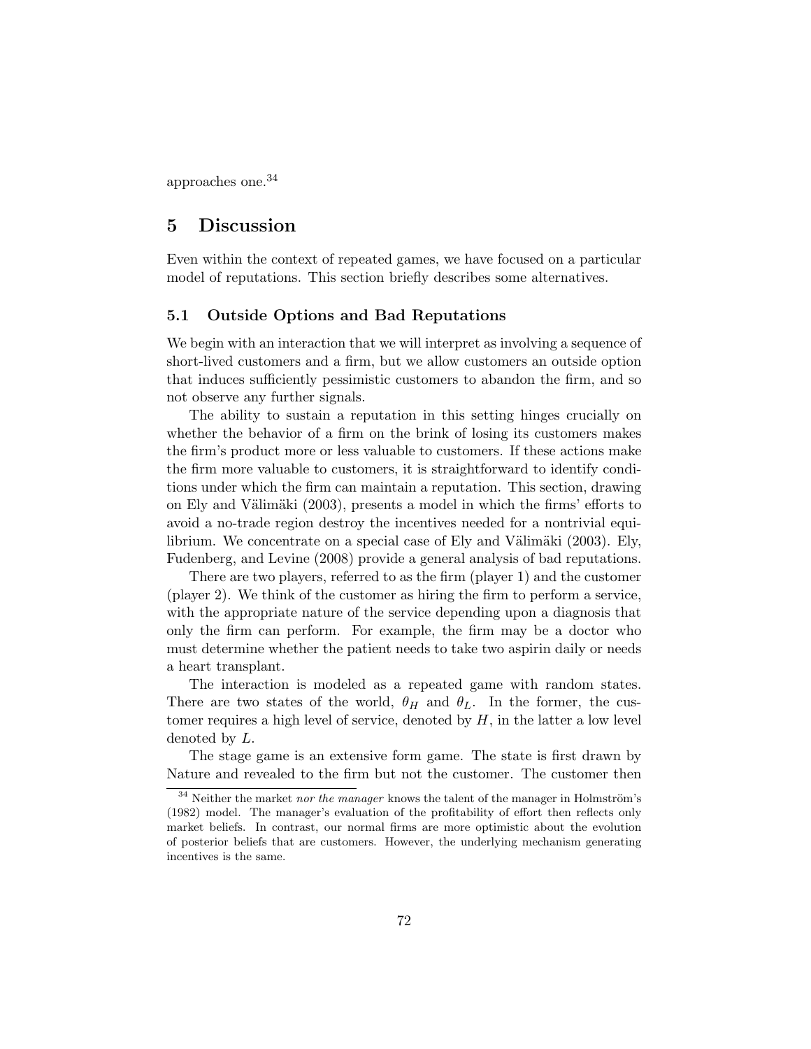approaches one.[34]

# 5 Discussion

Even within the context of repeated games, we have focused on a particular model of reputations. This section briefly describes some alternatives.

## 5.1 Outside Options and Bad Reputations

We begin with an interaction that we will interpret as involving a sequence of short-lived customers and a firm, but we allow customers an outside option that induces sufficiently pessimistic customers to abandon the firm, and so not observe any further signals.

The ability to sustain a reputation in this setting hinges crucially on whether the behavior of a firm on the brink of losing its customers makes the firm's product more or less valuable to customers. If these actions make the firm more valuable to customers, it is straightforward to identify conditions under which the firm can maintain a reputation. This section, drawing on Ely and Välimäki (2003), presents a model in which the firms' efforts to avoid a no-trade region destroy the incentives needed for a nontrivial equilibrium. We concentrate on a special case of Ely and Välimäki (2003). Ely, Fudenberg, and Levine (2008) provide a general analysis of bad reputations.

There are two players, referred to as the firm (player 1) and the customer (player 2). We think of the customer as hiring the firm to perform a service, with the appropriate nature of the service depending upon a diagnosis that only the firm can perform. For example, the firm may be a doctor who must determine whether the patient needs to take two aspirin daily or needs a heart transplant.

The interaction is modeled as a repeated game with random states. There are two states of the world, $\theta_H$ and $\theta_L$. In the former, the customer requires a high level of service, denoted by $H$, in the latter a low level denoted by $L$.

The stage game is an extensive form game. The state is first drawn by Nature and revealed to the firm but not the customer. The customer then

[34] Neither the market *nor the manager* knows the talent of the manager in Holmström's (1982) model. The manager's evaluation of the profitability of effort then reflects only market beliefs. In contrast, our normal firms are more optimistic about the evolution of posterior beliefs that are customers. However, the underlying mechanism generating incentives is the same.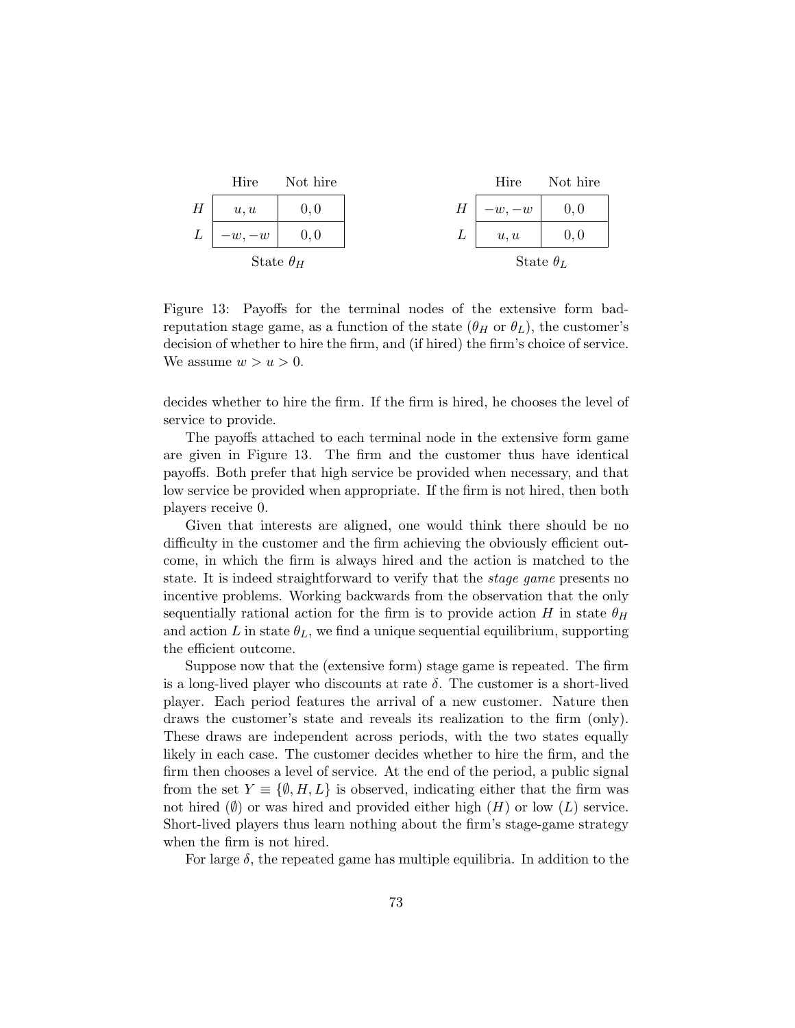**State $\theta_H$**

| | Hire | Not hire |
|---|---|---|
| $H$ | $u, u$ | $0, 0$ |
| $L$ | $-w, -w$ | $0, 0$ |

**State $\theta_L$**

| | Hire | Not hire |
|---|---|---|
| $H$ | $-w, -w$ | $0, 0$ |
| $L$ | $u, u$ | $0, 0$ |

Figure 13: Payoffs for the terminal nodes of the extensive form bad-reputation stage game, as a function of the state ($\theta_H$ or $\theta_L$), the customer's decision of whether to hire the firm, and (if hired) the firm's choice of service. We assume $w > u > 0$.

decides whether to hire the firm. If the firm is hired, he chooses the level of service to provide.

The payoffs attached to each terminal node in the extensive form game are given in Figure 13. The firm and the customer thus have identical payoffs. Both prefer that high service be provided when necessary, and that low service be provided when appropriate. If the firm is not hired, then both players receive 0.

Given that interests are aligned, one would think there should be no difficulty in the customer and the firm achieving the obviously efficient outcome, in which the firm is always hired and the action is matched to the state. It is indeed straightforward to verify that the *stage game* presents no incentive problems. Working backwards from the observation that the only sequentially rational action for the firm is to provide action $H$ in state $\theta_H$ and action $L$ in state $\theta_L$, we find a unique sequential equilibrium, supporting the efficient outcome.

Suppose now that the (extensive form) stage game is repeated. The firm is a long-lived player who discounts at rate $\delta$. The customer is a short-lived player. Each period features the arrival of a new customer. Nature then draws the customer's state and reveals its realization to the firm (only). These draws are independent across periods, with the two states equally likely in each case. The customer decides whether to hire the firm, and the firm then chooses a level of service. At the end of the period, a public signal from the set $Y \equiv \{\emptyset, H, L\}$ is observed, indicating either that the firm was not hired ($\emptyset$) or was hired and provided either high ($H$) or low ($L$) service. Short-lived players thus learn nothing about the firm's stage-game strategy when the firm is not hired.

For large $\delta$, the repeated game has multiple equilibria. In addition to the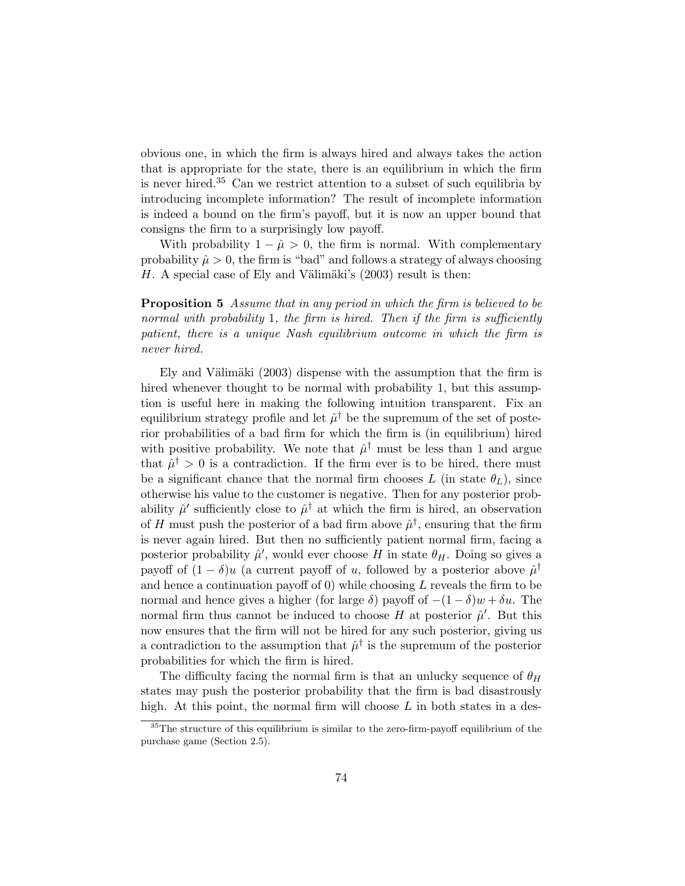obvious one, in which the firm is always hired and always takes the action that is appropriate for the state, there is an equilibrium in which the firm is never hired.[35] Can we restrict attention to a subset of such equilibria by introducing incomplete information? The result of incomplete information is indeed a bound on the firm's payoff, but it is now an upper bound that consigns the firm to a surprisingly low payoff.

With probability $1 - \hat{\mu} > 0$, the firm is normal. With complementary probability $\hat{\mu} > 0$, the firm is "bad" and follows a strategy of always choosing $H$. A special case of Ely and Välimäki's (2003) result is then:

**Proposition 5** *Assume that in any period in which the firm is believed to be normal with probability* 1*, the firm is hired. Then if the firm is sufficiently patient, there is a unique Nash equilibrium outcome in which the firm is never hired.*

Ely and Välimäki (2003) dispense with the assumption that the firm is hired whenever thought to be normal with probability 1, but this assumption is useful here in making the following intuition transparent. Fix an equilibrium strategy profile and let $\hat{\mu}^\dagger$ be the supremum of the set of posterior probabilities of a bad firm for which the firm is (in equilibrium) hired with positive probability. We note that $\hat{\mu}^\dagger$ must be less than 1 and argue that $\hat{\mu}^\dagger > 0$ is a contradiction. If the firm ever is to be hired, there must be a significant chance that the normal firm chooses $L$ (in state $\theta_L$), since otherwise his value to the customer is negative. Then for any posterior probability $\hat{\mu}'$ sufficiently close to $\hat{\mu}^\dagger$ at which the firm is hired, an observation of $H$ must push the posterior of a bad firm above $\hat{\mu}^\dagger$, ensuring that the firm is never again hired. But then no sufficiently patient normal firm, facing a posterior probability $\hat{\mu}'$, would ever choose $H$ in state $\theta_H$. Doing so gives a payoff of $(1-\delta)u$ (a current payoff of $u$, followed by a posterior above $\hat{\mu}^\dagger$ and hence a continuation payoff of 0) while choosing $L$ reveals the firm to be normal and hence gives a higher (for large $\delta$) payoff of $-(1-\delta)w + \delta u$. The normal firm thus cannot be induced to choose $H$ at posterior $\hat{\mu}'$. But this now ensures that the firm will not be hired for any such posterior, giving us a contradiction to the assumption that $\hat{\mu}^\dagger$ is the supremum of the posterior probabilities for which the firm is hired.

The difficulty facing the normal firm is that an unlucky sequence of $\theta_H$ states may push the posterior probability that the firm is bad disastrously high. At this point, the normal firm will choose $L$ in both states in a des-

[35] The structure of this equilibrium is similar to the zero-firm-payoff equilibrium of the purchase game (Section 2.5).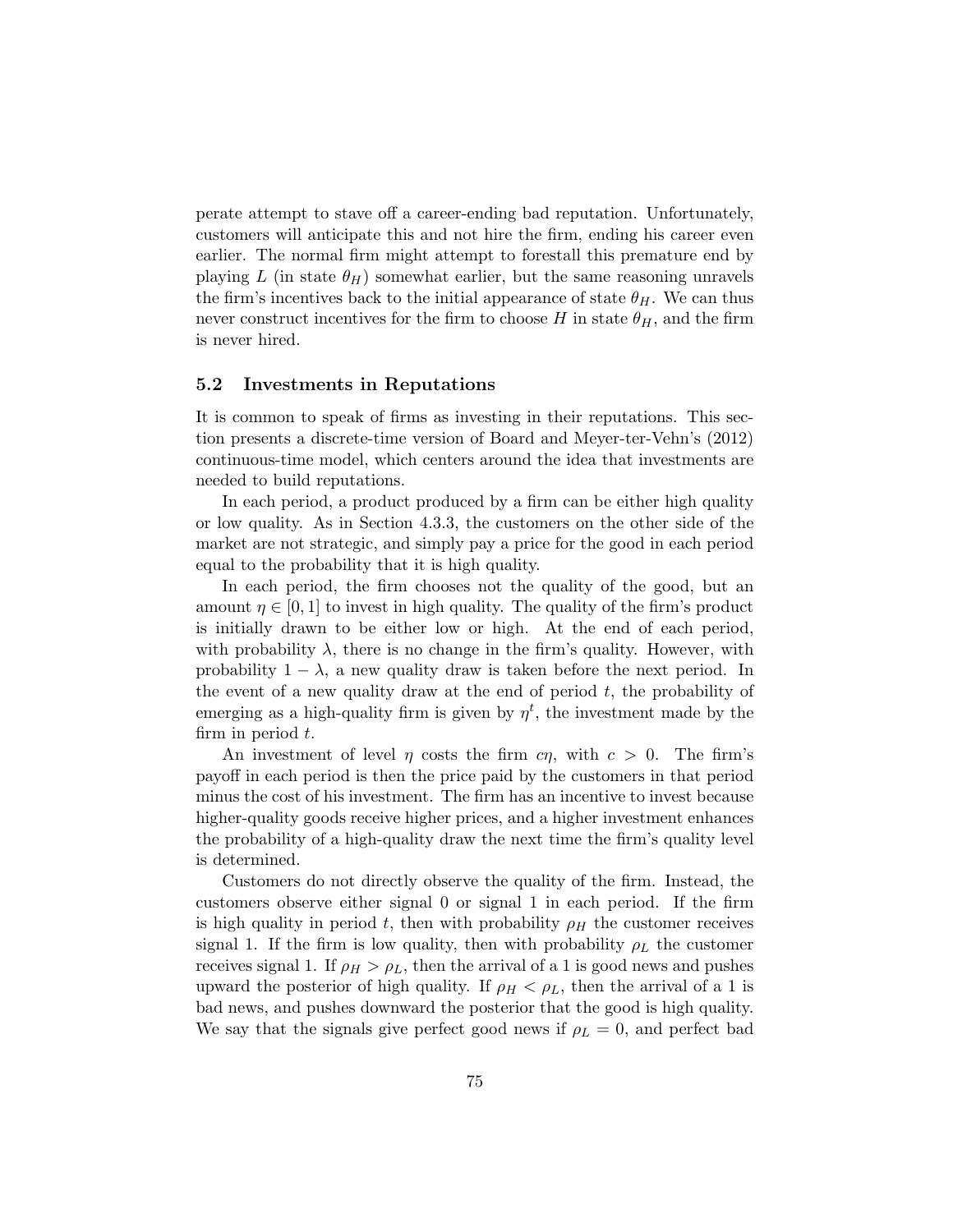perate attempt to stave off a career-ending bad reputation. Unfortunately, customers will anticipate this and not hire the firm, ending his career even earlier. The normal firm might attempt to forestall this premature end by playing $L$ (in state $\theta_H$) somewhat earlier, but the same reasoning unravels the firm's incentives back to the initial appearance of state $\theta_H$. We can thus never construct incentives for the firm to choose $H$ in state $\theta_H$, and the firm is never hired.

### 5.2 Investments in Reputations

It is common to speak of firms as investing in their reputations. This section presents a discrete-time version of Board and Meyer-ter-Vehn's (2012) continuous-time model, which centers around the idea that investments are needed to build reputations.

In each period, a product produced by a firm can be either high quality or low quality. As in Section 4.3.3, the customers on the other side of the market are not strategic, and simply pay a price for the good in each period equal to the probability that it is high quality.

In each period, the firm chooses not the quality of the good, but an amount $\eta \in [0, 1]$ to invest in high quality. The quality of the firm's product is initially drawn to be either low or high. At the end of each period, with probability $\lambda$, there is no change in the firm's quality. However, with probability $1 - \lambda$, a new quality draw is taken before the next period. In the event of a new quality draw at the end of period $t$, the probability of emerging as a high-quality firm is given by $\eta^t$, the investment made by the firm in period $t$.

An investment of level $\eta$ costs the firm $c\eta$, with $c > 0$. The firm's payoff in each period is then the price paid by the customers in that period minus the cost of his investment. The firm has an incentive to invest because higher-quality goods receive higher prices, and a higher investment enhances the probability of a high-quality draw the next time the firm's quality level is determined.

Customers do not directly observe the quality of the firm. Instead, the customers observe either signal 0 or signal 1 in each period. If the firm is high quality in period $t$, then with probability $\rho_H$ the customer receives signal 1. If the firm is low quality, then with probability $\rho_L$ the customer receives signal 1. If $\rho_H > \rho_L$, then the arrival of a 1 is good news and pushes upward the posterior of high quality. If $\rho_H < \rho_L$, then the arrival of a 1 is bad news, and pushes downward the posterior that the good is high quality. We say that the signals give perfect good news if $\rho_L = 0$, and perfect bad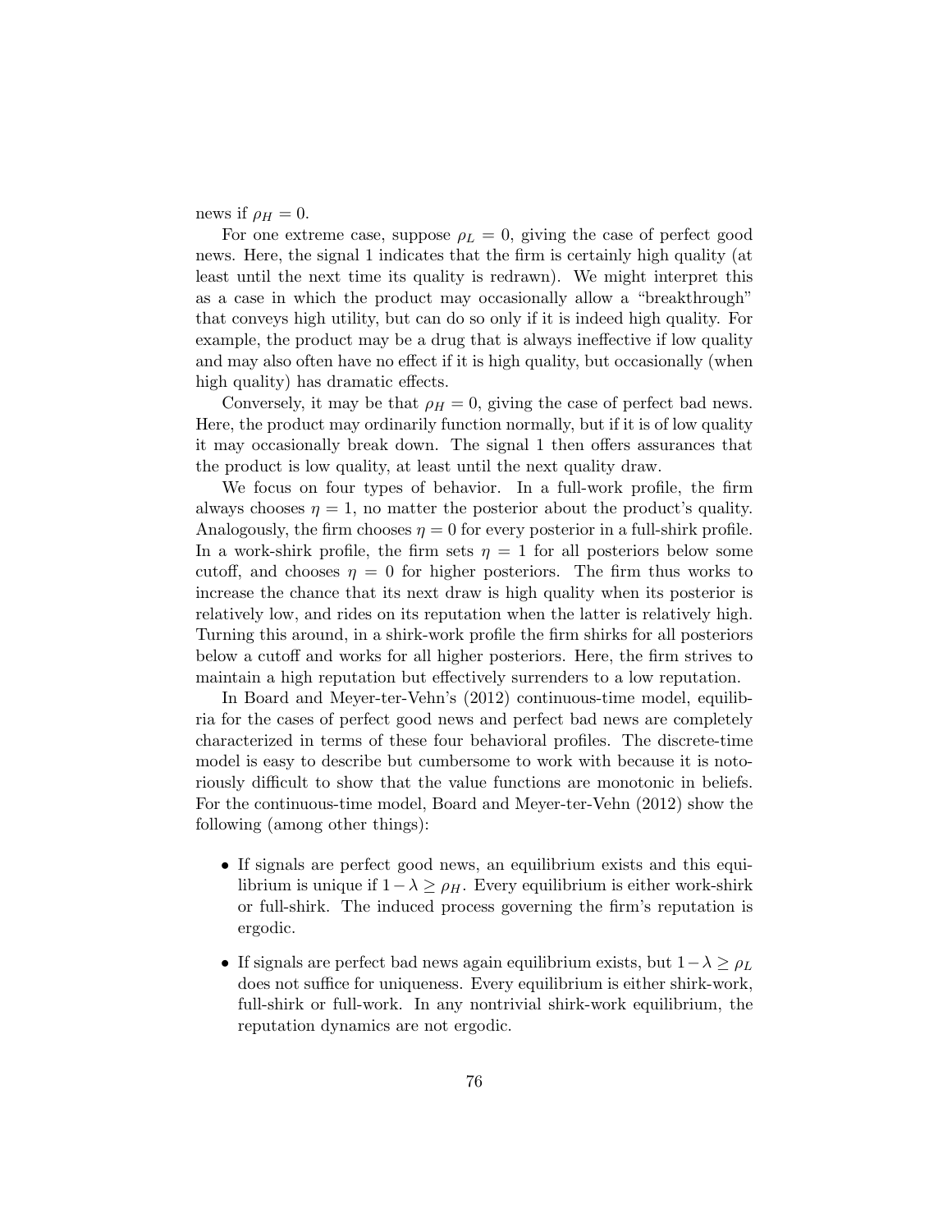news if $\rho_H = 0$.

For one extreme case, suppose $\rho_L = 0$, giving the case of perfect good news. Here, the signal 1 indicates that the firm is certainly high quality (at least until the next time its quality is redrawn). We might interpret this as a case in which the product may occasionally allow a "breakthrough" that conveys high utility, but can do so only if it is indeed high quality. For example, the product may be a drug that is always ineffective if low quality and may also often have no effect if it is high quality, but occasionally (when high quality) has dramatic effects.

Conversely, it may be that $\rho_H = 0$, giving the case of perfect bad news. Here, the product may ordinarily function normally, but if it is of low quality it may occasionally break down. The signal 1 then offers assurances that the product is low quality, at least until the next quality draw.

We focus on four types of behavior. In a full-work profile, the firm always chooses $\eta = 1$, no matter the posterior about the product's quality. Analogously, the firm chooses $\eta = 0$ for every posterior in a full-shirk profile. In a work-shirk profile, the firm sets $\eta = 1$ for all posteriors below some cutoff, and chooses $\eta = 0$ for higher posteriors. The firm thus works to increase the chance that its next draw is high quality when its posterior is relatively low, and rides on its reputation when the latter is relatively high. Turning this around, in a shirk-work profile the firm shirks for all posteriors below a cutoff and works for all higher posteriors. Here, the firm strives to maintain a high reputation but effectively surrenders to a low reputation.

In Board and Meyer-ter-Vehn's (2012) continuous-time model, equilibria for the cases of perfect good news and perfect bad news are completely characterized in terms of these four behavioral profiles. The discrete-time model is easy to describe but cumbersome to work with because it is notoriously difficult to show that the value functions are monotonic in beliefs. For the continuous-time model, Board and Meyer-ter-Vehn (2012) show the following (among other things):

- If signals are perfect good news, an equilibrium exists and this equilibrium is unique if $1 - \lambda \geq \rho_H$. Every equilibrium is either work-shirk or full-shirk. The induced process governing the firm's reputation is ergodic.
- If signals are perfect bad news again equilibrium exists, but $1 - \lambda \geq \rho_L$ does not suffice for uniqueness. Every equilibrium is either shirk-work, full-shirk or full-work. In any nontrivial shirk-work equilibrium, the reputation dynamics are not ergodic.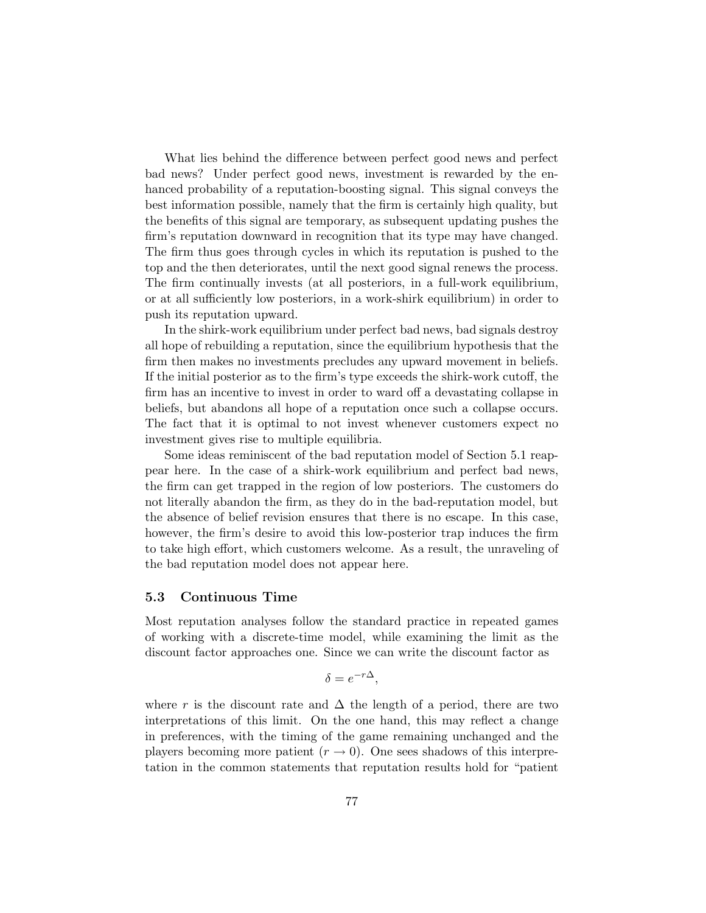What lies behind the difference between perfect good news and perfect bad news? Under perfect good news, investment is rewarded by the enhanced probability of a reputation-boosting signal. This signal conveys the best information possible, namely that the firm is certainly high quality, but the benefits of this signal are temporary, as subsequent updating pushes the firm's reputation downward in recognition that its type may have changed. The firm thus goes through cycles in which its reputation is pushed to the top and the then deteriorates, until the next good signal renews the process. The firm continually invests (at all posteriors, in a full-work equilibrium, or at all sufficiently low posteriors, in a work-shirk equilibrium) in order to push its reputation upward.

In the shirk-work equilibrium under perfect bad news, bad signals destroy all hope of rebuilding a reputation, since the equilibrium hypothesis that the firm then makes no investments precludes any upward movement in beliefs. If the initial posterior as to the firm's type exceeds the shirk-work cutoff, the firm has an incentive to invest in order to ward off a devastating collapse in beliefs, but abandons all hope of a reputation once such a collapse occurs. The fact that it is optimal to not invest whenever customers expect no investment gives rise to multiple equilibria.

Some ideas reminiscent of the bad reputation model of Section 5.1 reappear here. In the case of a shirk-work equilibrium and perfect bad news, the firm can get trapped in the region of low posteriors. The customers do not literally abandon the firm, as they do in the bad-reputation model, but the absence of belief revision ensures that there is no escape. In this case, however, the firm's desire to avoid this low-posterior trap induces the firm to take high effort, which customers welcome. As a result, the unraveling of the bad reputation model does not appear here.

### 5.3 Continuous Time

Most reputation analyses follow the standard practice in repeated games of working with a discrete-time model, while examining the limit as the discount factor approaches one. Since we can write the discount factor as

$$\delta = e^{-r\Delta},$$

where $r$ is the discount rate and $\Delta$ the length of a period, there are two interpretations of this limit. On the one hand, this may reflect a change in preferences, with the timing of the game remaining unchanged and the players becoming more patient ($r \to 0$). One sees shadows of this interpretation in the common statements that reputation results hold for "patient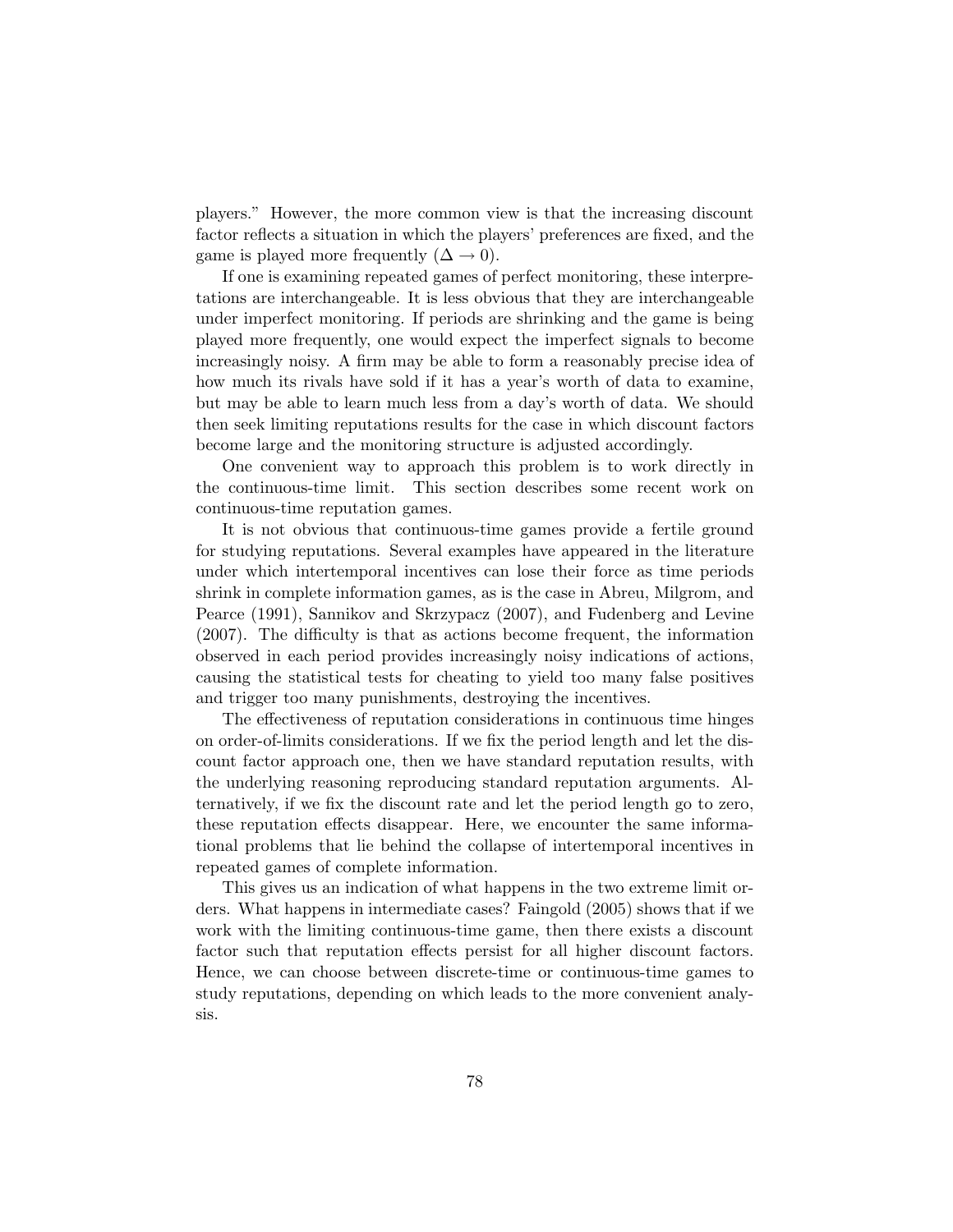players." However, the more common view is that the increasing discount factor reflects a situation in which the players' preferences are fixed, and the game is played more frequently ($\Delta \to 0$).

If one is examining repeated games of perfect monitoring, these interpretations are interchangeable. It is less obvious that they are interchangeable under imperfect monitoring. If periods are shrinking and the game is being played more frequently, one would expect the imperfect signals to become increasingly noisy. A firm may be able to form a reasonably precise idea of how much its rivals have sold if it has a year's worth of data to examine, but may be able to learn much less from a day's worth of data. We should then seek limiting reputations results for the case in which discount factors become large and the monitoring structure is adjusted accordingly.

One convenient way to approach this problem is to work directly in the continuous-time limit. This section describes some recent work on continuous-time reputation games.

It is not obvious that continuous-time games provide a fertile ground for studying reputations. Several examples have appeared in the literature under which intertemporal incentives can lose their force as time periods shrink in complete information games, as is the case in Abreu, Milgrom, and Pearce (1991), Sannikov and Skrzypacz (2007), and Fudenberg and Levine (2007). The difficulty is that as actions become frequent, the information observed in each period provides increasingly noisy indications of actions, causing the statistical tests for cheating to yield too many false positives and trigger too many punishments, destroying the incentives.

The effectiveness of reputation considerations in continuous time hinges on order-of-limits considerations. If we fix the period length and let the discount factor approach one, then we have standard reputation results, with the underlying reasoning reproducing standard reputation arguments. Alternatively, if we fix the discount rate and let the period length go to zero, these reputation effects disappear. Here, we encounter the same informational problems that lie behind the collapse of intertemporal incentives in repeated games of complete information.

This gives us an indication of what happens in the two extreme limit orders. What happens in intermediate cases? Faingold (2005) shows that if we work with the limiting continuous-time game, then there exists a discount factor such that reputation effects persist for all higher discount factors. Hence, we can choose between discrete-time or continuous-time games to study reputations, depending on which leads to the more convenient analysis.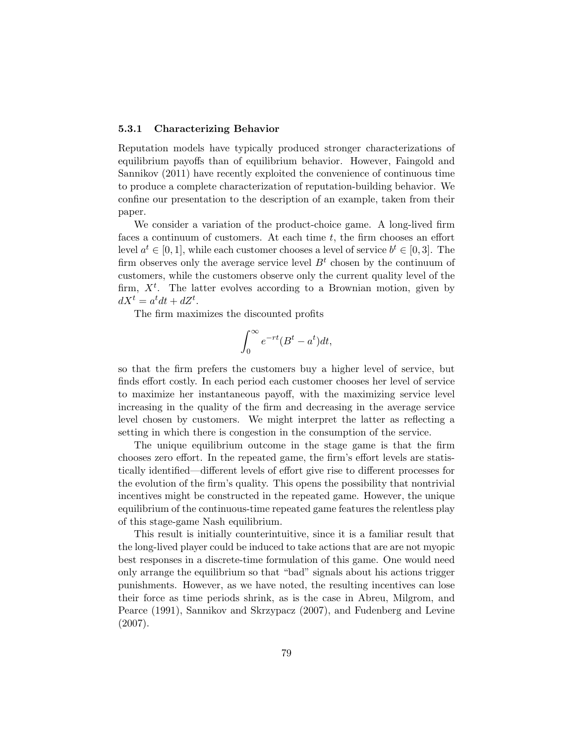### 5.3.1 Characterizing Behavior

Reputation models have typically produced stronger characterizations of equilibrium payoffs than of equilibrium behavior. However, Faingold and Sannikov (2011) have recently exploited the convenience of continuous time to produce a complete characterization of reputation-building behavior. We confine our presentation to the description of an example, taken from their paper.

We consider a variation of the product-choice game. A long-lived firm faces a continuum of customers. At each time $t$, the firm chooses an effort level $a^t \in [0, 1]$, while each customer chooses a level of service $b^t \in [0, 3]$. The firm observes only the average service level $B^t$ chosen by the continuum of customers, while the customers observe only the current quality level of the firm, $X^t$. The latter evolves according to a Brownian motion, given by $dX^t = a^t dt + dZ^t$.

The firm maximizes the discounted profits

$$\int_0^\infty e^{-rt}(B^t - a^t)dt,$$

so that the firm prefers the customers buy a higher level of service, but finds effort costly. In each period each customer chooses her level of service to maximize her instantaneous payoff, with the maximizing service level increasing in the quality of the firm and decreasing in the average service level chosen by customers. We might interpret the latter as reflecting a setting in which there is congestion in the consumption of the service.

The unique equilibrium outcome in the stage game is that the firm chooses zero effort. In the repeated game, the firm's effort levels are statistically identified—different levels of effort give rise to different processes for the evolution of the firm's quality. This opens the possibility that nontrivial incentives might be constructed in the repeated game. However, the unique equilibrium of the continuous-time repeated game features the relentless play of this stage-game Nash equilibrium.

This result is initially counterintuitive, since it is a familiar result that the long-lived player could be induced to take actions that are are not myopic best responses in a discrete-time formulation of this game. One would need only arrange the equilibrium so that "bad" signals about his actions trigger punishments. However, as we have noted, the resulting incentives can lose their force as time periods shrink, as is the case in Abreu, Milgrom, and Pearce (1991), Sannikov and Skrzypacz (2007), and Fudenberg and Levine (2007).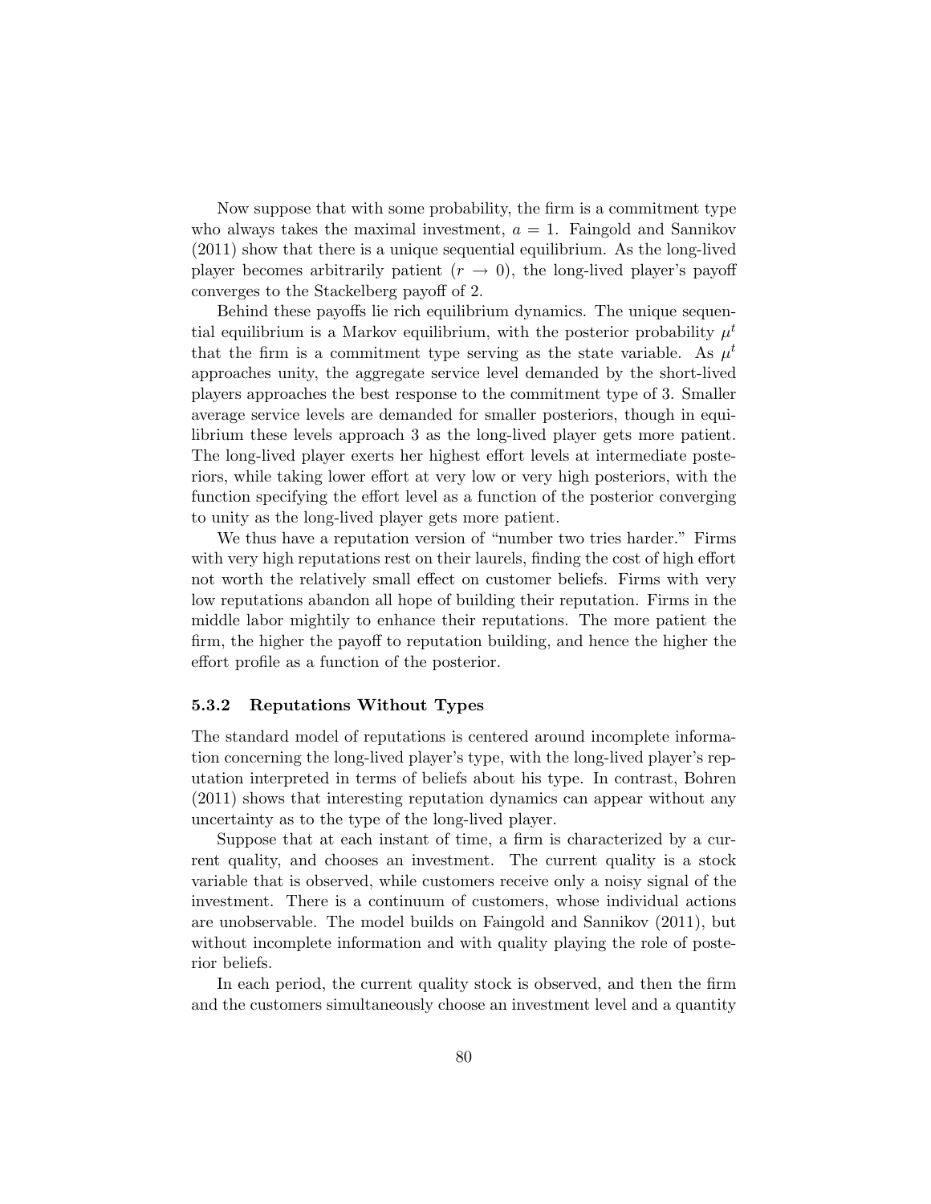Now suppose that with some probability, the firm is a commitment type who always takes the maximal investment, $a = 1$. Faingold and Sannikov (2011) show that there is a unique sequential equilibrium. As the long-lived player becomes arbitrarily patient ($r \to 0$), the long-lived player's payoff converges to the Stackelberg payoff of 2.

Behind these payoffs lie rich equilibrium dynamics. The unique sequential equilibrium is a Markov equilibrium, with the posterior probability $\mu^t$ that the firm is a commitment type serving as the state variable. As $\mu^t$ approaches unity, the aggregate service level demanded by the short-lived players approaches the best response to the commitment type of 3. Smaller average service levels are demanded for smaller posteriors, though in equilibrium these levels approach 3 as the long-lived player gets more patient. The long-lived player exerts her highest effort levels at intermediate posteriors, while taking lower effort at very low or very high posteriors, with the function specifying the effort level as a function of the posterior converging to unity as the long-lived player gets more patient.

We thus have a reputation version of "number two tries harder." Firms with very high reputations rest on their laurels, finding the cost of high effort not worth the relatively small effect on customer beliefs. Firms with very low reputations abandon all hope of building their reputation. Firms in the middle labor mightily to enhance their reputations. The more patient the firm, the higher the payoff to reputation building, and hence the higher the effort profile as a function of the posterior.

### 5.3.2 Reputations Without Types

The standard model of reputations is centered around incomplete information concerning the long-lived player's type, with the long-lived player's reputation interpreted in terms of beliefs about his type. In contrast, Bohren (2011) shows that interesting reputation dynamics can appear without any uncertainty as to the type of the long-lived player.

Suppose that at each instant of time, a firm is characterized by a current quality, and chooses an investment. The current quality is a stock variable that is observed, while customers receive only a noisy signal of the investment. There is a continuum of customers, whose individual actions are unobservable. The model builds on Faingold and Sannikov (2011), but without incomplete information and with quality playing the role of posterior beliefs.

In each period, the current quality stock is observed, and then the firm and the customers simultaneously choose an investment level and a quantity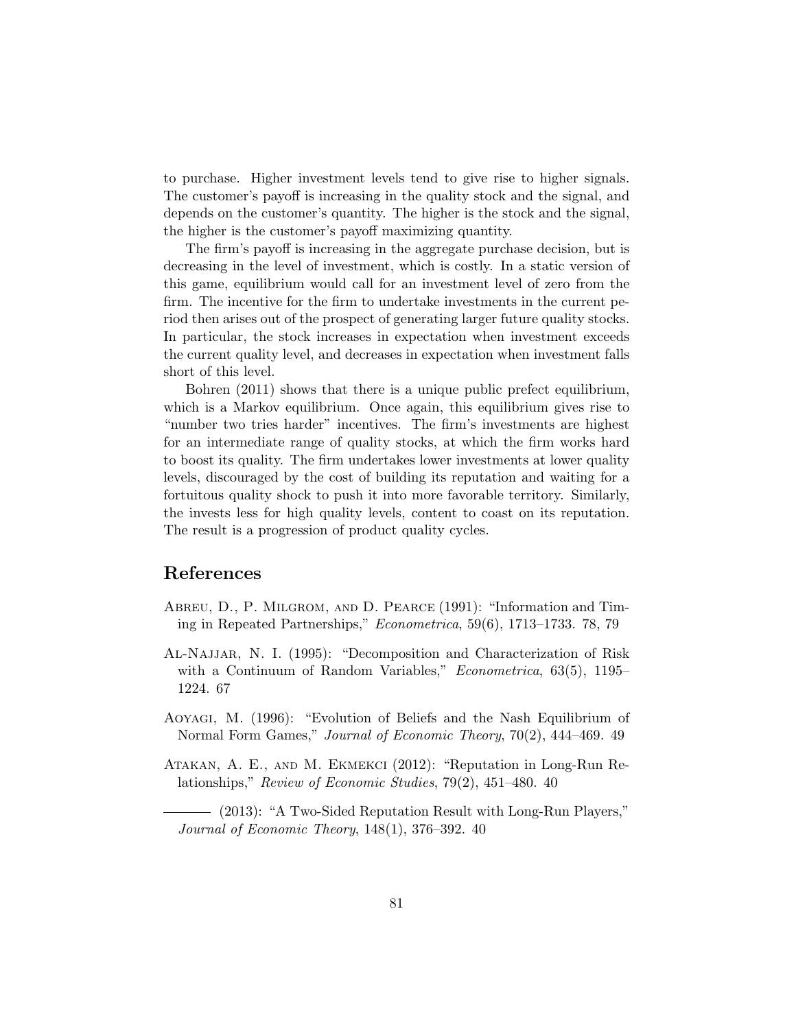to purchase. Higher investment levels tend to give rise to higher signals. The customer's payoff is increasing in the quality stock and the signal, and depends on the customer's quantity. The higher is the stock and the signal, the higher is the customer's payoff maximizing quantity.

The firm's payoff is increasing in the aggregate purchase decision, but is decreasing in the level of investment, which is costly. In a static version of this game, equilibrium would call for an investment level of zero from the firm. The incentive for the firm to undertake investments in the current period then arises out of the prospect of generating larger future quality stocks. In particular, the stock increases in expectation when investment exceeds the current quality level, and decreases in expectation when investment falls short of this level.

Bohren (2011) shows that there is a unique public prefect equilibrium, which is a Markov equilibrium. Once again, this equilibrium gives rise to "number two tries harder" incentives. The firm's investments are highest for an intermediate range of quality stocks, at which the firm works hard to boost its quality. The firm undertakes lower investments at lower quality levels, discouraged by the cost of building its reputation and waiting for a fortuitous quality shock to push it into more favorable territory. Similarly, the invests less for high quality levels, content to coast on its reputation. The result is a progression of product quality cycles.

## References

Abreu, D., P. Milgrom, and D. Pearce (1991): "Information and Timing in Repeated Partnerships," *Econometrica*, 59(6), 1713–1733. 78, 79

Al-Najjar, N. I. (1995): "Decomposition and Characterization of Risk with a Continuum of Random Variables," *Econometrica*, 63(5), 1195–1224. 67

Aoyagi, M. (1996): "Evolution of Beliefs and the Nash Equilibrium of Normal Form Games," *Journal of Economic Theory*, 70(2), 444–469. 49

Atakan, A. E., and M. Ekmekci (2012): "Reputation in Long-Run Relationships," *Review of Economic Studies*, 79(2), 451–480. 40

——— (2013): "A Two-Sided Reputation Result with Long-Run Players," *Journal of Economic Theory*, 148(1), 376–392. 40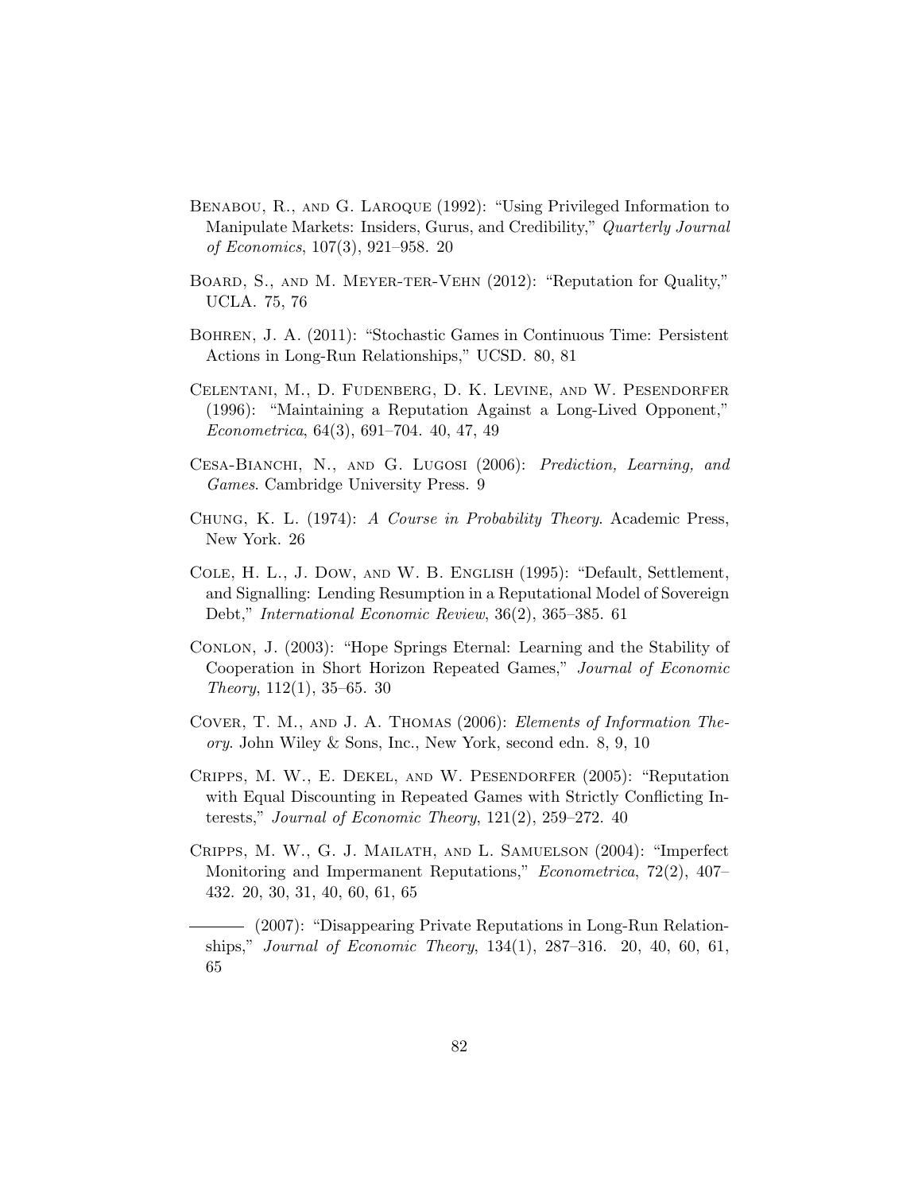Benabou, R., and G. Laroque (1992): "Using Privileged Information to Manipulate Markets: Insiders, Gurus, and Credibility," *Quarterly Journal of Economics*, 107(3), 921–958. 20

Board, S., and M. Meyer-ter-Vehn (2012): "Reputation for Quality," UCLA. 75, 76

Bohren, J. A. (2011): "Stochastic Games in Continuous Time: Persistent Actions in Long-Run Relationships," UCSD. 80, 81

Celentani, M., D. Fudenberg, D. K. Levine, and W. Pesendorfer (1996): "Maintaining a Reputation Against a Long-Lived Opponent," *Econometrica*, 64(3), 691–704. 40, 47, 49

Cesa-Bianchi, N., and G. Lugosi (2006): *Prediction, Learning, and Games*. Cambridge University Press. 9

Chung, K. L. (1974): *A Course in Probability Theory*. Academic Press, New York. 26

Cole, H. L., J. Dow, and W. B. English (1995): "Default, Settlement, and Signalling: Lending Resumption in a Reputational Model of Sovereign Debt," *International Economic Review*, 36(2), 365–385. 61

Conlon, J. (2003): "Hope Springs Eternal: Learning and the Stability of Cooperation in Short Horizon Repeated Games," *Journal of Economic Theory*, 112(1), 35–65. 30

Cover, T. M., and J. A. Thomas (2006): *Elements of Information Theory*. John Wiley & Sons, Inc., New York, second edn. 8, 9, 10

Cripps, M. W., E. Dekel, and W. Pesendorfer (2005): "Reputation with Equal Discounting in Repeated Games with Strictly Conflicting Interests," *Journal of Economic Theory*, 121(2), 259–272. 40

Cripps, M. W., G. J. Mailath, and L. Samuelson (2004): "Imperfect Monitoring and Impermanent Reputations," *Econometrica*, 72(2), 407–432. 20, 30, 31, 40, 60, 61, 65

——— (2007): "Disappearing Private Reputations in Long-Run Relationships," *Journal of Economic Theory*, 134(1), 287–316. 20, 40, 60, 61, 65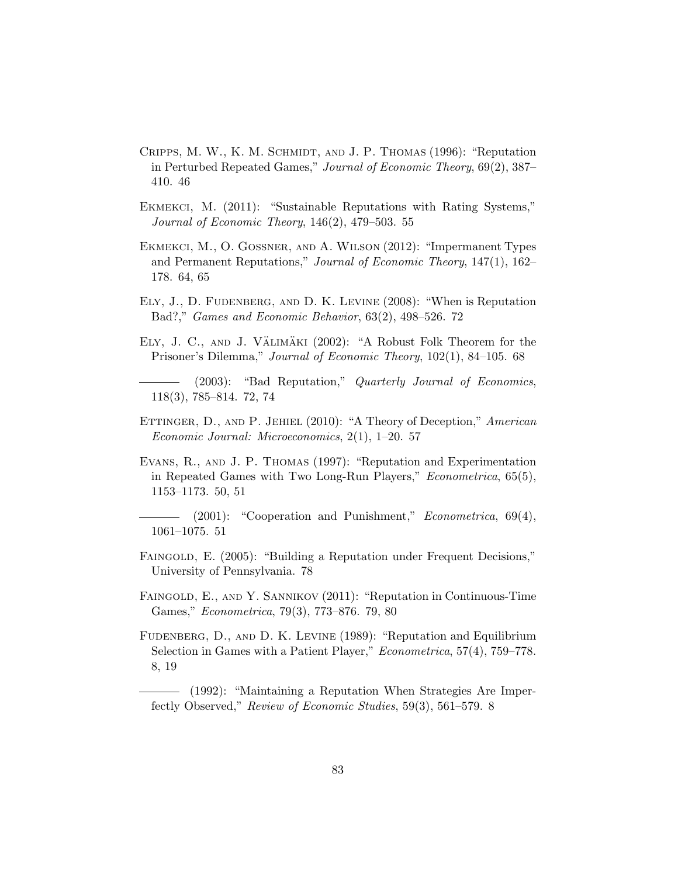Cripps, M. W., K. M. Schmidt, and J. P. Thomas (1996): "Reputation in Perturbed Repeated Games," *Journal of Economic Theory*, 69(2), 387–410. 46

Ekmekci, M. (2011): "Sustainable Reputations with Rating Systems," *Journal of Economic Theory*, 146(2), 479–503. 55

Ekmekci, M., O. Gossner, and A. Wilson (2012): "Impermanent Types and Permanent Reputations," *Journal of Economic Theory*, 147(1), 162–178. 64, 65

Ely, J., D. Fudenberg, and D. K. Levine (2008): "When is Reputation Bad?," *Games and Economic Behavior*, 63(2), 498–526. 72

Ely, J. C., and J. Välimäki (2002): "A Robust Folk Theorem for the Prisoner's Dilemma," *Journal of Economic Theory*, 102(1), 84–105. 68

——— (2003): "Bad Reputation," *Quarterly Journal of Economics*, 118(3), 785–814. 72, 74

Ettinger, D., and P. Jehiel (2010): "A Theory of Deception," *American Economic Journal: Microeconomics*, 2(1), 1–20. 57

Evans, R., and J. P. Thomas (1997): "Reputation and Experimentation in Repeated Games with Two Long-Run Players," *Econometrica*, 65(5), 1153–1173. 50, 51

——— (2001): "Cooperation and Punishment," *Econometrica*, 69(4), 1061–1075. 51

Faingold, E. (2005): "Building a Reputation under Frequent Decisions," University of Pennsylvania. 78

Faingold, E., and Y. Sannikov (2011): "Reputation in Continuous-Time Games," *Econometrica*, 79(3), 773–876. 79, 80

Fudenberg, D., and D. K. Levine (1989): "Reputation and Equilibrium Selection in Games with a Patient Player," *Econometrica*, 57(4), 759–778. 8, 19

——— (1992): "Maintaining a Reputation When Strategies Are Imperfectly Observed," *Review of Economic Studies*, 59(3), 561–579. 8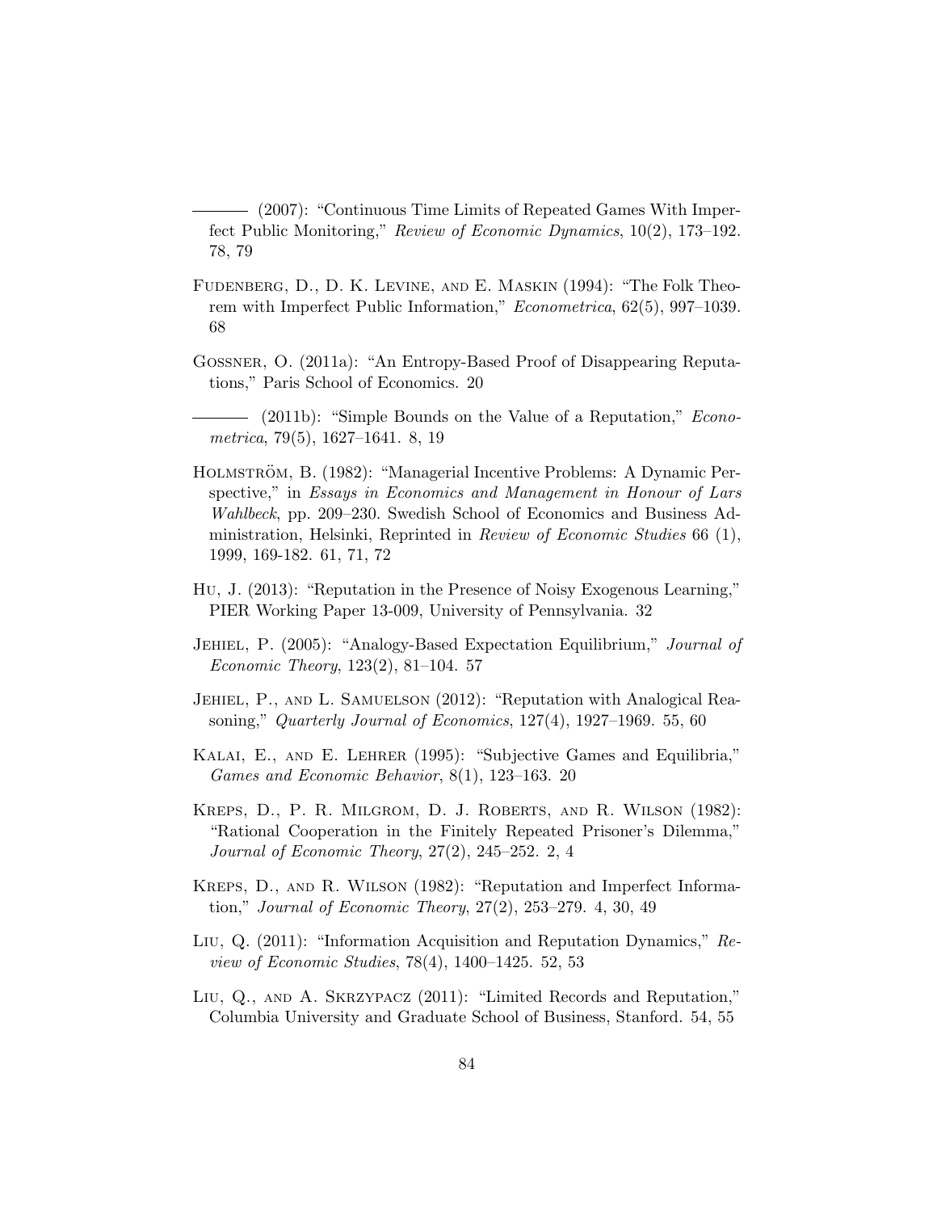——— (2007): "Continuous Time Limits of Repeated Games With Imperfect Public Monitoring," *Review of Economic Dynamics*, 10(2), 173–192. 78, 79

Fudenberg, D., D. K. Levine, and E. Maskin (1994): "The Folk Theorem with Imperfect Public Information," *Econometrica*, 62(5), 997–1039. 68

Gossner, O. (2011a): "An Entropy-Based Proof of Disappearing Reputations," Paris School of Economics. 20

——— (2011b): "Simple Bounds on the Value of a Reputation," *Econometrica*, 79(5), 1627–1641. 8, 19

Holmström, B. (1982): "Managerial Incentive Problems: A Dynamic Perspective," in *Essays in Economics and Management in Honour of Lars Wahlbeck*, pp. 209–230. Swedish School of Economics and Business Administration, Helsinki, Reprinted in *Review of Economic Studies* 66 (1), 1999, 169-182. 61, 71, 72

Hu, J. (2013): "Reputation in the Presence of Noisy Exogenous Learning," PIER Working Paper 13-009, University of Pennsylvania. 32

Jehiel, P. (2005): "Analogy-Based Expectation Equilibrium," *Journal of Economic Theory*, 123(2), 81–104. 57

Jehiel, P., and L. Samuelson (2012): "Reputation with Analogical Reasoning," *Quarterly Journal of Economics*, 127(4), 1927–1969. 55, 60

Kalai, E., and E. Lehrer (1995): "Subjective Games and Equilibria," *Games and Economic Behavior*, 8(1), 123–163. 20

Kreps, D., P. R. Milgrom, D. J. Roberts, and R. Wilson (1982): "Rational Cooperation in the Finitely Repeated Prisoner's Dilemma," *Journal of Economic Theory*, 27(2), 245–252. 2, 4

Kreps, D., and R. Wilson (1982): "Reputation and Imperfect Information," *Journal of Economic Theory*, 27(2), 253–279. 4, 30, 49

Liu, Q. (2011): "Information Acquisition and Reputation Dynamics," *Review of Economic Studies*, 78(4), 1400–1425. 52, 53

Liu, Q., and A. Skrzypacz (2011): "Limited Records and Reputation," Columbia University and Graduate School of Business, Stanford. 54, 55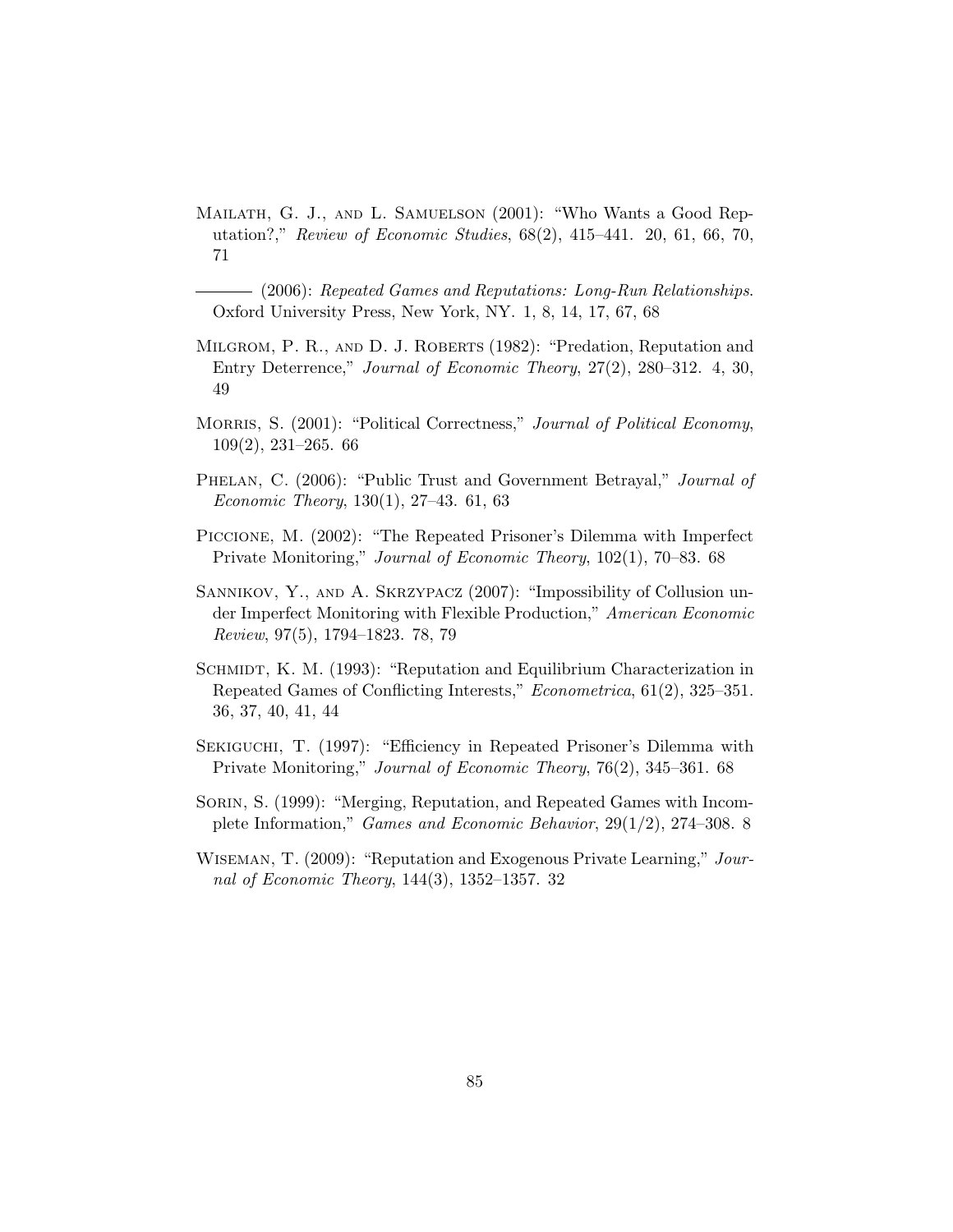Mailath, G. J., and L. Samuelson (2001): "Who Wants a Good Reputation?," *Review of Economic Studies*, 68(2), 415–441. 20, 61, 66, 70, 71

——— (2006): *Repeated Games and Reputations: Long-Run Relationships*. Oxford University Press, New York, NY. 1, 8, 14, 17, 67, 68

Milgrom, P. R., and D. J. Roberts (1982): "Predation, Reputation and Entry Deterrence," *Journal of Economic Theory*, 27(2), 280–312. 4, 30, 49

Morris, S. (2001): "Political Correctness," *Journal of Political Economy*, 109(2), 231–265. 66

Phelan, C. (2006): "Public Trust and Government Betrayal," *Journal of Economic Theory*, 130(1), 27–43. 61, 63

Piccione, M. (2002): "The Repeated Prisoner's Dilemma with Imperfect Private Monitoring," *Journal of Economic Theory*, 102(1), 70–83. 68

Sannikov, Y., and A. Skrzypacz (2007): "Impossibility of Collusion under Imperfect Monitoring with Flexible Production," *American Economic Review*, 97(5), 1794–1823. 78, 79

Schmidt, K. M. (1993): "Reputation and Equilibrium Characterization in Repeated Games of Conflicting Interests," *Econometrica*, 61(2), 325–351. 36, 37, 40, 41, 44

Sekiguchi, T. (1997): "Efficiency in Repeated Prisoner's Dilemma with Private Monitoring," *Journal of Economic Theory*, 76(2), 345–361. 68

Sorin, S. (1999): "Merging, Reputation, and Repeated Games with Incomplete Information," *Games and Economic Behavior*, 29(1/2), 274–308. 8

Wiseman, T. (2009): "Reputation and Exogenous Private Learning," *Journal of Economic Theory*, 144(3), 1352–1357. 32